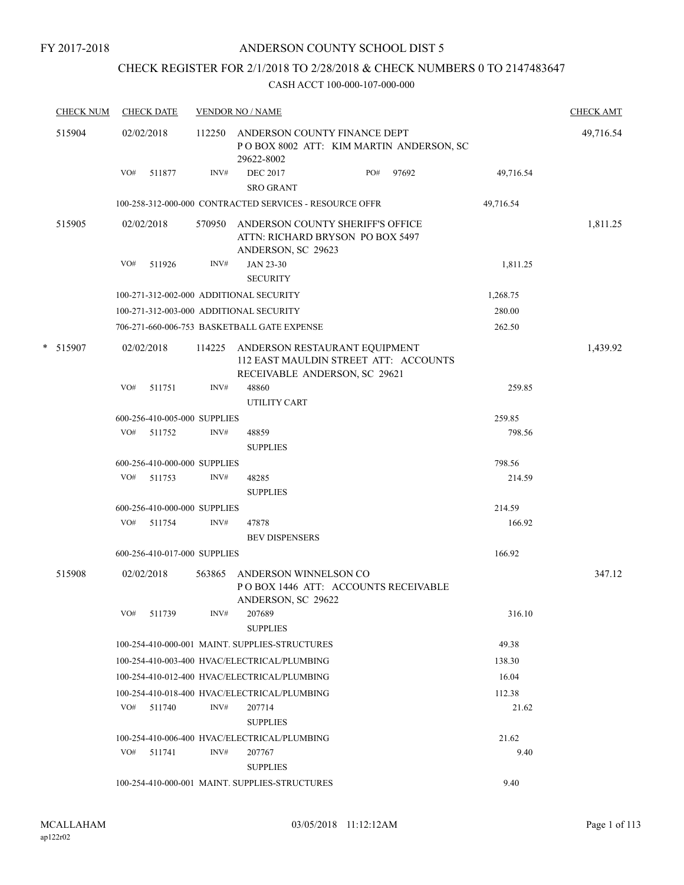FY 2017-2018

# ANDERSON COUNTY SCHOOL DIST 5

## CHECK REGISTER FOR 2/1/2018 TO 2/28/2018 & CHECK NUMBERS 0 TO 2147483647

### CASH ACCT 100-000-107-000-000

| CHECK NUM | CHECK DATE | VENDOR NO / NAME | | | CHECK AMT |
|---|---|---|---|---|---|
| 515904 | 02/02/2018 | 112250 ANDERSON COUNTY FINANCE DEPT P O BOX 8002 ATT: KIM MARTIN ANDERSON, SC 29622-8002 | | | 49,716.54 |
| | VO# 511877 | INV# DEC 2017 SRO GRANT | PO# 97692 | 49,716.54 | |
| | 100-258-312-000-000 CONTRACTED SERVICES - RESOURCE OFFR | | | 49,716.54 | |
| 515905 | 02/02/2018 | 570950 ANDERSON COUNTY SHERIFF'S OFFICE ATTN: RICHARD BRYSON PO BOX 5497 ANDERSON, SC 29623 | | | 1,811.25 |
| | VO# 511926 | INV# JAN 23-30 SECURITY | | 1,811.25 | |
| | 100-271-312-002-000 ADDITIONAL SECURITY | | | 1,268.75 | |
| | 100-271-312-003-000 ADDITIONAL SECURITY | | | 280.00 | |
| | 706-271-660-006-753 BASKETBALL GATE EXPENSE | | | 262.50 | |
| * 515907 | 02/02/2018 | 114225 ANDERSON RESTAURANT EQUIPMENT 112 EAST MAULDIN STREET ATT: ACCOUNTS RECEIVABLE ANDERSON, SC 29621 | | | 1,439.92 |
| | VO# 511751 | INV# 48860 UTILITY CART | | 259.85 | |
| | 600-256-410-005-000 SUPPLIES | | | 259.85 | |
| | VO# 511752 | INV# 48859 SUPPLIES | | 798.56 | |
| | 600-256-410-000-000 SUPPLIES | | | 798.56 | |
| | VO# 511753 | INV# 48285 SUPPLIES | | 214.59 | |
| | 600-256-410-000-000 SUPPLIES | | | 214.59 | |
| | VO# 511754 | INV# 47878 BEV DISPENSERS | | 166.92 | |
| | 600-256-410-017-000 SUPPLIES | | | 166.92 | |
| 515908 | 02/02/2018 | 563865 ANDERSON WINNELSON CO P O BOX 1446 ATT: ACCOUNTS RECEIVABLE ANDERSON, SC 29622 | | | 347.12 |
| | VO# 511739 | INV# 207689 SUPPLIES | | 316.10 | |
| | 100-254-410-000-001 MAINT. SUPPLIES-STRUCTURES | | | 49.38 | |
| | 100-254-410-003-400 HVAC/ELECTRICAL/PLUMBING | | | 138.30 | |
| | 100-254-410-012-400 HVAC/ELECTRICAL/PLUMBING | | | 16.04 | |
| | 100-254-410-018-400 HVAC/ELECTRICAL/PLUMBING | | | 112.38 | |
| | VO# 511740 | INV# 207714 SUPPLIES | | 21.62 | |
| | 100-254-410-006-400 HVAC/ELECTRICAL/PLUMBING | | | 21.62 | |
| | VO# 511741 | INV# 207767 SUPPLIES | | 9.40 | |
| | 100-254-410-000-001 MAINT. SUPPLIES-STRUCTURES | | | 9.40 | |

MCALLAHAM
ap122r02

03/05/2018 11:12:12AM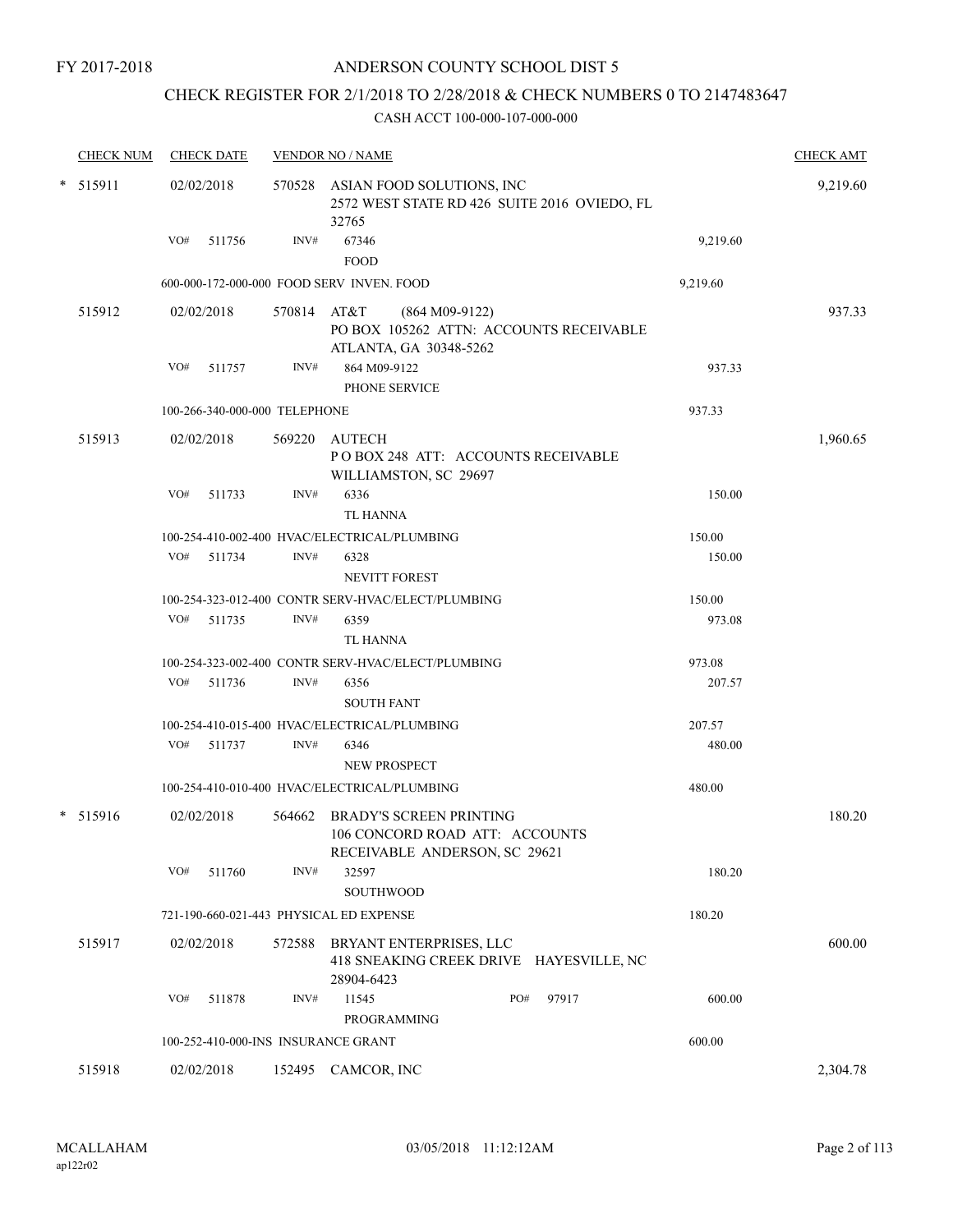FY 2017-2018

# ANDERSON COUNTY SCHOOL DIST 5

## CHECK REGISTER FOR 2/1/2018 TO 2/28/2018 & CHECK NUMBERS 0 TO 2147483647

### CASH ACCT 100-000-107-000-000

| CHECK NUM | CHECK DATE | VENDOR NO / NAME | | CHECK AMT |
|---|---|---|---|---|
| * 515911 | 02/02/2018 | 570528 ASIAN FOOD SOLUTIONS, INC<br>2572 WEST STATE RD 426 SUITE 2016 OVIEDO, FL 32765 | | 9,219.60 |
| | VO# 511756 | INV# 67346<br>FOOD | 9,219.60 | |
| | | 600-000-172-000-000 FOOD SERV INVEN. FOOD | 9,219.60 | |
| 515912 | 02/02/2018 | 570814 AT&T (864 M09-9122)<br>PO BOX 105262 ATTN: ACCOUNTS RECEIVABLE<br>ATLANTA, GA 30348-5262 | | 937.33 |
| | VO# 511757 | INV# 864 M09-9122<br>PHONE SERVICE | 937.33 | |
| | | 100-266-340-000-000 TELEPHONE | 937.33 | |
| 515913 | 02/02/2018 | 569220 AUTECH<br>P O BOX 248 ATT: ACCOUNTS RECEIVABLE<br>WILLIAMSTON, SC 29697 | | 1,960.65 |
| | VO# 511733 | INV# 6336<br>TL HANNA | 150.00 | |
| | | 100-254-410-002-400 HVAC/ELECTRICAL/PLUMBING | 150.00 | |
| | VO# 511734 | INV# 6328<br>NEVITT FOREST | 150.00 | |
| | | 100-254-323-012-400 CONTR SERV-HVAC/ELECT/PLUMBING | 150.00 | |
| | VO# 511735 | INV# 6359<br>TL HANNA | 973.08 | |
| | | 100-254-323-002-400 CONTR SERV-HVAC/ELECT/PLUMBING | 973.08 | |
| | VO# 511736 | INV# 6356<br>SOUTH FANT | 207.57 | |
| | | 100-254-410-015-400 HVAC/ELECTRICAL/PLUMBING | 207.57 | |
| | VO# 511737 | INV# 6346<br>NEW PROSPECT | 480.00 | |
| | | 100-254-410-010-400 HVAC/ELECTRICAL/PLUMBING | 480.00 | |
| * 515916 | 02/02/2018 | 564662 BRADY'S SCREEN PRINTING<br>106 CONCORD ROAD ATT: ACCOUNTS<br>RECEIVABLE ANDERSON, SC 29621 | | 180.20 |
| | VO# 511760 | INV# 32597<br>SOUTHWOOD | 180.20 | |
| | | 721-190-660-021-443 PHYSICAL ED EXPENSE | 180.20 | |
| 515917 | 02/02/2018 | 572588 BRYANT ENTERPRISES, LLC<br>418 SNEAKING CREEK DRIVE HAYESVILLE, NC 28904-6423 | | 600.00 |
| | VO# 511878 | INV# 11545 PO# 97917<br>PROGRAMMING | 600.00 | |
| | | 100-252-410-000-INS INSURANCE GRANT | 600.00 | |
| 515918 | 02/02/2018 | 152495 CAMCOR, INC | | 2,304.78 |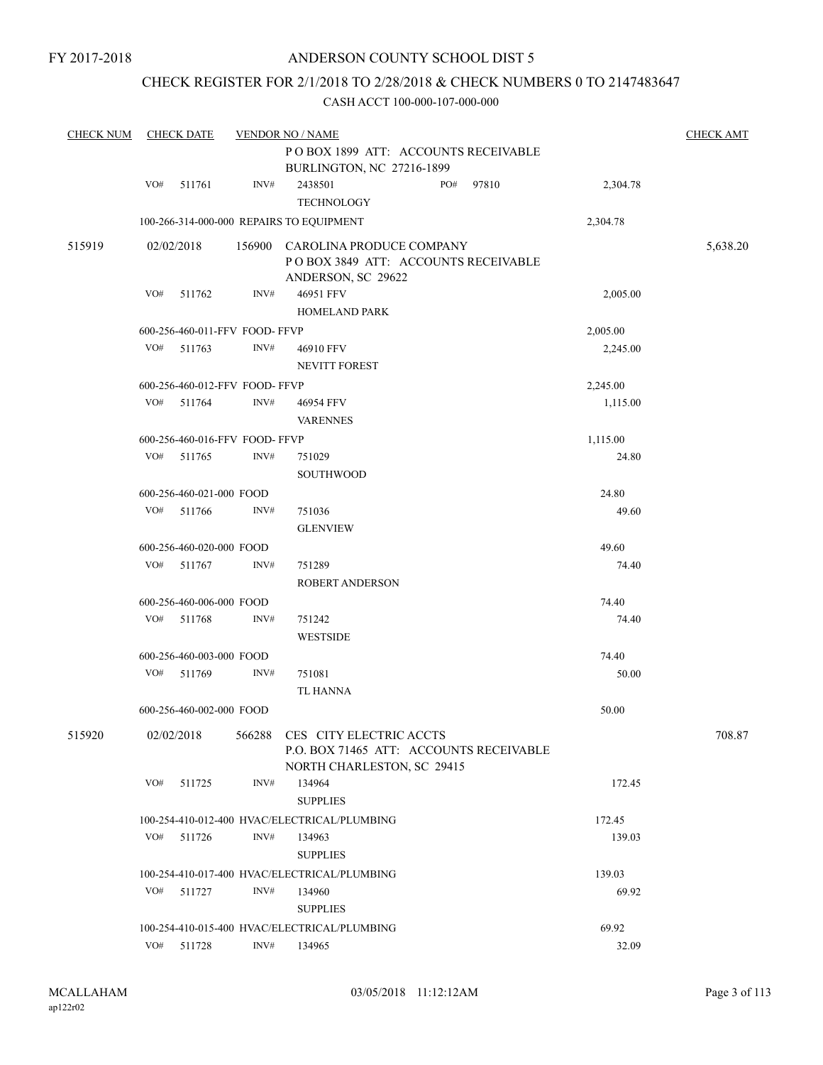FY 2017-2018

# ANDERSON COUNTY SCHOOL DIST 5

## CHECK REGISTER FOR 2/1/2018 TO 2/28/2018 & CHECK NUMBERS 0 TO 2147483647

CASH ACCT 100-000-107-000-000

| CHECK NUM | CHECK DATE | VENDOR NO / NAME | | CHECK AMT |
|---|---|---|---|---|
| | | P O BOX 1899 ATT: ACCOUNTS RECEIVABLE BURLINGTON, NC 27216-1899 | | |
| | VO# 511761 | INV# 2438501 PO# 97810 TECHNOLOGY | 2,304.78 | |
| | | 100-266-314-000-000 REPAIRS TO EQUIPMENT | 2,304.78 | |
| 515919 | 02/02/2018 | 156900 CAROLINA PRODUCE COMPANY P O BOX 3849 ATT: ACCOUNTS RECEIVABLE ANDERSON, SC 29622 | | 5,638.20 |
| | VO# 511762 | INV# 46951 FFV HOMELAND PARK | 2,005.00 | |
| | | 600-256-460-011-FFV FOOD- FFVP | 2,005.00 | |
| | VO# 511763 | INV# 46910 FFV NEVITT FOREST | 2,245.00 | |
| | | 600-256-460-012-FFV FOOD- FFVP | 2,245.00 | |
| | VO# 511764 | INV# 46954 FFV VARENNES | 1,115.00 | |
| | | 600-256-460-016-FFV FOOD- FFVP | 1,115.00 | |
| | VO# 511765 | INV# 751029 SOUTHWOOD | 24.80 | |
| | | 600-256-460-021-000 FOOD | 24.80 | |
| | VO# 511766 | INV# 751036 GLENVIEW | 49.60 | |
| | | 600-256-460-020-000 FOOD | 49.60 | |
| | VO# 511767 | INV# 751289 ROBERT ANDERSON | 74.40 | |
| | | 600-256-460-006-000 FOOD | 74.40 | |
| | VO# 511768 | INV# 751242 WESTSIDE | 74.40 | |
| | | 600-256-460-003-000 FOOD | 74.40 | |
| | VO# 511769 | INV# 751081 TL HANNA | 50.00 | |
| | | 600-256-460-002-000 FOOD | 50.00 | |
| 515920 | 02/02/2018 | 566288 CES CITY ELECTRIC ACCTS P.O. BOX 71465 ATT: ACCOUNTS RECEIVABLE NORTH CHARLESTON, SC 29415 | | 708.87 |
| | VO# 511725 | INV# 134964 SUPPLIES | 172.45 | |
| | | 100-254-410-012-400 HVAC/ELECTRICAL/PLUMBING | 172.45 | |
| | VO# 511726 | INV# 134963 SUPPLIES | 139.03 | |
| | | 100-254-410-017-400 HVAC/ELECTRICAL/PLUMBING | 139.03 | |
| | VO# 511727 | INV# 134960 SUPPLIES | 69.92 | |
| | | 100-254-410-015-400 HVAC/ELECTRICAL/PLUMBING | 69.92 | |
| | VO# 511728 | INV# 134965 | 32.09 | |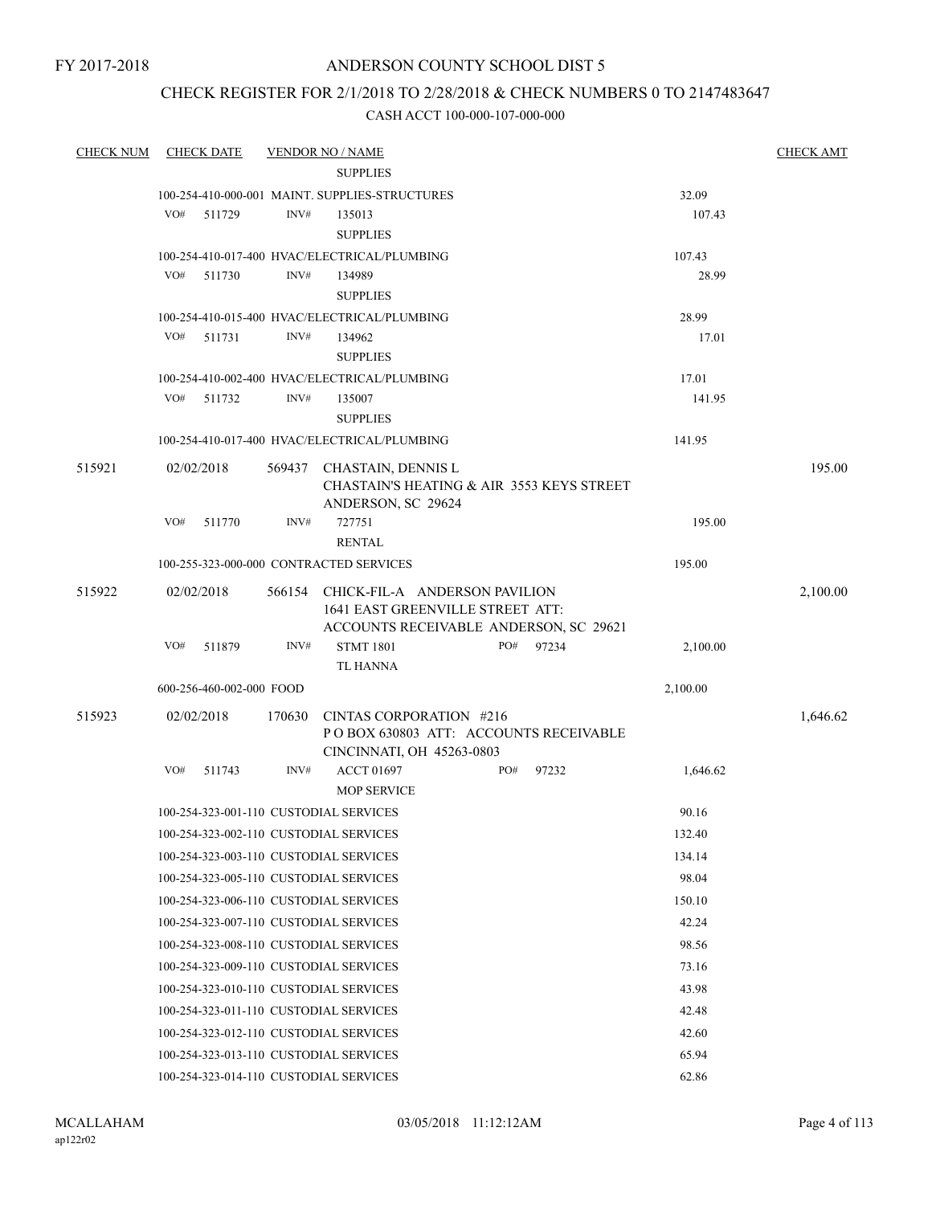FY 2017-2018

# ANDERSON COUNTY SCHOOL DIST 5

## CHECK REGISTER FOR 2/1/2018 TO 2/28/2018 & CHECK NUMBERS 0 TO 2147483647

CASH ACCT 100-000-107-000-000

| CHECK NUM | CHECK DATE | VENDOR NO / NAME | | CHECK AMT |
|---|---|---|---|---|
| | | SUPPLIES | | |
| | | 100-254-410-000-001 MAINT. SUPPLIES-STRUCTURES | 32.09 | |
| | VO# 511729 | INV# 135013 | 107.43 | |
| | | SUPPLIES | | |
| | | 100-254-410-017-400 HVAC/ELECTRICAL/PLUMBING | 107.43 | |
| | VO# 511730 | INV# 134989 | 28.99 | |
| | | SUPPLIES | | |
| | | 100-254-410-015-400 HVAC/ELECTRICAL/PLUMBING | 28.99 | |
| | VO# 511731 | INV# 134962 | 17.01 | |
| | | SUPPLIES | | |
| | | 100-254-410-002-400 HVAC/ELECTRICAL/PLUMBING | 17.01 | |
| | VO# 511732 | INV# 135007 | 141.95 | |
| | | SUPPLIES | | |
| | | 100-254-410-017-400 HVAC/ELECTRICAL/PLUMBING | 141.95 | |
| 515921 | 02/02/2018 | 569437 CHASTAIN, DENNIS L<br>CHASTAIN'S HEATING & AIR 3553 KEYS STREET<br>ANDERSON, SC 29624 | | 195.00 |
| | VO# 511770 | INV# 727751 | 195.00 | |
| | | RENTAL | | |
| | | 100-255-323-000-000 CONTRACTED SERVICES | 195.00 | |
| 515922 | 02/02/2018 | 566154 CHICK-FIL-A ANDERSON PAVILION<br>1641 EAST GREENVILLE STREET ATT:<br>ACCOUNTS RECEIVABLE ANDERSON, SC 29621 | | 2,100.00 |
| | VO# 511879 | INV# STMT 1801 PO# 97234 | 2,100.00 | |
| | | TL HANNA | | |
| | | 600-256-460-002-000 FOOD | 2,100.00 | |
| 515923 | 02/02/2018 | 170630 CINTAS CORPORATION #216<br>P O BOX 630803 ATT: ACCOUNTS RECEIVABLE<br>CINCINNATI, OH 45263-0803 | | 1,646.62 |
| | VO# 511743 | INV# ACCT 01697 PO# 97232 | 1,646.62 | |
| | | MOP SERVICE | | |
| | | 100-254-323-001-110 CUSTODIAL SERVICES | 90.16 | |
| | | 100-254-323-002-110 CUSTODIAL SERVICES | 132.40 | |
| | | 100-254-323-003-110 CUSTODIAL SERVICES | 134.14 | |
| | | 100-254-323-005-110 CUSTODIAL SERVICES | 98.04 | |
| | | 100-254-323-006-110 CUSTODIAL SERVICES | 150.10 | |
| | | 100-254-323-007-110 CUSTODIAL SERVICES | 42.24 | |
| | | 100-254-323-008-110 CUSTODIAL SERVICES | 98.56 | |
| | | 100-254-323-009-110 CUSTODIAL SERVICES | 73.16 | |
| | | 100-254-323-010-110 CUSTODIAL SERVICES | 43.98 | |
| | | 100-254-323-011-110 CUSTODIAL SERVICES | 42.48 | |
| | | 100-254-323-012-110 CUSTODIAL SERVICES | 42.60 | |
| | | 100-254-323-013-110 CUSTODIAL SERVICES | 65.94 | |
| | | 100-254-323-014-110 CUSTODIAL SERVICES | 62.86 | |

MCALLAHAM
ap122r02

03/05/2018 11:12:12AM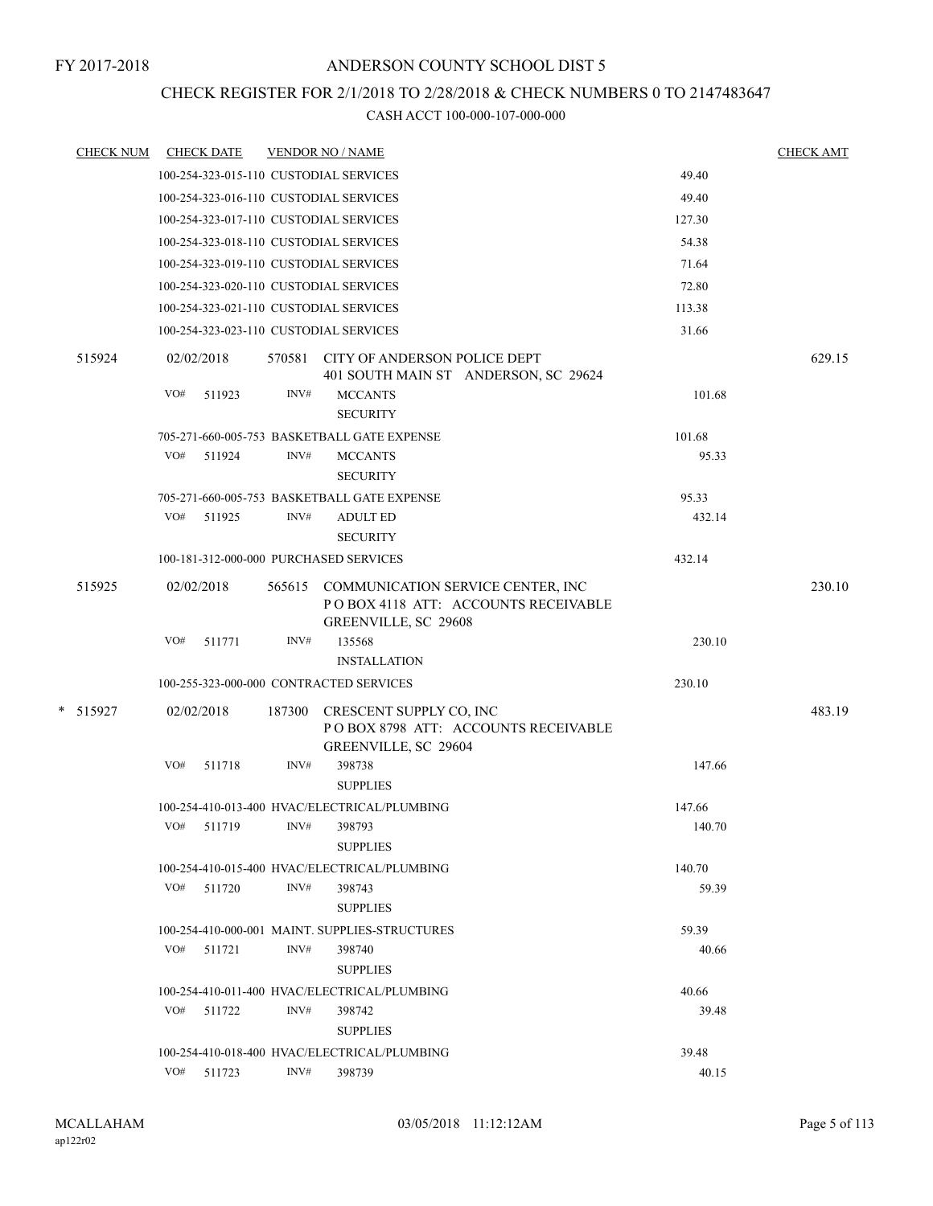FY 2017-2018

# ANDERSON COUNTY SCHOOL DIST 5

## CHECK REGISTER FOR 2/1/2018 TO 2/28/2018 & CHECK NUMBERS 0 TO 2147483647

CASH ACCT 100-000-107-000-000

| CHECK NUM | CHECK DATE | VENDOR NO / NAME | | CHECK AMT |
|---|---|---|---|---|
| | 100-254-323-015-110 CUSTODIAL SERVICES | | 49.40 | |
| | 100-254-323-016-110 CUSTODIAL SERVICES | | 49.40 | |
| | 100-254-323-017-110 CUSTODIAL SERVICES | | 127.30 | |
| | 100-254-323-018-110 CUSTODIAL SERVICES | | 54.38 | |
| | 100-254-323-019-110 CUSTODIAL SERVICES | | 71.64 | |
| | 100-254-323-020-110 CUSTODIAL SERVICES | | 72.80 | |
| | 100-254-323-021-110 CUSTODIAL SERVICES | | 113.38 | |
| | 100-254-323-023-110 CUSTODIAL SERVICES | | 31.66 | |
| 515924 | 02/02/2018 | 570581 CITY OF ANDERSON POLICE DEPT<br>401 SOUTH MAIN ST ANDERSON, SC 29624 | | 629.15 |
| | VO# 511923 | INV# MCCANTS<br>SECURITY | 101.68 | |
| | 705-271-660-005-753 BASKETBALL GATE EXPENSE | | 101.68 | |
| | VO# 511924 | INV# MCCANTS<br>SECURITY | 95.33 | |
| | 705-271-660-005-753 BASKETBALL GATE EXPENSE | | 95.33 | |
| | VO# 511925 | INV# ADULT ED<br>SECURITY | 432.14 | |
| | 100-181-312-000-000 PURCHASED SERVICES | | 432.14 | |
| 515925 | 02/02/2018 | 565615 COMMUNICATION SERVICE CENTER, INC<br>P O BOX 4118 ATT: ACCOUNTS RECEIVABLE<br>GREENVILLE, SC 29608 | | 230.10 |
| | VO# 511771 | INV# 135568<br>INSTALLATION | 230.10 | |
| | 100-255-323-000-000 CONTRACTED SERVICES | | 230.10 | |
| * 515927 | 02/02/2018 | 187300 CRESCENT SUPPLY CO, INC<br>P O BOX 8798 ATT: ACCOUNTS RECEIVABLE<br>GREENVILLE, SC 29604 | | 483.19 |
| | VO# 511718 | INV# 398738<br>SUPPLIES | 147.66 | |
| | 100-254-410-013-400 HVAC/ELECTRICAL/PLUMBING | | 147.66 | |
| | VO# 511719 | INV# 398793<br>SUPPLIES | 140.70 | |
| | 100-254-410-015-400 HVAC/ELECTRICAL/PLUMBING | | 140.70 | |
| | VO# 511720 | INV# 398743<br>SUPPLIES | 59.39 | |
| | 100-254-410-000-001 MAINT. SUPPLIES-STRUCTURES | | 59.39 | |
| | VO# 511721 | INV# 398740<br>SUPPLIES | 40.66 | |
| | 100-254-410-011-400 HVAC/ELECTRICAL/PLUMBING | | 40.66 | |
| | VO# 511722 | INV# 398742<br>SUPPLIES | 39.48 | |
| | 100-254-410-018-400 HVAC/ELECTRICAL/PLUMBING | | 39.48 | |
| | VO# 511723 | INV# 398739 | 40.15 | |

MCALLAHAM
ap122r02

03/05/2018 11:12:12AM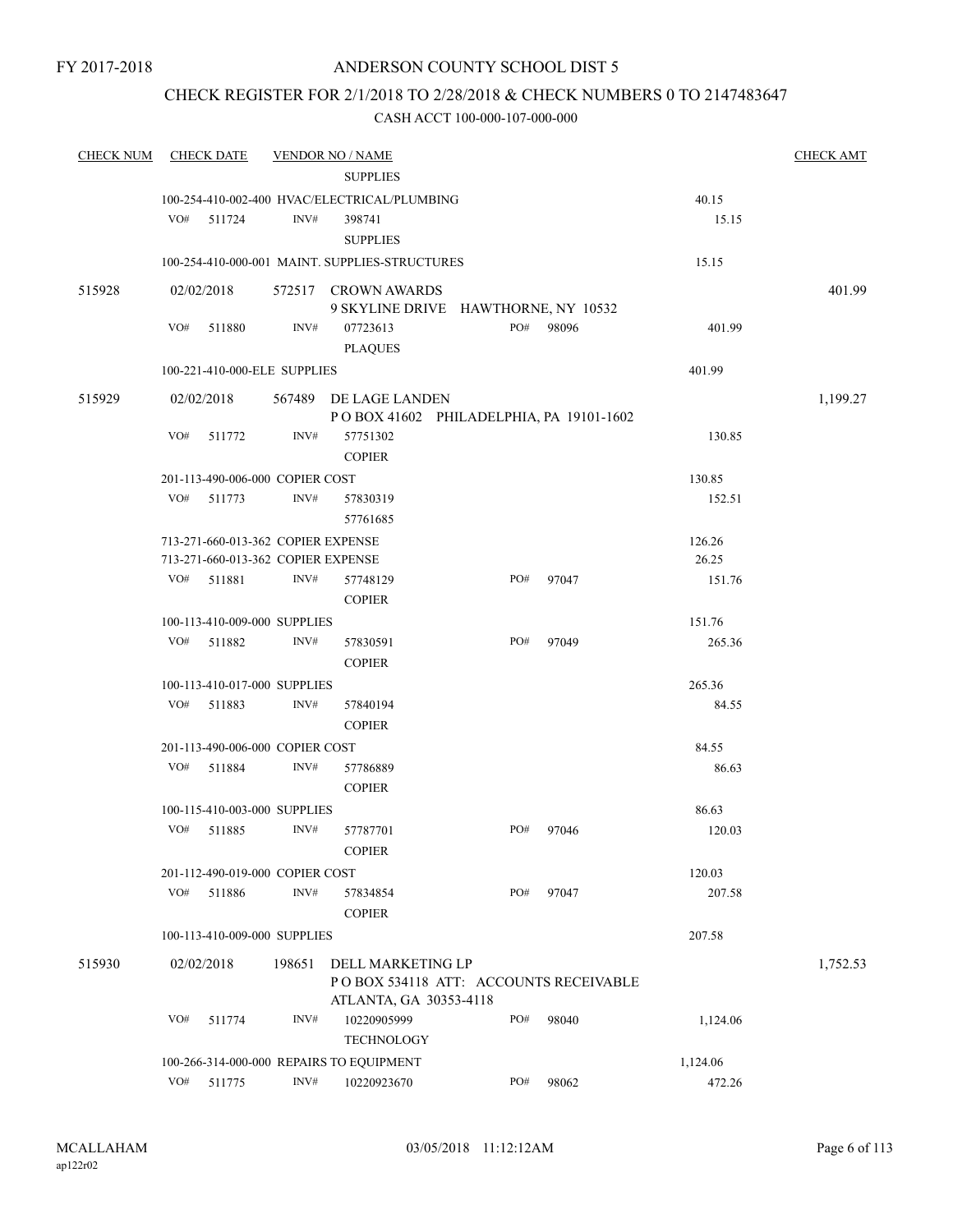FY 2017-2018

ANDERSON COUNTY SCHOOL DIST 5

CHECK REGISTER FOR 2/1/2018 TO 2/28/2018 & CHECK NUMBERS 0 TO 2147483647

CASH ACCT 100-000-107-000-000

| CHECK NUM | CHECK DATE | VENDOR NO / NAME | | CHECK AMT |
|---|---|---|---|---|
| | | SUPPLIES | | |
| | 100-254-410-002-400 HVAC/ELECTRICAL/PLUMBING | | 40.15 | |
| | VO# 511724 | INV# 398741 SUPPLIES | 15.15 | |
| | 100-254-410-000-001 MAINT. SUPPLIES-STRUCTURES | | 15.15 | |
| 515928 | 02/02/2018 | 572517 CROWN AWARDS 9 SKYLINE DRIVE HAWTHORNE, NY 10532 | | 401.99 |
| | VO# 511880 | INV# 07723613 PLAQUES PO# 98096 | 401.99 | |
| | 100-221-410-000-ELE SUPPLIES | | 401.99 | |
| 515929 | 02/02/2018 | 567489 DE LAGE LANDEN P O BOX 41602 PHILADELPHIA, PA 19101-1602 | | 1,199.27 |
| | VO# 511772 | INV# 57751302 COPIER | 130.85 | |
| | 201-113-490-006-000 COPIER COST | | 130.85 | |
| | VO# 511773 | INV# 57830319 57761685 | 152.51 | |
| | 713-271-660-013-362 COPIER EXPENSE | | 126.26 | |
| | 713-271-660-013-362 COPIER EXPENSE | | 26.25 | |
| | VO# 511881 | INV# 57748129 COPIER PO# 97047 | 151.76 | |
| | 100-113-410-009-000 SUPPLIES | | 151.76 | |
| | VO# 511882 | INV# 57830591 COPIER PO# 97049 | 265.36 | |
| | 100-113-410-017-000 SUPPLIES | | 265.36 | |
| | VO# 511883 | INV# 57840194 COPIER | 84.55 | |
| | 201-113-490-006-000 COPIER COST | | 84.55 | |
| | VO# 511884 | INV# 57786889 COPIER | 86.63 | |
| | 100-115-410-003-000 SUPPLIES | | 86.63 | |
| | VO# 511885 | INV# 57787701 COPIER PO# 97046 | 120.03 | |
| | 201-112-490-019-000 COPIER COST | | 120.03 | |
| | VO# 511886 | INV# 57834854 COPIER PO# 97047 | 207.58 | |
| | 100-113-410-009-000 SUPPLIES | | 207.58 | |
| 515930 | 02/02/2018 | 198651 DELL MARKETING LP P O BOX 534118 ATT: ACCOUNTS RECEIVABLE ATLANTA, GA 30353-4118 | | 1,752.53 |
| | VO# 511774 | INV# 10220905999 TECHNOLOGY PO# 98040 | 1,124.06 | |
| | 100-266-314-000-000 REPAIRS TO EQUIPMENT | | 1,124.06 | |
| | VO# 511775 | INV# 10220923670 PO# 98062 | 472.26 | |

MCALLAHAM
ap122r02

03/05/2018 11:12:12AM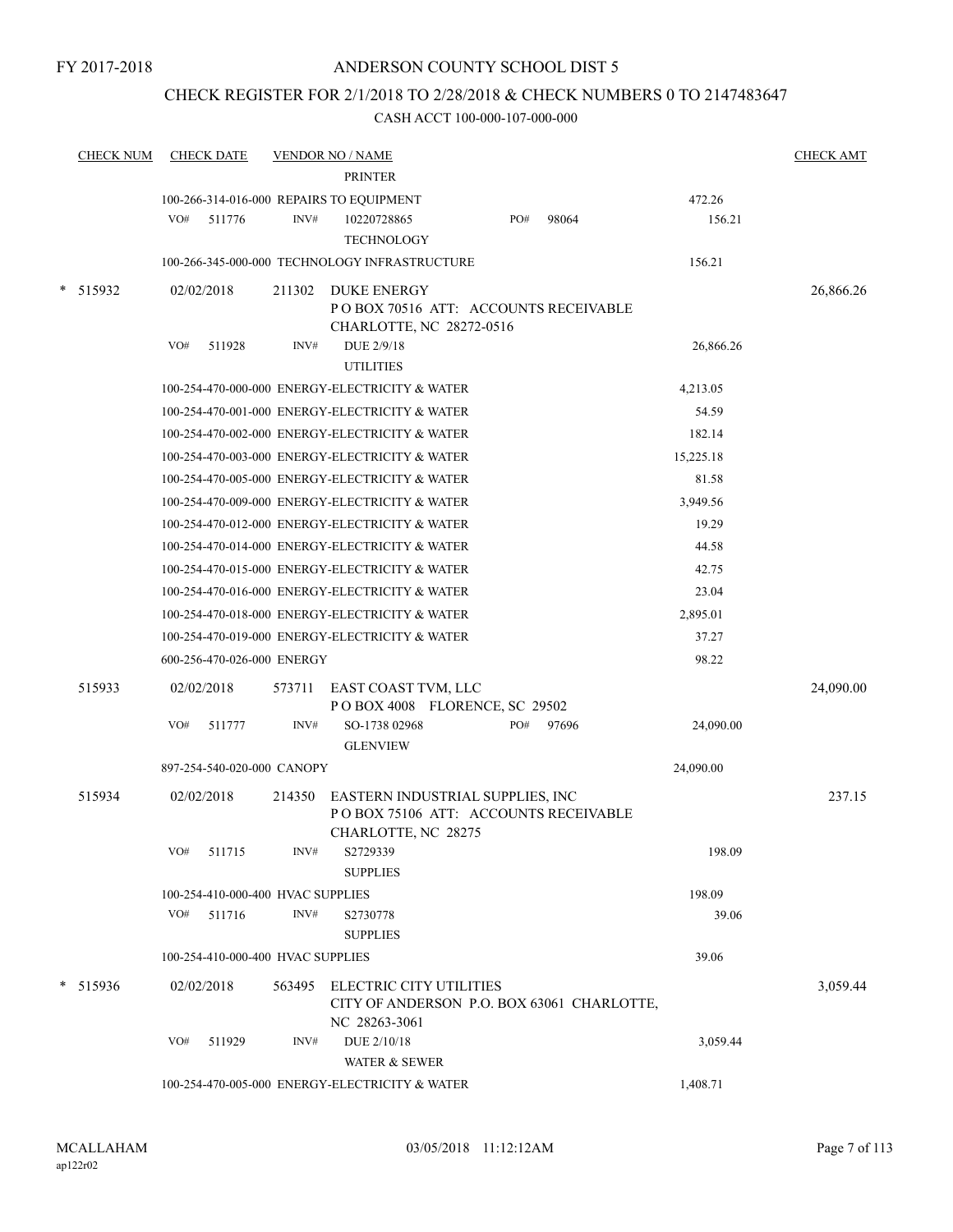FY 2017-2018

# ANDERSON COUNTY SCHOOL DIST 5

## CHECK REGISTER FOR 2/1/2018 TO 2/28/2018 & CHECK NUMBERS 0 TO 2147483647

CASH ACCT 100-000-107-000-000

| CHECK NUM | CHECK DATE | VENDOR NO / NAME | | CHECK AMT |
|---|---|---|---|---|
| | | PRINTER | | |
| | 100-266-314-016-000 REPAIRS TO EQUIPMENT | | 472.26 | |
| | VO# 511776 | INV# 10220728865 PO# 98064 | 156.21 | |
| | | TECHNOLOGY | | |
| | 100-266-345-000-000 TECHNOLOGY INFRASTRUCTURE | | 156.21 | |
| * 515932 | 02/02/2018 | 211302 DUKE ENERGY<br>P O BOX 70516 ATT: ACCOUNTS RECEIVABLE<br>CHARLOTTE, NC 28272-0516 | | 26,866.26 |
| | VO# 511928 | INV# DUE 2/9/18 | 26,866.26 | |
| | | UTILITIES | | |
| | 100-254-470-000-000 ENERGY-ELECTRICITY & WATER | | 4,213.05 | |
| | 100-254-470-001-000 ENERGY-ELECTRICITY & WATER | | 54.59 | |
| | 100-254-470-002-000 ENERGY-ELECTRICITY & WATER | | 182.14 | |
| | 100-254-470-003-000 ENERGY-ELECTRICITY & WATER | | 15,225.18 | |
| | 100-254-470-005-000 ENERGY-ELECTRICITY & WATER | | 81.58 | |
| | 100-254-470-009-000 ENERGY-ELECTRICITY & WATER | | 3,949.56 | |
| | 100-254-470-012-000 ENERGY-ELECTRICITY & WATER | | 19.29 | |
| | 100-254-470-014-000 ENERGY-ELECTRICITY & WATER | | 44.58 | |
| | 100-254-470-015-000 ENERGY-ELECTRICITY & WATER | | 42.75 | |
| | 100-254-470-016-000 ENERGY-ELECTRICITY & WATER | | 23.04 | |
| | 100-254-470-018-000 ENERGY-ELECTRICITY & WATER | | 2,895.01 | |
| | 100-254-470-019-000 ENERGY-ELECTRICITY & WATER | | 37.27 | |
| | 600-256-470-026-000 ENERGY | | 98.22 | |
| 515933 | 02/02/2018 | 573711 EAST COAST TVM, LLC<br>P O BOX 4008 FLORENCE, SC 29502 | | 24,090.00 |
| | VO# 511777 | INV# SO-1738 02968 PO# 97696 | 24,090.00 | |
| | | GLENVIEW | | |
| | 897-254-540-020-000 CANOPY | | 24,090.00 | |
| 515934 | 02/02/2018 | 214350 EASTERN INDUSTRIAL SUPPLIES, INC<br>P O BOX 75106 ATT: ACCOUNTS RECEIVABLE<br>CHARLOTTE, NC 28275 | | 237.15 |
| | VO# 511715 | INV# S2729339 | 198.09 | |
| | | SUPPLIES | | |
| | 100-254-410-000-400 HVAC SUPPLIES | | 198.09 | |
| | VO# 511716 | INV# S2730778 | 39.06 | |
| | | SUPPLIES | | |
| | 100-254-410-000-400 HVAC SUPPLIES | | 39.06 | |
| * 515936 | 02/02/2018 | 563495 ELECTRIC CITY UTILITIES<br>CITY OF ANDERSON P.O. BOX 63061 CHARLOTTE,<br>NC 28263-3061 | | 3,059.44 |
| | VO# 511929 | INV# DUE 2/10/18 | 3,059.44 | |
| | | WATER & SEWER | | |
| | 100-254-470-005-000 ENERGY-ELECTRICITY & WATER | | 1,408.71 | |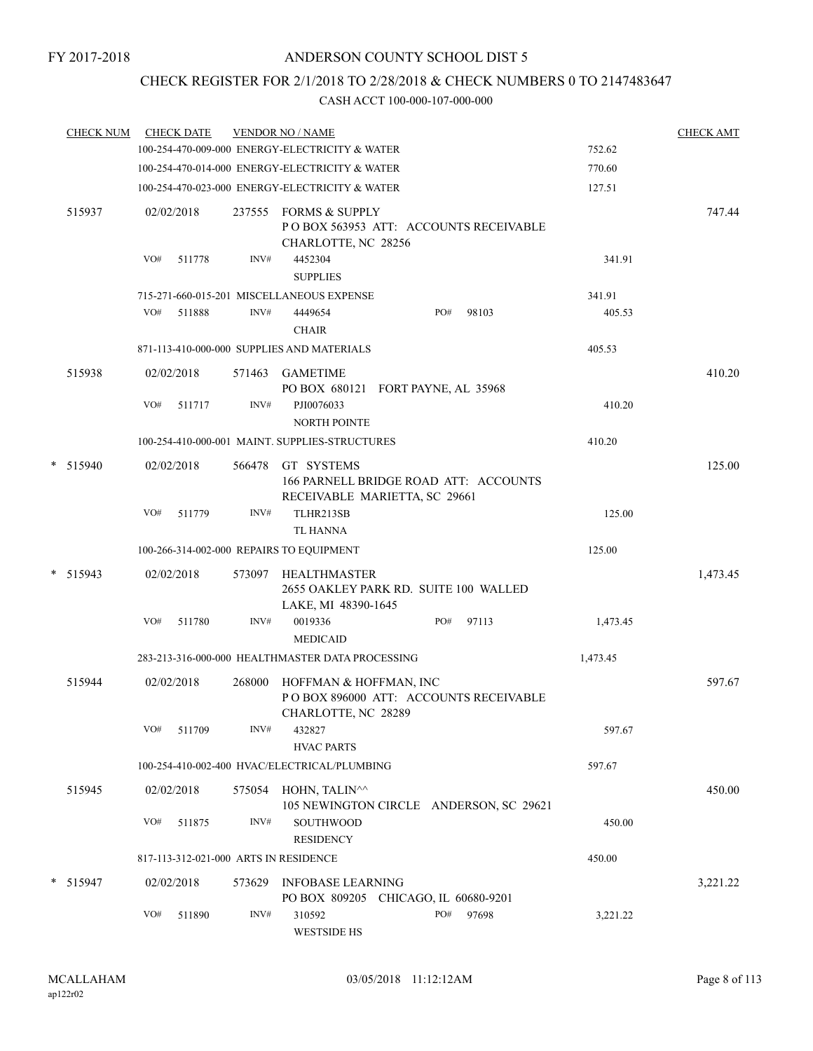FY 2017-2018

# ANDERSON COUNTY SCHOOL DIST 5

## CHECK REGISTER FOR 2/1/2018 TO 2/28/2018 & CHECK NUMBERS 0 TO 2147483647

CASH ACCT 100-000-107-000-000

| CHECK NUM | CHECK DATE | VENDOR NO / NAME | | CHECK AMT |
|---|---|---|---|---|
| | | 100-254-470-009-000 ENERGY-ELECTRICITY & WATER | 752.62 | |
| | | 100-254-470-014-000 ENERGY-ELECTRICITY & WATER | 770.60 | |
| | | 100-254-470-023-000 ENERGY-ELECTRICITY & WATER | 127.51 | |
| 515937 | 02/02/2018 | 237555 FORMS & SUPPLY<br>P O BOX 563953 ATT: ACCOUNTS RECEIVABLE<br>CHARLOTTE, NC 28256 | | 747.44 |
| | VO# 511778 | INV# 4452304<br>SUPPLIES | 341.91 | |
| | | 715-271-660-015-201 MISCELLANEOUS EXPENSE | 341.91 | |
| | VO# 511888 | INV# 4449654 PO# 98103<br>CHAIR | 405.53 | |
| | | 871-113-410-000-000 SUPPLIES AND MATERIALS | 405.53 | |
| 515938 | 02/02/2018 | 571463 GAMETIME<br>PO BOX 680121 FORT PAYNE, AL 35968 | | 410.20 |
| | VO# 511717 | INV# PJI0076033<br>NORTH POINTE | 410.20 | |
| | | 100-254-410-000-001 MAINT. SUPPLIES-STRUCTURES | 410.20 | |
| * 515940 | 02/02/2018 | 566478 GT SYSTEMS<br>166 PARNELL BRIDGE ROAD ATT: ACCOUNTS<br>RECEIVABLE MARIETTA, SC 29661 | | 125.00 |
| | VO# 511779 | INV# TLHR213SB<br>TL HANNA | 125.00 | |
| | | 100-266-314-002-000 REPAIRS TO EQUIPMENT | 125.00 | |
| * 515943 | 02/02/2018 | 573097 HEALTHMASTER<br>2655 OAKLEY PARK RD. SUITE 100 WALLED<br>LAKE, MI 48390-1645 | | 1,473.45 |
| | VO# 511780 | INV# 0019336 PO# 97113<br>MEDICAID | 1,473.45 | |
| | | 283-213-316-000-000 HEALTHMASTER DATA PROCESSING | 1,473.45 | |
| 515944 | 02/02/2018 | 268000 HOFFMAN & HOFFMAN, INC<br>P O BOX 896000 ATT: ACCOUNTS RECEIVABLE<br>CHARLOTTE, NC 28289 | | 597.67 |
| | VO# 511709 | INV# 432827<br>HVAC PARTS | 597.67 | |
| | | 100-254-410-002-400 HVAC/ELECTRICAL/PLUMBING | 597.67 | |
| 515945 | 02/02/2018 | 575054 HOHN, TALIN^^<br>105 NEWINGTON CIRCLE ANDERSON, SC 29621 | | 450.00 |
| | VO# 511875 | INV# SOUTHWOOD<br>RESIDENCY | 450.00 | |
| | | 817-113-312-021-000 ARTS IN RESIDENCE | 450.00 | |
| * 515947 | 02/02/2018 | 573629 INFOBASE LEARNING<br>PO BOX 809205 CHICAGO, IL 60680-9201 | | 3,221.22 |
| | VO# 511890 | INV# 310592 PO# 97698<br>WESTSIDE HS | 3,221.22 | |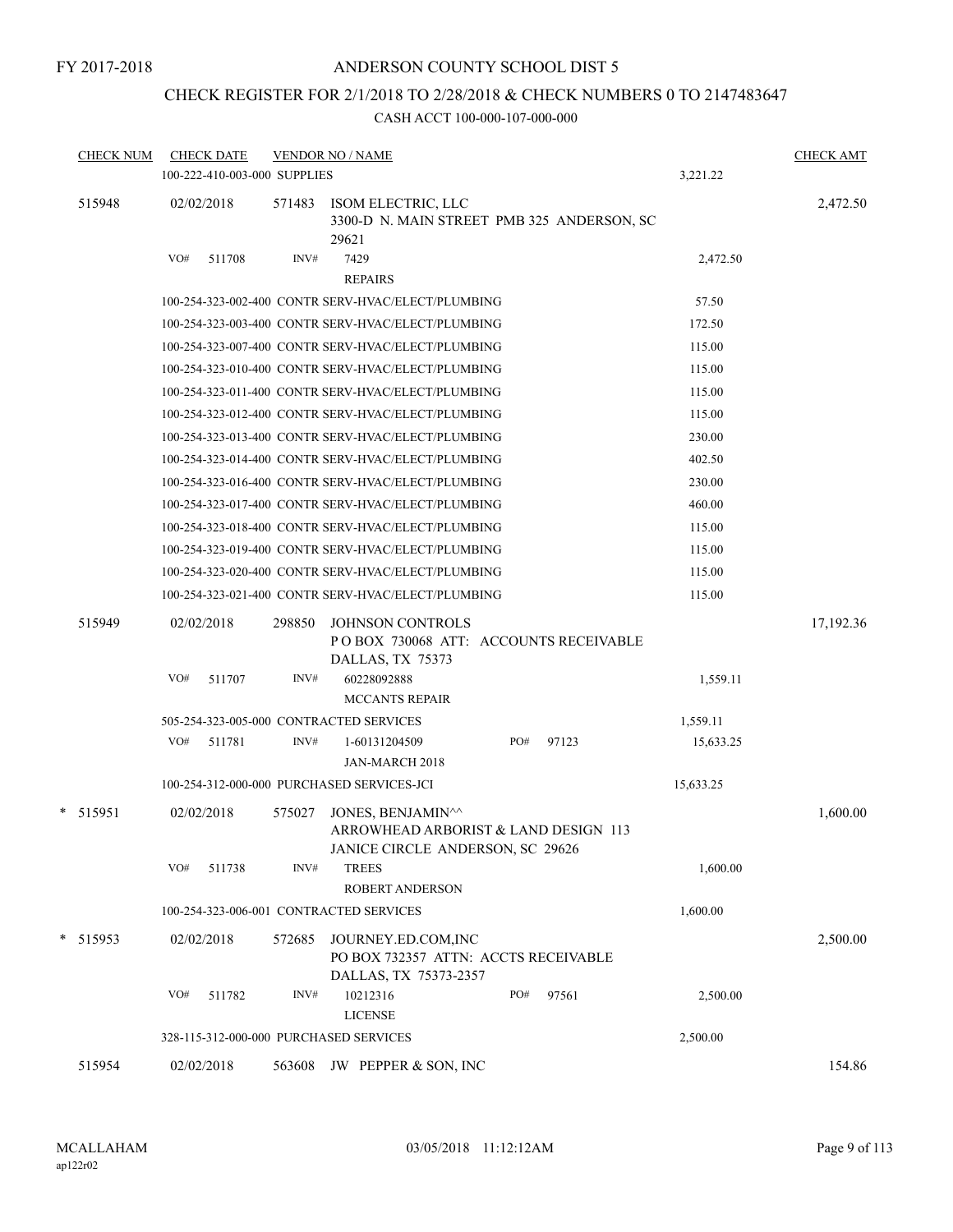FY 2017-2018

# ANDERSON COUNTY SCHOOL DIST 5

## CHECK REGISTER FOR 2/1/2018 TO 2/28/2018 & CHECK NUMBERS 0 TO 2147483647

CASH ACCT 100-000-107-000-000

| CHECK NUM | CHECK DATE | VENDOR NO / NAME | | CHECK AMT |
|---|---|---|---|---|
| | 100-222-410-003-000 SUPPLIES | | 3,221.22 | |
| 515948 | 02/02/2018 | 571483 ISOM ELECTRIC, LLC<br>3300-D N. MAIN STREET PMB 325 ANDERSON, SC 29621 | | 2,472.50 |
| | VO# 511708 | INV# 7429<br>REPAIRS | 2,472.50 | |
| | 100-254-323-002-400 CONTR SERV-HVAC/ELECT/PLUMBING | | 57.50 | |
| | 100-254-323-003-400 CONTR SERV-HVAC/ELECT/PLUMBING | | 172.50 | |
| | 100-254-323-007-400 CONTR SERV-HVAC/ELECT/PLUMBING | | 115.00 | |
| | 100-254-323-010-400 CONTR SERV-HVAC/ELECT/PLUMBING | | 115.00 | |
| | 100-254-323-011-400 CONTR SERV-HVAC/ELECT/PLUMBING | | 115.00 | |
| | 100-254-323-012-400 CONTR SERV-HVAC/ELECT/PLUMBING | | 115.00 | |
| | 100-254-323-013-400 CONTR SERV-HVAC/ELECT/PLUMBING | | 230.00 | |
| | 100-254-323-014-400 CONTR SERV-HVAC/ELECT/PLUMBING | | 402.50 | |
| | 100-254-323-016-400 CONTR SERV-HVAC/ELECT/PLUMBING | | 230.00 | |
| | 100-254-323-017-400 CONTR SERV-HVAC/ELECT/PLUMBING | | 460.00 | |
| | 100-254-323-018-400 CONTR SERV-HVAC/ELECT/PLUMBING | | 115.00 | |
| | 100-254-323-019-400 CONTR SERV-HVAC/ELECT/PLUMBING | | 115.00 | |
| | 100-254-323-020-400 CONTR SERV-HVAC/ELECT/PLUMBING | | 115.00 | |
| | 100-254-323-021-400 CONTR SERV-HVAC/ELECT/PLUMBING | | 115.00 | |
| 515949 | 02/02/2018 | 298850 JOHNSON CONTROLS<br>P O BOX 730068 ATT: ACCOUNTS RECEIVABLE DALLAS, TX 75373 | | 17,192.36 |
| | VO# 511707 | INV# 60228092888<br>MCCANTS REPAIR | 1,559.11 | |
| | 505-254-323-005-000 CONTRACTED SERVICES | | 1,559.11 | |
| | VO# 511781 | INV# 1-60131204509 PO# 97123<br>JAN-MARCH 2018 | 15,633.25 | |
| | 100-254-312-000-000 PURCHASED SERVICES-JCI | | 15,633.25 | |
| * 515951 | 02/02/2018 | 575027 JONES, BENJAMIN^^<br>ARROWHEAD ARBORIST & LAND DESIGN 113 JANICE CIRCLE ANDERSON, SC 29626 | | 1,600.00 |
| | VO# 511738 | INV# TREES<br>ROBERT ANDERSON | 1,600.00 | |
| | 100-254-323-006-001 CONTRACTED SERVICES | | 1,600.00 | |
| * 515953 | 02/02/2018 | 572685 JOURNEY.ED.COM,INC<br>PO BOX 732357 ATTN: ACCTS RECEIVABLE DALLAS, TX 75373-2357 | | 2,500.00 |
| | VO# 511782 | INV# 10212316 PO# 97561<br>LICENSE | 2,500.00 | |
| | 328-115-312-000-000 PURCHASED SERVICES | | 2,500.00 | |
| 515954 | 02/02/2018 | 563608 JW PEPPER & SON, INC | | 154.86 |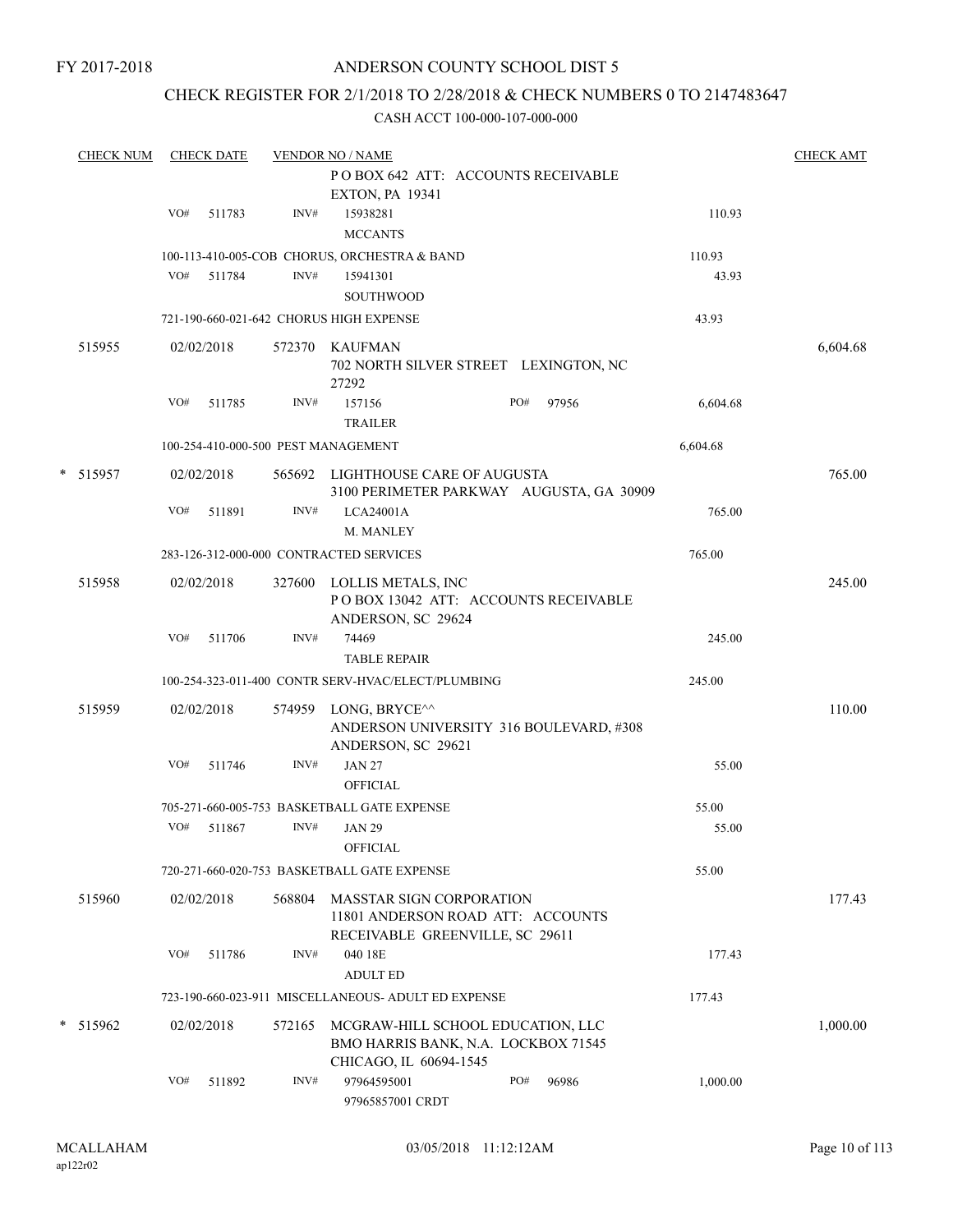FY 2017-2018

# ANDERSON COUNTY SCHOOL DIST 5

## CHECK REGISTER FOR 2/1/2018 TO 2/28/2018 & CHECK NUMBERS 0 TO 2147483647

CASH ACCT 100-000-107-000-000

| CHECK NUM | CHECK DATE | VENDOR NO / NAME | | | CHECK AMT |
|---|---|---|---|---|---|
| | | P O BOX 642 ATT: ACCOUNTS RECEIVABLE EXTON, PA 19341 | | | |
| | VO# 511783 | INV# 15938281 MCCANTS | | 110.93 | |
| | | 100-113-410-005-COB CHORUS, ORCHESTRA & BAND | | 110.93 | |
| | VO# 511784 | INV# 15941301 SOUTHWOOD | | 43.93 | |
| | | 721-190-660-021-642 CHORUS HIGH EXPENSE | | 43.93 | |
| 515955 | 02/02/2018 | 572370 KAUFMAN 702 NORTH SILVER STREET LEXINGTON, NC 27292 | | | 6,604.68 |
| | VO# 511785 | INV# 157156 TRAILER | PO# 97956 | 6,604.68 | |
| | | 100-254-410-000-500 PEST MANAGEMENT | | 6,604.68 | |
| * 515957 | 02/02/2018 | 565692 LIGHTHOUSE CARE OF AUGUSTA 3100 PERIMETER PARKWAY AUGUSTA, GA 30909 | | | 765.00 |
| | VO# 511891 | INV# LCA24001A M. MANLEY | | 765.00 | |
| | | 283-126-312-000-000 CONTRACTED SERVICES | | 765.00 | |
| 515958 | 02/02/2018 | 327600 LOLLIS METALS, INC P O BOX 13042 ATT: ACCOUNTS RECEIVABLE ANDERSON, SC 29624 | | | 245.00 |
| | VO# 511706 | INV# 74469 TABLE REPAIR | | 245.00 | |
| | | 100-254-323-011-400 CONTR SERV-HVAC/ELECT/PLUMBING | | 245.00 | |
| 515959 | 02/02/2018 | 574959 LONG, BRYCE^^ ANDERSON UNIVERSITY 316 BOULEVARD, #308 ANDERSON, SC 29621 | | | 110.00 |
| | VO# 511746 | INV# JAN 27 OFFICIAL | | 55.00 | |
| | | 705-271-660-005-753 BASKETBALL GATE EXPENSE | | 55.00 | |
| | VO# 511867 | INV# JAN 29 OFFICIAL | | 55.00 | |
| | | 720-271-660-020-753 BASKETBALL GATE EXPENSE | | 55.00 | |
| 515960 | 02/02/2018 | 568804 MASSTAR SIGN CORPORATION 11801 ANDERSON ROAD ATT: ACCOUNTS RECEIVABLE GREENVILLE, SC 29611 | | | 177.43 |
| | VO# 511786 | INV# 040 18E ADULT ED | | 177.43 | |
| | | 723-190-660-023-911 MISCELLANEOUS- ADULT ED EXPENSE | | 177.43 | |
| * 515962 | 02/02/2018 | 572165 MCGRAW-HILL SCHOOL EDUCATION, LLC BMO HARRIS BANK, N.A. LOCKBOX 71545 CHICAGO, IL 60694-1545 | | | 1,000.00 |
| | VO# 511892 | INV# 97964595001 97965857001 CRDT | PO# 96986 | 1,000.00 | |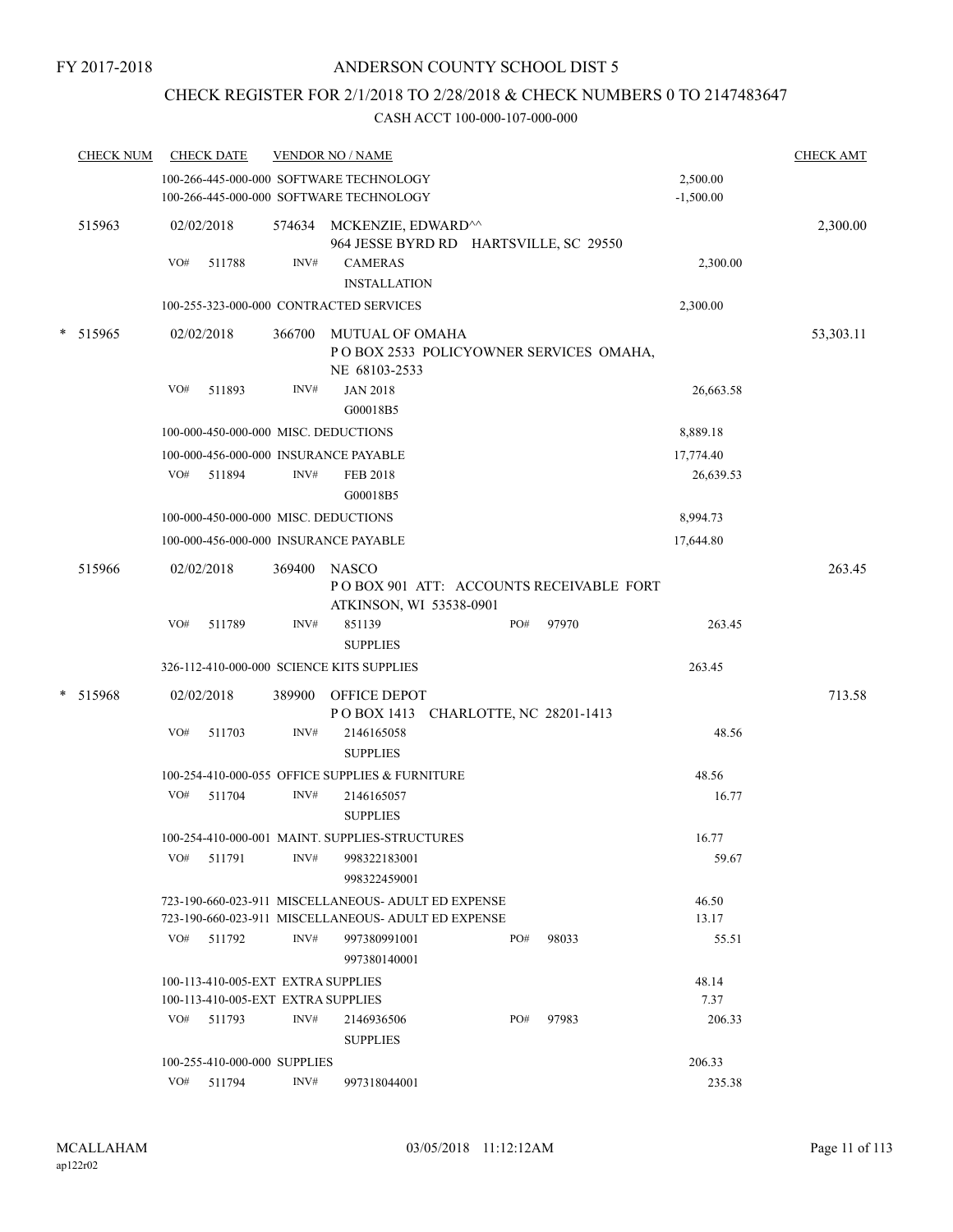FY 2017-2018

# ANDERSON COUNTY SCHOOL DIST 5

## CHECK REGISTER FOR 2/1/2018 TO 2/28/2018 & CHECK NUMBERS 0 TO 2147483647

CASH ACCT 100-000-107-000-000

| CHECK NUM | CHECK DATE | VENDOR NO / NAME | | CHECK AMT |
|---|---|---|---|---|
| | | 100-266-445-000-000 SOFTWARE TECHNOLOGY | 2,500.00 | |
| | | 100-266-445-000-000 SOFTWARE TECHNOLOGY | -1,500.00 | |
| 515963 | 02/02/2018 | 574634 MCKENZIE, EDWARD^^ 964 JESSE BYRD RD HARTSVILLE, SC 29550 | | 2,300.00 |
| | VO# 511788 | INV# CAMERAS INSTALLATION | 2,300.00 | |
| | | 100-255-323-000-000 CONTRACTED SERVICES | 2,300.00 | |
| * 515965 | 02/02/2018 | 366700 MUTUAL OF OMAHA P O BOX 2533 POLICYOWNER SERVICES OMAHA, NE 68103-2533 | | 53,303.11 |
| | VO# 511893 | INV# JAN 2018 G00018B5 | 26,663.58 | |
| | | 100-000-450-000-000 MISC. DEDUCTIONS | 8,889.18 | |
| | | 100-000-456-000-000 INSURANCE PAYABLE | 17,774.40 | |
| | VO# 511894 | INV# FEB 2018 G00018B5 | 26,639.53 | |
| | | 100-000-450-000-000 MISC. DEDUCTIONS | 8,994.73 | |
| | | 100-000-456-000-000 INSURANCE PAYABLE | 17,644.80 | |
| 515966 | 02/02/2018 | 369400 NASCO P O BOX 901 ATT: ACCOUNTS RECEIVABLE FORT ATKINSON, WI 53538-0901 | | 263.45 |
| | VO# 511789 | INV# 851139 SUPPLIES PO# 97970 | 263.45 | |
| | | 326-112-410-000-000 SCIENCE KITS SUPPLIES | 263.45 | |
| * 515968 | 02/02/2018 | 389900 OFFICE DEPOT P O BOX 1413 CHARLOTTE, NC 28201-1413 | | 713.58 |
| | VO# 511703 | INV# 2146165058 SUPPLIES | 48.56 | |
| | | 100-254-410-000-055 OFFICE SUPPLIES & FURNITURE | 48.56 | |
| | VO# 511704 | INV# 2146165057 SUPPLIES | 16.77 | |
| | | 100-254-410-000-001 MAINT. SUPPLIES-STRUCTURES | 16.77 | |
| | VO# 511791 | INV# 998322183001 998322459001 | 59.67 | |
| | | 723-190-660-023-911 MISCELLANEOUS- ADULT ED EXPENSE | 46.50 | |
| | | 723-190-660-023-911 MISCELLANEOUS- ADULT ED EXPENSE | 13.17 | |
| | VO# 511792 | INV# 997380991001 997380140001 PO# 98033 | 55.51 | |
| | | 100-113-410-005-EXT EXTRA SUPPLIES | 48.14 | |
| | | 100-113-410-005-EXT EXTRA SUPPLIES | 7.37 | |
| | VO# 511793 | INV# 2146936506 SUPPLIES PO# 97983 | 206.33 | |
| | | 100-255-410-000-000 SUPPLIES | 206.33 | |
| | VO# 511794 | INV# 997318044001 | 235.38 | |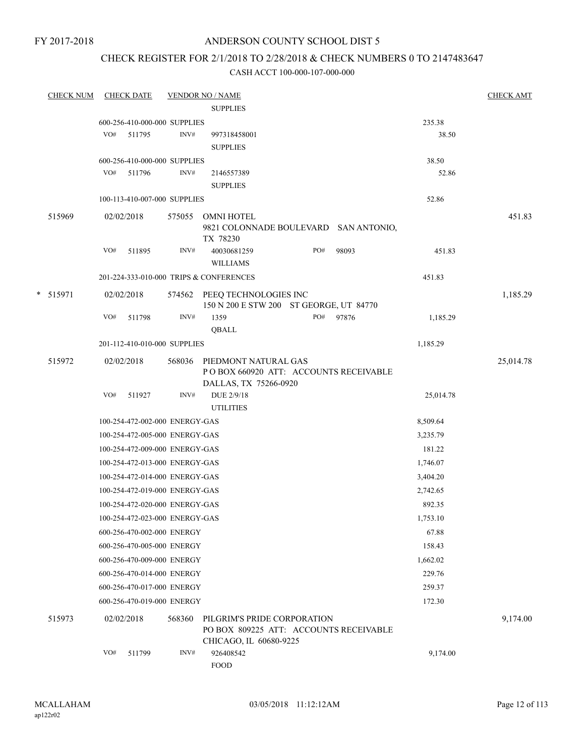FY 2017-2018

# ANDERSON COUNTY SCHOOL DIST 5

## CHECK REGISTER FOR 2/1/2018 TO 2/28/2018 & CHECK NUMBERS 0 TO 2147483647

CASH ACCT 100-000-107-000-000

| CHECK NUM | CHECK DATE | VENDOR NO / NAME | | CHECK AMT |
|---|---|---|---|---|
| | | SUPPLIES | | |
| | 600-256-410-000-000 SUPPLIES | | 235.38 | |
| | VO# 511795 | INV# 997318458001 SUPPLIES | 38.50 | |
| | 600-256-410-000-000 SUPPLIES | | 38.50 | |
| | VO# 511796 | INV# 2146557389 SUPPLIES | 52.86 | |
| | 100-113-410-007-000 SUPPLIES | | 52.86 | |
| 515969 | 02/02/2018 | 575055 OMNI HOTEL 9821 COLONNADE BOULEVARD SAN ANTONIO, TX 78230 | | 451.83 |
| | VO# 511895 | INV# 40030681259 PO# 98093 WILLIAMS | 451.83 | |
| | 201-224-333-010-000 TRIPS & CONFERENCES | | 451.83 | |
| * 515971 | 02/02/2018 | 574562 PEEQ TECHNOLOGIES INC 150 N 200 E STW 200 ST GEORGE, UT 84770 | | 1,185.29 |
| | VO# 511798 | INV# 1359 PO# 97876 QBALL | 1,185.29 | |
| | 201-112-410-010-000 SUPPLIES | | 1,185.29 | |
| 515972 | 02/02/2018 | 568036 PIEDMONT NATURAL GAS P O BOX 660920 ATT: ACCOUNTS RECEIVABLE DALLAS, TX 75266-0920 | | 25,014.78 |
| | VO# 511927 | INV# DUE 2/9/18 UTILITIES | 25,014.78 | |
| | 100-254-472-002-000 ENERGY-GAS | | 8,509.64 | |
| | 100-254-472-005-000 ENERGY-GAS | | 3,235.79 | |
| | 100-254-472-009-000 ENERGY-GAS | | 181.22 | |
| | 100-254-472-013-000 ENERGY-GAS | | 1,746.07 | |
| | 100-254-472-014-000 ENERGY-GAS | | 3,404.20 | |
| | 100-254-472-019-000 ENERGY-GAS | | 2,742.65 | |
| | 100-254-472-020-000 ENERGY-GAS | | 892.35 | |
| | 100-254-472-023-000 ENERGY-GAS | | 1,753.10 | |
| | 600-256-470-002-000 ENERGY | | 67.88 | |
| | 600-256-470-005-000 ENERGY | | 158.43 | |
| | 600-256-470-009-000 ENERGY | | 1,662.02 | |
| | 600-256-470-014-000 ENERGY | | 229.76 | |
| | 600-256-470-017-000 ENERGY | | 259.37 | |
| | 600-256-470-019-000 ENERGY | | 172.30 | |
| 515973 | 02/02/2018 | 568360 PILGRIM'S PRIDE CORPORATION PO BOX 809225 ATT: ACCOUNTS RECEIVABLE CHICAGO, IL 60680-9225 | | 9,174.00 |
| | VO# 511799 | INV# 926408542 FOOD | 9,174.00 | |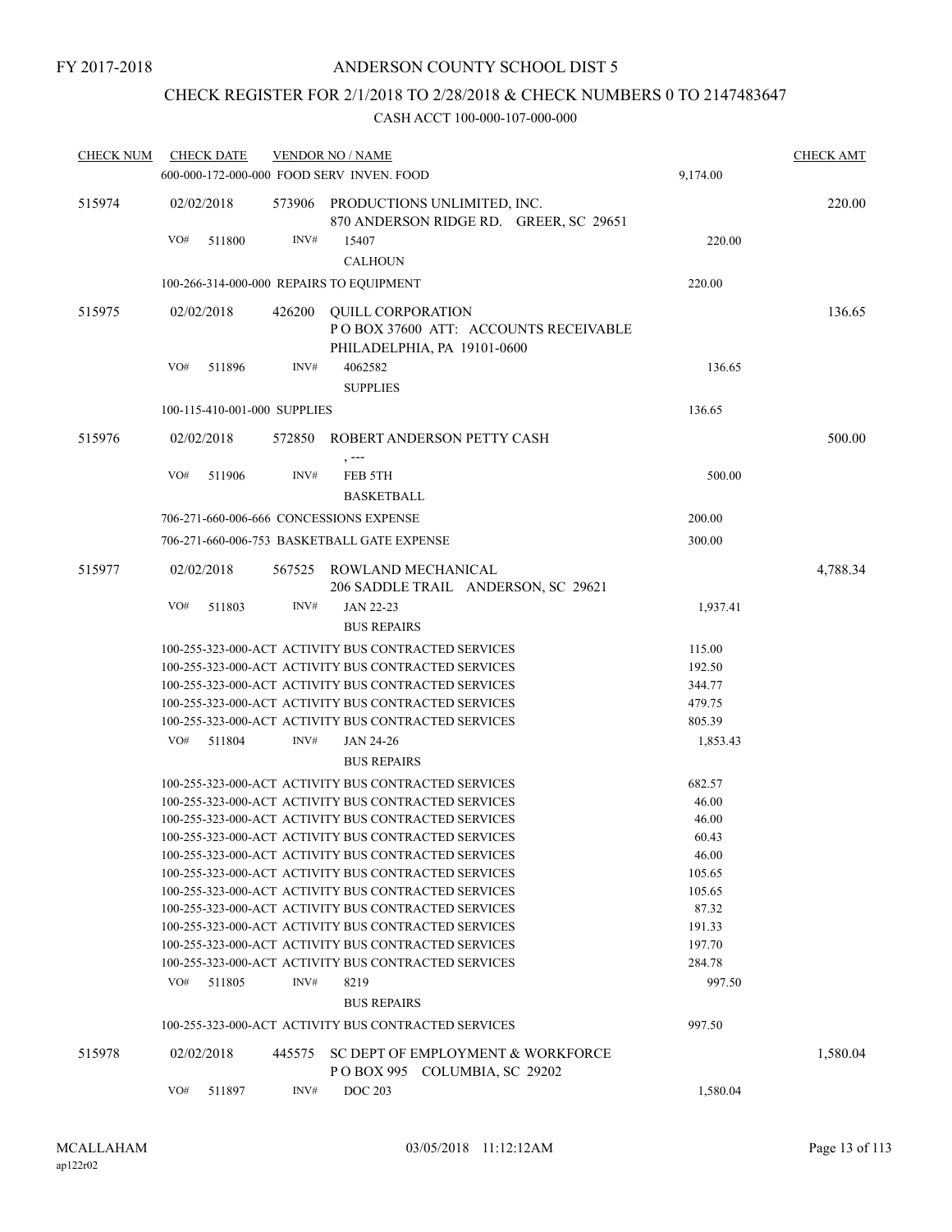FY 2017-2018

# ANDERSON COUNTY SCHOOL DIST 5

## CHECK REGISTER FOR 2/1/2018 TO 2/28/2018 & CHECK NUMBERS 0 TO 2147483647

CASH ACCT 100-000-107-000-000

| CHECK NUM | CHECK DATE | VENDOR NO / NAME | | CHECK AMT |
|---|---|---|---|---|
| | | 600-000-172-000-000 FOOD SERV INVEN. FOOD | 9,174.00 | |
| 515974 | 02/02/2018 | 573906 PRODUCTIONS UNLIMITED, INC.<br>870 ANDERSON RIDGE RD. GREER, SC 29651 | | 220.00 |
| | VO# 511800 | INV# 15407<br>CALHOUN | 220.00 | |
| | | 100-266-314-000-000 REPAIRS TO EQUIPMENT | 220.00 | |
| 515975 | 02/02/2018 | 426200 QUILL CORPORATION<br>P O BOX 37600 ATT: ACCOUNTS RECEIVABLE<br>PHILADELPHIA, PA 19101-0600 | | 136.65 |
| | VO# 511896 | INV# 4062582<br>SUPPLIES | 136.65 | |
| | | 100-115-410-001-000 SUPPLIES | 136.65 | |
| 515976 | 02/02/2018 | 572850 ROBERT ANDERSON PETTY CASH<br>, --- | | 500.00 |
| | VO# 511906 | INV# FEB 5TH<br>BASKETBALL | 500.00 | |
| | | 706-271-660-006-666 CONCESSIONS EXPENSE | 200.00 | |
| | | 706-271-660-006-753 BASKETBALL GATE EXPENSE | 300.00 | |
| 515977 | 02/02/2018 | 567525 ROWLAND MECHANICAL<br>206 SADDLE TRAIL ANDERSON, SC 29621 | | 4,788.34 |
| | VO# 511803 | INV# JAN 22-23<br>BUS REPAIRS | 1,937.41 | |
| | | 100-255-323-000-ACT ACTIVITY BUS CONTRACTED SERVICES | 115.00 | |
| | | 100-255-323-000-ACT ACTIVITY BUS CONTRACTED SERVICES | 192.50 | |
| | | 100-255-323-000-ACT ACTIVITY BUS CONTRACTED SERVICES | 344.77 | |
| | | 100-255-323-000-ACT ACTIVITY BUS CONTRACTED SERVICES | 479.75 | |
| | | 100-255-323-000-ACT ACTIVITY BUS CONTRACTED SERVICES | 805.39 | |
| | VO# 511804 | INV# JAN 24-26<br>BUS REPAIRS | 1,853.43 | |
| | | 100-255-323-000-ACT ACTIVITY BUS CONTRACTED SERVICES | 682.57 | |
| | | 100-255-323-000-ACT ACTIVITY BUS CONTRACTED SERVICES | 46.00 | |
| | | 100-255-323-000-ACT ACTIVITY BUS CONTRACTED SERVICES | 46.00 | |
| | | 100-255-323-000-ACT ACTIVITY BUS CONTRACTED SERVICES | 60.43 | |
| | | 100-255-323-000-ACT ACTIVITY BUS CONTRACTED SERVICES | 46.00 | |
| | | 100-255-323-000-ACT ACTIVITY BUS CONTRACTED SERVICES | 105.65 | |
| | | 100-255-323-000-ACT ACTIVITY BUS CONTRACTED SERVICES | 105.65 | |
| | | 100-255-323-000-ACT ACTIVITY BUS CONTRACTED SERVICES | 87.32 | |
| | | 100-255-323-000-ACT ACTIVITY BUS CONTRACTED SERVICES | 191.33 | |
| | | 100-255-323-000-ACT ACTIVITY BUS CONTRACTED SERVICES | 197.70 | |
| | | 100-255-323-000-ACT ACTIVITY BUS CONTRACTED SERVICES | 284.78 | |
| | VO# 511805 | INV# 8219<br>BUS REPAIRS | 997.50 | |
| | | 100-255-323-000-ACT ACTIVITY BUS CONTRACTED SERVICES | 997.50 | |
| 515978 | 02/02/2018 | 445575 SC DEPT OF EMPLOYMENT & WORKFORCE<br>P O BOX 995 COLUMBIA, SC 29202 | | 1,580.04 |
| | VO# 511897 | INV# DOC 203 | 1,580.04 | |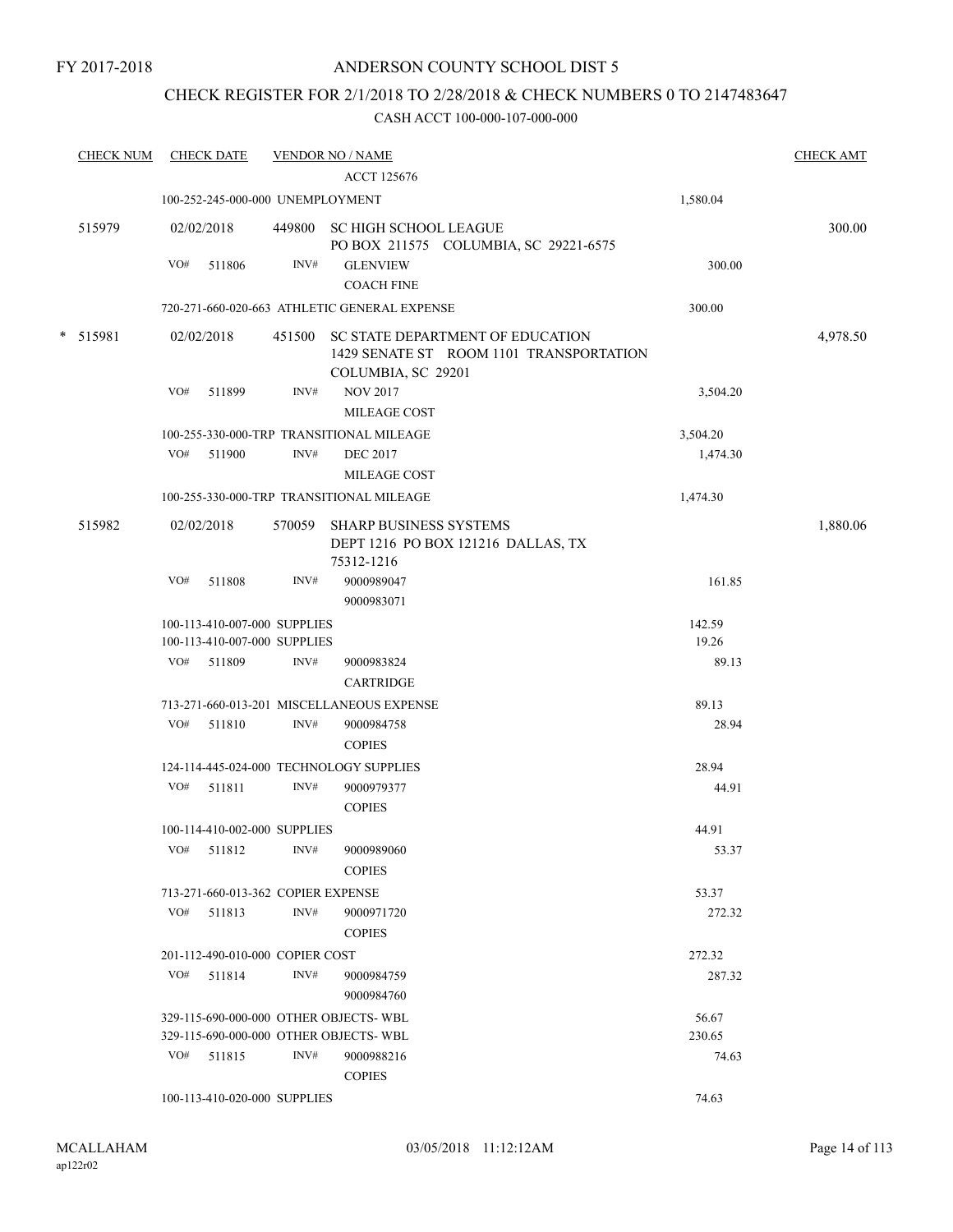FY 2017-2018

# ANDERSON COUNTY SCHOOL DIST 5

## CHECK REGISTER FOR 2/1/2018 TO 2/28/2018 & CHECK NUMBERS 0 TO 2147483647

### CASH ACCT 100-000-107-000-000

| CHECK NUM | CHECK DATE | VENDOR NO / NAME | | CHECK AMT |
|---|---|---|---|---|
| | | ACCT 125676 | | |
| | 100-252-245-000-000 UNEMPLOYMENT | | 1,580.04 | |
| 515979 | 02/02/2018 | 449800 SC HIGH SCHOOL LEAGUE PO BOX 211575 COLUMBIA, SC 29221-6575 | | 300.00 |
| | VO# 511806 | INV# GLENVIEW COACH FINE | 300.00 | |
| | 720-271-660-020-663 ATHLETIC GENERAL EXPENSE | | 300.00 | |
| * 515981 | 02/02/2018 | 451500 SC STATE DEPARTMENT OF EDUCATION 1429 SENATE ST ROOM 1101 TRANSPORTATION COLUMBIA, SC 29201 | | 4,978.50 |
| | VO# 511899 | INV# NOV 2017 MILEAGE COST | 3,504.20 | |
| | 100-255-330-000-TRP TRANSITIONAL MILEAGE | | 3,504.20 | |
| | VO# 511900 | INV# DEC 2017 MILEAGE COST | 1,474.30 | |
| | 100-255-330-000-TRP TRANSITIONAL MILEAGE | | 1,474.30 | |
| 515982 | 02/02/2018 | 570059 SHARP BUSINESS SYSTEMS DEPT 1216 PO BOX 121216 DALLAS, TX 75312-1216 | | 1,880.06 |
| | VO# 511808 | INV# 9000989047 9000983071 | 161.85 | |
| | 100-113-410-007-000 SUPPLIES | | 142.59 | |
| | 100-113-410-007-000 SUPPLIES | | 19.26 | |
| | VO# 511809 | INV# 9000983824 CARTRIDGE | 89.13 | |
| | 713-271-660-013-201 MISCELLANEOUS EXPENSE | | 89.13 | |
| | VO# 511810 | INV# 9000984758 COPIES | 28.94 | |
| | 124-114-445-024-000 TECHNOLOGY SUPPLIES | | 28.94 | |
| | VO# 511811 | INV# 9000979377 COPIES | 44.91 | |
| | 100-114-410-002-000 SUPPLIES | | 44.91 | |
| | VO# 511812 | INV# 9000989060 COPIES | 53.37 | |
| | 713-271-660-013-362 COPIER EXPENSE | | 53.37 | |
| | VO# 511813 | INV# 9000971720 COPIES | 272.32 | |
| | 201-112-490-010-000 COPIER COST | | 272.32 | |
| | VO# 511814 | INV# 9000984759 9000984760 | 287.32 | |
| | 329-115-690-000-000 OTHER OBJECTS- WBL | | 56.67 | |
| | 329-115-690-000-000 OTHER OBJECTS- WBL | | 230.65 | |
| | VO# 511815 | INV# 9000988216 COPIES | 74.63 | |
| | 100-113-410-020-000 SUPPLIES | | 74.63 | |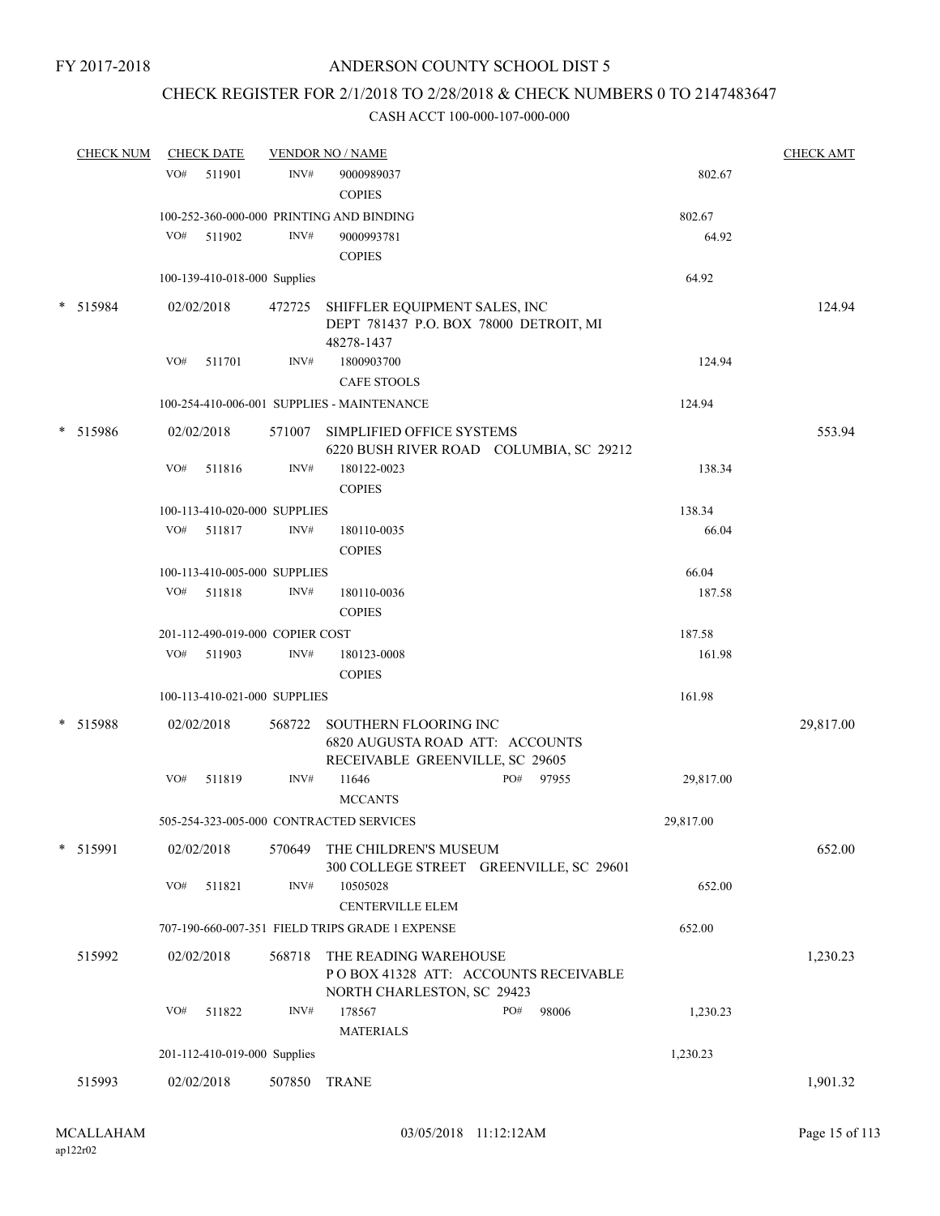FY 2017-2018

ANDERSON COUNTY SCHOOL DIST 5

CHECK REGISTER FOR 2/1/2018 TO 2/28/2018 & CHECK NUMBERS 0 TO 2147483647

CASH ACCT 100-000-107-000-000

| CHECK NUM | CHECK DATE | VENDOR NO / NAME | | CHECK AMT |
|---|---|---|---|---|
| | VO# 511901 | INV# 9000989037 COPIES | 802.67 | |
| | 100-252-360-000-000 PRINTING AND BINDING | | 802.67 | |
| | VO# 511902 | INV# 9000993781 COPIES | 64.92 | |
| | 100-139-410-018-000 Supplies | | 64.92 | |
| * 515984 | 02/02/2018 | 472725 SHIFFLER EQUIPMENT SALES, INC DEPT 781437 P.O. BOX 78000 DETROIT, MI 48278-1437 | | 124.94 |
| | VO# 511701 | INV# 1800903700 CAFE STOOLS | 124.94 | |
| | 100-254-410-006-001 SUPPLIES - MAINTENANCE | | 124.94 | |
| * 515986 | 02/02/2018 | 571007 SIMPLIFIED OFFICE SYSTEMS 6220 BUSH RIVER ROAD COLUMBIA, SC 29212 | | 553.94 |
| | VO# 511816 | INV# 180122-0023 COPIES | 138.34 | |
| | 100-113-410-020-000 SUPPLIES | | 138.34 | |
| | VO# 511817 | INV# 180110-0035 COPIES | 66.04 | |
| | 100-113-410-005-000 SUPPLIES | | 66.04 | |
| | VO# 511818 | INV# 180110-0036 COPIES | 187.58 | |
| | 201-112-490-019-000 COPIER COST | | 187.58 | |
| | VO# 511903 | INV# 180123-0008 COPIES | 161.98 | |
| | 100-113-410-021-000 SUPPLIES | | 161.98 | |
| * 515988 | 02/02/2018 | 568722 SOUTHERN FLOORING INC 6820 AUGUSTA ROAD ATT: ACCOUNTS RECEIVABLE GREENVILLE, SC 29605 | | 29,817.00 |
| | VO# 511819 | INV# 11646 PO# 97955 MCCANTS | 29,817.00 | |
| | 505-254-323-005-000 CONTRACTED SERVICES | | 29,817.00 | |
| * 515991 | 02/02/2018 | 570649 THE CHILDREN'S MUSEUM 300 COLLEGE STREET GREENVILLE, SC 29601 | | 652.00 |
| | VO# 511821 | INV# 10505028 CENTERVILLE ELEM | 652.00 | |
| | 707-190-660-007-351 FIELD TRIPS GRADE 1 EXPENSE | | 652.00 | |
| 515992 | 02/02/2018 | 568718 THE READING WAREHOUSE P O BOX 41328 ATT: ACCOUNTS RECEIVABLE NORTH CHARLESTON, SC 29423 | | 1,230.23 |
| | VO# 511822 | INV# 178567 PO# 98006 MATERIALS | 1,230.23 | |
| | 201-112-410-019-000 Supplies | | 1,230.23 | |
| 515993 | 02/02/2018 | 507850 TRANE | | 1,901.32 |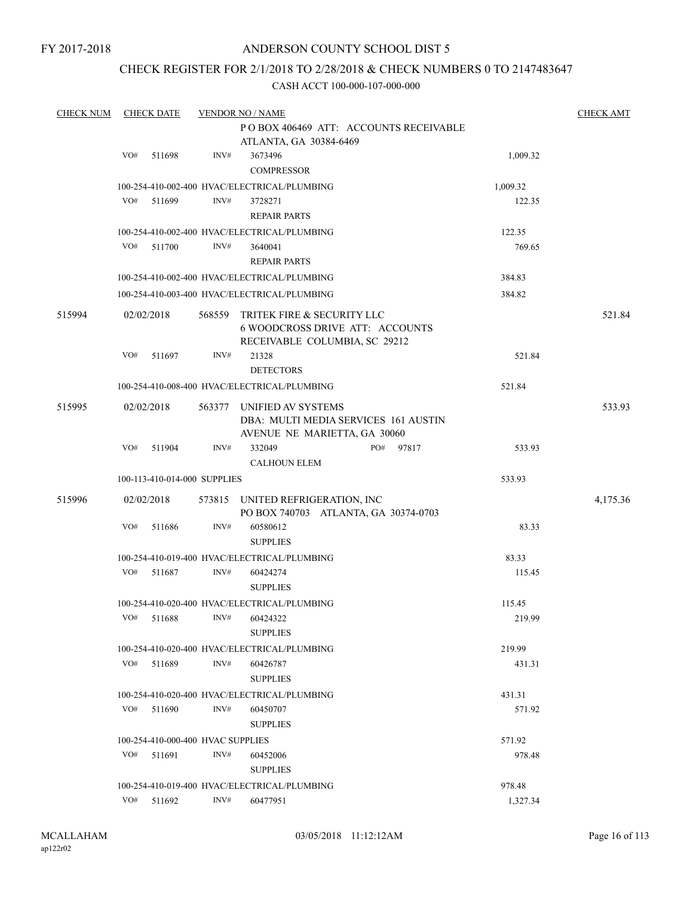FY 2017-2018

# ANDERSON COUNTY SCHOOL DIST 5

## CHECK REGISTER FOR 2/1/2018 TO 2/28/2018 & CHECK NUMBERS 0 TO 2147483647

CASH ACCT 100-000-107-000-000

| CHECK NUM | CHECK DATE | VENDOR NO / NAME | | CHECK AMT |
|---|---|---|---|---|
| | | P O BOX 406469 ATT: ACCOUNTS RECEIVABLE ATLANTA, GA 30384-6469 | | |
| | VO# 511698 | INV# 3673496 COMPRESSOR | 1,009.32 | |
| | | 100-254-410-002-400 HVAC/ELECTRICAL/PLUMBING | 1,009.32 | |
| | VO# 511699 | INV# 3728271 REPAIR PARTS | 122.35 | |
| | | 100-254-410-002-400 HVAC/ELECTRICAL/PLUMBING | 122.35 | |
| | VO# 511700 | INV# 3640041 REPAIR PARTS | 769.65 | |
| | | 100-254-410-002-400 HVAC/ELECTRICAL/PLUMBING | 384.83 | |
| | | 100-254-410-003-400 HVAC/ELECTRICAL/PLUMBING | 384.82 | |
| 515994 | 02/02/2018 | 568559 TRITEK FIRE & SECURITY LLC 6 WOODCROSS DRIVE ATT: ACCOUNTS RECEIVABLE COLUMBIA, SC 29212 | | 521.84 |
| | VO# 511697 | INV# 21328 DETECTORS | 521.84 | |
| | | 100-254-410-008-400 HVAC/ELECTRICAL/PLUMBING | 521.84 | |
| 515995 | 02/02/2018 | 563377 UNIFIED AV SYSTEMS DBA: MULTI MEDIA SERVICES 161 AUSTIN AVENUE NE MARIETTA, GA 30060 | | 533.93 |
| | VO# 511904 | INV# 332049 PO# 97817 CALHOUN ELEM | 533.93 | |
| | | 100-113-410-014-000 SUPPLIES | 533.93 | |
| 515996 | 02/02/2018 | 573815 UNITED REFRIGERATION, INC PO BOX 740703 ATLANTA, GA 30374-0703 | | 4,175.36 |
| | VO# 511686 | INV# 60580612 SUPPLIES | 83.33 | |
| | | 100-254-410-019-400 HVAC/ELECTRICAL/PLUMBING | 83.33 | |
| | VO# 511687 | INV# 60424274 SUPPLIES | 115.45 | |
| | | 100-254-410-020-400 HVAC/ELECTRICAL/PLUMBING | 115.45 | |
| | VO# 511688 | INV# 60424322 SUPPLIES | 219.99 | |
| | | 100-254-410-020-400 HVAC/ELECTRICAL/PLUMBING | 219.99 | |
| | VO# 511689 | INV# 60426787 SUPPLIES | 431.31 | |
| | | 100-254-410-020-400 HVAC/ELECTRICAL/PLUMBING | 431.31 | |
| | VO# 511690 | INV# 60450707 SUPPLIES | 571.92 | |
| | | 100-254-410-000-400 HVAC SUPPLIES | 571.92 | |
| | VO# 511691 | INV# 60452006 SUPPLIES | 978.48 | |
| | | 100-254-410-019-400 HVAC/ELECTRICAL/PLUMBING | 978.48 | |
| | VO# 511692 | INV# 60477951 | 1,327.34 | |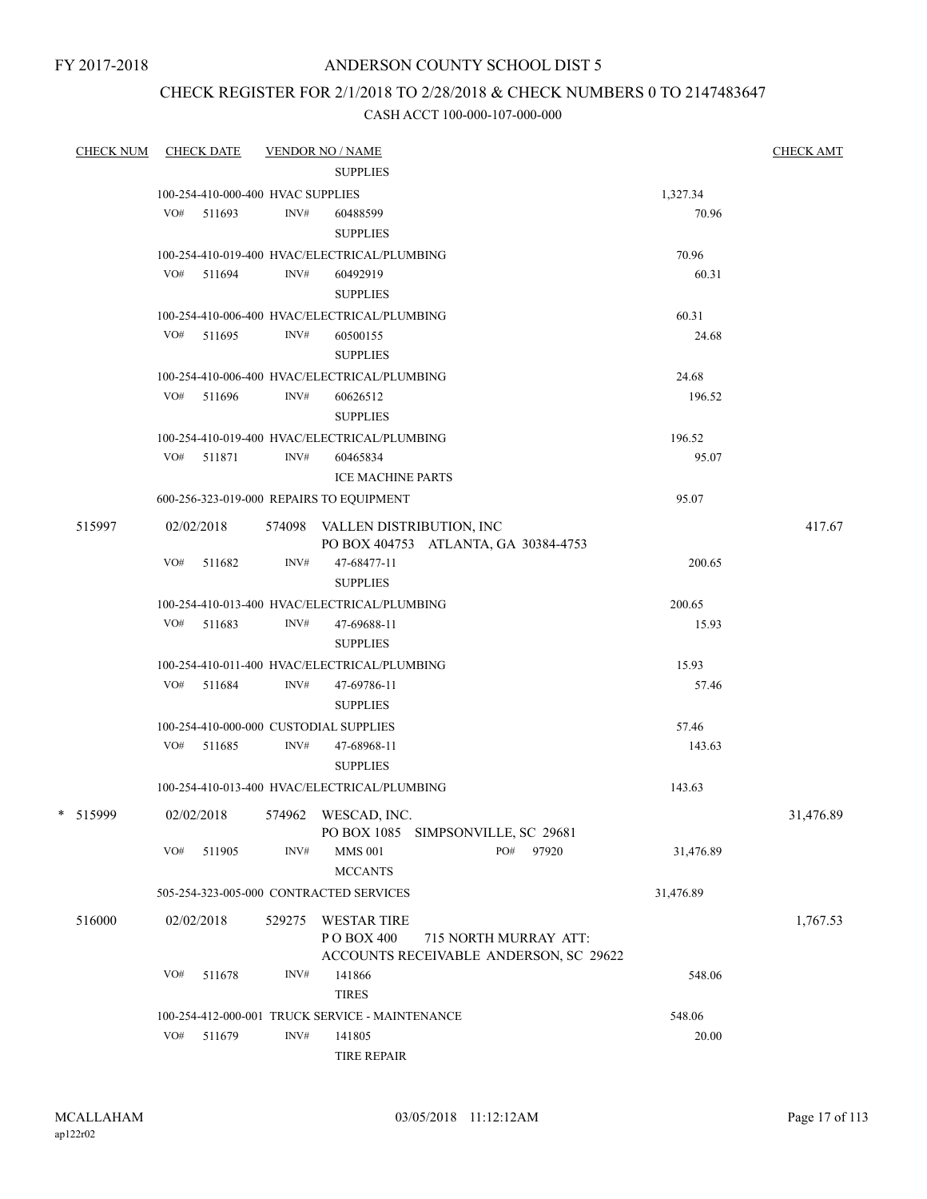FY 2017-2018

# ANDERSON COUNTY SCHOOL DIST 5

## CHECK REGISTER FOR 2/1/2018 TO 2/28/2018 & CHECK NUMBERS 0 TO 2147483647

### CASH ACCT 100-000-107-000-000

| CHECK NUM | CHECK DATE | VENDOR NO / NAME | | CHECK AMT |
|---|---|---|---|---|
| | | SUPPLIES | | |
| | 100-254-410-000-400 HVAC SUPPLIES | | 1,327.34 | |
| | VO# 511693 INV# | 60488599 | 70.96 | |
| | | SUPPLIES | | |
| | 100-254-410-019-400 HVAC/ELECTRICAL/PLUMBING | | 70.96 | |
| | VO# 511694 INV# | 60492919 | 60.31 | |
| | | SUPPLIES | | |
| | 100-254-410-006-400 HVAC/ELECTRICAL/PLUMBING | | 60.31 | |
| | VO# 511695 INV# | 60500155 | 24.68 | |
| | | SUPPLIES | | |
| | 100-254-410-006-400 HVAC/ELECTRICAL/PLUMBING | | 24.68 | |
| | VO# 511696 INV# | 60626512 | 196.52 | |
| | | SUPPLIES | | |
| | 100-254-410-019-400 HVAC/ELECTRICAL/PLUMBING | | 196.52 | |
| | VO# 511871 INV# | 60465834 | 95.07 | |
| | | ICE MACHINE PARTS | | |
| | 600-256-323-019-000 REPAIRS TO EQUIPMENT | | 95.07 | |
| 515997 | 02/02/2018 | 574098 VALLEN DISTRIBUTION, INC<br>PO BOX 404753 ATLANTA, GA 30384-4753 | | 417.67 |
| | VO# 511682 INV# | 47-68477-11 | 200.65 | |
| | | SUPPLIES | | |
| | 100-254-410-013-400 HVAC/ELECTRICAL/PLUMBING | | 200.65 | |
| | VO# 511683 INV# | 47-69688-11 | 15.93 | |
| | | SUPPLIES | | |
| | 100-254-410-011-400 HVAC/ELECTRICAL/PLUMBING | | 15.93 | |
| | VO# 511684 INV# | 47-69786-11 | 57.46 | |
| | | SUPPLIES | | |
| | 100-254-410-000-000 CUSTODIAL SUPPLIES | | 57.46 | |
| | VO# 511685 INV# | 47-68968-11 | 143.63 | |
| | | SUPPLIES | | |
| | 100-254-410-013-400 HVAC/ELECTRICAL/PLUMBING | | 143.63 | |
| * 515999 | 02/02/2018 | 574962 WESCAD, INC.<br>PO BOX 1085 SIMPSONVILLE, SC 29681 | | 31,476.89 |
| | VO# 511905 INV# | MMS 001 PO# 97920 | 31,476.89 | |
| | | MCCANTS | | |
| | 505-254-323-005-000 CONTRACTED SERVICES | | 31,476.89 | |
| 516000 | 02/02/2018 | 529275 WESTAR TIRE<br>P O BOX 400 715 NORTH MURRAY ATT:<br>ACCOUNTS RECEIVABLE ANDERSON, SC 29622 | | 1,767.53 |
| | VO# 511678 INV# | 141866 | 548.06 | |
| | | TIRES | | |
| | 100-254-412-000-001 TRUCK SERVICE - MAINTENANCE | | 548.06 | |
| | VO# 511679 INV# | 141805 | 20.00 | |
| | | TIRE REPAIR | | |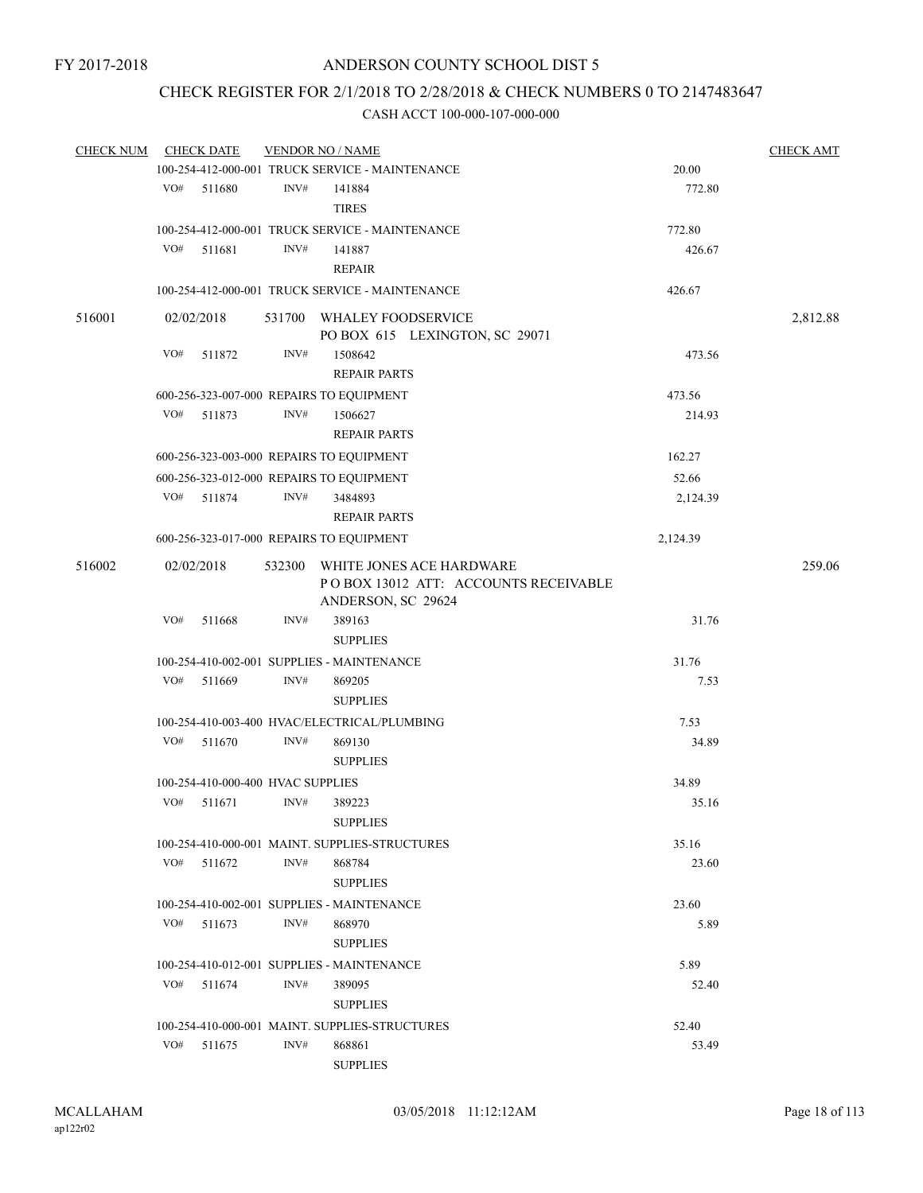FY 2017-2018

# ANDERSON COUNTY SCHOOL DIST 5

## CHECK REGISTER FOR 2/1/2018 TO 2/28/2018 & CHECK NUMBERS 0 TO 2147483647

### CASH ACCT 100-000-107-000-000

| CHECK NUM | CHECK DATE | VENDOR NO / NAME | | CHECK AMT |
|---|---|---|---|---|
| | | 100-254-412-000-001 TRUCK SERVICE - MAINTENANCE | 20.00 | |
| | VO# 511680 | INV# 141884<br>TIRES | 772.80 | |
| | | 100-254-412-000-001 TRUCK SERVICE - MAINTENANCE | 772.80 | |
| | VO# 511681 | INV# 141887<br>REPAIR | 426.67 | |
| | | 100-254-412-000-001 TRUCK SERVICE - MAINTENANCE | 426.67 | |
| 516001 | 02/02/2018 | 531700 WHALEY FOODSERVICE<br>PO BOX 615 LEXINGTON, SC 29071 | | 2,812.88 |
| | VO# 511872 | INV# 1508642<br>REPAIR PARTS | 473.56 | |
| | | 600-256-323-007-000 REPAIRS TO EQUIPMENT | 473.56 | |
| | VO# 511873 | INV# 1506627<br>REPAIR PARTS | 214.93 | |
| | | 600-256-323-003-000 REPAIRS TO EQUIPMENT | 162.27 | |
| | | 600-256-323-012-000 REPAIRS TO EQUIPMENT | 52.66 | |
| | VO# 511874 | INV# 3484893<br>REPAIR PARTS | 2,124.39 | |
| | | 600-256-323-017-000 REPAIRS TO EQUIPMENT | 2,124.39 | |
| 516002 | 02/02/2018 | 532300 WHITE JONES ACE HARDWARE<br>P O BOX 13012 ATT: ACCOUNTS RECEIVABLE<br>ANDERSON, SC 29624 | | 259.06 |
| | VO# 511668 | INV# 389163<br>SUPPLIES | 31.76 | |
| | | 100-254-410-002-001 SUPPLIES - MAINTENANCE | 31.76 | |
| | VO# 511669 | INV# 869205<br>SUPPLIES | 7.53 | |
| | | 100-254-410-003-400 HVAC/ELECTRICAL/PLUMBING | 7.53 | |
| | VO# 511670 | INV# 869130<br>SUPPLIES | 34.89 | |
| | | 100-254-410-000-400 HVAC SUPPLIES | 34.89 | |
| | VO# 511671 | INV# 389223<br>SUPPLIES | 35.16 | |
| | | 100-254-410-000-001 MAINT. SUPPLIES-STRUCTURES | 35.16 | |
| | VO# 511672 | INV# 868784<br>SUPPLIES | 23.60 | |
| | | 100-254-410-002-001 SUPPLIES - MAINTENANCE | 23.60 | |
| | VO# 511673 | INV# 868970<br>SUPPLIES | 5.89 | |
| | | 100-254-410-012-001 SUPPLIES - MAINTENANCE | 5.89 | |
| | VO# 511674 | INV# 389095<br>SUPPLIES | 52.40 | |
| | | 100-254-410-000-001 MAINT. SUPPLIES-STRUCTURES | 52.40 | |
| | VO# 511675 | INV# 868861<br>SUPPLIES | 53.49 | |

MCALLAHAM
ap122r02

03/05/2018 11:12:12AM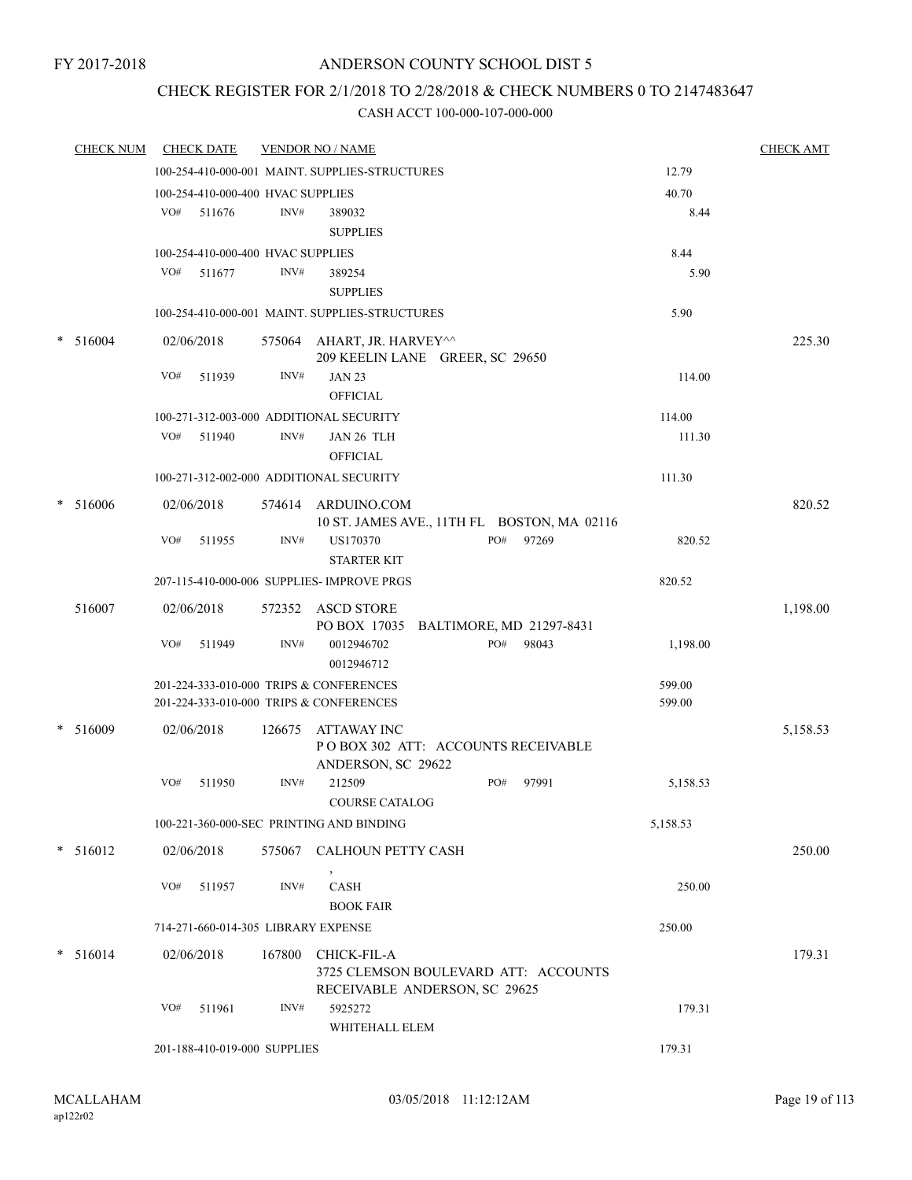FY 2017-2018

# ANDERSON COUNTY SCHOOL DIST 5

## CHECK REGISTER FOR 2/1/2018 TO 2/28/2018 & CHECK NUMBERS 0 TO 2147483647

### CASH ACCT 100-000-107-000-000

| CHECK NUM | CHECK DATE | VENDOR NO / NAME | | CHECK AMT |
|---|---|---|---|---|
| | | 100-254-410-000-001 MAINT. SUPPLIES-STRUCTURES | 12.79 | |
| | | 100-254-410-000-400 HVAC SUPPLIES | 40.70 | |
| | VO# 511676 | INV# 389032 SUPPLIES | 8.44 | |
| | | 100-254-410-000-400 HVAC SUPPLIES | 8.44 | |
| | VO# 511677 | INV# 389254 SUPPLIES | 5.90 | |
| | | 100-254-410-000-001 MAINT. SUPPLIES-STRUCTURES | 5.90 | |
| * 516004 | 02/06/2018 | 575064 AHART, JR. HARVEY^^ 209 KEELIN LANE GREER, SC 29650 | | 225.30 |
| | VO# 511939 | INV# JAN 23 OFFICIAL | 114.00 | |
| | | 100-271-312-003-000 ADDITIONAL SECURITY | 114.00 | |
| | VO# 511940 | INV# JAN 26 TLH OFFICIAL | 111.30 | |
| | | 100-271-312-002-000 ADDITIONAL SECURITY | 111.30 | |
| * 516006 | 02/06/2018 | 574614 ARDUINO.COM 10 ST. JAMES AVE., 11TH FL BOSTON, MA 02116 | | 820.52 |
| | VO# 511955 | INV# US170370 PO# 97269 STARTER KIT | 820.52 | |
| | | 207-115-410-000-006 SUPPLIES- IMPROVE PRGS | 820.52 | |
| 516007 | 02/06/2018 | 572352 ASCD STORE PO BOX 17035 BALTIMORE, MD 21297-8431 | | 1,198.00 |
| | VO# 511949 | INV# 0012946702 0012946712 PO# 98043 | 1,198.00 | |
| | | 201-224-333-010-000 TRIPS & CONFERENCES | 599.00 | |
| | | 201-224-333-010-000 TRIPS & CONFERENCES | 599.00 | |
| * 516009 | 02/06/2018 | 126675 ATTAWAY INC P O BOX 302 ATT: ACCOUNTS RECEIVABLE ANDERSON, SC 29622 | | 5,158.53 |
| | VO# 511950 | INV# 212509 PO# 97991 COURSE CATALOG | 5,158.53 | |
| | | 100-221-360-000-SEC PRINTING AND BINDING | 5,158.53 | |
| * 516012 | 02/06/2018 | 575067 CALHOUN PETTY CASH , | | 250.00 |
| | VO# 511957 | INV# CASH BOOK FAIR | 250.00 | |
| | | 714-271-660-014-305 LIBRARY EXPENSE | 250.00 | |
| * 516014 | 02/06/2018 | 167800 CHICK-FIL-A 3725 CLEMSON BOULEVARD ATT: ACCOUNTS RECEIVABLE ANDERSON, SC 29625 | | 179.31 |
| | VO# 511961 | INV# 5925272 WHITEHALL ELEM | 179.31 | |
| | | 201-188-410-019-000 SUPPLIES | 179.31 | |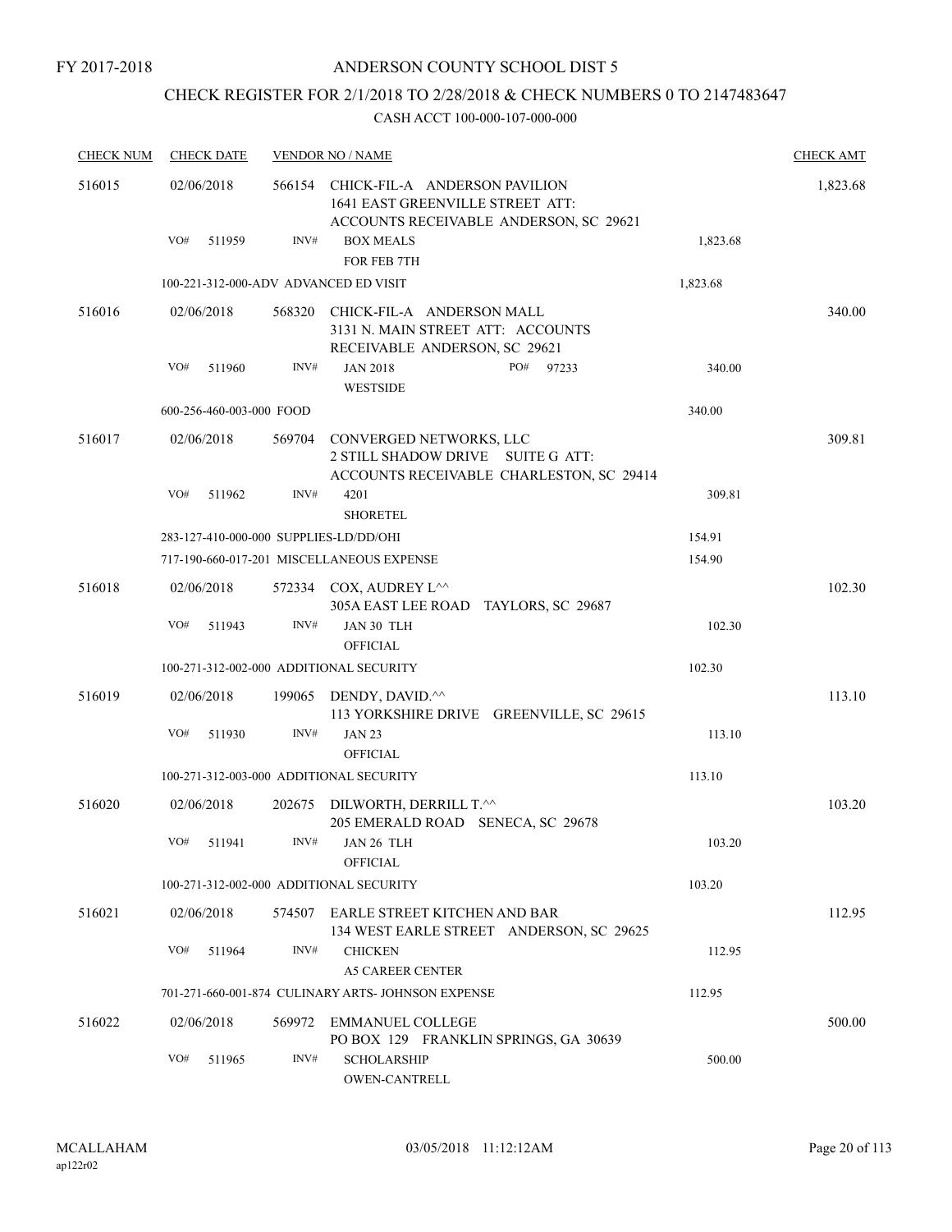FY 2017-2018

# ANDERSON COUNTY SCHOOL DIST 5

## CHECK REGISTER FOR 2/1/2018 TO 2/28/2018 & CHECK NUMBERS 0 TO 2147483647

CASH ACCT 100-000-107-000-000

| CHECK NUM | CHECK DATE | VENDOR NO / NAME | | CHECK AMT |
|---|---|---|---|---|
| 516015 | 02/06/2018 | 566154 CHICK-FIL-A ANDERSON PAVILION<br>1641 EAST GREENVILLE STREET ATT:<br>ACCOUNTS RECEIVABLE ANDERSON, SC 29621 | | 1,823.68 |
| | VO# 511959 | INV# BOX MEALS<br>FOR FEB 7TH | 1,823.68 | |
| | 100-221-312-000-ADV ADVANCED ED VISIT | | 1,823.68 | |
| 516016 | 02/06/2018 | 568320 CHICK-FIL-A ANDERSON MALL<br>3131 N. MAIN STREET ATT: ACCOUNTS<br>RECEIVABLE ANDERSON, SC 29621 | | 340.00 |
| | VO# 511960 | INV# JAN 2018 PO# 97233<br>WESTSIDE | 340.00 | |
| | 600-256-460-003-000 FOOD | | 340.00 | |
| 516017 | 02/06/2018 | 569704 CONVERGED NETWORKS, LLC<br>2 STILL SHADOW DRIVE SUITE G ATT:<br>ACCOUNTS RECEIVABLE CHARLESTON, SC 29414 | | 309.81 |
| | VO# 511962 | INV# 4201<br>SHORETEL | 309.81 | |
| | 283-127-410-000-000 SUPPLIES-LD/DD/OHI | | 154.91 | |
| | 717-190-660-017-201 MISCELLANEOUS EXPENSE | | 154.90 | |
| 516018 | 02/06/2018 | 572334 COX, AUDREY L^^<br>305A EAST LEE ROAD TAYLORS, SC 29687 | | 102.30 |
| | VO# 511943 | INV# JAN 30 TLH<br>OFFICIAL | 102.30 | |
| | 100-271-312-002-000 ADDITIONAL SECURITY | | 102.30 | |
| 516019 | 02/06/2018 | 199065 DENDY, DAVID.^^<br>113 YORKSHIRE DRIVE GREENVILLE, SC 29615 | | 113.10 |
| | VO# 511930 | INV# JAN 23<br>OFFICIAL | 113.10 | |
| | 100-271-312-003-000 ADDITIONAL SECURITY | | 113.10 | |
| 516020 | 02/06/2018 | 202675 DILWORTH, DERRILL T.^^<br>205 EMERALD ROAD SENECA, SC 29678 | | 103.20 |
| | VO# 511941 | INV# JAN 26 TLH<br>OFFICIAL | 103.20 | |
| | 100-271-312-002-000 ADDITIONAL SECURITY | | 103.20 | |
| 516021 | 02/06/2018 | 574507 EARLE STREET KITCHEN AND BAR<br>134 WEST EARLE STREET ANDERSON, SC 29625 | | 112.95 |
| | VO# 511964 | INV# CHICKEN<br>A5 CAREER CENTER | 112.95 | |
| | 701-271-660-001-874 CULINARY ARTS- JOHNSON EXPENSE | | 112.95 | |
| 516022 | 02/06/2018 | 569972 EMMANUEL COLLEGE<br>PO BOX 129 FRANKLIN SPRINGS, GA 30639 | | 500.00 |
| | VO# 511965 | INV# SCHOLARSHIP<br>OWEN-CANTRELL | 500.00 | |

MCALLAHAM
ap122r02

03/05/2018 11:12:12AM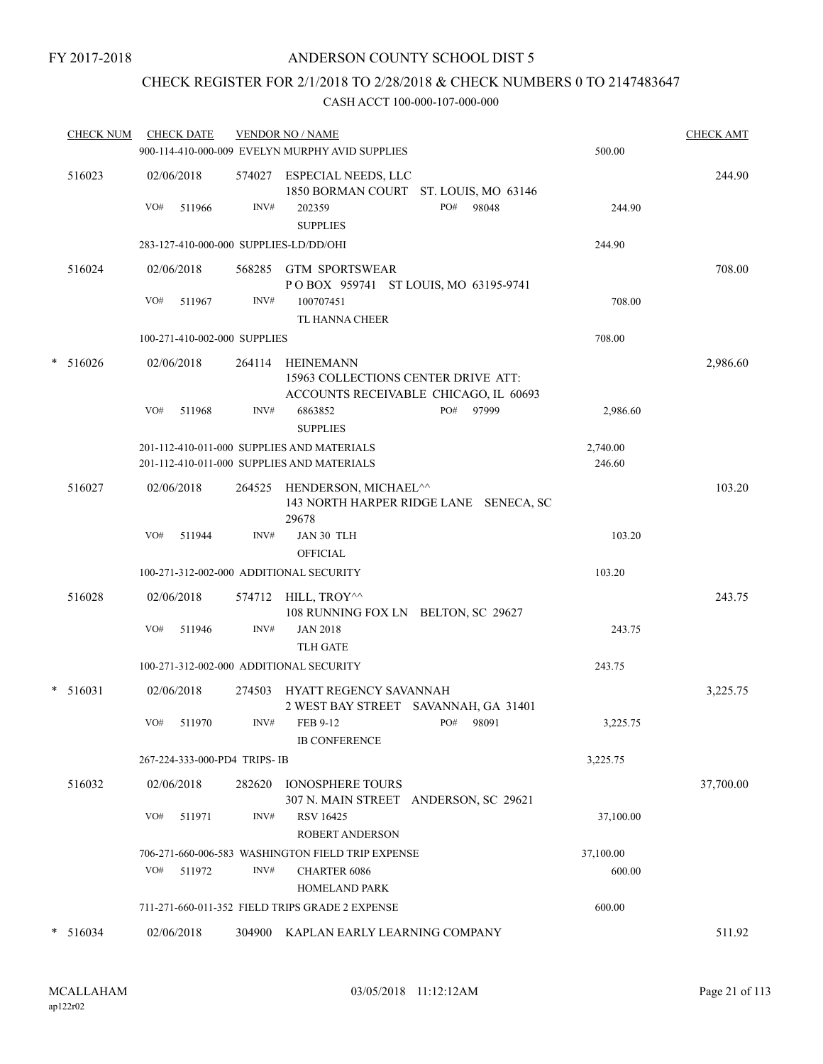FY 2017-2018

# ANDERSON COUNTY SCHOOL DIST 5

## CHECK REGISTER FOR 2/1/2018 TO 2/28/2018 & CHECK NUMBERS 0 TO 2147483647

### CASH ACCT 100-000-107-000-000

| CHECK NUM | CHECK DATE | VENDOR NO / NAME | | CHECK AMT |
|---|---|---|---|---|
| | | 900-114-410-000-009 EVELYN MURPHY AVID SUPPLIES | 500.00 | |
| 516023 | 02/06/2018 | 574027 ESPECIAL NEEDS, LLC<br>1850 BORMAN COURT ST. LOUIS, MO 63146 | | 244.90 |
| | VO# 511966 | INV# 202359 PO# 98048<br>SUPPLIES | 244.90 | |
| | | 283-127-410-000-000 SUPPLIES-LD/DD/OHI | 244.90 | |
| 516024 | 02/06/2018 | 568285 GTM SPORTSWEAR<br>P O BOX 959741 ST LOUIS, MO 63195-9741 | | 708.00 |
| | VO# 511967 | INV# 100707451<br>TL HANNA CHEER | 708.00 | |
| | | 100-271-410-002-000 SUPPLIES | 708.00 | |
| * 516026 | 02/06/2018 | 264114 HEINEMANN<br>15963 COLLECTIONS CENTER DRIVE ATT:<br>ACCOUNTS RECEIVABLE CHICAGO, IL 60693 | | 2,986.60 |
| | VO# 511968 | INV# 6863852 PO# 97999<br>SUPPLIES | 2,986.60 | |
| | | 201-112-410-011-000 SUPPLIES AND MATERIALS | 2,740.00 | |
| | | 201-112-410-011-000 SUPPLIES AND MATERIALS | 246.60 | |
| 516027 | 02/06/2018 | 264525 HENDERSON, MICHAEL^^<br>143 NORTH HARPER RIDGE LANE SENECA, SC 29678 | | 103.20 |
| | VO# 511944 | INV# JAN 30 TLH<br>OFFICIAL | 103.20 | |
| | | 100-271-312-002-000 ADDITIONAL SECURITY | 103.20 | |
| 516028 | 02/06/2018 | 574712 HILL, TROY^^<br>108 RUNNING FOX LN BELTON, SC 29627 | | 243.75 |
| | VO# 511946 | INV# JAN 2018<br>TLH GATE | 243.75 | |
| | | 100-271-312-002-000 ADDITIONAL SECURITY | 243.75 | |
| * 516031 | 02/06/2018 | 274503 HYATT REGENCY SAVANNAH<br>2 WEST BAY STREET SAVANNAH, GA 31401 | | 3,225.75 |
| | VO# 511970 | INV# FEB 9-12 PO# 98091<br>IB CONFERENCE | 3,225.75 | |
| | | 267-224-333-000-PD4 TRIPS- IB | 3,225.75 | |
| 516032 | 02/06/2018 | 282620 IONOSPHERE TOURS<br>307 N. MAIN STREET ANDERSON, SC 29621 | | 37,700.00 |
| | VO# 511971 | INV# RSV 16425<br>ROBERT ANDERSON | 37,100.00 | |
| | | 706-271-660-006-583 WASHINGTON FIELD TRIP EXPENSE | 37,100.00 | |
| | VO# 511972 | INV# CHARTER 6086<br>HOMELAND PARK | 600.00 | |
| | | 711-271-660-011-352 FIELD TRIPS GRADE 2 EXPENSE | 600.00 | |
| * 516034 | 02/06/2018 | 304900 KAPLAN EARLY LEARNING COMPANY | | 511.92 |

MCALLAHAM
ap122r02

03/05/2018 11:12:12AM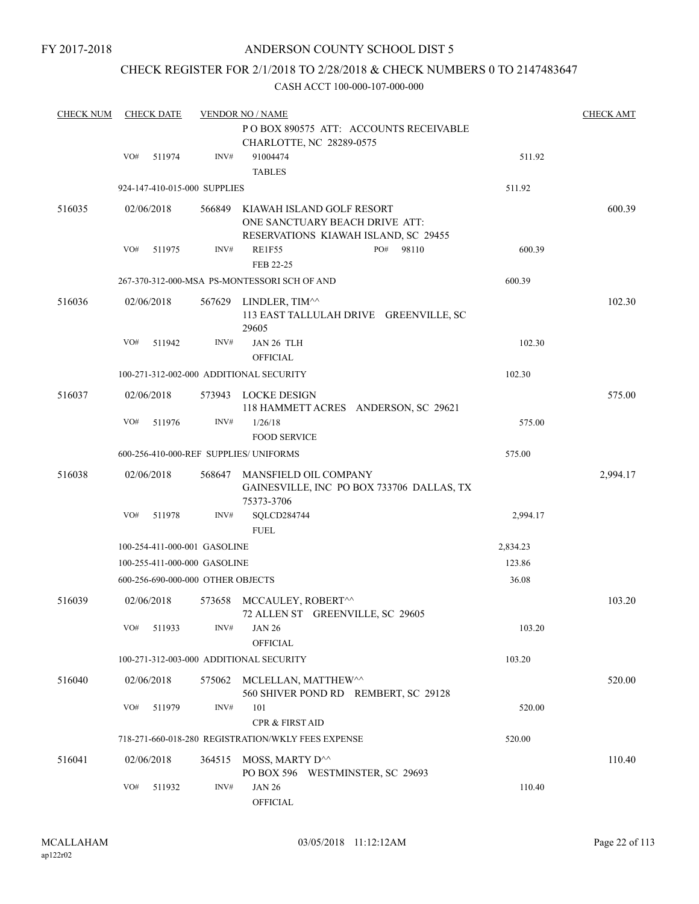FY 2017-2018

# ANDERSON COUNTY SCHOOL DIST 5

## CHECK REGISTER FOR 2/1/2018 TO 2/28/2018 & CHECK NUMBERS 0 TO 2147483647

CASH ACCT 100-000-107-000-000

| CHECK NUM | CHECK DATE | VENDOR NO / NAME | | CHECK AMT |
|---|---|---|---|---|
| | | P O BOX 890575 ATT: ACCOUNTS RECEIVABLE CHARLOTTE, NC 28289-0575 | | |
| | VO# 511974 | INV# 91004474 TABLES | 511.92 | |
| | 924-147-410-015-000 SUPPLIES | | 511.92 | |
| 516035 | 02/06/2018 | 566849 KIAWAH ISLAND GOLF RESORT ONE SANCTUARY BEACH DRIVE ATT: RESERVATIONS KIAWAH ISLAND, SC 29455 | | 600.39 |
| | VO# 511975 | INV# RE1F55 PO# 98110 FEB 22-25 | 600.39 | |
| | 267-370-312-000-MSA PS-MONTESSORI SCH OF AND | | 600.39 | |
| 516036 | 02/06/2018 | 567629 LINDLER, TIM^^ 113 EAST TALLULAH DRIVE GREENVILLE, SC 29605 | | 102.30 |
| | VO# 511942 | INV# JAN 26 TLH OFFICIAL | 102.30 | |
| | 100-271-312-002-000 ADDITIONAL SECURITY | | 102.30 | |
| 516037 | 02/06/2018 | 573943 LOCKE DESIGN 118 HAMMETT ACRES ANDERSON, SC 29621 | | 575.00 |
| | VO# 511976 | INV# 1/26/18 FOOD SERVICE | 575.00 | |
| | 600-256-410-000-REF SUPPLIES/ UNIFORMS | | 575.00 | |
| 516038 | 02/06/2018 | 568647 MANSFIELD OIL COMPANY GAINESVILLE, INC PO BOX 733706 DALLAS, TX 75373-3706 | | 2,994.17 |
| | VO# 511978 | INV# SQLCD284744 FUEL | 2,994.17 | |
| | 100-254-411-000-001 GASOLINE | | 2,834.23 | |
| | 100-255-411-000-000 GASOLINE | | 123.86 | |
| | 600-256-690-000-000 OTHER OBJECTS | | 36.08 | |
| 516039 | 02/06/2018 | 573658 MCCAULEY, ROBERT^^ 72 ALLEN ST GREENVILLE, SC 29605 | | 103.20 |
| | VO# 511933 | INV# JAN 26 OFFICIAL | 103.20 | |
| | 100-271-312-003-000 ADDITIONAL SECURITY | | 103.20 | |
| 516040 | 02/06/2018 | 575062 MCLELLAN, MATTHEW^^ 560 SHIVER POND RD REMBERT, SC 29128 | | 520.00 |
| | VO# 511979 | INV# 101 CPR & FIRST AID | 520.00 | |
| | 718-271-660-018-280 REGISTRATION/WKLY FEES EXPENSE | | 520.00 | |
| 516041 | 02/06/2018 | 364515 MOSS, MARTY D^^ PO BOX 596 WESTMINSTER, SC 29693 | | 110.40 |
| | VO# 511932 | INV# JAN 26 OFFICIAL | 110.40 | |

MCALLAHAM ap122r02 03/05/2018 11:12:12AM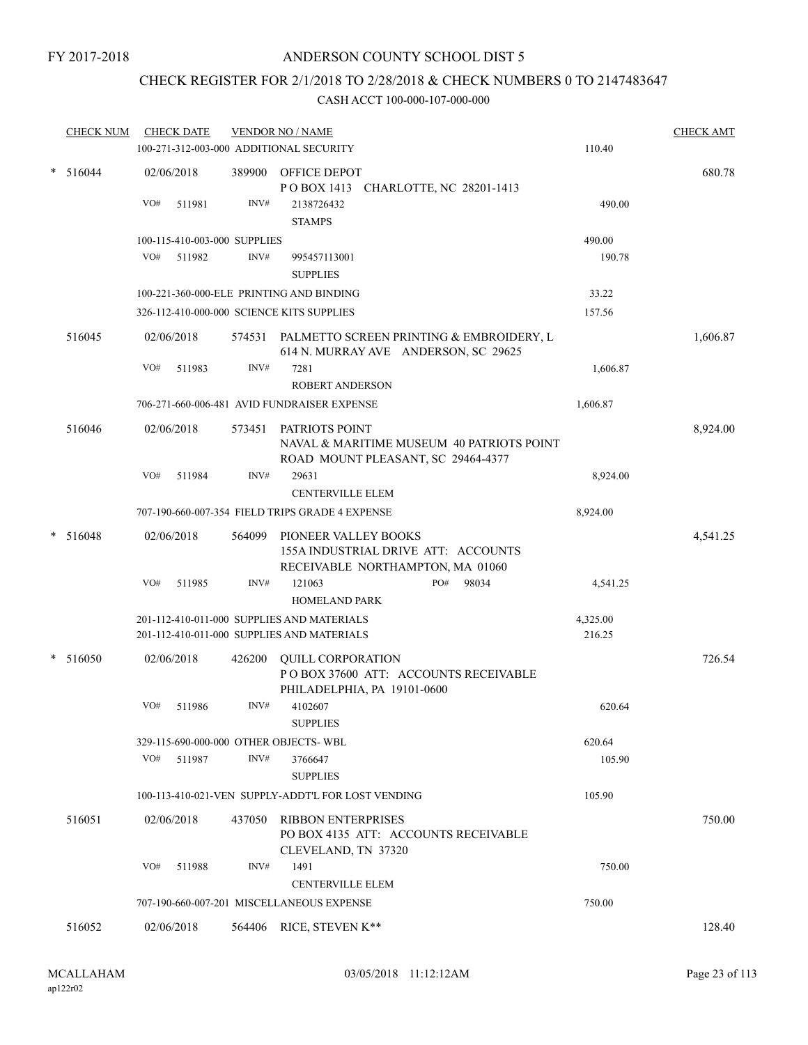FY 2017-2018

# ANDERSON COUNTY SCHOOL DIST 5

## CHECK REGISTER FOR 2/1/2018 TO 2/28/2018 & CHECK NUMBERS 0 TO 2147483647

CASH ACCT 100-000-107-000-000

| CHECK NUM | CHECK DATE | VENDOR NO / NAME | | CHECK AMT |
|---|---|---|---|---|
| | 100-271-312-003-000 ADDITIONAL SECURITY | | 110.40 | |
| * 516044 | 02/06/2018 | 389900 OFFICE DEPOT<br>P O BOX 1413 CHARLOTTE, NC 28201-1413 | | 680.78 |
| | VO# 511981 | INV# 2138726432<br>STAMPS | 490.00 | |
| | 100-115-410-003-000 SUPPLIES | | 490.00 | |
| | VO# 511982 | INV# 995457113001<br>SUPPLIES | 190.78 | |
| | 100-221-360-000-ELE PRINTING AND BINDING | | 33.22 | |
| | 326-112-410-000-000 SCIENCE KITS SUPPLIES | | 157.56 | |
| 516045 | 02/06/2018 | 574531 PALMETTO SCREEN PRINTING & EMBROIDERY, L<br>614 N. MURRAY AVE ANDERSON, SC 29625 | | 1,606.87 |
| | VO# 511983 | INV# 7281<br>ROBERT ANDERSON | 1,606.87 | |
| | 706-271-660-006-481 AVID FUNDRAISER EXPENSE | | 1,606.87 | |
| 516046 | 02/06/2018 | 573451 PATRIOTS POINT<br>NAVAL & MARITIME MUSEUM 40 PATRIOTS POINT ROAD MOUNT PLEASANT, SC 29464-4377 | | 8,924.00 |
| | VO# 511984 | INV# 29631<br>CENTERVILLE ELEM | 8,924.00 | |
| | 707-190-660-007-354 FIELD TRIPS GRADE 4 EXPENSE | | 8,924.00 | |
| * 516048 | 02/06/2018 | 564099 PIONEER VALLEY BOOKS<br>155A INDUSTRIAL DRIVE ATT: ACCOUNTS RECEIVABLE NORTHAMPTON, MA 01060 | | 4,541.25 |
| | VO# 511985 | INV# 121063 PO# 98034<br>HOMELAND PARK | 4,541.25 | |
| | 201-112-410-011-000 SUPPLIES AND MATERIALS | | 4,325.00 | |
| | 201-112-410-011-000 SUPPLIES AND MATERIALS | | 216.25 | |
| * 516050 | 02/06/2018 | 426200 QUILL CORPORATION<br>P O BOX 37600 ATT: ACCOUNTS RECEIVABLE PHILADELPHIA, PA 19101-0600 | | 726.54 |
| | VO# 511986 | INV# 4102607<br>SUPPLIES | 620.64 | |
| | 329-115-690-000-000 OTHER OBJECTS- WBL | | 620.64 | |
| | VO# 511987 | INV# 3766647<br>SUPPLIES | 105.90 | |
| | 100-113-410-021-VEN SUPPLY-ADDT'L FOR LOST VENDING | | 105.90 | |
| 516051 | 02/06/2018 | 437050 RIBBON ENTERPRISES<br>PO BOX 4135 ATT: ACCOUNTS RECEIVABLE CLEVELAND, TN 37320 | | 750.00 |
| | VO# 511988 | INV# 1491<br>CENTERVILLE ELEM | 750.00 | |
| | 707-190-660-007-201 MISCELLANEOUS EXPENSE | | 750.00 | |
| 516052 | 02/06/2018 | 564406 RICE, STEVEN K** | | 128.40 |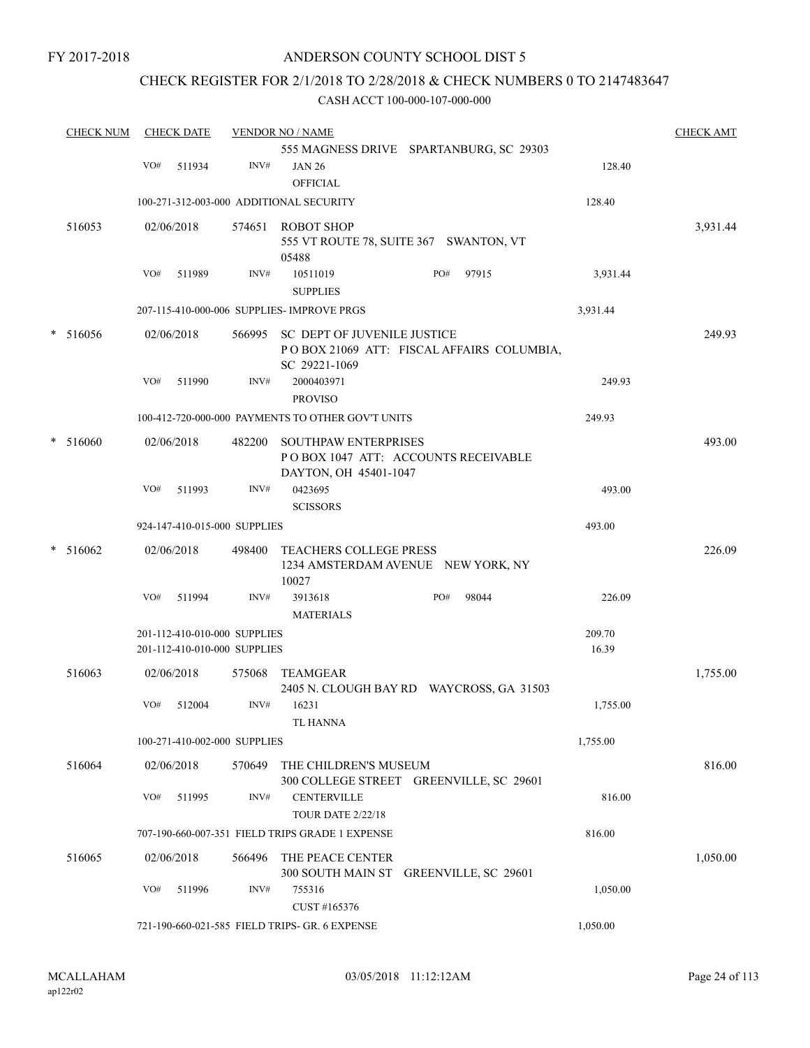FY 2017-2018

# ANDERSON COUNTY SCHOOL DIST 5

## CHECK REGISTER FOR 2/1/2018 TO 2/28/2018 & CHECK NUMBERS 0 TO 2147483647

### CASH ACCT 100-000-107-000-000

| CHECK NUM | CHECK DATE | VENDOR NO / NAME | | CHECK AMT |
|---|---|---|---|---|
| | | 555 MAGNESS DRIVE SPARTANBURG, SC 29303 | | |
| | VO# 511934 | INV# JAN 26 OFFICIAL | 128.40 | |
| | 100-271-312-003-000 ADDITIONAL SECURITY | | 128.40 | |
| 516053 | 02/06/2018 | 574651 ROBOT SHOP 555 VT ROUTE 78, SUITE 367 SWANTON, VT 05488 | | 3,931.44 |
| | VO# 511989 | INV# 10511019 PO# 97915 SUPPLIES | 3,931.44 | |
| | 207-115-410-000-006 SUPPLIES- IMPROVE PRGS | | 3,931.44 | |
| * 516056 | 02/06/2018 | 566995 SC DEPT OF JUVENILE JUSTICE P O BOX 21069 ATT: FISCAL AFFAIRS COLUMBIA, SC 29221-1069 | | 249.93 |
| | VO# 511990 | INV# 2000403971 PROVISO | 249.93 | |
| | 100-412-720-000-000 PAYMENTS TO OTHER GOV'T UNITS | | 249.93 | |
| * 516060 | 02/06/2018 | 482200 SOUTHPAW ENTERPRISES P O BOX 1047 ATT: ACCOUNTS RECEIVABLE DAYTON, OH 45401-1047 | | 493.00 |
| | VO# 511993 | INV# 0423695 SCISSORS | 493.00 | |
| | 924-147-410-015-000 SUPPLIES | | 493.00 | |
| * 516062 | 02/06/2018 | 498400 TEACHERS COLLEGE PRESS 1234 AMSTERDAM AVENUE NEW YORK, NY 10027 | | 226.09 |
| | VO# 511994 | INV# 3913618 PO# 98044 MATERIALS | 226.09 | |
| | 201-112-410-010-000 SUPPLIES | | 209.70 | |
| | 201-112-410-010-000 SUPPLIES | | 16.39 | |
| 516063 | 02/06/2018 | 575068 TEAMGEAR 2405 N. CLOUGH BAY RD WAYCROSS, GA 31503 | | 1,755.00 |
| | VO# 512004 | INV# 16231 TL HANNA | 1,755.00 | |
| | 100-271-410-002-000 SUPPLIES | | 1,755.00 | |
| 516064 | 02/06/2018 | 570649 THE CHILDREN'S MUSEUM 300 COLLEGE STREET GREENVILLE, SC 29601 | | 816.00 |
| | VO# 511995 | INV# CENTERVILLE TOUR DATE 2/22/18 | 816.00 | |
| | 707-190-660-007-351 FIELD TRIPS GRADE 1 EXPENSE | | 816.00 | |
| 516065 | 02/06/2018 | 566496 THE PEACE CENTER 300 SOUTH MAIN ST GREENVILLE, SC 29601 | | 1,050.00 |
| | VO# 511996 | INV# 755316 CUST #165376 | 1,050.00 | |
| | 721-190-660-021-585 FIELD TRIPS- GR. 6 EXPENSE | | 1,050.00 | |

MCALLAHAM ap122r02 03/05/2018 11:12:12AM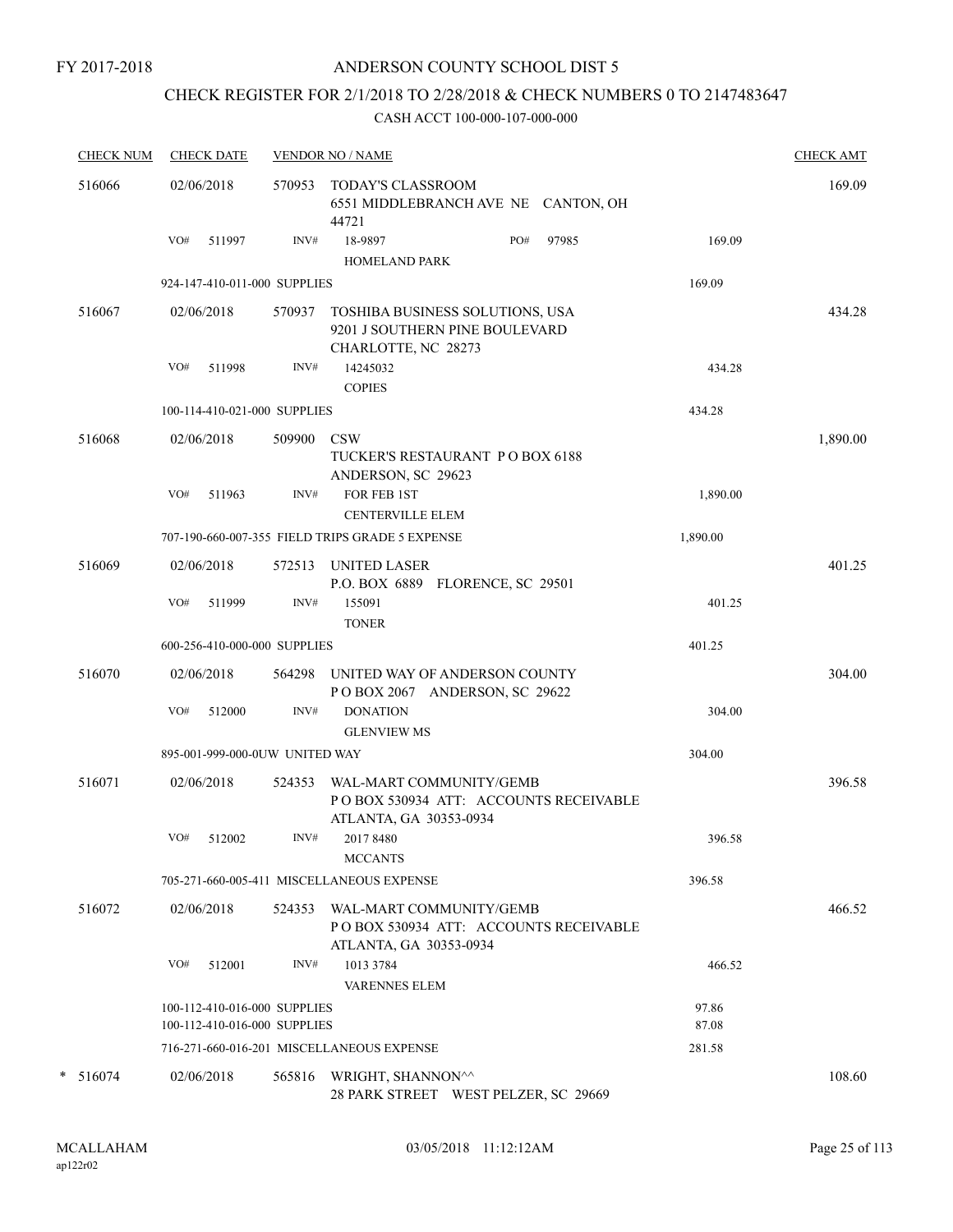FY 2017-2018

ANDERSON COUNTY SCHOOL DIST 5

CHECK REGISTER FOR 2/1/2018 TO 2/28/2018 & CHECK NUMBERS 0 TO 2147483647

CASH ACCT 100-000-107-000-000

| CHECK NUM | CHECK DATE | VENDOR NO / NAME | | | CHECK AMT |
|---|---|---|---|---|---|
| 516066 | 02/06/2018 | 570953 TODAY'S CLASSROOM<br>6551 MIDDLEBRANCH AVE NE CANTON, OH 44721 | | | 169.09 |
| | VO# 511997 | INV# 18-9897<br>HOMELAND PARK | PO# 97985 | 169.09 | |
| | 924-147-410-011-000 SUPPLIES | | | 169.09 | |
| 516067 | 02/06/2018 | 570937 TOSHIBA BUSINESS SOLUTIONS, USA<br>9201 J SOUTHERN PINE BOULEVARD<br>CHARLOTTE, NC 28273 | | | 434.28 |
| | VO# 511998 | INV# 14245032<br>COPIES | | 434.28 | |
| | 100-114-410-021-000 SUPPLIES | | | 434.28 | |
| 516068 | 02/06/2018 | 509900 CSW<br>TUCKER'S RESTAURANT P O BOX 6188<br>ANDERSON, SC 29623 | | | 1,890.00 |
| | VO# 511963 | INV# FOR FEB 1ST<br>CENTERVILLE ELEM | | 1,890.00 | |
| | 707-190-660-007-355 FIELD TRIPS GRADE 5 EXPENSE | | | 1,890.00 | |
| 516069 | 02/06/2018 | 572513 UNITED LASER<br>P.O. BOX 6889 FLORENCE, SC 29501 | | | 401.25 |
| | VO# 511999 | INV# 155091<br>TONER | | 401.25 | |
| | 600-256-410-000-000 SUPPLIES | | | 401.25 | |
| 516070 | 02/06/2018 | 564298 UNITED WAY OF ANDERSON COUNTY<br>P O BOX 2067 ANDERSON, SC 29622 | | | 304.00 |
| | VO# 512000 | INV# DONATION<br>GLENVIEW MS | | 304.00 | |
| | 895-001-999-000-0UW UNITED WAY | | | 304.00 | |
| 516071 | 02/06/2018 | 524353 WAL-MART COMMUNITY/GEMB<br>P O BOX 530934 ATT: ACCOUNTS RECEIVABLE<br>ATLANTA, GA 30353-0934 | | | 396.58 |
| | VO# 512002 | INV# 2017 8480<br>MCCANTS | | 396.58 | |
| | 705-271-660-005-411 MISCELLANEOUS EXPENSE | | | 396.58 | |
| 516072 | 02/06/2018 | 524353 WAL-MART COMMUNITY/GEMB<br>P O BOX 530934 ATT: ACCOUNTS RECEIVABLE<br>ATLANTA, GA 30353-0934 | | | 466.52 |
| | VO# 512001 | INV# 1013 3784<br>VARENNES ELEM | | 466.52 | |
| | 100-112-410-016-000 SUPPLIES | | | 97.86 | |
| | 100-112-410-016-000 SUPPLIES | | | 87.08 | |
| | 716-271-660-016-201 MISCELLANEOUS EXPENSE | | | 281.58 | |
| * 516074 | 02/06/2018 | 565816 WRIGHT, SHANNON^^<br>28 PARK STREET WEST PELZER, SC 29669 | | | 108.60 |

MCALLAHAM
ap122r02

03/05/2018 11:12:12AM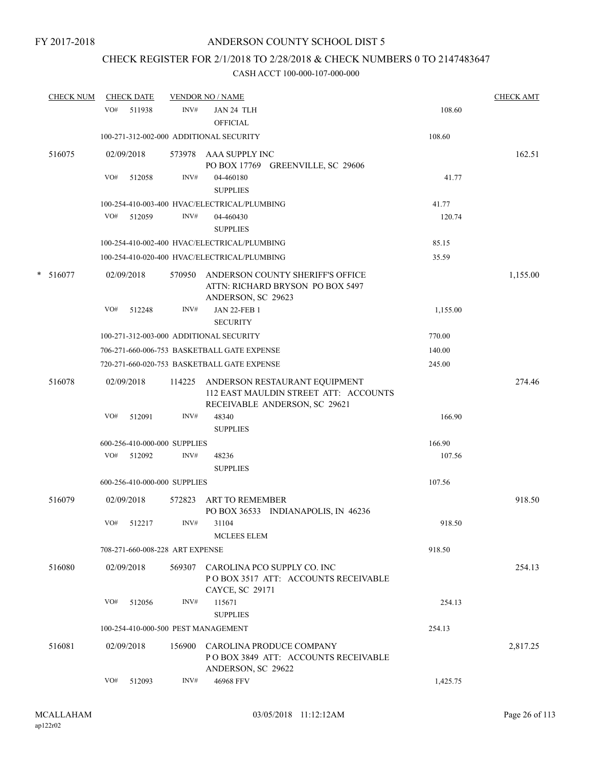FY 2017-2018

# ANDERSON COUNTY SCHOOL DIST 5

## CHECK REGISTER FOR 2/1/2018 TO 2/28/2018 & CHECK NUMBERS 0 TO 2147483647

CASH ACCT 100-000-107-000-000

| CHECK NUM | CHECK DATE | VENDOR NO / NAME | | CHECK AMT |
|---|---|---|---|---|
| | VO# 511938 | INV# JAN 24 TLH OFFICIAL | 108.60 | |
| | 100-271-312-002-000 ADDITIONAL SECURITY | | 108.60 | |
| 516075 | 02/09/2018 | 573978 AAA SUPPLY INC PO BOX 17769 GREENVILLE, SC 29606 | | 162.51 |
| | VO# 512058 | INV# 04-460180 SUPPLIES | 41.77 | |
| | 100-254-410-003-400 HVAC/ELECTRICAL/PLUMBING | | 41.77 | |
| | VO# 512059 | INV# 04-460430 SUPPLIES | 120.74 | |
| | 100-254-410-002-400 HVAC/ELECTRICAL/PLUMBING | | 85.15 | |
| | 100-254-410-020-400 HVAC/ELECTRICAL/PLUMBING | | 35.59 | |
| * 516077 | 02/09/2018 | 570950 ANDERSON COUNTY SHERIFF'S OFFICE ATTN: RICHARD BRYSON PO BOX 5497 ANDERSON, SC 29623 | | 1,155.00 |
| | VO# 512248 | INV# JAN 22-FEB 1 SECURITY | 1,155.00 | |
| | 100-271-312-003-000 ADDITIONAL SECURITY | | 770.00 | |
| | 706-271-660-006-753 BASKETBALL GATE EXPENSE | | 140.00 | |
| | 720-271-660-020-753 BASKETBALL GATE EXPENSE | | 245.00 | |
| 516078 | 02/09/2018 | 114225 ANDERSON RESTAURANT EQUIPMENT 112 EAST MAULDIN STREET ATT: ACCOUNTS RECEIVABLE ANDERSON, SC 29621 | | 274.46 |
| | VO# 512091 | INV# 48340 SUPPLIES | 166.90 | |
| | 600-256-410-000-000 SUPPLIES | | 166.90 | |
| | VO# 512092 | INV# 48236 SUPPLIES | 107.56 | |
| | 600-256-410-000-000 SUPPLIES | | 107.56 | |
| 516079 | 02/09/2018 | 572823 ART TO REMEMBER PO BOX 36533 INDIANAPOLIS, IN 46236 | | 918.50 |
| | VO# 512217 | INV# 31104 MCLEES ELEM | 918.50 | |
| | 708-271-660-008-228 ART EXPENSE | | 918.50 | |
| 516080 | 02/09/2018 | 569307 CAROLINA PCO SUPPLY CO. INC P O BOX 3517 ATT: ACCOUNTS RECEIVABLE CAYCE, SC 29171 | | 254.13 |
| | VO# 512056 | INV# 115671 SUPPLIES | 254.13 | |
| | 100-254-410-000-500 PEST MANAGEMENT | | 254.13 | |
| 516081 | 02/09/2018 | 156900 CAROLINA PRODUCE COMPANY P O BOX 3849 ATT: ACCOUNTS RECEIVABLE ANDERSON, SC 29622 | | 2,817.25 |
| | VO# 512093 | INV# 46968 FFV | 1,425.75 | |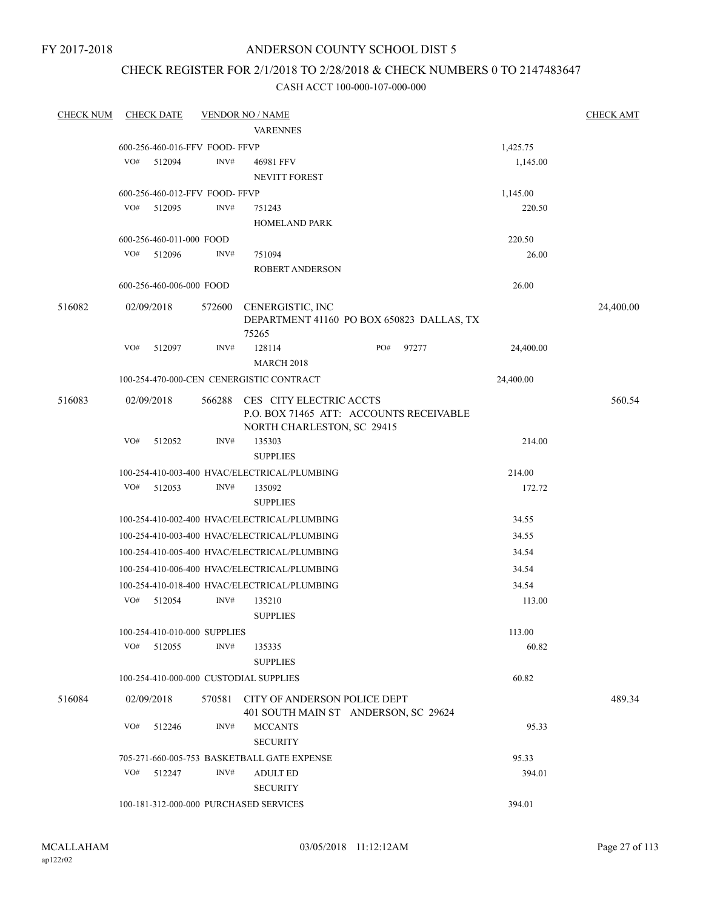FY 2017-2018

# ANDERSON COUNTY SCHOOL DIST 5

## CHECK REGISTER FOR 2/1/2018 TO 2/28/2018 & CHECK NUMBERS 0 TO 2147483647

CASH ACCT 100-000-107-000-000

| CHECK NUM | CHECK DATE | VENDOR NO / NAME | | CHECK AMT |
|---|---|---|---|---|
| | | VARENNES | | |
| | 600-256-460-016-FFV FOOD- FFVP | | 1,425.75 | |
| | VO# 512094 INV# | 46981 FFV | 1,145.00 | |
| | | NEVITT FOREST | | |
| | 600-256-460-012-FFV FOOD- FFVP | | 1,145.00 | |
| | VO# 512095 INV# | 751243 | 220.50 | |
| | | HOMELAND PARK | | |
| | 600-256-460-011-000 FOOD | | 220.50 | |
| | VO# 512096 INV# | 751094 | 26.00 | |
| | | ROBERT ANDERSON | | |
| | 600-256-460-006-000 FOOD | | 26.00 | |
| 516082 | 02/09/2018 | 572600 CENERGISTIC, INC<br>DEPARTMENT 41160 PO BOX 650823 DALLAS, TX 75265 | | 24,400.00 |
| | VO# 512097 INV# | 128114 PO# 97277 | 24,400.00 | |
| | | MARCH 2018 | | |
| | 100-254-470-000-CEN CENERGISTIC CONTRACT | | 24,400.00 | |
| 516083 | 02/09/2018 | 566288 CES CITY ELECTRIC ACCTS<br>P.O. BOX 71465 ATT: ACCOUNTS RECEIVABLE<br>NORTH CHARLESTON, SC 29415 | | 560.54 |
| | VO# 512052 INV# | 135303 | 214.00 | |
| | | SUPPLIES | | |
| | 100-254-410-003-400 HVAC/ELECTRICAL/PLUMBING | | 214.00 | |
| | VO# 512053 INV# | 135092 | 172.72 | |
| | | SUPPLIES | | |
| | 100-254-410-002-400 HVAC/ELECTRICAL/PLUMBING | | 34.55 | |
| | 100-254-410-003-400 HVAC/ELECTRICAL/PLUMBING | | 34.55 | |
| | 100-254-410-005-400 HVAC/ELECTRICAL/PLUMBING | | 34.54 | |
| | 100-254-410-006-400 HVAC/ELECTRICAL/PLUMBING | | 34.54 | |
| | 100-254-410-018-400 HVAC/ELECTRICAL/PLUMBING | | 34.54 | |
| | VO# 512054 INV# | 135210 | 113.00 | |
| | | SUPPLIES | | |
| | 100-254-410-010-000 SUPPLIES | | 113.00 | |
| | VO# 512055 INV# | 135335 | 60.82 | |
| | | SUPPLIES | | |
| | 100-254-410-000-000 CUSTODIAL SUPPLIES | | 60.82 | |
| 516084 | 02/09/2018 | 570581 CITY OF ANDERSON POLICE DEPT<br>401 SOUTH MAIN ST ANDERSON, SC 29624 | | 489.34 |
| | VO# 512246 INV# | MCCANTS | 95.33 | |
| | | SECURITY | | |
| | 705-271-660-005-753 BASKETBALL GATE EXPENSE | | 95.33 | |
| | VO# 512247 INV# | ADULT ED | 394.01 | |
| | | SECURITY | | |
| | 100-181-312-000-000 PURCHASED SERVICES | | 394.01 | |

MCALLAHAM
ap122r02

03/05/2018 11:12:12AM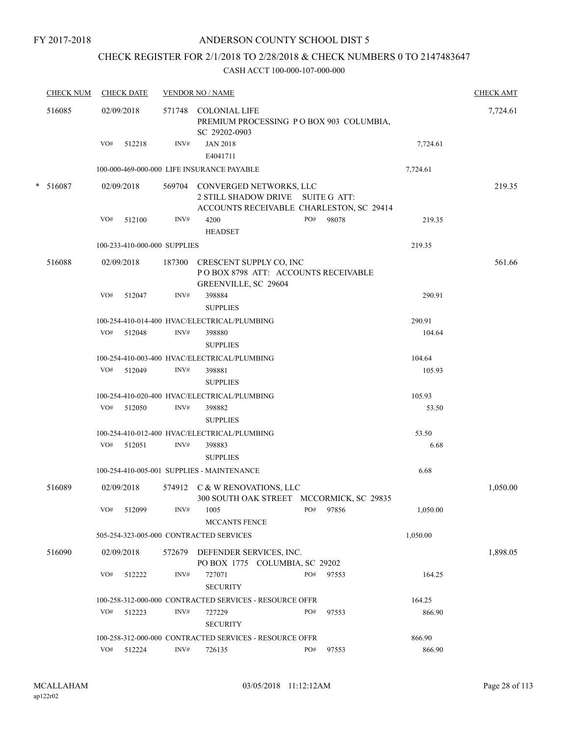FY 2017-2018

# ANDERSON COUNTY SCHOOL DIST 5

## CHECK REGISTER FOR 2/1/2018 TO 2/28/2018 & CHECK NUMBERS 0 TO 2147483647

CASH ACCT 100-000-107-000-000

| CHECK NUM | CHECK DATE | VENDOR NO / NAME | | | CHECK AMT |
|---|---|---|---|---|---|
| 516085 | 02/09/2018 | 571748 COLONIAL LIFE<br>PREMIUM PROCESSING P O BOX 903 COLUMBIA, SC 29202-0903 | | | 7,724.61 |
| | VO# 512218 | INV# JAN 2018<br>E4041711 | | 7,724.61 | |
| | | 100-000-469-000-000 LIFE INSURANCE PAYABLE | | 7,724.61 | |
| * 516087 | 02/09/2018 | 569704 CONVERGED NETWORKS, LLC<br>2 STILL SHADOW DRIVE SUITE G ATT: ACCOUNTS RECEIVABLE CHARLESTON, SC 29414 | | | 219.35 |
| | VO# 512100 | INV# 4200<br>HEADSET | PO# 98078 | 219.35 | |
| | | 100-233-410-000-000 SUPPLIES | | 219.35 | |
| 516088 | 02/09/2018 | 187300 CRESCENT SUPPLY CO, INC<br>P O BOX 8798 ATT: ACCOUNTS RECEIVABLE GREENVILLE, SC 29604 | | | 561.66 |
| | VO# 512047 | INV# 398884<br>SUPPLIES | | 290.91 | |
| | | 100-254-410-014-400 HVAC/ELECTRICAL/PLUMBING | | 290.91 | |
| | VO# 512048 | INV# 398880<br>SUPPLIES | | 104.64 | |
| | | 100-254-410-003-400 HVAC/ELECTRICAL/PLUMBING | | 104.64 | |
| | VO# 512049 | INV# 398881<br>SUPPLIES | | 105.93 | |
| | | 100-254-410-020-400 HVAC/ELECTRICAL/PLUMBING | | 105.93 | |
| | VO# 512050 | INV# 398882<br>SUPPLIES | | 53.50 | |
| | | 100-254-410-012-400 HVAC/ELECTRICAL/PLUMBING | | 53.50 | |
| | VO# 512051 | INV# 398883<br>SUPPLIES | | 6.68 | |
| | | 100-254-410-005-001 SUPPLIES - MAINTENANCE | | 6.68 | |
| 516089 | 02/09/2018 | 574912 C & W RENOVATIONS, LLC<br>300 SOUTH OAK STREET MCCORMICK, SC 29835 | | | 1,050.00 |
| | VO# 512099 | INV# 1005<br>MCCANTS FENCE | PO# 97856 | 1,050.00 | |
| | | 505-254-323-005-000 CONTRACTED SERVICES | | 1,050.00 | |
| 516090 | 02/09/2018 | 572679 DEFENDER SERVICES, INC.<br>PO BOX 1775 COLUMBIA, SC 29202 | | | 1,898.05 |
| | VO# 512222 | INV# 727071<br>SECURITY | PO# 97553 | 164.25 | |
| | | 100-258-312-000-000 CONTRACTED SERVICES - RESOURCE OFFR | | 164.25 | |
| | VO# 512223 | INV# 727229<br>SECURITY | PO# 97553 | 866.90 | |
| | | 100-258-312-000-000 CONTRACTED SERVICES - RESOURCE OFFR | | 866.90 | |
| | VO# 512224 | INV# 726135 | PO# 97553 | 866.90 | |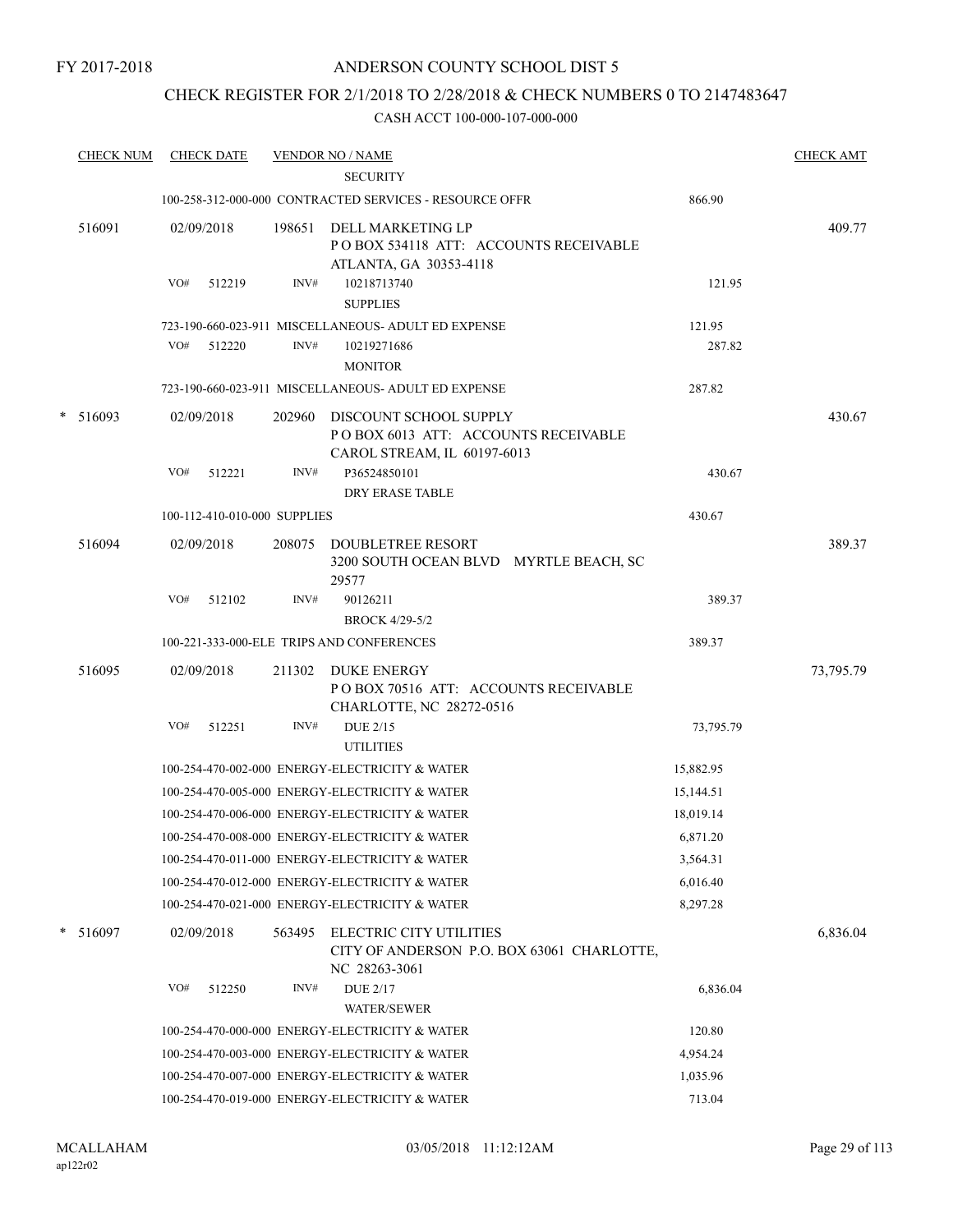FY 2017-2018

# ANDERSON COUNTY SCHOOL DIST 5

## CHECK REGISTER FOR 2/1/2018 TO 2/28/2018 & CHECK NUMBERS 0 TO 2147483647

CASH ACCT 100-000-107-000-000

| CHECK NUM | CHECK DATE | VENDOR NO / NAME | | CHECK AMT |
|---|---|---|---|---|
| | | SECURITY | | |
| | | 100-258-312-000-000 CONTRACTED SERVICES - RESOURCE OFFR | 866.90 | |
| 516091 | 02/09/2018 | 198651 DELL MARKETING LP<br>P O BOX 534118 ATT: ACCOUNTS RECEIVABLE<br>ATLANTA, GA 30353-4118 | | 409.77 |
| | VO# 512219 | INV# 10218713740<br>SUPPLIES | 121.95 | |
| | | 723-190-660-023-911 MISCELLANEOUS- ADULT ED EXPENSE | 121.95 | |
| | VO# 512220 | INV# 10219271686<br>MONITOR | 287.82 | |
| | | 723-190-660-023-911 MISCELLANEOUS- ADULT ED EXPENSE | 287.82 | |
| * 516093 | 02/09/2018 | 202960 DISCOUNT SCHOOL SUPPLY<br>P O BOX 6013 ATT: ACCOUNTS RECEIVABLE<br>CAROL STREAM, IL 60197-6013 | | 430.67 |
| | VO# 512221 | INV# P36524850101<br>DRY ERASE TABLE | 430.67 | |
| | | 100-112-410-010-000 SUPPLIES | 430.67 | |
| 516094 | 02/09/2018 | 208075 DOUBLETREE RESORT<br>3200 SOUTH OCEAN BLVD MYRTLE BEACH, SC 29577 | | 389.37 |
| | VO# 512102 | INV# 90126211<br>BROCK 4/29-5/2 | 389.37 | |
| | | 100-221-333-000-ELE TRIPS AND CONFERENCES | 389.37 | |
| 516095 | 02/09/2018 | 211302 DUKE ENERGY<br>P O BOX 70516 ATT: ACCOUNTS RECEIVABLE<br>CHARLOTTE, NC 28272-0516 | | 73,795.79 |
| | VO# 512251 | INV# DUE 2/15<br>UTILITIES | 73,795.79 | |
| | | 100-254-470-002-000 ENERGY-ELECTRICITY & WATER | 15,882.95 | |
| | | 100-254-470-005-000 ENERGY-ELECTRICITY & WATER | 15,144.51 | |
| | | 100-254-470-006-000 ENERGY-ELECTRICITY & WATER | 18,019.14 | |
| | | 100-254-470-008-000 ENERGY-ELECTRICITY & WATER | 6,871.20 | |
| | | 100-254-470-011-000 ENERGY-ELECTRICITY & WATER | 3,564.31 | |
| | | 100-254-470-012-000 ENERGY-ELECTRICITY & WATER | 6,016.40 | |
| | | 100-254-470-021-000 ENERGY-ELECTRICITY & WATER | 8,297.28 | |
| * 516097 | 02/09/2018 | 563495 ELECTRIC CITY UTILITIES<br>CITY OF ANDERSON P.O. BOX 63061 CHARLOTTE, NC 28263-3061 | | 6,836.04 |
| | VO# 512250 | INV# DUE 2/17<br>WATER/SEWER | 6,836.04 | |
| | | 100-254-470-000-000 ENERGY-ELECTRICITY & WATER | 120.80 | |
| | | 100-254-470-003-000 ENERGY-ELECTRICITY & WATER | 4,954.24 | |
| | | 100-254-470-007-000 ENERGY-ELECTRICITY & WATER | 1,035.96 | |
| | | 100-254-470-019-000 ENERGY-ELECTRICITY & WATER | 713.04 | |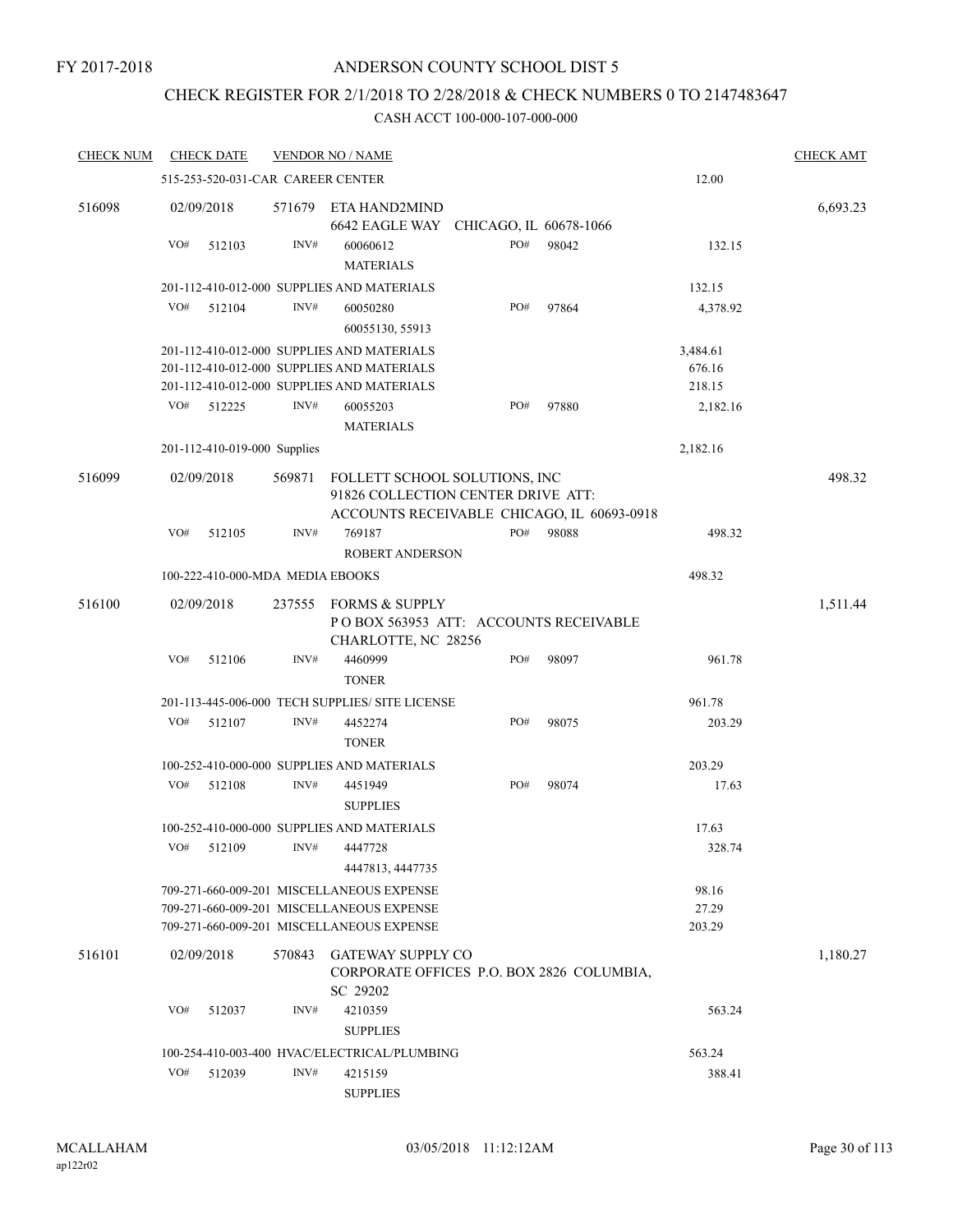FY 2017-2018

# ANDERSON COUNTY SCHOOL DIST 5

## CHECK REGISTER FOR 2/1/2018 TO 2/28/2018 & CHECK NUMBERS 0 TO 2147483647

### CASH ACCT 100-000-107-000-000

| CHECK NUM | CHECK DATE | VENDOR NO / NAME | | CHECK AMT |
|---|---|---|---|---|
| | 515-253-520-031-CAR CAREER CENTER | | 12.00 | |
| 516098 | 02/09/2018 | 571679 ETA HAND2MIND<br>6642 EAGLE WAY CHICAGO, IL 60678-1066 | | 6,693.23 |
| | VO# 512103 | INV# 60060612 MATERIALS PO# 98042 | 132.15 | |
| | 201-112-410-012-000 SUPPLIES AND MATERIALS | | 132.15 | |
| | VO# 512104 | INV# 60050280 60055130, 55913 PO# 97864 | 4,378.92 | |
| | 201-112-410-012-000 SUPPLIES AND MATERIALS | | 3,484.61 | |
| | 201-112-410-012-000 SUPPLIES AND MATERIALS | | 676.16 | |
| | 201-112-410-012-000 SUPPLIES AND MATERIALS | | 218.15 | |
| | VO# 512225 | INV# 60055203 MATERIALS PO# 97880 | 2,182.16 | |
| | 201-112-410-019-000 Supplies | | 2,182.16 | |
| 516099 | 02/09/2018 | 569871 FOLLETT SCHOOL SOLUTIONS, INC<br>91826 COLLECTION CENTER DRIVE ATT: ACCOUNTS RECEIVABLE CHICAGO, IL 60693-0918 | | 498.32 |
| | VO# 512105 | INV# 769187 ROBERT ANDERSON PO# 98088 | 498.32 | |
| | 100-222-410-000-MDA MEDIA EBOOKS | | 498.32 | |
| 516100 | 02/09/2018 | 237555 FORMS & SUPPLY<br>P O BOX 563953 ATT: ACCOUNTS RECEIVABLE CHARLOTTE, NC 28256 | | 1,511.44 |
| | VO# 512106 | INV# 4460999 TONER PO# 98097 | 961.78 | |
| | 201-113-445-006-000 TECH SUPPLIES/ SITE LICENSE | | 961.78 | |
| | VO# 512107 | INV# 4452274 TONER PO# 98075 | 203.29 | |
| | 100-252-410-000-000 SUPPLIES AND MATERIALS | | 203.29 | |
| | VO# 512108 | INV# 4451949 SUPPLIES PO# 98074 | 17.63 | |
| | 100-252-410-000-000 SUPPLIES AND MATERIALS | | 17.63 | |
| | VO# 512109 | INV# 4447728 4447813, 4447735 | 328.74 | |
| | 709-271-660-009-201 MISCELLANEOUS EXPENSE | | 98.16 | |
| | 709-271-660-009-201 MISCELLANEOUS EXPENSE | | 27.29 | |
| | 709-271-660-009-201 MISCELLANEOUS EXPENSE | | 203.29 | |
| 516101 | 02/09/2018 | 570843 GATEWAY SUPPLY CO<br>CORPORATE OFFICES P.O. BOX 2826 COLUMBIA, SC 29202 | | 1,180.27 |
| | VO# 512037 | INV# 4210359 SUPPLIES | 563.24 | |
| | 100-254-410-003-400 HVAC/ELECTRICAL/PLUMBING | | 563.24 | |
| | VO# 512039 | INV# 4215159 SUPPLIES | 388.41 | |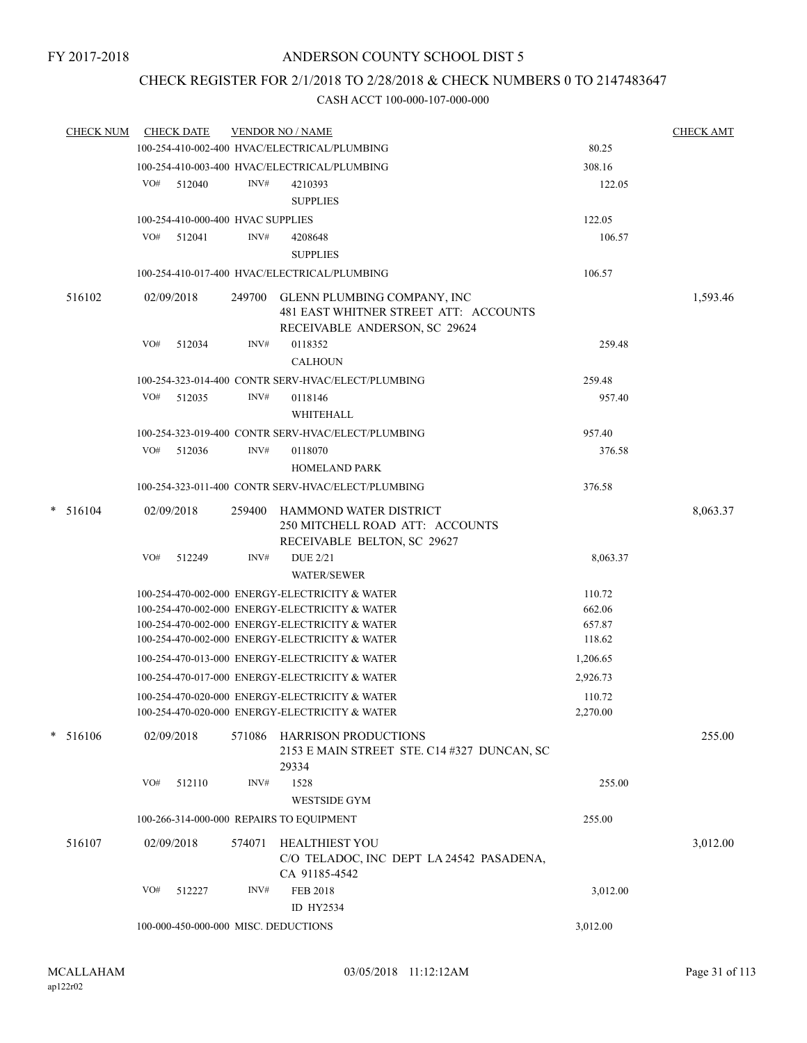FY 2017-2018

# ANDERSON COUNTY SCHOOL DIST 5

## CHECK REGISTER FOR 2/1/2018 TO 2/28/2018 & CHECK NUMBERS 0 TO 2147483647

### CASH ACCT 100-000-107-000-000

| CHECK NUM | CHECK DATE | VENDOR NO / NAME | | CHECK AMT |
|---|---|---|---|---|
| | | 100-254-410-002-400 HVAC/ELECTRICAL/PLUMBING | 80.25 | |
| | | 100-254-410-003-400 HVAC/ELECTRICAL/PLUMBING | 308.16 | |
| | VO# 512040 | INV# 4210393 SUPPLIES | 122.05 | |
| | | 100-254-410-000-400 HVAC SUPPLIES | 122.05 | |
| | VO# 512041 | INV# 4208648 SUPPLIES | 106.57 | |
| | | 100-254-410-017-400 HVAC/ELECTRICAL/PLUMBING | 106.57 | |
| 516102 | 02/09/2018 | 249700 GLENN PLUMBING COMPANY, INC 481 EAST WHITNER STREET ATT: ACCOUNTS RECEIVABLE ANDERSON, SC 29624 | | 1,593.46 |
| | VO# 512034 | INV# 0118352 CALHOUN | 259.48 | |
| | | 100-254-323-014-400 CONTR SERV-HVAC/ELECT/PLUMBING | 259.48 | |
| | VO# 512035 | INV# 0118146 WHITEHALL | 957.40 | |
| | | 100-254-323-019-400 CONTR SERV-HVAC/ELECT/PLUMBING | 957.40 | |
| | VO# 512036 | INV# 0118070 HOMELAND PARK | 376.58 | |
| | | 100-254-323-011-400 CONTR SERV-HVAC/ELECT/PLUMBING | 376.58 | |
| * 516104 | 02/09/2018 | 259400 HAMMOND WATER DISTRICT 250 MITCHELL ROAD ATT: ACCOUNTS RECEIVABLE BELTON, SC 29627 | | 8,063.37 |
| | VO# 512249 | INV# DUE 2/21 WATER/SEWER | 8,063.37 | |
| | | 100-254-470-002-000 ENERGY-ELECTRICITY & WATER | 110.72 | |
| | | 100-254-470-002-000 ENERGY-ELECTRICITY & WATER | 662.06 | |
| | | 100-254-470-002-000 ENERGY-ELECTRICITY & WATER | 657.87 | |
| | | 100-254-470-002-000 ENERGY-ELECTRICITY & WATER | 118.62 | |
| | | 100-254-470-013-000 ENERGY-ELECTRICITY & WATER | 1,206.65 | |
| | | 100-254-470-017-000 ENERGY-ELECTRICITY & WATER | 2,926.73 | |
| | | 100-254-470-020-000 ENERGY-ELECTRICITY & WATER | 110.72 | |
| | | 100-254-470-020-000 ENERGY-ELECTRICITY & WATER | 2,270.00 | |
| * 516106 | 02/09/2018 | 571086 HARRISON PRODUCTIONS 2153 E MAIN STREET STE. C14 #327 DUNCAN, SC 29334 | | 255.00 |
| | VO# 512110 | INV# 1528 WESTSIDE GYM | 255.00 | |
| | | 100-266-314-000-000 REPAIRS TO EQUIPMENT | 255.00 | |
| 516107 | 02/09/2018 | 574071 HEALTHIEST YOU C/O TELADOC, INC DEPT LA 24542 PASADENA, CA 91185-4542 | | 3,012.00 |
| | VO# 512227 | INV# FEB 2018 ID HY2534 | 3,012.00 | |
| | | 100-000-450-000-000 MISC. DEDUCTIONS | 3,012.00 | |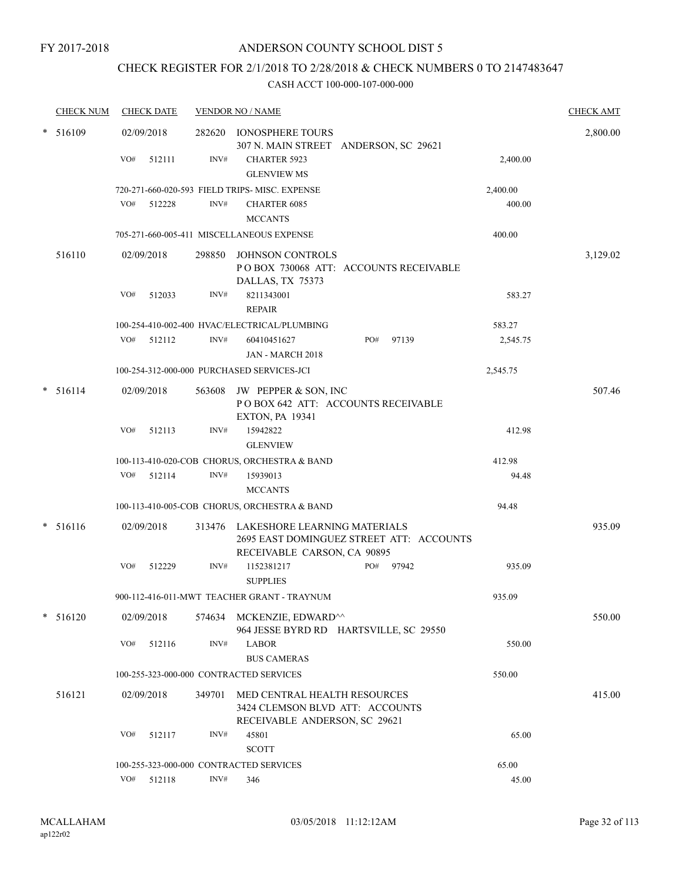FY 2017-2018

# ANDERSON COUNTY SCHOOL DIST 5

## CHECK REGISTER FOR 2/1/2018 TO 2/28/2018 & CHECK NUMBERS 0 TO 2147483647

CASH ACCT 100-000-107-000-000

| CHECK NUM | CHECK DATE | VENDOR NO / NAME | | CHECK AMT |
|---|---|---|---|---|
| * 516109 | 02/09/2018 | 282620 IONOSPHERE TOURS<br>307 N. MAIN STREET ANDERSON, SC 29621 | | 2,800.00 |
| | VO# 512111 | INV# CHARTER 5923<br>GLENVIEW MS | 2,400.00 | |
| | | 720-271-660-020-593 FIELD TRIPS- MISC. EXPENSE | 2,400.00 | |
| | VO# 512228 | INV# CHARTER 6085<br>MCCANTS | 400.00 | |
| | | 705-271-660-005-411 MISCELLANEOUS EXPENSE | 400.00 | |
| 516110 | 02/09/2018 | 298850 JOHNSON CONTROLS<br>P O BOX 730068 ATT: ACCOUNTS RECEIVABLE<br>DALLAS, TX 75373 | | 3,129.02 |
| | VO# 512033 | INV# 8211343001<br>REPAIR | 583.27 | |
| | | 100-254-410-002-400 HVAC/ELECTRICAL/PLUMBING | 583.27 | |
| | VO# 512112 | INV# 60410451627 PO# 97139<br>JAN - MARCH 2018 | 2,545.75 | |
| | | 100-254-312-000-000 PURCHASED SERVICES-JCI | 2,545.75 | |
| * 516114 | 02/09/2018 | 563608 JW PEPPER & SON, INC<br>P O BOX 642 ATT: ACCOUNTS RECEIVABLE<br>EXTON, PA 19341 | | 507.46 |
| | VO# 512113 | INV# 15942822<br>GLENVIEW | 412.98 | |
| | | 100-113-410-020-COB CHORUS, ORCHESTRA & BAND | 412.98 | |
| | VO# 512114 | INV# 15939013<br>MCCANTS | 94.48 | |
| | | 100-113-410-005-COB CHORUS, ORCHESTRA & BAND | 94.48 | |
| * 516116 | 02/09/2018 | 313476 LAKESHORE LEARNING MATERIALS<br>2695 EAST DOMINGUEZ STREET ATT: ACCOUNTS<br>RECEIVABLE CARSON, CA 90895 | | 935.09 |
| | VO# 512229 | INV# 1152381217 PO# 97942<br>SUPPLIES | 935.09 | |
| | | 900-112-416-011-MWT TEACHER GRANT - TRAYNUM | 935.09 | |
| * 516120 | 02/09/2018 | 574634 MCKENZIE, EDWARD^^<br>964 JESSE BYRD RD HARTSVILLE, SC 29550 | | 550.00 |
| | VO# 512116 | INV# LABOR<br>BUS CAMERAS | 550.00 | |
| | | 100-255-323-000-000 CONTRACTED SERVICES | 550.00 | |
| 516121 | 02/09/2018 | 349701 MED CENTRAL HEALTH RESOURCES<br>3424 CLEMSON BLVD ATT: ACCOUNTS<br>RECEIVABLE ANDERSON, SC 29621 | | 415.00 |
| | VO# 512117 | INV# 45801<br>SCOTT | 65.00 | |
| | | 100-255-323-000-000 CONTRACTED SERVICES | 65.00 | |
| | VO# 512118 | INV# 346 | 45.00 | |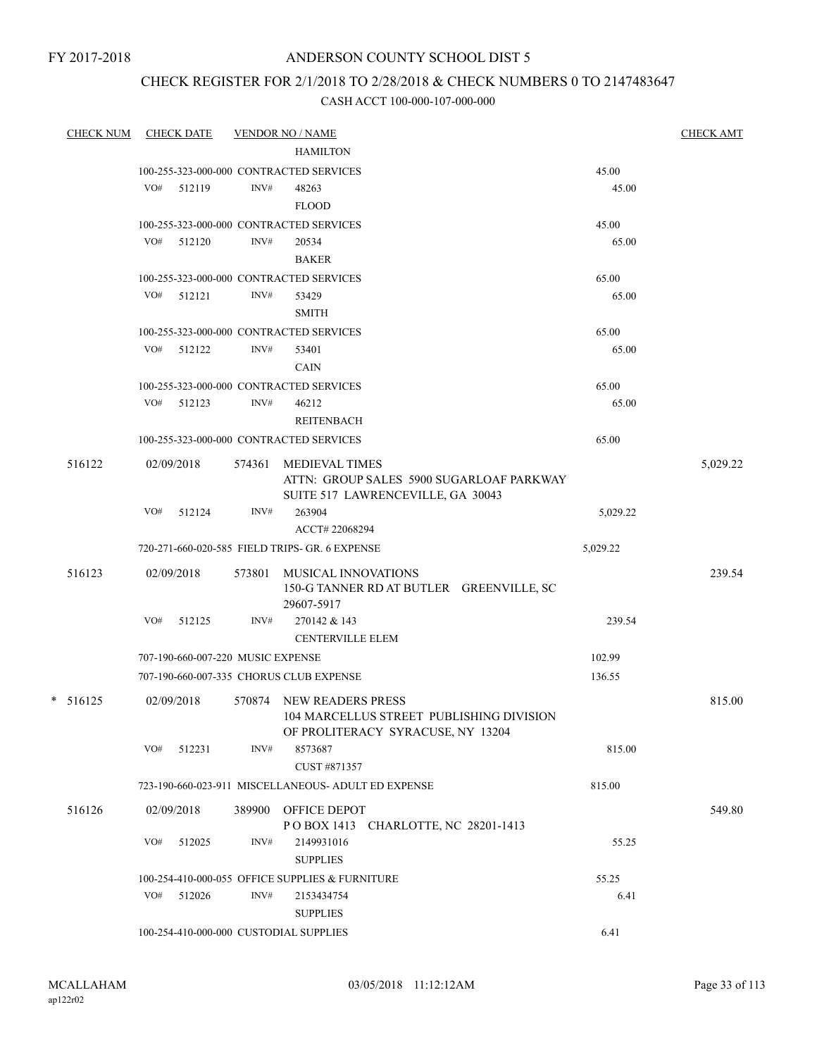FY 2017-2018

# ANDERSON COUNTY SCHOOL DIST 5

## CHECK REGISTER FOR 2/1/2018 TO 2/28/2018 & CHECK NUMBERS 0 TO 2147483647

CASH ACCT 100-000-107-000-000

| CHECK NUM | CHECK DATE | VENDOR NO / NAME | | CHECK AMT |
|---|---|---|---|---|
| | | HAMILTON | | |
| | | 100-255-323-000-000 CONTRACTED SERVICES | 45.00 | |
| | VO# 512119 | INV# 48263 | 45.00 | |
| | | FLOOD | | |
| | | 100-255-323-000-000 CONTRACTED SERVICES | 45.00 | |
| | VO# 512120 | INV# 20534 | 65.00 | |
| | | BAKER | | |
| | | 100-255-323-000-000 CONTRACTED SERVICES | 65.00 | |
| | VO# 512121 | INV# 53429 | 65.00 | |
| | | SMITH | | |
| | | 100-255-323-000-000 CONTRACTED SERVICES | 65.00 | |
| | VO# 512122 | INV# 53401 | 65.00 | |
| | | CAIN | | |
| | | 100-255-323-000-000 CONTRACTED SERVICES | 65.00 | |
| | VO# 512123 | INV# 46212 | 65.00 | |
| | | REITENBACH | | |
| | | 100-255-323-000-000 CONTRACTED SERVICES | 65.00 | |
| 516122 | 02/09/2018 | 574361 MEDIEVAL TIMES<br>ATTN: GROUP SALES 5900 SUGARLOAF PARKWAY<br>SUITE 517 LAWRENCEVILLE, GA 30043 | | 5,029.22 |
| | VO# 512124 | INV# 263904 | 5,029.22 | |
| | | ACCT# 22068294 | | |
| | | 720-271-660-020-585 FIELD TRIPS- GR. 6 EXPENSE | 5,029.22 | |
| 516123 | 02/09/2018 | 573801 MUSICAL INNOVATIONS<br>150-G TANNER RD AT BUTLER GREENVILLE, SC<br>29607-5917 | | 239.54 |
| | VO# 512125 | INV# 270142 & 143 | 239.54 | |
| | | CENTERVILLE ELEM | | |
| | | 707-190-660-007-220 MUSIC EXPENSE | 102.99 | |
| | | 707-190-660-007-335 CHORUS CLUB EXPENSE | 136.55 | |
| * 516125 | 02/09/2018 | 570874 NEW READERS PRESS<br>104 MARCELLUS STREET PUBLISHING DIVISION<br>OF PROLITERACY SYRACUSE, NY 13204 | | 815.00 |
| | VO# 512231 | INV# 8573687 | 815.00 | |
| | | CUST #871357 | | |
| | | 723-190-660-023-911 MISCELLANEOUS- ADULT ED EXPENSE | 815.00 | |
| 516126 | 02/09/2018 | 389900 OFFICE DEPOT<br>P O BOX 1413 CHARLOTTE, NC 28201-1413 | | 549.80 |
| | VO# 512025 | INV# 2149931016 | 55.25 | |
| | | SUPPLIES | | |
| | | 100-254-410-000-055 OFFICE SUPPLIES & FURNITURE | 55.25 | |
| | VO# 512026 | INV# 2153434754 | 6.41 | |
| | | SUPPLIES | | |
| | | 100-254-410-000-000 CUSTODIAL SUPPLIES | 6.41 | |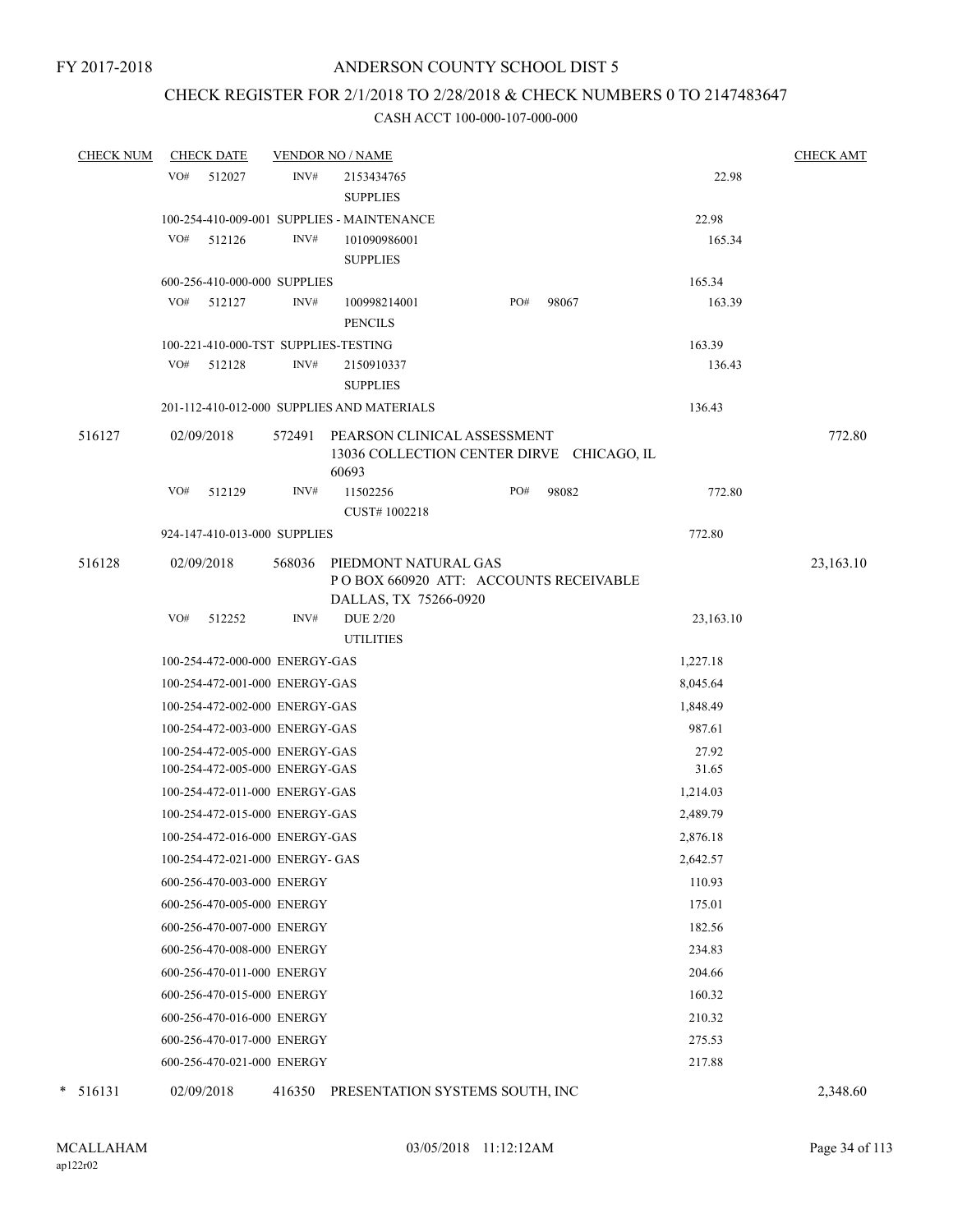FY 2017-2018

# ANDERSON COUNTY SCHOOL DIST 5

## CHECK REGISTER FOR 2/1/2018 TO 2/28/2018 & CHECK NUMBERS 0 TO 2147483647

### CASH ACCT 100-000-107-000-000

| CHECK NUM | CHECK DATE | VENDOR NO / NAME | | CHECK AMT |
|---|---|---|---|---|
| | VO# 512027 | INV# 2153434765 SUPPLIES | 22.98 | |
| | 100-254-410-009-001 SUPPLIES - MAINTENANCE | | 22.98 | |
| | VO# 512126 | INV# 101090986001 SUPPLIES | 165.34 | |
| | 600-256-410-000-000 SUPPLIES | | 165.34 | |
| | VO# 512127 | INV# 100998214001 PENCILS PO# 98067 | 163.39 | |
| | 100-221-410-000-TST SUPPLIES-TESTING | | 163.39 | |
| | VO# 512128 | INV# 2150910337 SUPPLIES | 136.43 | |
| | 201-112-410-012-000 SUPPLIES AND MATERIALS | | 136.43 | |
| 516127 | 02/09/2018 | 572491 PEARSON CLINICAL ASSESSMENT 13036 COLLECTION CENTER DIRVE CHICAGO, IL 60693 | | 772.80 |
| | VO# 512129 | INV# 11502256 CUST# 1002218 PO# 98082 | 772.80 | |
| | 924-147-410-013-000 SUPPLIES | | 772.80 | |
| 516128 | 02/09/2018 | 568036 PIEDMONT NATURAL GAS P O BOX 660920 ATT: ACCOUNTS RECEIVABLE DALLAS, TX 75266-0920 | | 23,163.10 |
| | VO# 512252 | INV# DUE 2/20 UTILITIES | 23,163.10 | |
| | 100-254-472-000-000 ENERGY-GAS | | 1,227.18 | |
| | 100-254-472-001-000 ENERGY-GAS | | 8,045.64 | |
| | 100-254-472-002-000 ENERGY-GAS | | 1,848.49 | |
| | 100-254-472-003-000 ENERGY-GAS | | 987.61 | |
| | 100-254-472-005-000 ENERGY-GAS | | 27.92 | |
| | 100-254-472-005-000 ENERGY-GAS | | 31.65 | |
| | 100-254-472-011-000 ENERGY-GAS | | 1,214.03 | |
| | 100-254-472-015-000 ENERGY-GAS | | 2,489.79 | |
| | 100-254-472-016-000 ENERGY-GAS | | 2,876.18 | |
| | 100-254-472-021-000 ENERGY- GAS | | 2,642.57 | |
| | 600-256-470-003-000 ENERGY | | 110.93 | |
| | 600-256-470-005-000 ENERGY | | 175.01 | |
| | 600-256-470-007-000 ENERGY | | 182.56 | |
| | 600-256-470-008-000 ENERGY | | 234.83 | |
| | 600-256-470-011-000 ENERGY | | 204.66 | |
| | 600-256-470-015-000 ENERGY | | 160.32 | |
| | 600-256-470-016-000 ENERGY | | 210.32 | |
| | 600-256-470-017-000 ENERGY | | 275.53 | |
| | 600-256-470-021-000 ENERGY | | 217.88 | |
| * 516131 | 02/09/2018 | 416350 PRESENTATION SYSTEMS SOUTH, INC | | 2,348.60 |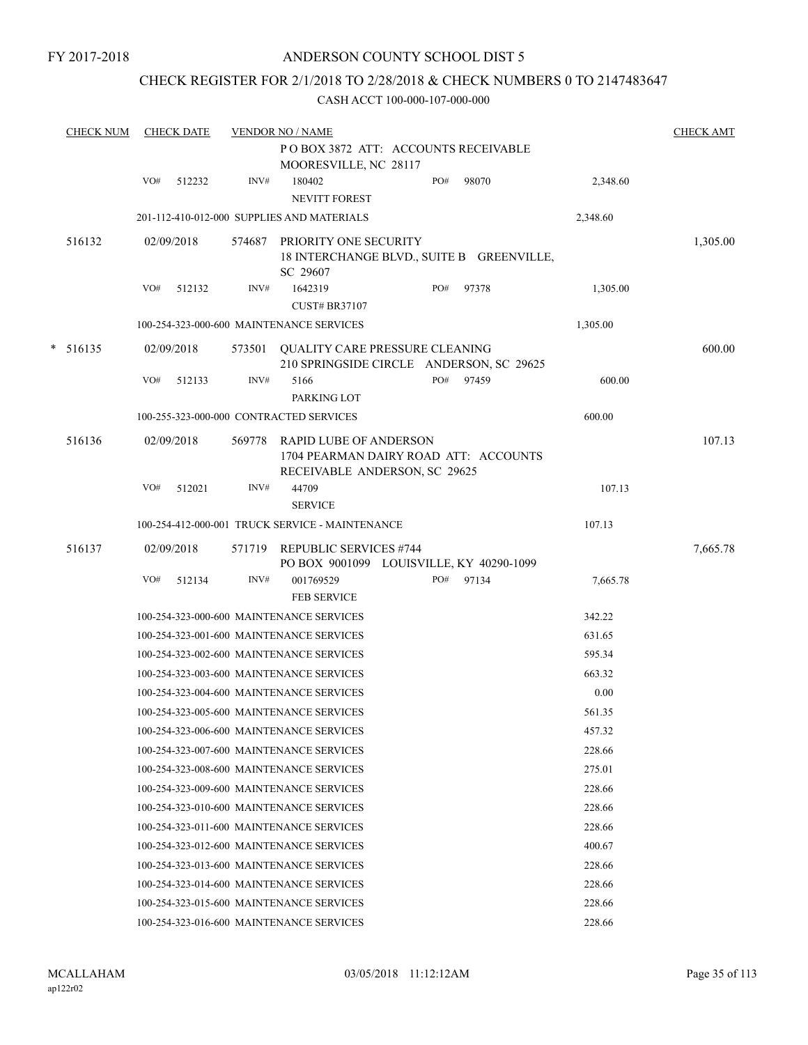FY 2017-2018

# ANDERSON COUNTY SCHOOL DIST 5

## CHECK REGISTER FOR 2/1/2018 TO 2/28/2018 & CHECK NUMBERS 0 TO 2147483647

CASH ACCT 100-000-107-000-000

| CHECK NUM | CHECK DATE | VENDOR NO / NAME | | | CHECK AMT |
|---|---|---|---|---|---|
| | | | P O BOX 3872 ATT: ACCOUNTS RECEIVABLE MOORESVILLE, NC 28117 | | |
| | VO# 512232 | INV# | 180402 NEVITT FOREST | PO# 98070 | 2,348.60 |
| | 201-112-410-012-000 SUPPLIES AND MATERIALS | | | 2,348.60 | |
| 516132 | 02/09/2018 | 574687 | PRIORITY ONE SECURITY 18 INTERCHANGE BLVD., SUITE B GREENVILLE, SC 29607 | | 1,305.00 |
| | VO# 512132 | INV# | 1642319 CUST# BR37107 | PO# 97378 | 1,305.00 |
| | 100-254-323-000-600 MAINTENANCE SERVICES | | | 1,305.00 | |
| * 516135 | 02/09/2018 | 573501 | QUALITY CARE PRESSURE CLEANING 210 SPRINGSIDE CIRCLE ANDERSON, SC 29625 | | 600.00 |
| | VO# 512133 | INV# | 5166 PARKING LOT | PO# 97459 | 600.00 |
| | 100-255-323-000-000 CONTRACTED SERVICES | | | 600.00 | |
| 516136 | 02/09/2018 | 569778 | RAPID LUBE OF ANDERSON 1704 PEARMAN DAIRY ROAD ATT: ACCOUNTS RECEIVABLE ANDERSON, SC 29625 | | 107.13 |
| | VO# 512021 | INV# | 44709 SERVICE | | 107.13 |
| | 100-254-412-000-001 TRUCK SERVICE - MAINTENANCE | | | 107.13 | |
| 516137 | 02/09/2018 | 571719 | REPUBLIC SERVICES #744 PO BOX 9001099 LOUISVILLE, KY 40290-1099 | | 7,665.78 |
| | VO# 512134 | INV# | 001769529 FEB SERVICE | PO# 97134 | 7,665.78 |
| | 100-254-323-000-600 MAINTENANCE SERVICES | | | 342.22 | |
| | 100-254-323-001-600 MAINTENANCE SERVICES | | | 631.65 | |
| | 100-254-323-002-600 MAINTENANCE SERVICES | | | 595.34 | |
| | 100-254-323-003-600 MAINTENANCE SERVICES | | | 663.32 | |
| | 100-254-323-004-600 MAINTENANCE SERVICES | | | 0.00 | |
| | 100-254-323-005-600 MAINTENANCE SERVICES | | | 561.35 | |
| | 100-254-323-006-600 MAINTENANCE SERVICES | | | 457.32 | |
| | 100-254-323-007-600 MAINTENANCE SERVICES | | | 228.66 | |
| | 100-254-323-008-600 MAINTENANCE SERVICES | | | 275.01 | |
| | 100-254-323-009-600 MAINTENANCE SERVICES | | | 228.66 | |
| | 100-254-323-010-600 MAINTENANCE SERVICES | | | 228.66 | |
| | 100-254-323-011-600 MAINTENANCE SERVICES | | | 228.66 | |
| | 100-254-323-012-600 MAINTENANCE SERVICES | | | 400.67 | |
| | 100-254-323-013-600 MAINTENANCE SERVICES | | | 228.66 | |
| | 100-254-323-014-600 MAINTENANCE SERVICES | | | 228.66 | |
| | 100-254-323-015-600 MAINTENANCE SERVICES | | | 228.66 | |
| | 100-254-323-016-600 MAINTENANCE SERVICES | | | 228.66 | |

MCALLAHAM ap122r02 03/05/2018 11:12:12AM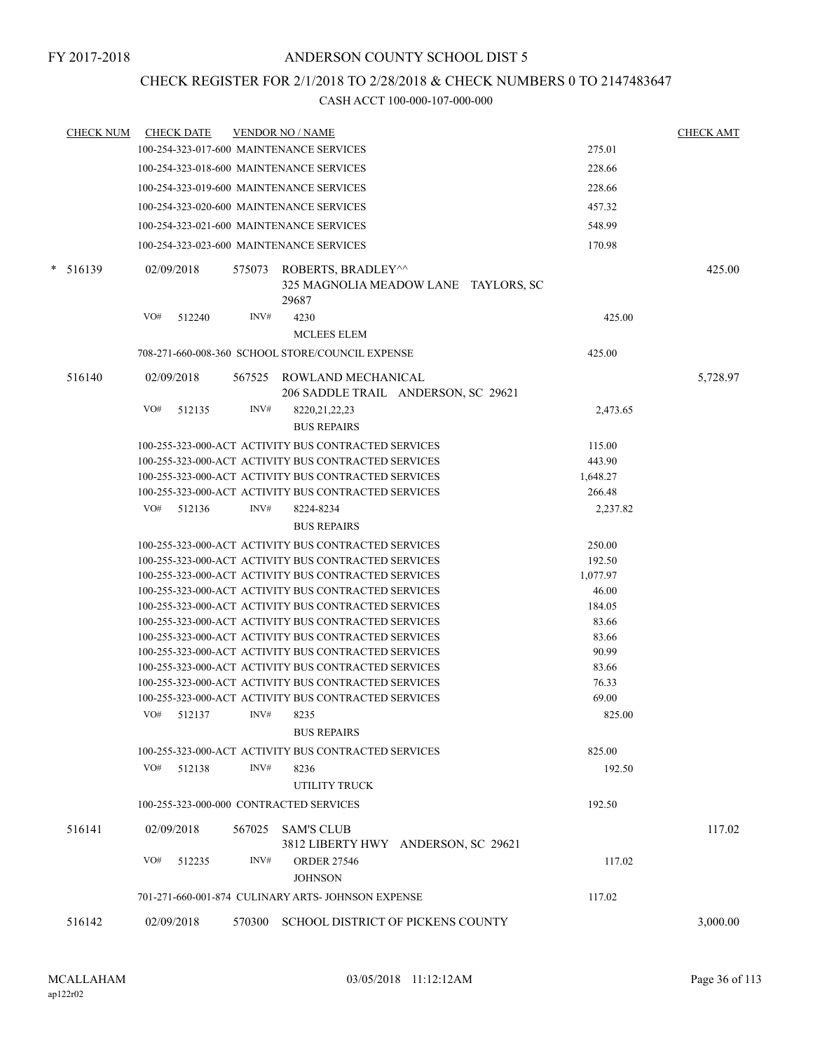FY 2017-2018

# ANDERSON COUNTY SCHOOL DIST 5

## CHECK REGISTER FOR 2/1/2018 TO 2/28/2018 & CHECK NUMBERS 0 TO 2147483647

### CASH ACCT 100-000-107-000-000

| CHECK NUM | CHECK DATE | VENDOR NO / NAME | | CHECK AMT |
|---|---|---|---|---|
| | | 100-254-323-017-600 MAINTENANCE SERVICES | 275.01 | |
| | | 100-254-323-018-600 MAINTENANCE SERVICES | 228.66 | |
| | | 100-254-323-019-600 MAINTENANCE SERVICES | 228.66 | |
| | | 100-254-323-020-600 MAINTENANCE SERVICES | 457.32 | |
| | | 100-254-323-021-600 MAINTENANCE SERVICES | 548.99 | |
| | | 100-254-323-023-600 MAINTENANCE SERVICES | 170.98 | |
| * 516139 | 02/09/2018 | 575073 ROBERTS, BRADLEY^^ 325 MAGNOLIA MEADOW LANE TAYLORS, SC 29687 | | 425.00 |
| | VO# 512240 | INV# 4230 MCLEES ELEM | 425.00 | |
| | | 708-271-660-008-360 SCHOOL STORE/COUNCIL EXPENSE | 425.00 | |
| 516140 | 02/09/2018 | 567525 ROWLAND MECHANICAL 206 SADDLE TRAIL ANDERSON, SC 29621 | | 5,728.97 |
| | VO# 512135 | INV# 8220,21,22,23 BUS REPAIRS | 2,473.65 | |
| | | 100-255-323-000-ACT ACTIVITY BUS CONTRACTED SERVICES | 115.00 | |
| | | 100-255-323-000-ACT ACTIVITY BUS CONTRACTED SERVICES | 443.90 | |
| | | 100-255-323-000-ACT ACTIVITY BUS CONTRACTED SERVICES | 1,648.27 | |
| | | 100-255-323-000-ACT ACTIVITY BUS CONTRACTED SERVICES | 266.48 | |
| | VO# 512136 | INV# 8224-8234 BUS REPAIRS | 2,237.82 | |
| | | 100-255-323-000-ACT ACTIVITY BUS CONTRACTED SERVICES | 250.00 | |
| | | 100-255-323-000-ACT ACTIVITY BUS CONTRACTED SERVICES | 192.50 | |
| | | 100-255-323-000-ACT ACTIVITY BUS CONTRACTED SERVICES | 1,077.97 | |
| | | 100-255-323-000-ACT ACTIVITY BUS CONTRACTED SERVICES | 46.00 | |
| | | 100-255-323-000-ACT ACTIVITY BUS CONTRACTED SERVICES | 184.05 | |
| | | 100-255-323-000-ACT ACTIVITY BUS CONTRACTED SERVICES | 83.66 | |
| | | 100-255-323-000-ACT ACTIVITY BUS CONTRACTED SERVICES | 83.66 | |
| | | 100-255-323-000-ACT ACTIVITY BUS CONTRACTED SERVICES | 90.99 | |
| | | 100-255-323-000-ACT ACTIVITY BUS CONTRACTED SERVICES | 83.66 | |
| | | 100-255-323-000-ACT ACTIVITY BUS CONTRACTED SERVICES | 76.33 | |
| | | 100-255-323-000-ACT ACTIVITY BUS CONTRACTED SERVICES | 69.00 | |
| | VO# 512137 | INV# 8235 BUS REPAIRS | 825.00 | |
| | | 100-255-323-000-ACT ACTIVITY BUS CONTRACTED SERVICES | 825.00 | |
| | VO# 512138 | INV# 8236 UTILITY TRUCK | 192.50 | |
| | | 100-255-323-000-000 CONTRACTED SERVICES | 192.50 | |
| 516141 | 02/09/2018 | 567025 SAM'S CLUB 3812 LIBERTY HWY ANDERSON, SC 29621 | | 117.02 |
| | VO# 512235 | INV# ORDER 27546 JOHNSON | 117.02 | |
| | | 701-271-660-001-874 CULINARY ARTS- JOHNSON EXPENSE | 117.02 | |
| 516142 | 02/09/2018 | 570300 SCHOOL DISTRICT OF PICKENS COUNTY | | 3,000.00 |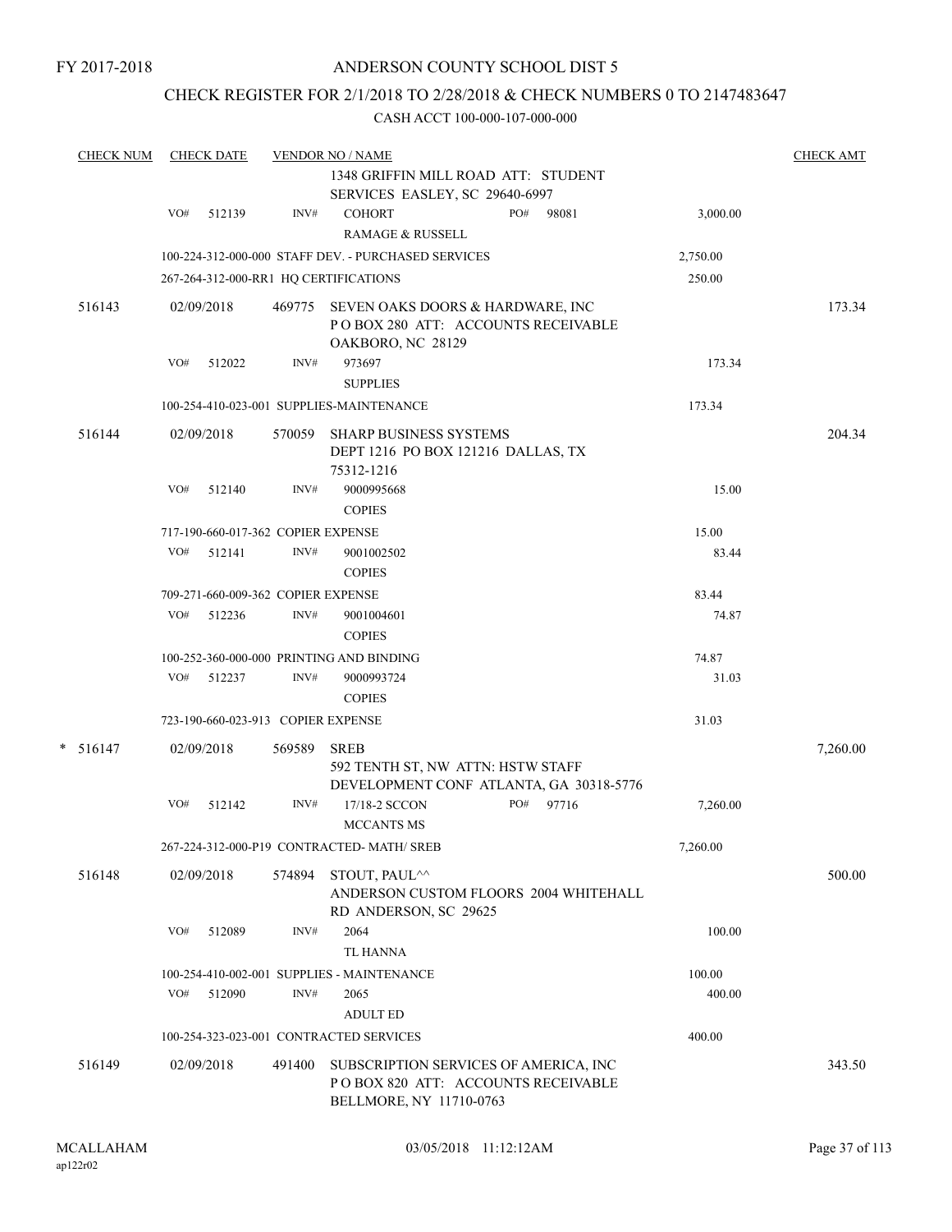FY 2017-2018

ANDERSON COUNTY SCHOOL DIST 5

CHECK REGISTER FOR 2/1/2018 TO 2/28/2018 & CHECK NUMBERS 0 TO 2147483647

CASH ACCT 100-000-107-000-000

| CHECK NUM | CHECK DATE | VENDOR NO / NAME | | CHECK AMT |
|---|---|---|---|---|
| | | 1348 GRIFFIN MILL ROAD ATT: STUDENT SERVICES EASLEY, SC 29640-6997 | | |
| | VO# 512139 | INV# COHORT PO# 98081 RAMAGE & RUSSELL | 3,000.00 | |
| | | 100-224-312-000-000 STAFF DEV. - PURCHASED SERVICES | 2,750.00 | |
| | | 267-264-312-000-RR1 HQ CERTIFICATIONS | 250.00 | |
| 516143 | 02/09/2018 | 469775 SEVEN OAKS DOORS & HARDWARE, INC P O BOX 280 ATT: ACCOUNTS RECEIVABLE OAKBORO, NC 28129 | | 173.34 |
| | VO# 512022 | INV# 973697 SUPPLIES | 173.34 | |
| | | 100-254-410-023-001 SUPPLIES-MAINTENANCE | 173.34 | |
| 516144 | 02/09/2018 | 570059 SHARP BUSINESS SYSTEMS DEPT 1216 PO BOX 121216 DALLAS, TX 75312-1216 | | 204.34 |
| | VO# 512140 | INV# 9000995668 COPIES | 15.00 | |
| | | 717-190-660-017-362 COPIER EXPENSE | 15.00 | |
| | VO# 512141 | INV# 9001002502 COPIES | 83.44 | |
| | | 709-271-660-009-362 COPIER EXPENSE | 83.44 | |
| | VO# 512236 | INV# 9001004601 COPIES | 74.87 | |
| | | 100-252-360-000-000 PRINTING AND BINDING | 74.87 | |
| | VO# 512237 | INV# 9000993724 COPIES | 31.03 | |
| | | 723-190-660-023-913 COPIER EXPENSE | 31.03 | |
| * 516147 | 02/09/2018 | 569589 SREB 592 TENTH ST, NW ATTN: HSTW STAFF DEVELOPMENT CONF ATLANTA, GA 30318-5776 | | 7,260.00 |
| | VO# 512142 | INV# 17/18-2 SCCON PO# 97716 MCCANTS MS | 7,260.00 | |
| | | 267-224-312-000-P19 CONTRACTED- MATH/ SREB | 7,260.00 | |
| 516148 | 02/09/2018 | 574894 STOUT, PAUL^^ ANDERSON CUSTOM FLOORS 2004 WHITEHALL RD ANDERSON, SC 29625 | | 500.00 |
| | VO# 512089 | INV# 2064 TL HANNA | 100.00 | |
| | | 100-254-410-002-001 SUPPLIES - MAINTENANCE | 100.00 | |
| | VO# 512090 | INV# 2065 ADULT ED | 400.00 | |
| | | 100-254-323-023-001 CONTRACTED SERVICES | 400.00 | |
| 516149 | 02/09/2018 | 491400 SUBSCRIPTION SERVICES OF AMERICA, INC P O BOX 820 ATT: ACCOUNTS RECEIVABLE BELLMORE, NY 11710-0763 | | 343.50 |

MCALLAHAM ap122r02 03/05/2018 11:12:12AM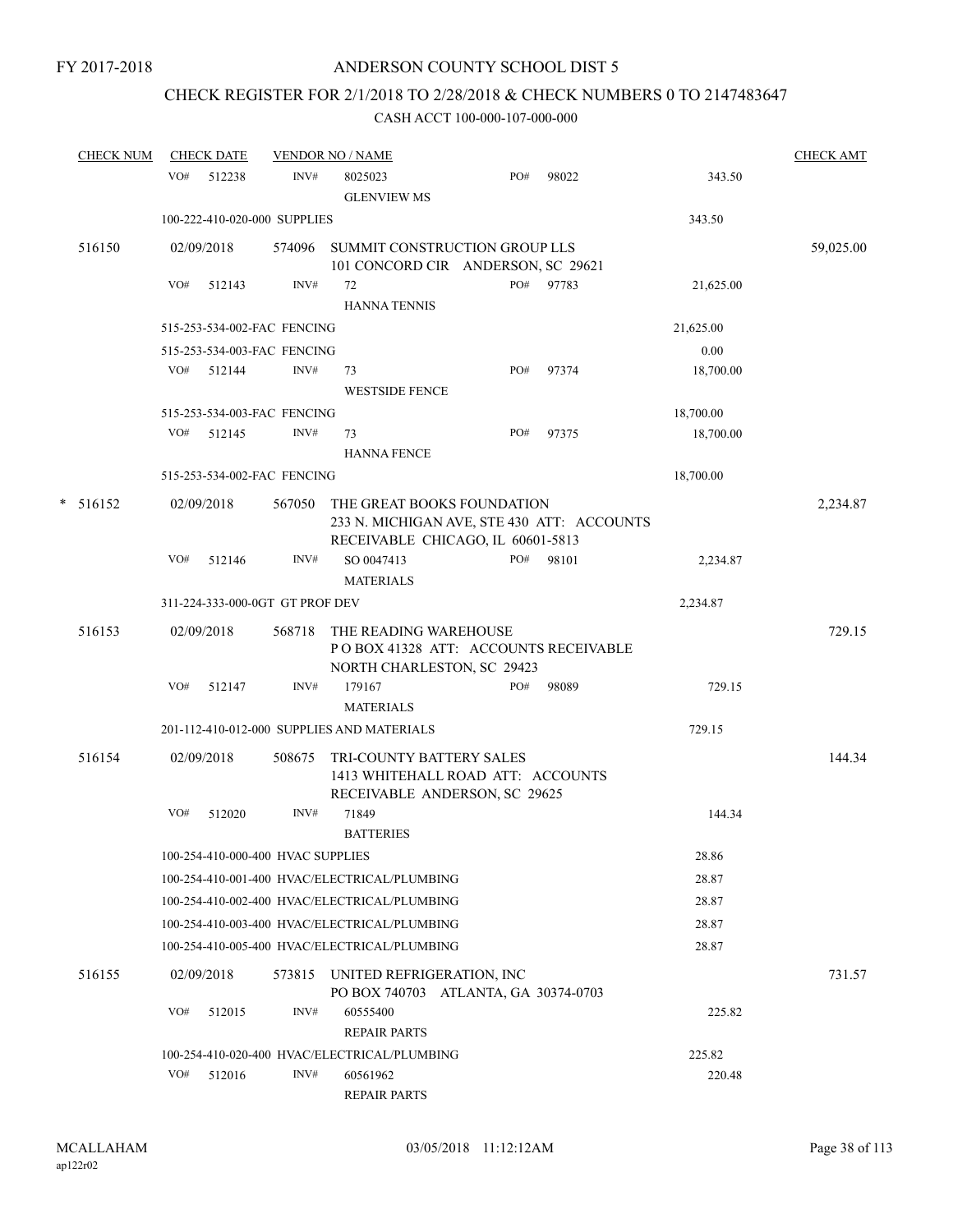FY 2017-2018

# ANDERSON COUNTY SCHOOL DIST 5

## CHECK REGISTER FOR 2/1/2018 TO 2/28/2018 & CHECK NUMBERS 0 TO 2147483647

CASH ACCT 100-000-107-000-000

| CHECK NUM | CHECK DATE | VENDOR NO / NAME | | | CHECK AMT |
|---|---|---|---|---|---|
| | VO# 512238 | INV# 8025023 GLENVIEW MS | PO# 98022 | 343.50 | |
| | 100-222-410-020-000 SUPPLIES | | | 343.50 | |
| 516150 | 02/09/2018 | 574096 SUMMIT CONSTRUCTION GROUP LLS 101 CONCORD CIR ANDERSON, SC 29621 | | | 59,025.00 |
| | VO# 512143 | INV# 72 HANNA TENNIS | PO# 97783 | 21,625.00 | |
| | 515-253-534-002-FAC FENCING | | | 21,625.00 | |
| | 515-253-534-003-FAC FENCING | | | 0.00 | |
| | VO# 512144 | INV# 73 WESTSIDE FENCE | PO# 97374 | 18,700.00 | |
| | 515-253-534-003-FAC FENCING | | | 18,700.00 | |
| | VO# 512145 | INV# 73 HANNA FENCE | PO# 97375 | 18,700.00 | |
| | 515-253-534-002-FAC FENCING | | | 18,700.00 | |
| * 516152 | 02/09/2018 | 567050 THE GREAT BOOKS FOUNDATION 233 N. MICHIGAN AVE, STE 430 ATT: ACCOUNTS RECEIVABLE CHICAGO, IL 60601-5813 | | | 2,234.87 |
| | VO# 512146 | INV# SO 0047413 MATERIALS | PO# 98101 | 2,234.87 | |
| | 311-224-333-000-0GT GT PROF DEV | | | 2,234.87 | |
| 516153 | 02/09/2018 | 568718 THE READING WAREHOUSE P O BOX 41328 ATT: ACCOUNTS RECEIVABLE NORTH CHARLESTON, SC 29423 | | | 729.15 |
| | VO# 512147 | INV# 179167 MATERIALS | PO# 98089 | 729.15 | |
| | 201-112-410-012-000 SUPPLIES AND MATERIALS | | | 729.15 | |
| 516154 | 02/09/2018 | 508675 TRI-COUNTY BATTERY SALES 1413 WHITEHALL ROAD ATT: ACCOUNTS RECEIVABLE ANDERSON, SC 29625 | | | 144.34 |
| | VO# 512020 | INV# 71849 BATTERIES | | 144.34 | |
| | 100-254-410-000-400 HVAC SUPPLIES | | | 28.86 | |
| | 100-254-410-001-400 HVAC/ELECTRICAL/PLUMBING | | | 28.87 | |
| | 100-254-410-002-400 HVAC/ELECTRICAL/PLUMBING | | | 28.87 | |
| | 100-254-410-003-400 HVAC/ELECTRICAL/PLUMBING | | | 28.87 | |
| | 100-254-410-005-400 HVAC/ELECTRICAL/PLUMBING | | | 28.87 | |
| 516155 | 02/09/2018 | 573815 UNITED REFRIGERATION, INC PO BOX 740703 ATLANTA, GA 30374-0703 | | | 731.57 |
| | VO# 512015 | INV# 60555400 REPAIR PARTS | | 225.82 | |
| | 100-254-410-020-400 HVAC/ELECTRICAL/PLUMBING | | | 225.82 | |
| | VO# 512016 | INV# 60561962 REPAIR PARTS | | 220.48 | |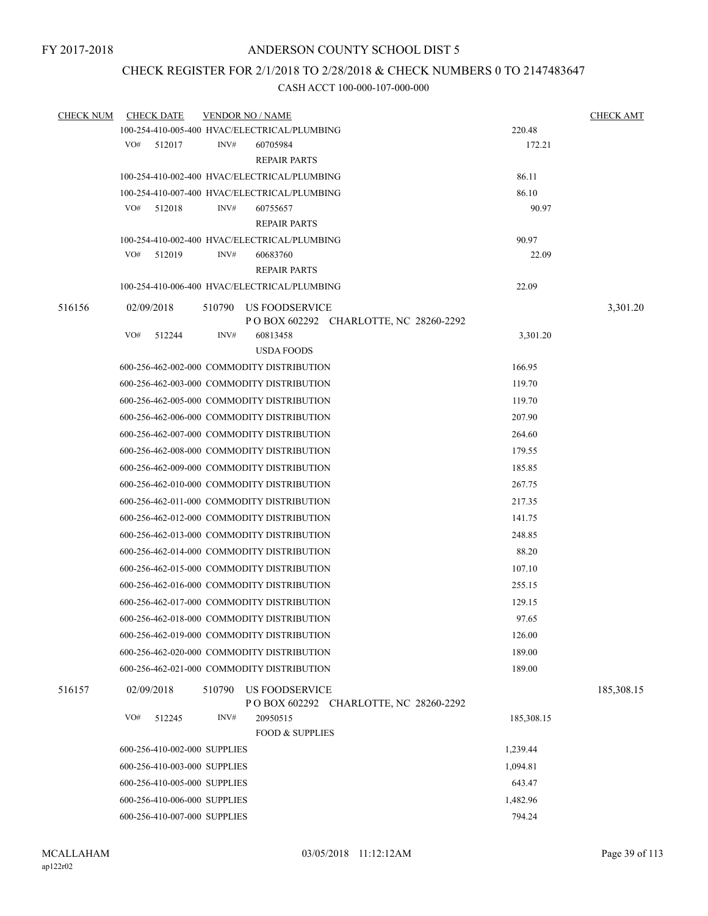FY 2017-2018

# ANDERSON COUNTY SCHOOL DIST 5

## CHECK REGISTER FOR 2/1/2018 TO 2/28/2018 & CHECK NUMBERS 0 TO 2147483647

### CASH ACCT 100-000-107-000-000

| CHECK NUM | CHECK DATE | VENDOR NO / NAME | | CHECK AMT |
|---|---|---|---|---|
| | 100-254-410-005-400 HVAC/ELECTRICAL/PLUMBING | | 220.48 | |
| | VO# 512017 | INV# 60705984 REPAIR PARTS | 172.21 | |
| | 100-254-410-002-400 HVAC/ELECTRICAL/PLUMBING | | 86.11 | |
| | 100-254-410-007-400 HVAC/ELECTRICAL/PLUMBING | | 86.10 | |
| | VO# 512018 | INV# 60755657 REPAIR PARTS | 90.97 | |
| | 100-254-410-002-400 HVAC/ELECTRICAL/PLUMBING | | 90.97 | |
| | VO# 512019 | INV# 60683760 REPAIR PARTS | 22.09 | |
| | 100-254-410-006-400 HVAC/ELECTRICAL/PLUMBING | | 22.09 | |
| 516156 | 02/09/2018 | 510790 US FOODSERVICE P O BOX 602292 CHARLOTTE, NC 28260-2292 | | 3,301.20 |
| | VO# 512244 | INV# 60813458 USDA FOODS | 3,301.20 | |
| | 600-256-462-002-000 COMMODITY DISTRIBUTION | | 166.95 | |
| | 600-256-462-003-000 COMMODITY DISTRIBUTION | | 119.70 | |
| | 600-256-462-005-000 COMMODITY DISTRIBUTION | | 119.70 | |
| | 600-256-462-006-000 COMMODITY DISTRIBUTION | | 207.90 | |
| | 600-256-462-007-000 COMMODITY DISTRIBUTION | | 264.60 | |
| | 600-256-462-008-000 COMMODITY DISTRIBUTION | | 179.55 | |
| | 600-256-462-009-000 COMMODITY DISTRIBUTION | | 185.85 | |
| | 600-256-462-010-000 COMMODITY DISTRIBUTION | | 267.75 | |
| | 600-256-462-011-000 COMMODITY DISTRIBUTION | | 217.35 | |
| | 600-256-462-012-000 COMMODITY DISTRIBUTION | | 141.75 | |
| | 600-256-462-013-000 COMMODITY DISTRIBUTION | | 248.85 | |
| | 600-256-462-014-000 COMMODITY DISTRIBUTION | | 88.20 | |
| | 600-256-462-015-000 COMMODITY DISTRIBUTION | | 107.10 | |
| | 600-256-462-016-000 COMMODITY DISTRIBUTION | | 255.15 | |
| | 600-256-462-017-000 COMMODITY DISTRIBUTION | | 129.15 | |
| | 600-256-462-018-000 COMMODITY DISTRIBUTION | | 97.65 | |
| | 600-256-462-019-000 COMMODITY DISTRIBUTION | | 126.00 | |
| | 600-256-462-020-000 COMMODITY DISTRIBUTION | | 189.00 | |
| | 600-256-462-021-000 COMMODITY DISTRIBUTION | | 189.00 | |
| 516157 | 02/09/2018 | 510790 US FOODSERVICE P O BOX 602292 CHARLOTTE, NC 28260-2292 | | 185,308.15 |
| | VO# 512245 | INV# 20950515 FOOD & SUPPLIES | 185,308.15 | |
| | 600-256-410-002-000 SUPPLIES | | 1,239.44 | |
| | 600-256-410-003-000 SUPPLIES | | 1,094.81 | |
| | 600-256-410-005-000 SUPPLIES | | 643.47 | |
| | 600-256-410-006-000 SUPPLIES | | 1,482.96 | |
| | 600-256-410-007-000 SUPPLIES | | 794.24 | |

MCALLAHAM
ap122r02

03/05/2018 11:12:12AM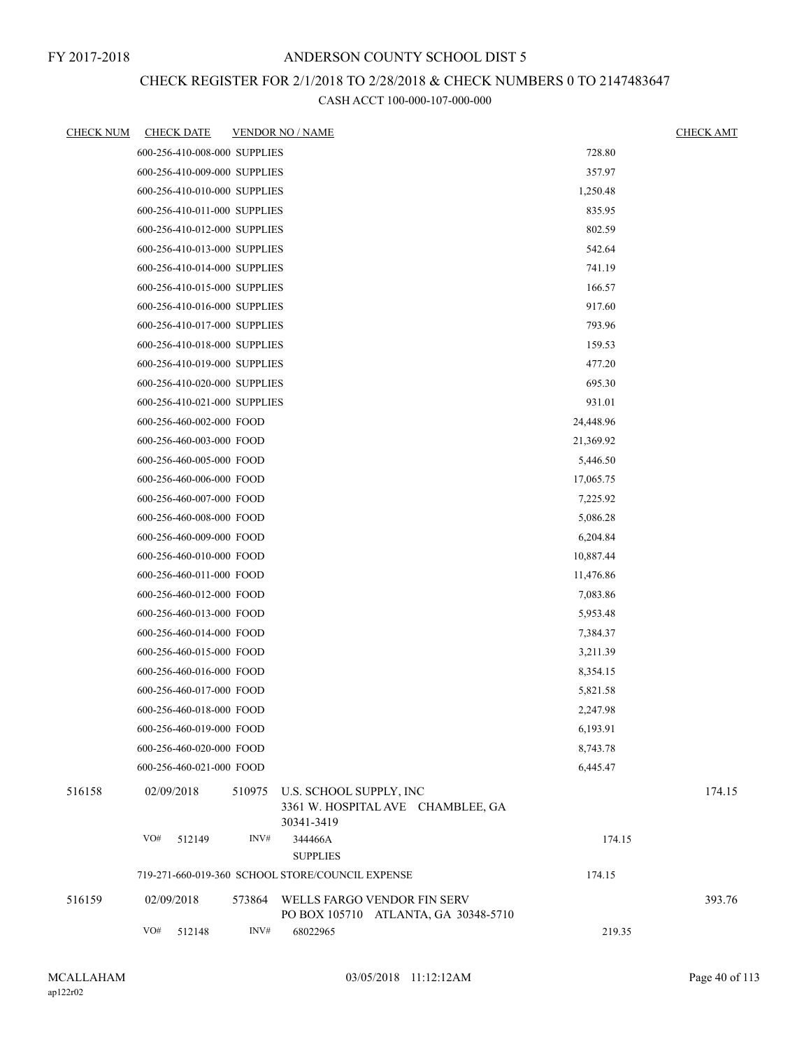FY 2017-2018

# ANDERSON COUNTY SCHOOL DIST 5

## CHECK REGISTER FOR 2/1/2018 TO 2/28/2018 & CHECK NUMBERS 0 TO 2147483647

### CASH ACCT 100-000-107-000-000

| CHECK NUM | CHECK DATE | VENDOR NO / NAME | | CHECK AMT |
|---|---|---|---|---|
| | 600-256-410-008-000 SUPPLIES | | 728.80 | |
| | 600-256-410-009-000 SUPPLIES | | 357.97 | |
| | 600-256-410-010-000 SUPPLIES | | 1,250.48 | |
| | 600-256-410-011-000 SUPPLIES | | 835.95 | |
| | 600-256-410-012-000 SUPPLIES | | 802.59 | |
| | 600-256-410-013-000 SUPPLIES | | 542.64 | |
| | 600-256-410-014-000 SUPPLIES | | 741.19 | |
| | 600-256-410-015-000 SUPPLIES | | 166.57 | |
| | 600-256-410-016-000 SUPPLIES | | 917.60 | |
| | 600-256-410-017-000 SUPPLIES | | 793.96 | |
| | 600-256-410-018-000 SUPPLIES | | 159.53 | |
| | 600-256-410-019-000 SUPPLIES | | 477.20 | |
| | 600-256-410-020-000 SUPPLIES | | 695.30 | |
| | 600-256-410-021-000 SUPPLIES | | 931.01 | |
| | 600-256-460-002-000 FOOD | | 24,448.96 | |
| | 600-256-460-003-000 FOOD | | 21,369.92 | |
| | 600-256-460-005-000 FOOD | | 5,446.50 | |
| | 600-256-460-006-000 FOOD | | 17,065.75 | |
| | 600-256-460-007-000 FOOD | | 7,225.92 | |
| | 600-256-460-008-000 FOOD | | 5,086.28 | |
| | 600-256-460-009-000 FOOD | | 6,204.84 | |
| | 600-256-460-010-000 FOOD | | 10,887.44 | |
| | 600-256-460-011-000 FOOD | | 11,476.86 | |
| | 600-256-460-012-000 FOOD | | 7,083.86 | |
| | 600-256-460-013-000 FOOD | | 5,953.48 | |
| | 600-256-460-014-000 FOOD | | 7,384.37 | |
| | 600-256-460-015-000 FOOD | | 3,211.39 | |
| | 600-256-460-016-000 FOOD | | 8,354.15 | |
| | 600-256-460-017-000 FOOD | | 5,821.58 | |
| | 600-256-460-018-000 FOOD | | 2,247.98 | |
| | 600-256-460-019-000 FOOD | | 6,193.91 | |
| | 600-256-460-020-000 FOOD | | 8,743.78 | |
| | 600-256-460-021-000 FOOD | | 6,445.47 | |
| 516158 | 02/09/2018 | 510975 U.S. SCHOOL SUPPLY, INC<br>3361 W. HOSPITAL AVE CHAMBLEE, GA 30341-3419 | | 174.15 |
| | VO# 512149 | INV# 344466A<br>SUPPLIES | 174.15 | |
| | 719-271-660-019-360 SCHOOL STORE/COUNCIL EXPENSE | | 174.15 | |
| 516159 | 02/09/2018 | 573864 WELLS FARGO VENDOR FIN SERV<br>PO BOX 105710 ATLANTA, GA 30348-5710 | | 393.76 |
| | VO# 512148 | INV# 68022965 | 219.35 | |

MCALLAHAM
ap122r02

03/05/2018 11:12:12AM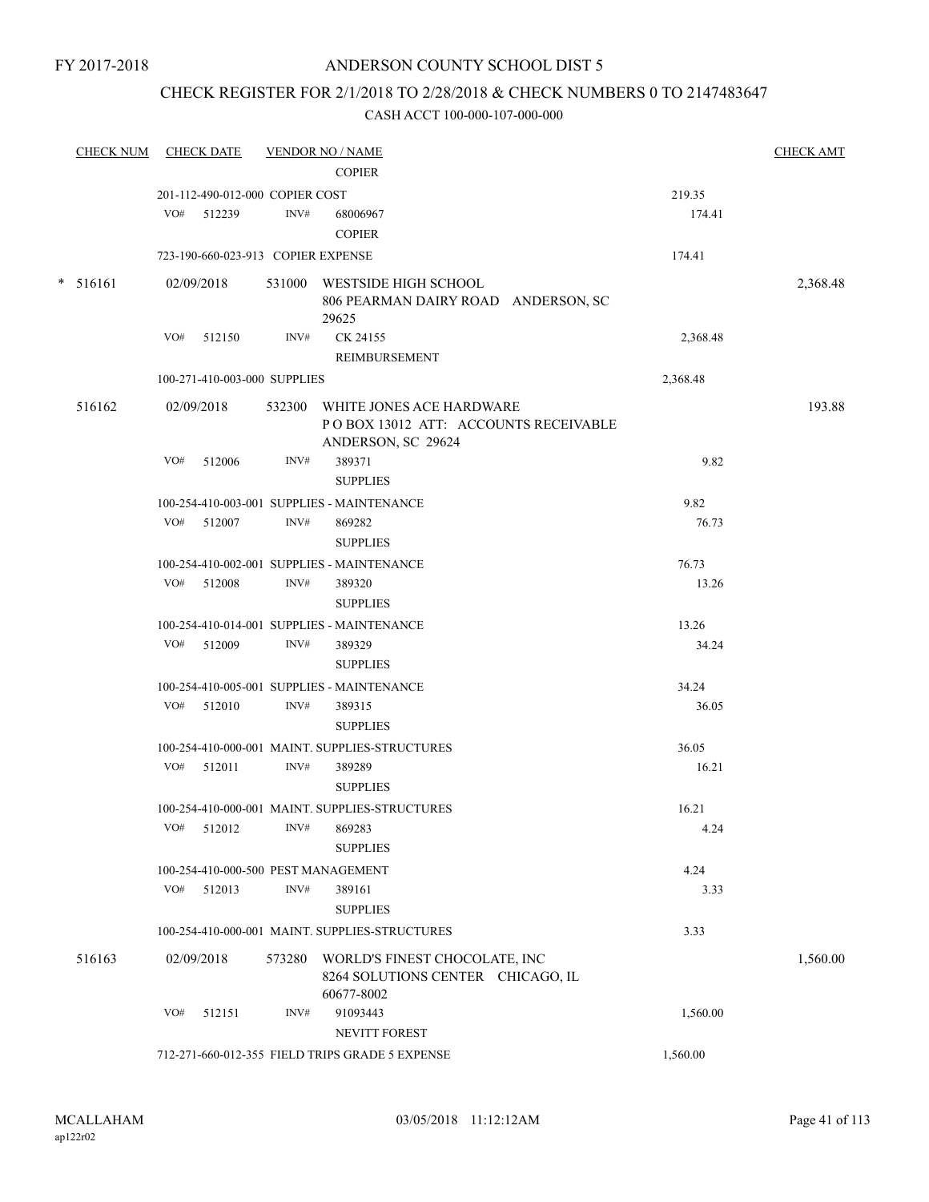FY 2017-2018

# ANDERSON COUNTY SCHOOL DIST 5

## CHECK REGISTER FOR 2/1/2018 TO 2/28/2018 & CHECK NUMBERS 0 TO 2147483647

### CASH ACCT 100-000-107-000-000

| CHECK NUM | CHECK DATE | VENDOR NO / NAME | | CHECK AMT |
|---|---|---|---|---|
| | | COPIER | | |
| | 201-112-490-012-000 COPIER COST | | 219.35 | |
| | VO# 512239 | INV# 68006967 COPIER | 174.41 | |
| | 723-190-660-023-913 COPIER EXPENSE | | 174.41 | |
| * 516161 | 02/09/2018 | 531000 WESTSIDE HIGH SCHOOL 806 PEARMAN DAIRY ROAD ANDERSON, SC 29625 | | 2,368.48 |
| | VO# 512150 | INV# CK 24155 REIMBURSEMENT | 2,368.48 | |
| | 100-271-410-003-000 SUPPLIES | | 2,368.48 | |
| 516162 | 02/09/2018 | 532300 WHITE JONES ACE HARDWARE P O BOX 13012 ATT: ACCOUNTS RECEIVABLE ANDERSON, SC 29624 | | 193.88 |
| | VO# 512006 | INV# 389371 SUPPLIES | 9.82 | |
| | 100-254-410-003-001 SUPPLIES - MAINTENANCE | | 9.82 | |
| | VO# 512007 | INV# 869282 SUPPLIES | 76.73 | |
| | 100-254-410-002-001 SUPPLIES - MAINTENANCE | | 76.73 | |
| | VO# 512008 | INV# 389320 SUPPLIES | 13.26 | |
| | 100-254-410-014-001 SUPPLIES - MAINTENANCE | | 13.26 | |
| | VO# 512009 | INV# 389329 SUPPLIES | 34.24 | |
| | 100-254-410-005-001 SUPPLIES - MAINTENANCE | | 34.24 | |
| | VO# 512010 | INV# 389315 SUPPLIES | 36.05 | |
| | 100-254-410-000-001 MAINT. SUPPLIES-STRUCTURES | | 36.05 | |
| | VO# 512011 | INV# 389289 SUPPLIES | 16.21 | |
| | 100-254-410-000-001 MAINT. SUPPLIES-STRUCTURES | | 16.21 | |
| | VO# 512012 | INV# 869283 SUPPLIES | 4.24 | |
| | 100-254-410-000-500 PEST MANAGEMENT | | 4.24 | |
| | VO# 512013 | INV# 389161 SUPPLIES | 3.33 | |
| | 100-254-410-000-001 MAINT. SUPPLIES-STRUCTURES | | 3.33 | |
| 516163 | 02/09/2018 | 573280 WORLD'S FINEST CHOCOLATE, INC 8264 SOLUTIONS CENTER CHICAGO, IL 60677-8002 | | 1,560.00 |
| | VO# 512151 | INV# 91093443 NEVITT FOREST | 1,560.00 | |
| | 712-271-660-012-355 FIELD TRIPS GRADE 5 EXPENSE | | 1,560.00 | |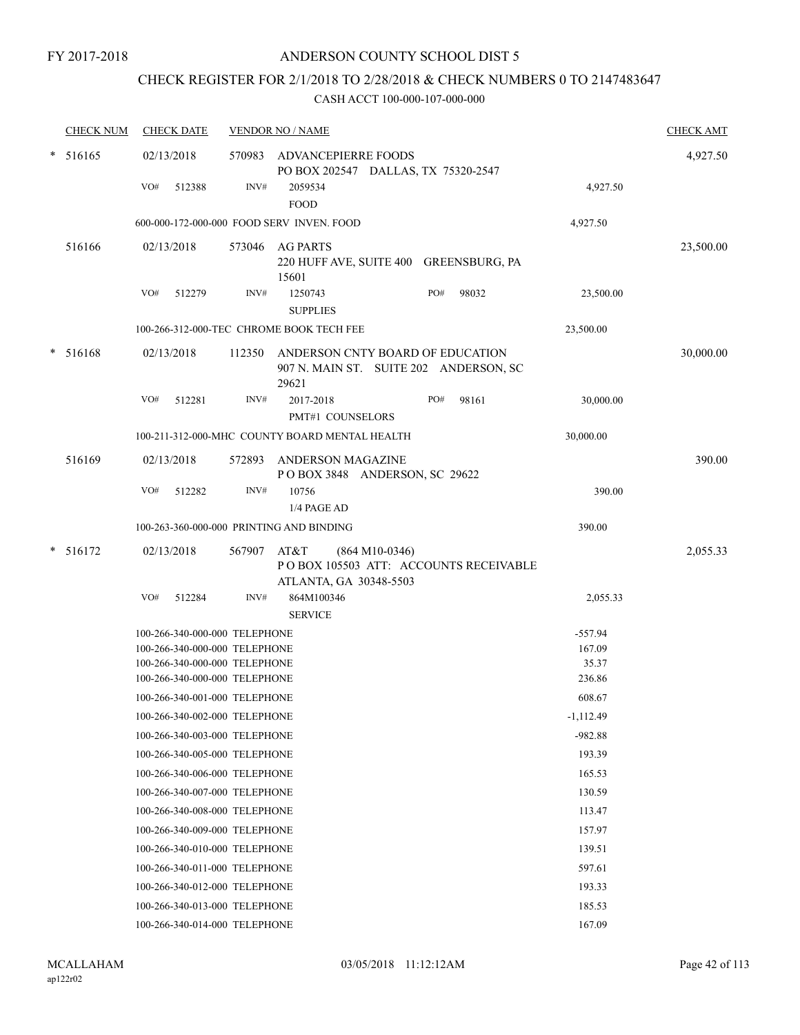FY 2017-2018

# ANDERSON COUNTY SCHOOL DIST 5

## CHECK REGISTER FOR 2/1/2018 TO 2/28/2018 & CHECK NUMBERS 0 TO 2147483647

CASH ACCT 100-000-107-000-000

| CHECK NUM | CHECK DATE | VENDOR NO / NAME | | CHECK AMT |
|---|---|---|---|---|
| * 516165 | 02/13/2018 | 570983 ADVANCEPIERRE FOODS<br>PO BOX 202547 DALLAS, TX 75320-2547 | | 4,927.50 |
| | VO# 512388 | INV# 2059534<br>FOOD | 4,927.50 | |
| | 600-000-172-000-000 FOOD SERV INVEN. FOOD | | 4,927.50 | |
| 516166 | 02/13/2018 | 573046 AG PARTS<br>220 HUFF AVE, SUITE 400 GREENSBURG, PA 15601 | | 23,500.00 |
| | VO# 512279 | INV# 1250743 PO# 98032<br>SUPPLIES | 23,500.00 | |
| | 100-266-312-000-TEC CHROME BOOK TECH FEE | | 23,500.00 | |
| * 516168 | 02/13/2018 | 112350 ANDERSON CNTY BOARD OF EDUCATION<br>907 N. MAIN ST. SUITE 202 ANDERSON, SC 29621 | | 30,000.00 |
| | VO# 512281 | INV# 2017-2018 PO# 98161<br>PMT#1 COUNSELORS | 30,000.00 | |
| | 100-211-312-000-MHC COUNTY BOARD MENTAL HEALTH | | 30,000.00 | |
| 516169 | 02/13/2018 | 572893 ANDERSON MAGAZINE<br>P O BOX 3848 ANDERSON, SC 29622 | | 390.00 |
| | VO# 512282 | INV# 10756<br>1/4 PAGE AD | 390.00 | |
| | 100-263-360-000-000 PRINTING AND BINDING | | 390.00 | |
| * 516172 | 02/13/2018 | 567907 AT&T (864 M10-0346)<br>P O BOX 105503 ATT: ACCOUNTS RECEIVABLE<br>ATLANTA, GA 30348-5503 | | 2,055.33 |
| | VO# 512284 | INV# 864M100346<br>SERVICE | 2,055.33 | |
| | 100-266-340-000-000 TELEPHONE | | -557.94 | |
| | 100-266-340-000-000 TELEPHONE | | 167.09 | |
| | 100-266-340-000-000 TELEPHONE | | 35.37 | |
| | 100-266-340-000-000 TELEPHONE | | 236.86 | |
| | 100-266-340-001-000 TELEPHONE | | 608.67 | |
| | 100-266-340-002-000 TELEPHONE | | -1,112.49 | |
| | 100-266-340-003-000 TELEPHONE | | -982.88 | |
| | 100-266-340-005-000 TELEPHONE | | 193.39 | |
| | 100-266-340-006-000 TELEPHONE | | 165.53 | |
| | 100-266-340-007-000 TELEPHONE | | 130.59 | |
| | 100-266-340-008-000 TELEPHONE | | 113.47 | |
| | 100-266-340-009-000 TELEPHONE | | 157.97 | |
| | 100-266-340-010-000 TELEPHONE | | 139.51 | |
| | 100-266-340-011-000 TELEPHONE | | 597.61 | |
| | 100-266-340-012-000 TELEPHONE | | 193.33 | |
| | 100-266-340-013-000 TELEPHONE | | 185.53 | |
| | 100-266-340-014-000 TELEPHONE | | 167.09 | |

MCALLAHAM
ap122r02

03/05/2018 11:12:12AM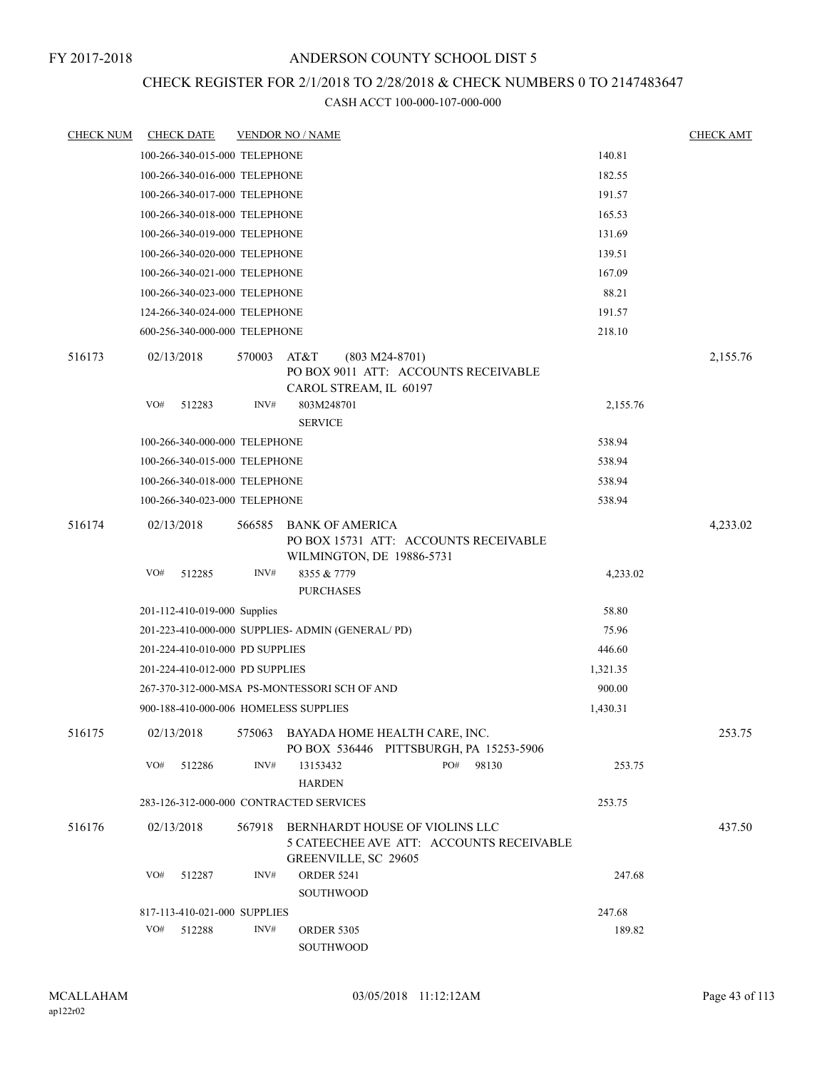FY 2017-2018

# ANDERSON COUNTY SCHOOL DIST 5

## CHECK REGISTER FOR 2/1/2018 TO 2/28/2018 & CHECK NUMBERS 0 TO 2147483647

### CASH ACCT 100-000-107-000-000

| CHECK NUM | CHECK DATE | VENDOR NO / NAME | | CHECK AMT |
|---|---|---|---|---|
| | 100-266-340-015-000 TELEPHONE | | 140.81 | |
| | 100-266-340-016-000 TELEPHONE | | 182.55 | |
| | 100-266-340-017-000 TELEPHONE | | 191.57 | |
| | 100-266-340-018-000 TELEPHONE | | 165.53 | |
| | 100-266-340-019-000 TELEPHONE | | 131.69 | |
| | 100-266-340-020-000 TELEPHONE | | 139.51 | |
| | 100-266-340-021-000 TELEPHONE | | 167.09 | |
| | 100-266-340-023-000 TELEPHONE | | 88.21 | |
| | 124-266-340-024-000 TELEPHONE | | 191.57 | |
| | 600-256-340-000-000 TELEPHONE | | 218.10 | |
| 516173 | 02/13/2018 | 570003 AT&T (803 M24-8701)<br>PO BOX 9011 ATT: ACCOUNTS RECEIVABLE<br>CAROL STREAM, IL 60197 | | 2,155.76 |
| | VO# 512283 | INV# 803M248701<br>SERVICE | 2,155.76 | |
| | 100-266-340-000-000 TELEPHONE | | 538.94 | |
| | 100-266-340-015-000 TELEPHONE | | 538.94 | |
| | 100-266-340-018-000 TELEPHONE | | 538.94 | |
| | 100-266-340-023-000 TELEPHONE | | 538.94 | |
| 516174 | 02/13/2018 | 566585 BANK OF AMERICA<br>PO BOX 15731 ATT: ACCOUNTS RECEIVABLE<br>WILMINGTON, DE 19886-5731 | | 4,233.02 |
| | VO# 512285 | INV# 8355 & 7779<br>PURCHASES | 4,233.02 | |
| | 201-112-410-019-000 Supplies | | 58.80 | |
| | 201-223-410-000-000 SUPPLIES- ADMIN (GENERAL/ PD) | | 75.96 | |
| | 201-224-410-010-000 PD SUPPLIES | | 446.60 | |
| | 201-224-410-012-000 PD SUPPLIES | | 1,321.35 | |
| | 267-370-312-000-MSA PS-MONTESSORI SCH OF AND | | 900.00 | |
| | 900-188-410-000-006 HOMELESS SUPPLIES | | 1,430.31 | |
| 516175 | 02/13/2018 | 575063 BAYADA HOME HEALTH CARE, INC.<br>PO BOX 536446 PITTSBURGH, PA 15253-5906 | | 253.75 |
| | VO# 512286 | INV# 13153432 PO# 98130<br>HARDEN | 253.75 | |
| | 283-126-312-000-000 CONTRACTED SERVICES | | 253.75 | |
| 516176 | 02/13/2018 | 567918 BERNHARDT HOUSE OF VIOLINS LLC<br>5 CATEECHEE AVE ATT: ACCOUNTS RECEIVABLE<br>GREENVILLE, SC 29605 | | 437.50 |
| | VO# 512287 | INV# ORDER 5241<br>SOUTHWOOD | 247.68 | |
| | 817-113-410-021-000 SUPPLIES | | 247.68 | |
| | VO# 512288 | INV# ORDER 5305<br>SOUTHWOOD | 189.82 | |

MCALLAHAM
ap122r02

03/05/2018 11:12:12AM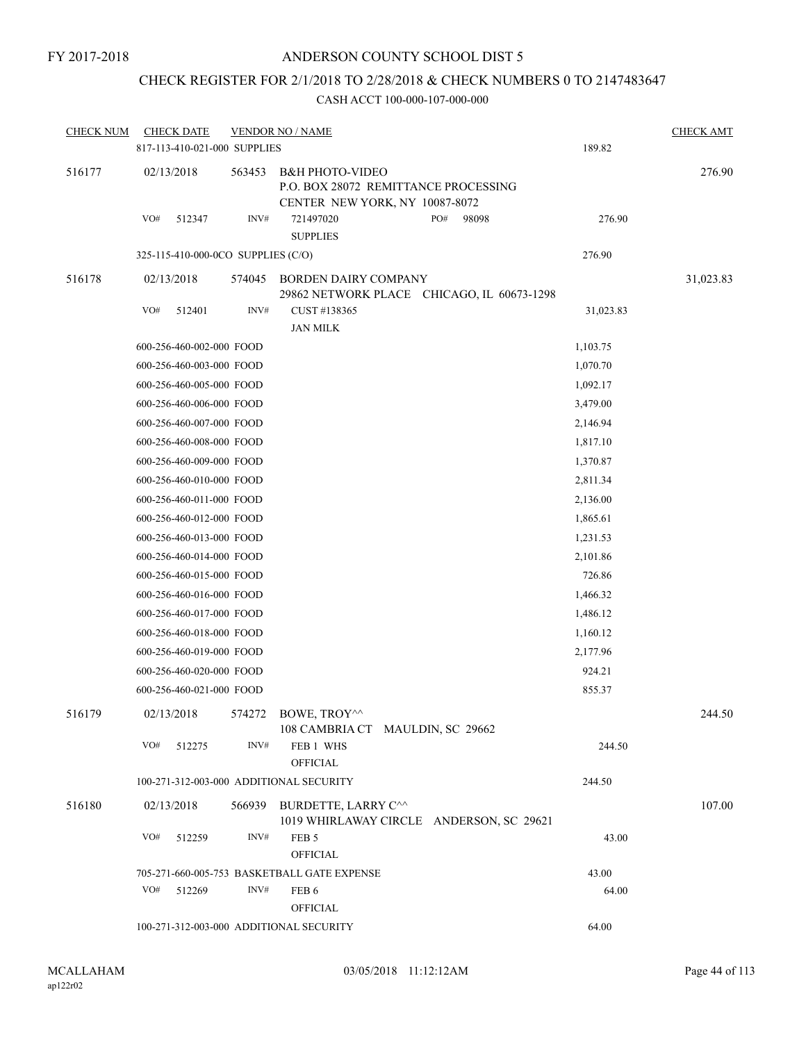FY 2017-2018

# ANDERSON COUNTY SCHOOL DIST 5

## CHECK REGISTER FOR 2/1/2018 TO 2/28/2018 & CHECK NUMBERS 0 TO 2147483647

CASH ACCT 100-000-107-000-000

| CHECK NUM | CHECK DATE | VENDOR NO / NAME | | CHECK AMT |
|---|---|---|---|---|
| | 817-113-410-021-000 SUPPLIES | | 189.82 | |
| 516177 | 02/13/2018 | 563453 B&H PHOTO-VIDEO<br>P.O. BOX 28072 REMITTANCE PROCESSING<br>CENTER NEW YORK, NY 10087-8072 | | 276.90 |
| | VO# 512347 INV# | 721497020 PO# 98098<br>SUPPLIES | 276.90 | |
| | 325-115-410-000-0CO SUPPLIES (C/O) | | 276.90 | |
| 516178 | 02/13/2018 | 574045 BORDEN DAIRY COMPANY<br>29862 NETWORK PLACE CHICAGO, IL 60673-1298 | | 31,023.83 |
| | VO# 512401 INV# | CUST #138365<br>JAN MILK | 31,023.83 | |
| | 600-256-460-002-000 FOOD | | 1,103.75 | |
| | 600-256-460-003-000 FOOD | | 1,070.70 | |
| | 600-256-460-005-000 FOOD | | 1,092.17 | |
| | 600-256-460-006-000 FOOD | | 3,479.00 | |
| | 600-256-460-007-000 FOOD | | 2,146.94 | |
| | 600-256-460-008-000 FOOD | | 1,817.10 | |
| | 600-256-460-009-000 FOOD | | 1,370.87 | |
| | 600-256-460-010-000 FOOD | | 2,811.34 | |
| | 600-256-460-011-000 FOOD | | 2,136.00 | |
| | 600-256-460-012-000 FOOD | | 1,865.61 | |
| | 600-256-460-013-000 FOOD | | 1,231.53 | |
| | 600-256-460-014-000 FOOD | | 2,101.86 | |
| | 600-256-460-015-000 FOOD | | 726.86 | |
| | 600-256-460-016-000 FOOD | | 1,466.32 | |
| | 600-256-460-017-000 FOOD | | 1,486.12 | |
| | 600-256-460-018-000 FOOD | | 1,160.12 | |
| | 600-256-460-019-000 FOOD | | 2,177.96 | |
| | 600-256-460-020-000 FOOD | | 924.21 | |
| | 600-256-460-021-000 FOOD | | 855.37 | |
| 516179 | 02/13/2018 | 574272 BOWE, TROY^^<br>108 CAMBRIA CT MAULDIN, SC 29662 | | 244.50 |
| | VO# 512275 INV# | FEB 1 WHS<br>OFFICIAL | 244.50 | |
| | 100-271-312-003-000 ADDITIONAL SECURITY | | 244.50 | |
| 516180 | 02/13/2018 | 566939 BURDETTE, LARRY C^^<br>1019 WHIRLAWAY CIRCLE ANDERSON, SC 29621 | | 107.00 |
| | VO# 512259 INV# | FEB 5<br>OFFICIAL | 43.00 | |
| | 705-271-660-005-753 BASKETBALL GATE EXPENSE | | 43.00 | |
| | VO# 512269 INV# | FEB 6<br>OFFICIAL | 64.00 | |
| | 100-271-312-003-000 ADDITIONAL SECURITY | | 64.00 | |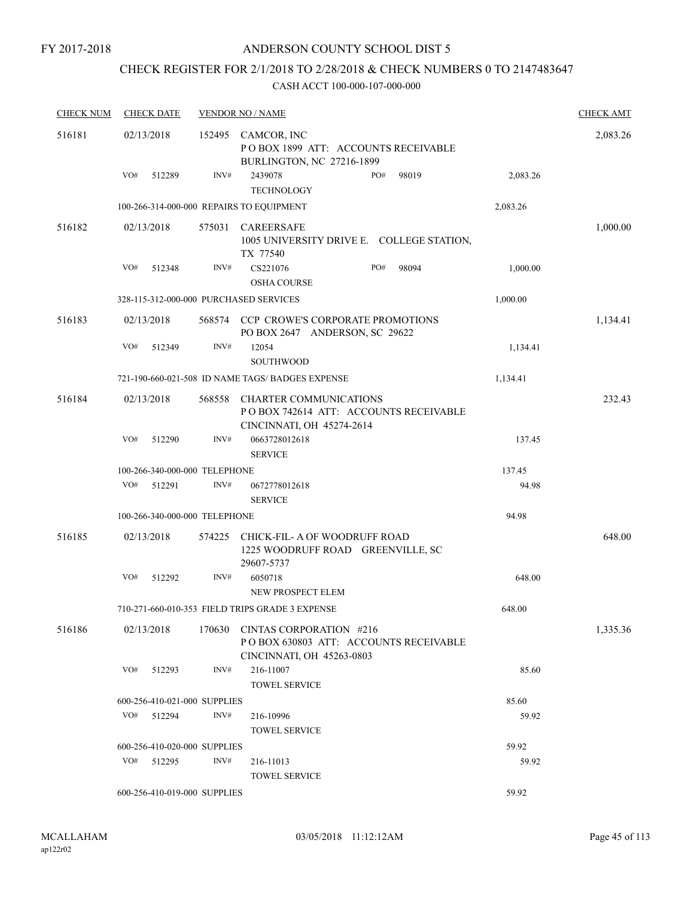FY 2017-2018

# ANDERSON COUNTY SCHOOL DIST 5

## CHECK REGISTER FOR 2/1/2018 TO 2/28/2018 & CHECK NUMBERS 0 TO 2147483647

### CASH ACCT 100-000-107-000-000

| CHECK NUM | CHECK DATE | VENDOR NO / NAME | | | CHECK AMT |
|---|---|---|---|---|---|
| 516181 | 02/13/2018 | 152495 CAMCOR, INC<br>P O BOX 1899 ATT: ACCOUNTS RECEIVABLE<br>BURLINGTON, NC 27216-1899 | | | 2,083.26 |
| | VO# 512289 | INV# 2439078<br>TECHNOLOGY | PO# 98019 | 2,083.26 | |
| | 100-266-314-000-000 REPAIRS TO EQUIPMENT | | | 2,083.26 | |
| 516182 | 02/13/2018 | 575031 CAREERSAFE<br>1005 UNIVERSITY DRIVE E. COLLEGE STATION, TX 77540 | | | 1,000.00 |
| | VO# 512348 | INV# CS221076<br>OSHA COURSE | PO# 98094 | 1,000.00 | |
| | 328-115-312-000-000 PURCHASED SERVICES | | | 1,000.00 | |
| 516183 | 02/13/2018 | 568574 CCP CROWE'S CORPORATE PROMOTIONS<br>PO BOX 2647 ANDERSON, SC 29622 | | | 1,134.41 |
| | VO# 512349 | INV# 12054<br>SOUTHWOOD | | 1,134.41 | |
| | 721-190-660-021-508 ID NAME TAGS/ BADGES EXPENSE | | | 1,134.41 | |
| 516184 | 02/13/2018 | 568558 CHARTER COMMUNICATIONS<br>P O BOX 742614 ATT: ACCOUNTS RECEIVABLE<br>CINCINNATI, OH 45274-2614 | | | 232.43 |
| | VO# 512290 | INV# 0663728012618<br>SERVICE | | 137.45 | |
| | 100-266-340-000-000 TELEPHONE | | | 137.45 | |
| | VO# 512291 | INV# 0672778012618<br>SERVICE | | 94.98 | |
| | 100-266-340-000-000 TELEPHONE | | | 94.98 | |
| 516185 | 02/13/2018 | 574225 CHICK-FIL- A OF WOODRUFF ROAD<br>1225 WOODRUFF ROAD GREENVILLE, SC 29607-5737 | | | 648.00 |
| | VO# 512292 | INV# 6050718<br>NEW PROSPECT ELEM | | 648.00 | |
| | 710-271-660-010-353 FIELD TRIPS GRADE 3 EXPENSE | | | 648.00 | |
| 516186 | 02/13/2018 | 170630 CINTAS CORPORATION #216<br>P O BOX 630803 ATT: ACCOUNTS RECEIVABLE<br>CINCINNATI, OH 45263-0803 | | | 1,335.36 |
| | VO# 512293 | INV# 216-11007<br>TOWEL SERVICE | | 85.60 | |
| | 600-256-410-021-000 SUPPLIES | | | 85.60 | |
| | VO# 512294 | INV# 216-10996<br>TOWEL SERVICE | | 59.92 | |
| | 600-256-410-020-000 SUPPLIES | | | 59.92 | |
| | VO# 512295 | INV# 216-11013<br>TOWEL SERVICE | | 59.92 | |
| | 600-256-410-019-000 SUPPLIES | | | 59.92 | |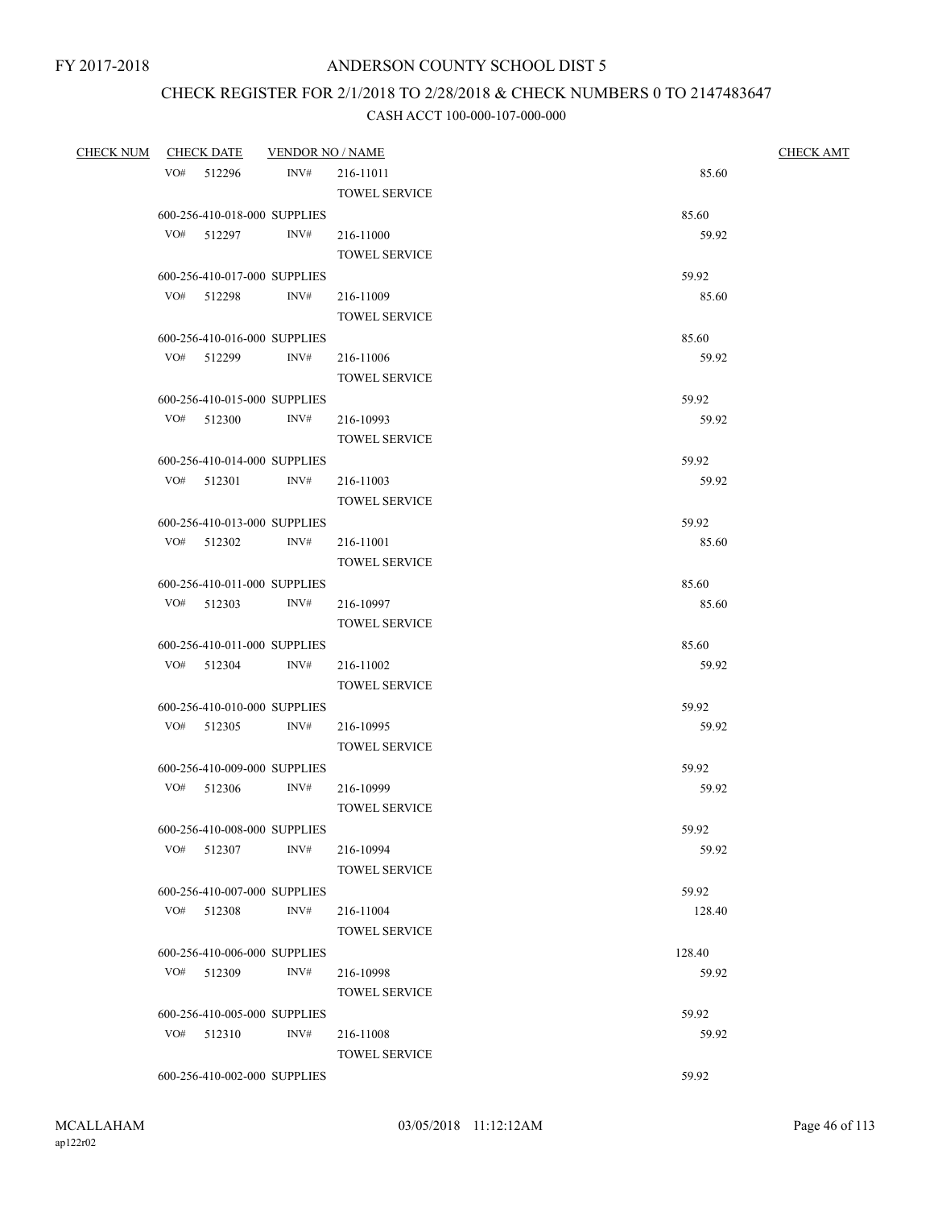# ANDERSON COUNTY SCHOOL DIST 5

## CHECK REGISTER FOR 2/1/2018 TO 2/28/2018 & CHECK NUMBERS 0 TO 2147483647

### CASH ACCT 100-000-107-000-000

| CHECK NUM | CHECK DATE | VENDOR NO / NAME | | CHECK AMT |
|---|---|---|---|---|
| | VO# 512296 | INV# 216-11011 TOWEL SERVICE | 85.60 | |
| | 600-256-410-018-000 SUPPLIES | | 85.60 | |
| | VO# 512297 | INV# 216-11000 TOWEL SERVICE | 59.92 | |
| | 600-256-410-017-000 SUPPLIES | | 59.92 | |
| | VO# 512298 | INV# 216-11009 TOWEL SERVICE | 85.60 | |
| | 600-256-410-016-000 SUPPLIES | | 85.60 | |
| | VO# 512299 | INV# 216-11006 TOWEL SERVICE | 59.92 | |
| | 600-256-410-015-000 SUPPLIES | | 59.92 | |
| | VO# 512300 | INV# 216-10993 TOWEL SERVICE | 59.92 | |
| | 600-256-410-014-000 SUPPLIES | | 59.92 | |
| | VO# 512301 | INV# 216-11003 TOWEL SERVICE | 59.92 | |
| | 600-256-410-013-000 SUPPLIES | | 59.92 | |
| | VO# 512302 | INV# 216-11001 TOWEL SERVICE | 85.60 | |
| | 600-256-410-011-000 SUPPLIES | | 85.60 | |
| | VO# 512303 | INV# 216-10997 TOWEL SERVICE | 85.60 | |
| | 600-256-410-011-000 SUPPLIES | | 85.60 | |
| | VO# 512304 | INV# 216-11002 TOWEL SERVICE | 59.92 | |
| | 600-256-410-010-000 SUPPLIES | | 59.92 | |
| | VO# 512305 | INV# 216-10995 TOWEL SERVICE | 59.92 | |
| | 600-256-410-009-000 SUPPLIES | | 59.92 | |
| | VO# 512306 | INV# 216-10999 TOWEL SERVICE | 59.92 | |
| | 600-256-410-008-000 SUPPLIES | | 59.92 | |
| | VO# 512307 | INV# 216-10994 TOWEL SERVICE | 59.92 | |
| | 600-256-410-007-000 SUPPLIES | | 59.92 | |
| | VO# 512308 | INV# 216-11004 TOWEL SERVICE | 128.40 | |
| | 600-256-410-006-000 SUPPLIES | | 128.40 | |
| | VO# 512309 | INV# 216-10998 TOWEL SERVICE | 59.92 | |
| | 600-256-410-005-000 SUPPLIES | | 59.92 | |
| | VO# 512310 | INV# 216-11008 TOWEL SERVICE | 59.92 | |
| | 600-256-410-002-000 SUPPLIES | | 59.92 | |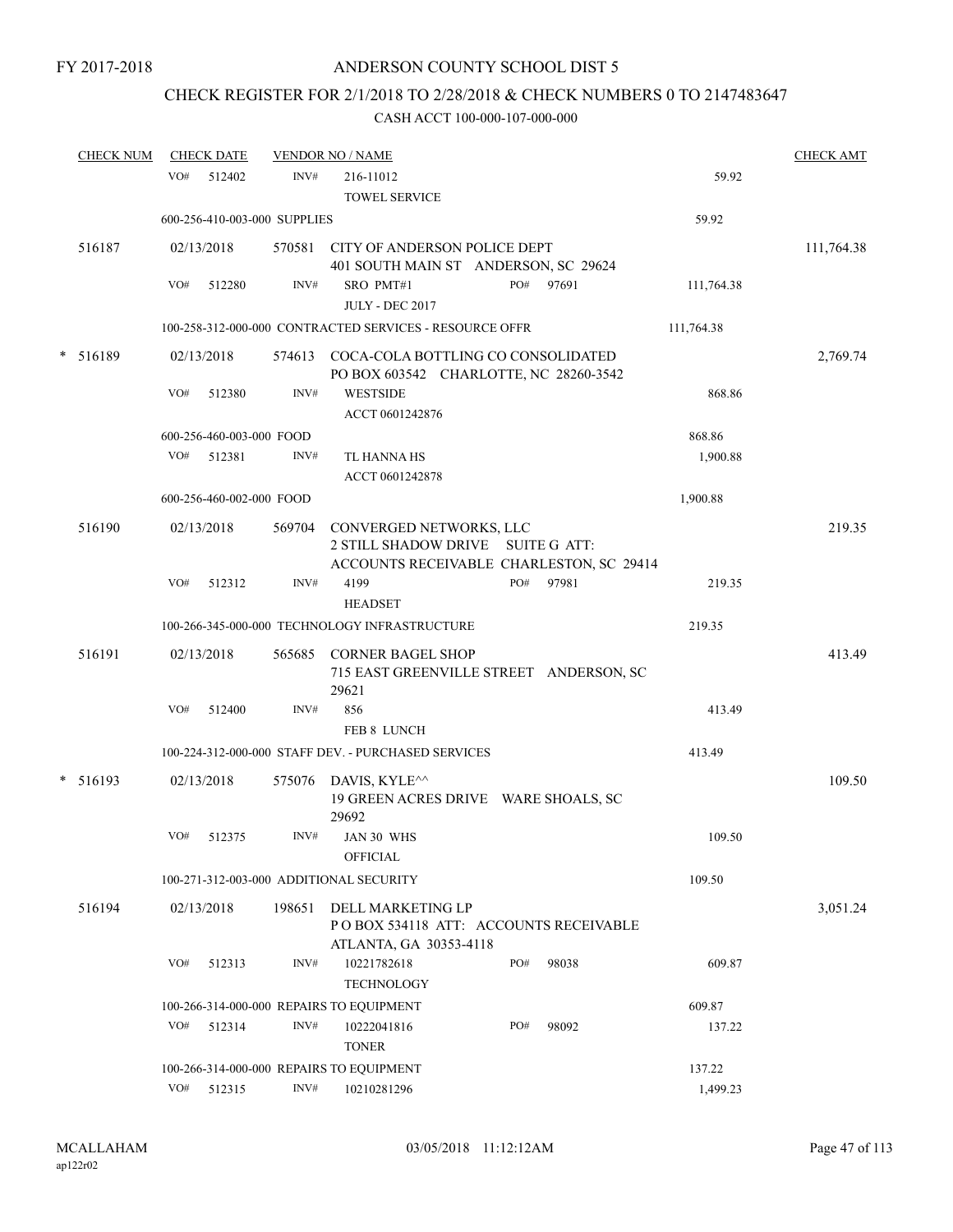# ANDERSON COUNTY SCHOOL DIST 5

## CHECK REGISTER FOR 2/1/2018 TO 2/28/2018 & CHECK NUMBERS 0 TO 2147483647

### CASH ACCT 100-000-107-000-000

FY 2017-2018

| CHECK NUM | CHECK DATE | VENDOR NO / NAME | | CHECK AMT |
|---|---|---|---|---|
| | VO# 512402 | INV# 216-11012 TOWEL SERVICE | 59.92 | |
| | 600-256-410-003-000 SUPPLIES | | 59.92 | |
| 516187 | 02/13/2018 | 570581 CITY OF ANDERSON POLICE DEPT 401 SOUTH MAIN ST ANDERSON, SC 29624 | | 111,764.38 |
| | VO# 512280 | INV# SRO PMT#1 JULY - DEC 2017 PO# 97691 | 111,764.38 | |
| | 100-258-312-000-000 CONTRACTED SERVICES - RESOURCE OFFR | | 111,764.38 | |
| * 516189 | 02/13/2018 | 574613 COCA-COLA BOTTLING CO CONSOLIDATED PO BOX 603542 CHARLOTTE, NC 28260-3542 | | 2,769.74 |
| | VO# 512380 | INV# WESTSIDE ACCT 0601242876 | 868.86 | |
| | 600-256-460-003-000 FOOD | | 868.86 | |
| | VO# 512381 | INV# TL HANNA HS ACCT 0601242878 | 1,900.88 | |
| | 600-256-460-002-000 FOOD | | 1,900.88 | |
| 516190 | 02/13/2018 | 569704 CONVERGED NETWORKS, LLC 2 STILL SHADOW DRIVE SUITE G ATT: ACCOUNTS RECEIVABLE CHARLESTON, SC 29414 | | 219.35 |
| | VO# 512312 | INV# 4199 HEADSET PO# 97981 | 219.35 | |
| | 100-266-345-000-000 TECHNOLOGY INFRASTRUCTURE | | 219.35 | |
| 516191 | 02/13/2018 | 565685 CORNER BAGEL SHOP 715 EAST GREENVILLE STREET ANDERSON, SC 29621 | | 413.49 |
| | VO# 512400 | INV# 856 FEB 8 LUNCH | 413.49 | |
| | 100-224-312-000-000 STAFF DEV. - PURCHASED SERVICES | | 413.49 | |
| * 516193 | 02/13/2018 | 575076 DAVIS, KYLE^^ 19 GREEN ACRES DRIVE WARE SHOALS, SC 29692 | | 109.50 |
| | VO# 512375 | INV# JAN 30 WHS OFFICIAL | 109.50 | |
| | 100-271-312-003-000 ADDITIONAL SECURITY | | 109.50 | |
| 516194 | 02/13/2018 | 198651 DELL MARKETING LP P O BOX 534118 ATT: ACCOUNTS RECEIVABLE ATLANTA, GA 30353-4118 | | 3,051.24 |
| | VO# 512313 | INV# 10221782618 TECHNOLOGY PO# 98038 | 609.87 | |
| | 100-266-314-000-000 REPAIRS TO EQUIPMENT | | 609.87 | |
| | VO# 512314 | INV# 10222041816 TONER PO# 98092 | 137.22 | |
| | 100-266-314-000-000 REPAIRS TO EQUIPMENT | | 137.22 | |
| | VO# 512315 | INV# 10210281296 | 1,499.23 | |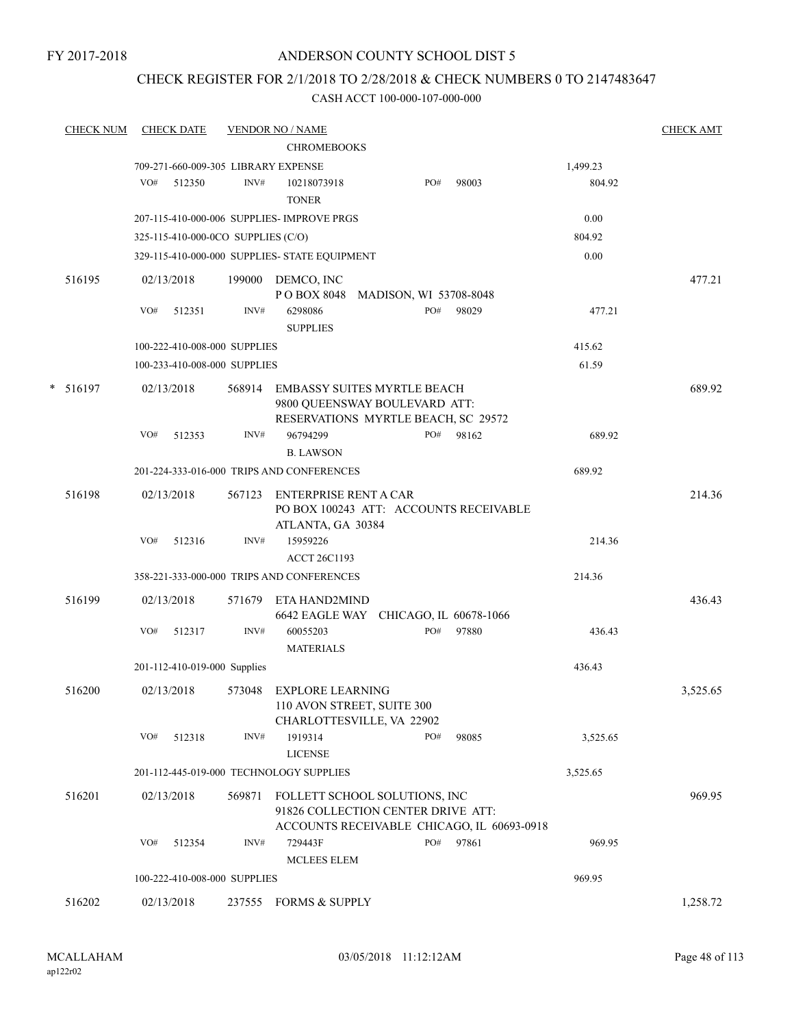FY 2017-2018

# ANDERSON COUNTY SCHOOL DIST 5

## CHECK REGISTER FOR 2/1/2018 TO 2/28/2018 & CHECK NUMBERS 0 TO 2147483647

### CASH ACCT 100-000-107-000-000

| CHECK NUM | CHECK DATE | VENDOR NO / NAME | | | CHECK AMT |
|---|---|---|---|---|---|
| | | CHROMEBOOKS | | | |
| | 709-271-660-009-305 LIBRARY EXPENSE | | | 1,499.23 | |
| | VO# 512350 | INV# 10218073918 TONER | PO# 98003 | 804.92 | |
| | 207-115-410-000-006 SUPPLIES- IMPROVE PRGS | | | 0.00 | |
| | 325-115-410-000-0CO SUPPLIES (C/O) | | | 804.92 | |
| | 329-115-410-000-000 SUPPLIES- STATE EQUIPMENT | | | 0.00 | |
| 516195 | 02/13/2018 | 199000 DEMCO, INC P O BOX 8048 MADISON, WI 53708-8048 | | | 477.21 |
| | VO# 512351 | INV# 6298086 SUPPLIES | PO# 98029 | 477.21 | |
| | 100-222-410-008-000 SUPPLIES | | | 415.62 | |
| | 100-233-410-008-000 SUPPLIES | | | 61.59 | |
| * 516197 | 02/13/2018 | 568914 EMBASSY SUITES MYRTLE BEACH 9800 QUEENSWAY BOULEVARD ATT: RESERVATIONS MYRTLE BEACH, SC 29572 | | | 689.92 |
| | VO# 512353 | INV# 96794299 B. LAWSON | PO# 98162 | 689.92 | |
| | 201-224-333-016-000 TRIPS AND CONFERENCES | | | 689.92 | |
| 516198 | 02/13/2018 | 567123 ENTERPRISE RENT A CAR PO BOX 100243 ATT: ACCOUNTS RECEIVABLE ATLANTA, GA 30384 | | | 214.36 |
| | VO# 512316 | INV# 15959226 ACCT 26C1193 | | 214.36 | |
| | 358-221-333-000-000 TRIPS AND CONFERENCES | | | 214.36 | |
| 516199 | 02/13/2018 | 571679 ETA HAND2MIND 6642 EAGLE WAY CHICAGO, IL 60678-1066 | | | 436.43 |
| | VO# 512317 | INV# 60055203 MATERIALS | PO# 97880 | 436.43 | |
| | 201-112-410-019-000 Supplies | | | 436.43 | |
| 516200 | 02/13/2018 | 573048 EXPLORE LEARNING 110 AVON STREET, SUITE 300 CHARLOTTESVILLE, VA 22902 | | | 3,525.65 |
| | VO# 512318 | INV# 1919314 LICENSE | PO# 98085 | 3,525.65 | |
| | 201-112-445-019-000 TECHNOLOGY SUPPLIES | | | 3,525.65 | |
| 516201 | 02/13/2018 | 569871 FOLLETT SCHOOL SOLUTIONS, INC 91826 COLLECTION CENTER DRIVE ATT: ACCOUNTS RECEIVABLE CHICAGO, IL 60693-0918 | | | 969.95 |
| | VO# 512354 | INV# 729443F MCLEES ELEM | PO# 97861 | 969.95 | |
| | 100-222-410-008-000 SUPPLIES | | | 969.95 | |
| 516202 | 02/13/2018 | 237555 FORMS & SUPPLY | | | 1,258.72 |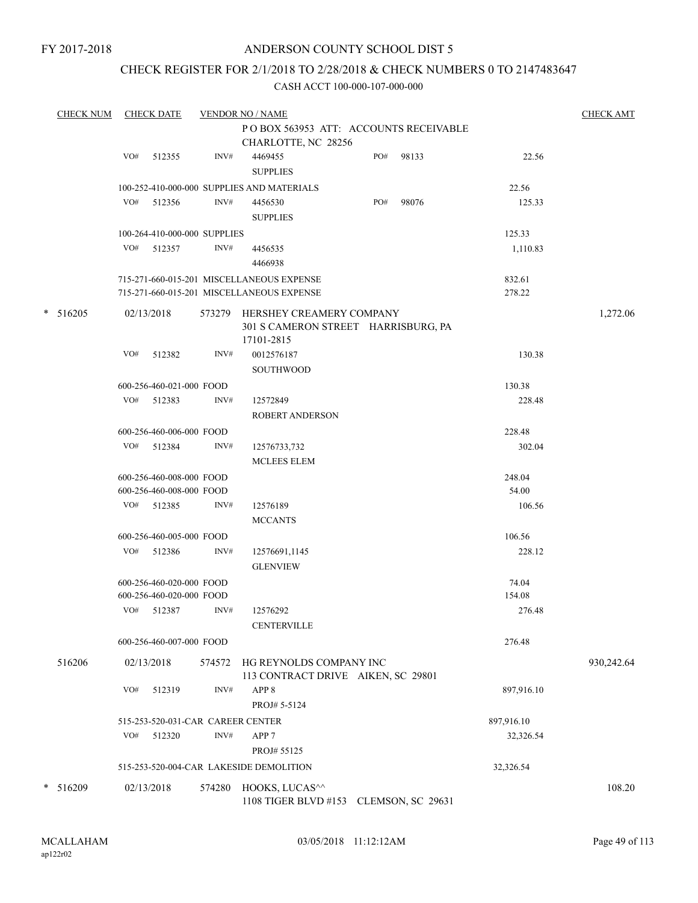FY 2017-2018

# ANDERSON COUNTY SCHOOL DIST 5

## CHECK REGISTER FOR 2/1/2018 TO 2/28/2018 & CHECK NUMBERS 0 TO 2147483647

CASH ACCT 100-000-107-000-000

| CHECK NUM | CHECK DATE | VENDOR NO / NAME | | | CHECK AMT |
|---|---|---|---|---|---|
| | | | P O BOX 563953 ATT: ACCOUNTS RECEIVABLE CHARLOTTE, NC 28256 | | |
| | VO# 512355 | INV# | 4469455 SUPPLIES | PO# 98133 | 22.56 | |
| | 100-252-410-000-000 SUPPLIES AND MATERIALS | | | | 22.56 | |
| | VO# 512356 | INV# | 4456530 SUPPLIES | PO# 98076 | 125.33 | |
| | 100-264-410-000-000 SUPPLIES | | | | 125.33 | |
| | VO# 512357 | INV# | 4456535 4466938 | | 1,110.83 | |
| | 715-271-660-015-201 MISCELLANEOUS EXPENSE | | | | 832.61 | |
| | 715-271-660-015-201 MISCELLANEOUS EXPENSE | | | | 278.22 | |
| * 516205 | 02/13/2018 | 573279 | HERSHEY CREAMERY COMPANY 301 S CAMERON STREET HARRISBURG, PA 17101-2815 | | | 1,272.06 |
| | VO# 512382 | INV# | 0012576187 SOUTHWOOD | | 130.38 | |
| | 600-256-460-021-000 FOOD | | | | 130.38 | |
| | VO# 512383 | INV# | 12572849 ROBERT ANDERSON | | 228.48 | |
| | 600-256-460-006-000 FOOD | | | | 228.48 | |
| | VO# 512384 | INV# | 12576733,732 MCLEES ELEM | | 302.04 | |
| | 600-256-460-008-000 FOOD | | | | 248.04 | |
| | 600-256-460-008-000 FOOD | | | | 54.00 | |
| | VO# 512385 | INV# | 12576189 MCCANTS | | 106.56 | |
| | 600-256-460-005-000 FOOD | | | | 106.56 | |
| | VO# 512386 | INV# | 12576691,1145 GLENVIEW | | 228.12 | |
| | 600-256-460-020-000 FOOD | | | | 74.04 | |
| | 600-256-460-020-000 FOOD | | | | 154.08 | |
| | VO# 512387 | INV# | 12576292 CENTERVILLE | | 276.48 | |
| | 600-256-460-007-000 FOOD | | | | 276.48 | |
| 516206 | 02/13/2018 | 574572 | HG REYNOLDS COMPANY INC 113 CONTRACT DRIVE AIKEN, SC 29801 | | | 930,242.64 |
| | VO# 512319 | INV# | APP 8 PROJ# 5-5124 | | 897,916.10 | |
| | 515-253-520-031-CAR CAREER CENTER | | | | 897,916.10 | |
| | VO# 512320 | INV# | APP 7 PROJ# 55125 | | 32,326.54 | |
| | 515-253-520-004-CAR LAKESIDE DEMOLITION | | | | 32,326.54 | |
| * 516209 | 02/13/2018 | 574280 | HOOKS, LUCAS^^ 1108 TIGER BLVD #153 CLEMSON, SC 29631 | | | 108.20 |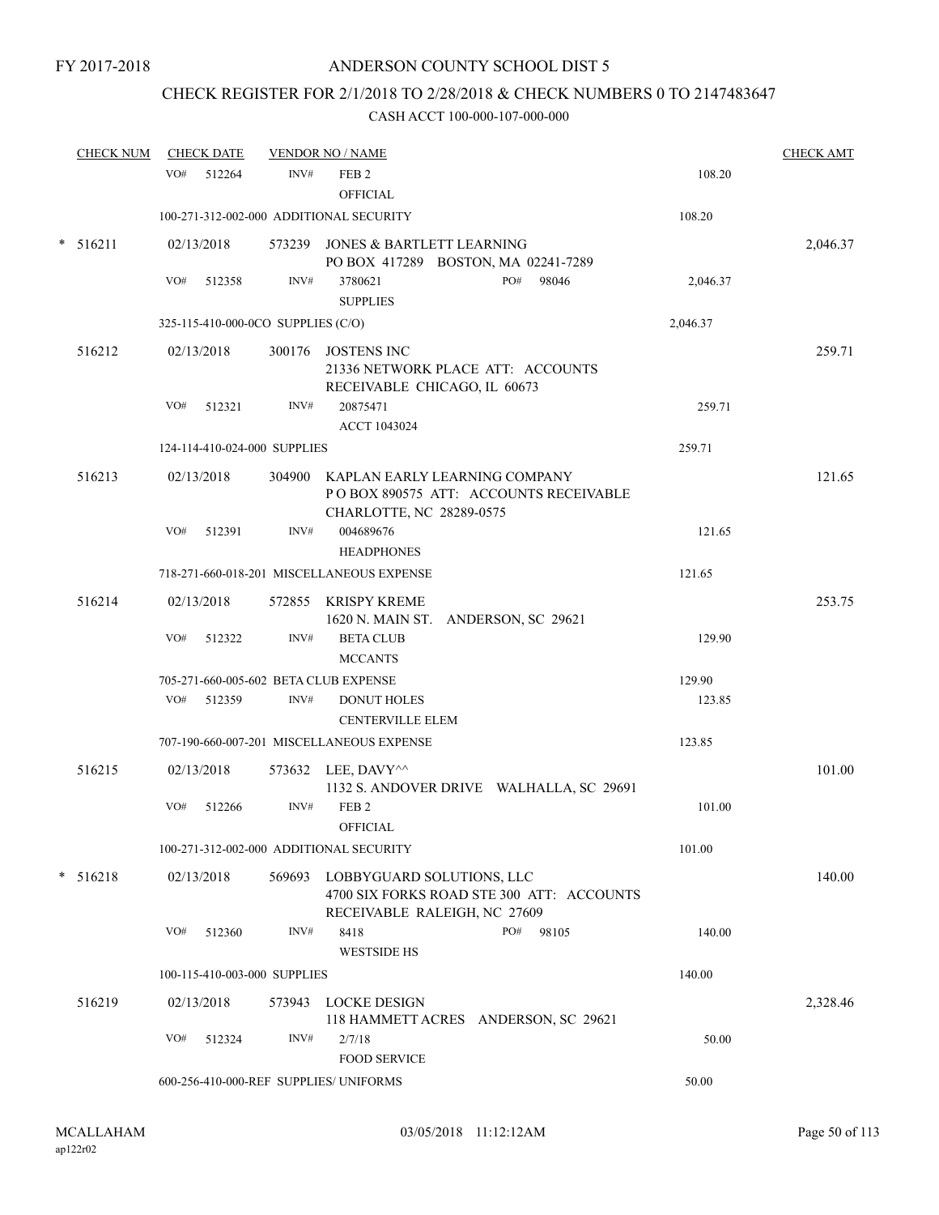FY 2017-2018

ANDERSON COUNTY SCHOOL DIST 5

CHECK REGISTER FOR 2/1/2018 TO 2/28/2018 & CHECK NUMBERS 0 TO 2147483647

CASH ACCT 100-000-107-000-000

| CHECK NUM | CHECK DATE | VENDOR NO / NAME | | CHECK AMT |
|---|---|---|---|---|
| | VO# 512264 | INV# FEB 2 OFFICIAL | 108.20 | |
| | 100-271-312-002-000 ADDITIONAL SECURITY | | 108.20 | |
| * 516211 | 02/13/2018 | 573239 JONES & BARTLETT LEARNING PO BOX 417289 BOSTON, MA 02241-7289 | | 2,046.37 |
| | VO# 512358 | INV# 3780621 PO# 98046 SUPPLIES | 2,046.37 | |
| | 325-115-410-000-0CO SUPPLIES (C/O) | | 2,046.37 | |
| 516212 | 02/13/2018 | 300176 JOSTENS INC 21336 NETWORK PLACE ATT: ACCOUNTS RECEIVABLE CHICAGO, IL 60673 | | 259.71 |
| | VO# 512321 | INV# 20875471 ACCT 1043024 | 259.71 | |
| | 124-114-410-024-000 SUPPLIES | | 259.71 | |
| 516213 | 02/13/2018 | 304900 KAPLAN EARLY LEARNING COMPANY P O BOX 890575 ATT: ACCOUNTS RECEIVABLE CHARLOTTE, NC 28289-0575 | | 121.65 |
| | VO# 512391 | INV# 004689676 HEADPHONES | 121.65 | |
| | 718-271-660-018-201 MISCELLANEOUS EXPENSE | | 121.65 | |
| 516214 | 02/13/2018 | 572855 KRISPY KREME 1620 N. MAIN ST. ANDERSON, SC 29621 | | 253.75 |
| | VO# 512322 | INV# BETA CLUB MCCANTS | 129.90 | |
| | 705-271-660-005-602 BETA CLUB EXPENSE | | 129.90 | |
| | VO# 512359 | INV# DONUT HOLES CENTERVILLE ELEM | 123.85 | |
| | 707-190-660-007-201 MISCELLANEOUS EXPENSE | | 123.85 | |
| 516215 | 02/13/2018 | 573632 LEE, DAVY^^ 1132 S. ANDOVER DRIVE WALHALLA, SC 29691 | | 101.00 |
| | VO# 512266 | INV# FEB 2 OFFICIAL | 101.00 | |
| | 100-271-312-002-000 ADDITIONAL SECURITY | | 101.00 | |
| * 516218 | 02/13/2018 | 569693 LOBBYGUARD SOLUTIONS, LLC 4700 SIX FORKS ROAD STE 300 ATT: ACCOUNTS RECEIVABLE RALEIGH, NC 27609 | | 140.00 |
| | VO# 512360 | INV# 8418 PO# 98105 WESTSIDE HS | 140.00 | |
| | 100-115-410-003-000 SUPPLIES | | 140.00 | |
| 516219 | 02/13/2018 | 573943 LOCKE DESIGN 118 HAMMETT ACRES ANDERSON, SC 29621 | | 2,328.46 |
| | VO# 512324 | INV# 2/7/18 FOOD SERVICE | 50.00 | |
| | 600-256-410-000-REF SUPPLIES/ UNIFORMS | | 50.00 | |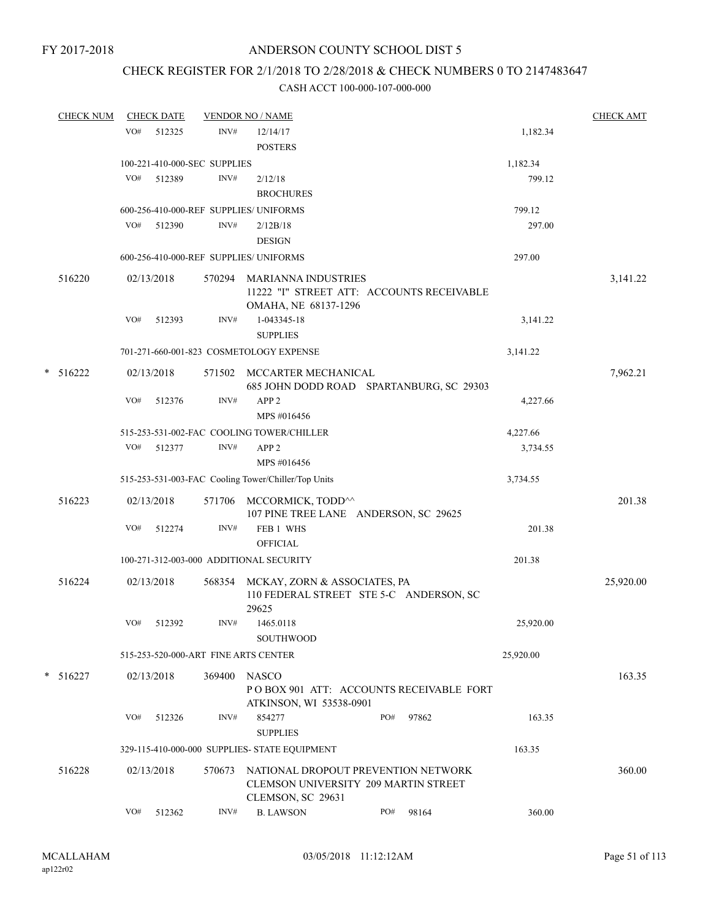FY 2017-2018

# ANDERSON COUNTY SCHOOL DIST 5

## CHECK REGISTER FOR 2/1/2018 TO 2/28/2018 & CHECK NUMBERS 0 TO 2147483647

CASH ACCT 100-000-107-000-000

| CHECK NUM | CHECK DATE | VENDOR NO / NAME | | CHECK AMT |
|---|---|---|---|---|
| | VO# 512325 | INV# 12/14/17 POSTERS | 1,182.34 | |
| | 100-221-410-000-SEC SUPPLIES | | 1,182.34 | |
| | VO# 512389 | INV# 2/12/18 BROCHURES | 799.12 | |
| | 600-256-410-000-REF SUPPLIES/ UNIFORMS | | 799.12 | |
| | VO# 512390 | INV# 2/12B/18 DESIGN | 297.00 | |
| | 600-256-410-000-REF SUPPLIES/ UNIFORMS | | 297.00 | |
| 516220 | 02/13/2018 | 570294 MARIANNA INDUSTRIES 11222 "I" STREET ATT: ACCOUNTS RECEIVABLE OMAHA, NE 68137-1296 | | 3,141.22 |
| | VO# 512393 | INV# 1-043345-18 SUPPLIES | 3,141.22 | |
| | 701-271-660-001-823 COSMETOLOGY EXPENSE | | 3,141.22 | |
| * 516222 | 02/13/2018 | 571502 MCCARTER MECHANICAL 685 JOHN DODD ROAD SPARTANBURG, SC 29303 | | 7,962.21 |
| | VO# 512376 | INV# APP 2 MPS #016456 | 4,227.66 | |
| | 515-253-531-002-FAC COOLING TOWER/CHILLER | | 4,227.66 | |
| | VO# 512377 | INV# APP 2 MPS #016456 | 3,734.55 | |
| | 515-253-531-003-FAC Cooling Tower/Chiller/Top Units | | 3,734.55 | |
| 516223 | 02/13/2018 | 571706 MCCORMICK, TODD^^ 107 PINE TREE LANE ANDERSON, SC 29625 | | 201.38 |
| | VO# 512274 | INV# FEB 1 WHS OFFICIAL | 201.38 | |
| | 100-271-312-003-000 ADDITIONAL SECURITY | | 201.38 | |
| 516224 | 02/13/2018 | 568354 MCKAY, ZORN & ASSOCIATES, PA 110 FEDERAL STREET STE 5-C ANDERSON, SC 29625 | | 25,920.00 |
| | VO# 512392 | INV# 1465.0118 SOUTHWOOD | 25,920.00 | |
| | 515-253-520-000-ART FINE ARTS CENTER | | 25,920.00 | |
| * 516227 | 02/13/2018 | 369400 NASCO P O BOX 901 ATT: ACCOUNTS RECEIVABLE FORT ATKINSON, WI 53538-0901 | | 163.35 |
| | VO# 512326 | INV# 854277 PO# 97862 SUPPLIES | 163.35 | |
| | 329-115-410-000-000 SUPPLIES- STATE EQUIPMENT | | 163.35 | |
| 516228 | 02/13/2018 | 570673 NATIONAL DROPOUT PREVENTION NETWORK CLEMSON UNIVERSITY 209 MARTIN STREET CLEMSON, SC 29631 | | 360.00 |
| | VO# 512362 | INV# B. LAWSON PO# 98164 | 360.00 | |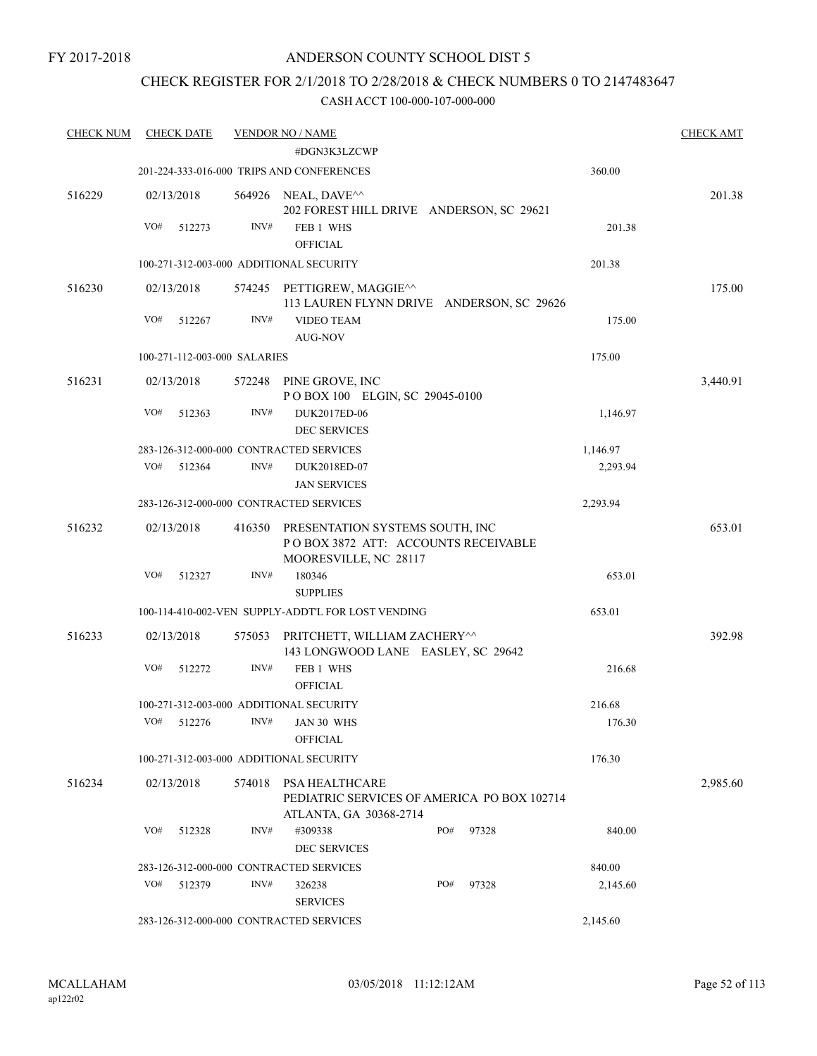FY 2017-2018

ANDERSON COUNTY SCHOOL DIST 5

CHECK REGISTER FOR 2/1/2018 TO 2/28/2018 & CHECK NUMBERS 0 TO 2147483647

CASH ACCT 100-000-107-000-000

| CHECK NUM | CHECK DATE | VENDOR NO / NAME | | CHECK AMT |
|---|---|---|---|---|
| | | #DGN3K3LZCWP | | |
| | | 201-224-333-016-000 TRIPS AND CONFERENCES | 360.00 | |
| 516229 | 02/13/2018 | 564926 NEAL, DAVE^^<br>202 FOREST HILL DRIVE ANDERSON, SC 29621 | | 201.38 |
| | VO# 512273 | INV# FEB 1 WHS<br>OFFICIAL | 201.38 | |
| | | 100-271-312-003-000 ADDITIONAL SECURITY | 201.38 | |
| 516230 | 02/13/2018 | 574245 PETTIGREW, MAGGIE^^<br>113 LAUREN FLYNN DRIVE ANDERSON, SC 29626 | | 175.00 |
| | VO# 512267 | INV# VIDEO TEAM<br>AUG-NOV | 175.00 | |
| | | 100-271-112-003-000 SALARIES | 175.00 | |
| 516231 | 02/13/2018 | 572248 PINE GROVE, INC<br>P O BOX 100 ELGIN, SC 29045-0100 | | 3,440.91 |
| | VO# 512363 | INV# DUK2017ED-06<br>DEC SERVICES | 1,146.97 | |
| | | 283-126-312-000-000 CONTRACTED SERVICES | 1,146.97 | |
| | VO# 512364 | INV# DUK2018ED-07<br>JAN SERVICES | 2,293.94 | |
| | | 283-126-312-000-000 CONTRACTED SERVICES | 2,293.94 | |
| 516232 | 02/13/2018 | 416350 PRESENTATION SYSTEMS SOUTH, INC<br>P O BOX 3872 ATT: ACCOUNTS RECEIVABLE<br>MOORESVILLE, NC 28117 | | 653.01 |
| | VO# 512327 | INV# 180346<br>SUPPLIES | 653.01 | |
| | | 100-114-410-002-VEN SUPPLY-ADDT'L FOR LOST VENDING | 653.01 | |
| 516233 | 02/13/2018 | 575053 PRITCHETT, WILLIAM ZACHERY^^<br>143 LONGWOOD LANE EASLEY, SC 29642 | | 392.98 |
| | VO# 512272 | INV# FEB 1 WHS<br>OFFICIAL | 216.68 | |
| | | 100-271-312-003-000 ADDITIONAL SECURITY | 216.68 | |
| | VO# 512276 | INV# JAN 30 WHS<br>OFFICIAL | 176.30 | |
| | | 100-271-312-003-000 ADDITIONAL SECURITY | 176.30 | |
| 516234 | 02/13/2018 | 574018 PSA HEALTHCARE<br>PEDIATRIC SERVICES OF AMERICA PO BOX 102714<br>ATLANTA, GA 30368-2714 | | 2,985.60 |
| | VO# 512328 | INV# #309338 PO# 97328<br>DEC SERVICES | 840.00 | |
| | | 283-126-312-000-000 CONTRACTED SERVICES | 840.00 | |
| | VO# 512379 | INV# 326238 PO# 97328<br>SERVICES | 2,145.60 | |
| | | 283-126-312-000-000 CONTRACTED SERVICES | 2,145.60 | |

MCALLAHAM
ap122r02

03/05/2018 11:12:12AM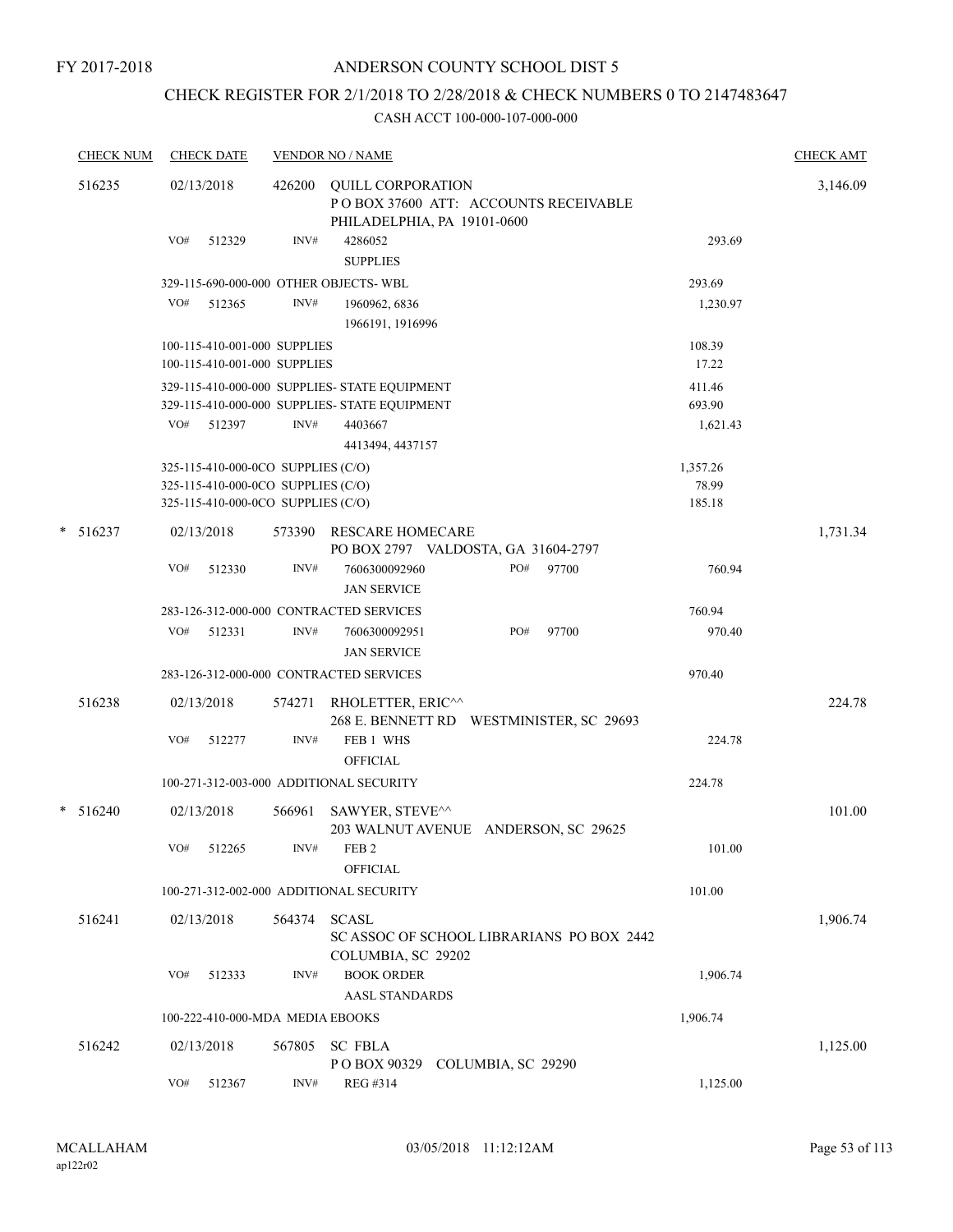FY 2017-2018

# ANDERSON COUNTY SCHOOL DIST 5

## CHECK REGISTER FOR 2/1/2018 TO 2/28/2018 & CHECK NUMBERS 0 TO 2147483647

### CASH ACCT 100-000-107-000-000

| CHECK NUM | CHECK DATE | VENDOR NO / NAME | | CHECK AMT |
|---|---|---|---|---|
| 516235 | 02/13/2018 | 426200 QUILL CORPORATION<br>P O BOX 37600 ATT: ACCOUNTS RECEIVABLE<br>PHILADELPHIA, PA 19101-0600 | | 3,146.09 |
| | VO# 512329 | INV# 4286052<br>SUPPLIES | 293.69 | |
| | | 329-115-690-000-000 OTHER OBJECTS- WBL | 293.69 | |
| | VO# 512365 | INV# 1960962, 6836<br>1966191, 1916996 | 1,230.97 | |
| | | 100-115-410-001-000 SUPPLIES | 108.39 | |
| | | 100-115-410-001-000 SUPPLIES | 17.22 | |
| | | 329-115-410-000-000 SUPPLIES- STATE EQUIPMENT | 411.46 | |
| | | 329-115-410-000-000 SUPPLIES- STATE EQUIPMENT | 693.90 | |
| | VO# 512397 | INV# 4403667<br>4413494, 4437157 | 1,621.43 | |
| | | 325-115-410-000-0CO SUPPLIES (C/O) | 1,357.26 | |
| | | 325-115-410-000-0CO SUPPLIES (C/O) | 78.99 | |
| | | 325-115-410-000-0CO SUPPLIES (C/O) | 185.18 | |
| * 516237 | 02/13/2018 | 573390 RESCARE HOMECARE<br>PO BOX 2797 VALDOSTA, GA 31604-2797 | | 1,731.34 |
| | VO# 512330 | INV# 7606300092960 PO# 97700<br>JAN SERVICE | 760.94 | |
| | | 283-126-312-000-000 CONTRACTED SERVICES | 760.94 | |
| | VO# 512331 | INV# 7606300092951 PO# 97700<br>JAN SERVICE | 970.40 | |
| | | 283-126-312-000-000 CONTRACTED SERVICES | 970.40 | |
| 516238 | 02/13/2018 | 574271 RHOLETTER, ERIC^^<br>268 E. BENNETT RD WESTMINISTER, SC 29693 | | 224.78 |
| | VO# 512277 | INV# FEB 1 WHS<br>OFFICIAL | 224.78 | |
| | | 100-271-312-003-000 ADDITIONAL SECURITY | 224.78 | |
| * 516240 | 02/13/2018 | 566961 SAWYER, STEVE^^<br>203 WALNUT AVENUE ANDERSON, SC 29625 | | 101.00 |
| | VO# 512265 | INV# FEB 2<br>OFFICIAL | 101.00 | |
| | | 100-271-312-002-000 ADDITIONAL SECURITY | 101.00 | |
| 516241 | 02/13/2018 | 564374 SCASL<br>SC ASSOC OF SCHOOL LIBRARIANS PO BOX 2442<br>COLUMBIA, SC 29202 | | 1,906.74 |
| | VO# 512333 | INV# BOOK ORDER<br>AASL STANDARDS | 1,906.74 | |
| | | 100-222-410-000-MDA MEDIA EBOOKS | 1,906.74 | |
| 516242 | 02/13/2018 | 567805 SC FBLA<br>P O BOX 90329 COLUMBIA, SC 29290 | | 1,125.00 |
| | VO# 512367 | INV# REG #314 | 1,125.00 | |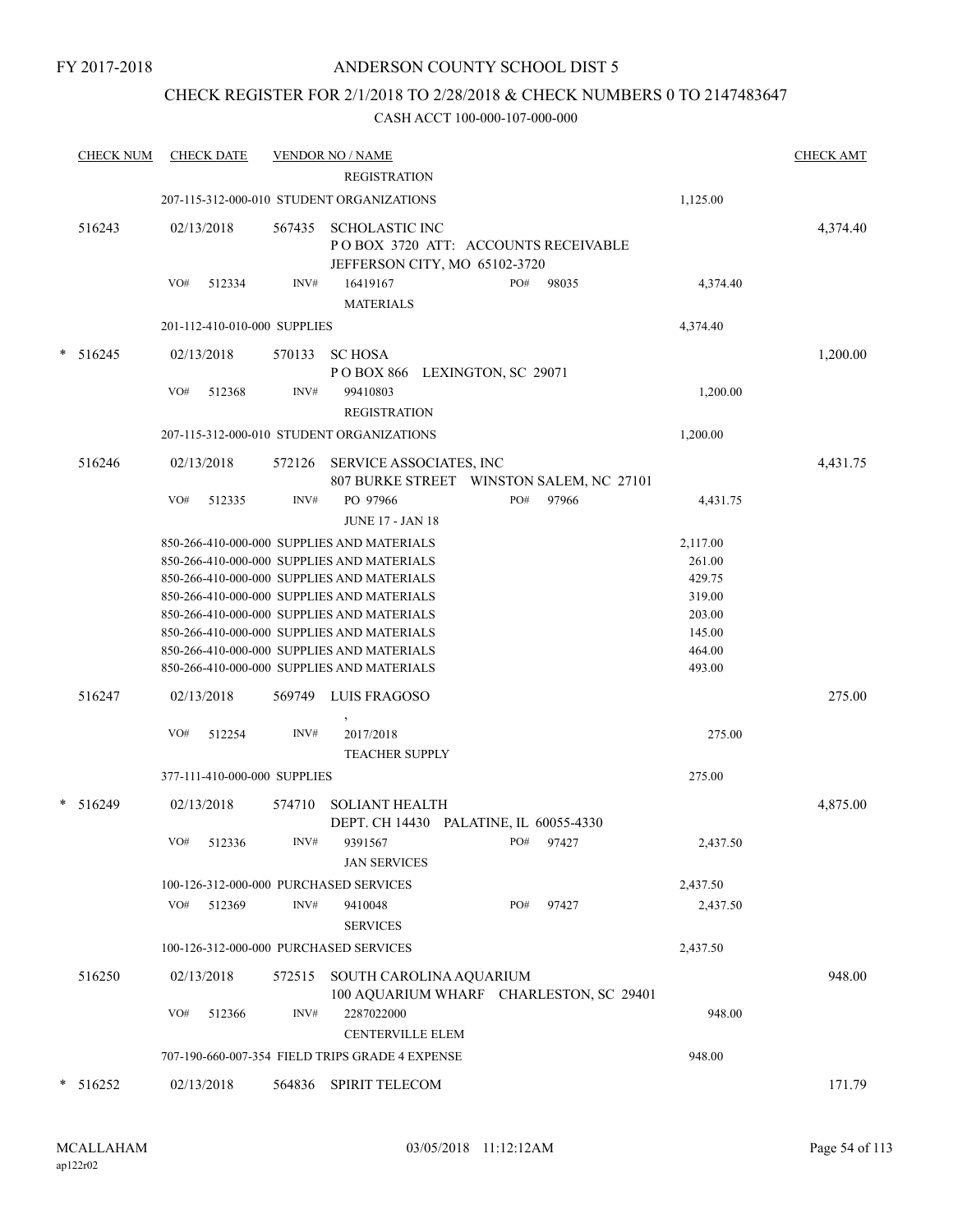FY 2017-2018

ANDERSON COUNTY SCHOOL DIST 5

CHECK REGISTER FOR 2/1/2018 TO 2/28/2018 & CHECK NUMBERS 0 TO 2147483647

CASH ACCT 100-000-107-000-000

| CHECK NUM | CHECK DATE | VENDOR NO / NAME | | CHECK AMT |
|---|---|---|---|---|
| | | REGISTRATION | | |
| | 207-115-312-000-010 STUDENT ORGANIZATIONS | | 1,125.00 | |
| 516243 | 02/13/2018 | 567435 SCHOLASTIC INC<br>P O BOX 3720 ATT: ACCOUNTS RECEIVABLE<br>JEFFERSON CITY, MO 65102-3720 | | 4,374.40 |
| | VO# 512334 | INV# 16419167 PO# 98035<br>MATERIALS | 4,374.40 | |
| | 201-112-410-010-000 SUPPLIES | | 4,374.40 | |
| * 516245 | 02/13/2018 | 570133 SC HOSA<br>P O BOX 866 LEXINGTON, SC 29071 | | 1,200.00 |
| | VO# 512368 | INV# 99410803<br>REGISTRATION | 1,200.00 | |
| | 207-115-312-000-010 STUDENT ORGANIZATIONS | | 1,200.00 | |
| 516246 | 02/13/2018 | 572126 SERVICE ASSOCIATES, INC<br>807 BURKE STREET WINSTON SALEM, NC 27101 | | 4,431.75 |
| | VO# 512335 | INV# PO 97966 PO# 97966<br>JUNE 17 - JAN 18 | 4,431.75 | |
| | 850-266-410-000-000 SUPPLIES AND MATERIALS | | 2,117.00 | |
| | 850-266-410-000-000 SUPPLIES AND MATERIALS | | 261.00 | |
| | 850-266-410-000-000 SUPPLIES AND MATERIALS | | 429.75 | |
| | 850-266-410-000-000 SUPPLIES AND MATERIALS | | 319.00 | |
| | 850-266-410-000-000 SUPPLIES AND MATERIALS | | 203.00 | |
| | 850-266-410-000-000 SUPPLIES AND MATERIALS | | 145.00 | |
| | 850-266-410-000-000 SUPPLIES AND MATERIALS | | 464.00 | |
| | 850-266-410-000-000 SUPPLIES AND MATERIALS | | 493.00 | |
| 516247 | 02/13/2018 | 569749 LUIS FRAGOSO<br>, | | 275.00 |
| | VO# 512254 | INV# 2017/2018<br>TEACHER SUPPLY | 275.00 | |
| | 377-111-410-000-000 SUPPLIES | | 275.00 | |
| * 516249 | 02/13/2018 | 574710 SOLIANT HEALTH<br>DEPT. CH 14430 PALATINE, IL 60055-4330 | | 4,875.00 |
| | VO# 512336 | INV# 9391567 PO# 97427<br>JAN SERVICES | 2,437.50 | |
| | 100-126-312-000-000 PURCHASED SERVICES | | 2,437.50 | |
| | VO# 512369 | INV# 9410048 PO# 97427<br>SERVICES | 2,437.50 | |
| | 100-126-312-000-000 PURCHASED SERVICES | | 2,437.50 | |
| 516250 | 02/13/2018 | 572515 SOUTH CAROLINA AQUARIUM<br>100 AQUARIUM WHARF CHARLESTON, SC 29401 | | 948.00 |
| | VO# 512366 | INV# 2287022000<br>CENTERVILLE ELEM | 948.00 | |
| | 707-190-660-007-354 FIELD TRIPS GRADE 4 EXPENSE | | 948.00 | |
| * 516252 | 02/13/2018 | 564836 SPIRIT TELECOM | | 171.79 |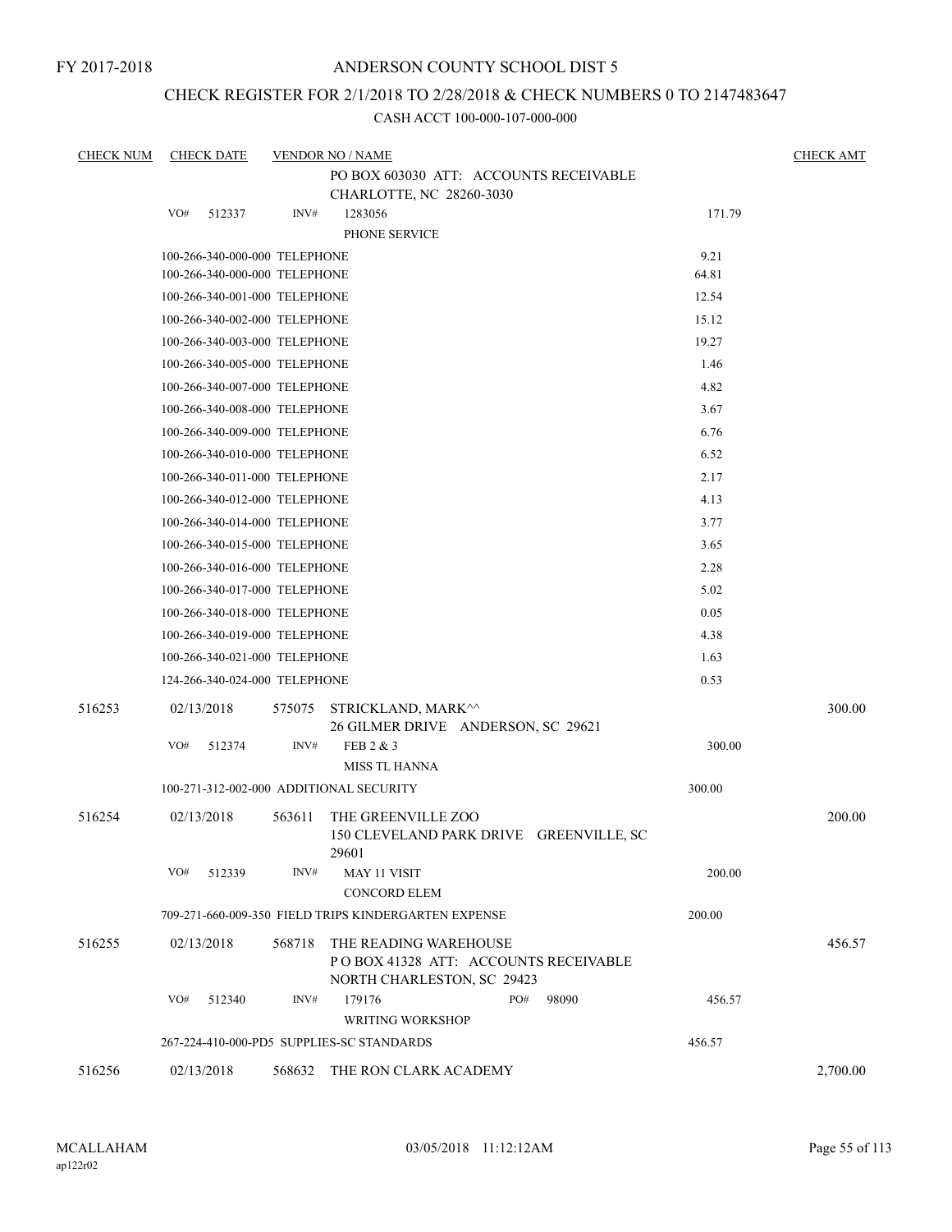FY 2017-2018

# ANDERSON COUNTY SCHOOL DIST 5

## CHECK REGISTER FOR 2/1/2018 TO 2/28/2018 & CHECK NUMBERS 0 TO 2147483647

CASH ACCT 100-000-107-000-000

| CHECK NUM | CHECK DATE | VENDOR NO / NAME | | CHECK AMT |
|---|---|---|---|---|
| | | PO BOX 603030 ATT: ACCOUNTS RECEIVABLE<br>CHARLOTTE, NC 28260-3030 | | |
| | VO# 512337 | INV# 1283056<br>PHONE SERVICE | 171.79 | |
| | 100-266-340-000-000 TELEPHONE | | 9.21 | |
| | 100-266-340-000-000 TELEPHONE | | 64.81 | |
| | 100-266-340-001-000 TELEPHONE | | 12.54 | |
| | 100-266-340-002-000 TELEPHONE | | 15.12 | |
| | 100-266-340-003-000 TELEPHONE | | 19.27 | |
| | 100-266-340-005-000 TELEPHONE | | 1.46 | |
| | 100-266-340-007-000 TELEPHONE | | 4.82 | |
| | 100-266-340-008-000 TELEPHONE | | 3.67 | |
| | 100-266-340-009-000 TELEPHONE | | 6.76 | |
| | 100-266-340-010-000 TELEPHONE | | 6.52 | |
| | 100-266-340-011-000 TELEPHONE | | 2.17 | |
| | 100-266-340-012-000 TELEPHONE | | 4.13 | |
| | 100-266-340-014-000 TELEPHONE | | 3.77 | |
| | 100-266-340-015-000 TELEPHONE | | 3.65 | |
| | 100-266-340-016-000 TELEPHONE | | 2.28 | |
| | 100-266-340-017-000 TELEPHONE | | 5.02 | |
| | 100-266-340-018-000 TELEPHONE | | 0.05 | |
| | 100-266-340-019-000 TELEPHONE | | 4.38 | |
| | 100-266-340-021-000 TELEPHONE | | 1.63 | |
| | 124-266-340-024-000 TELEPHONE | | 0.53 | |
| 516253 | 02/13/2018 | 575075 STRICKLAND, MARK^^<br>26 GILMER DRIVE ANDERSON, SC 29621 | | 300.00 |
| | VO# 512374 | INV# FEB 2 & 3<br>MISS TL HANNA | 300.00 | |
| | 100-271-312-002-000 ADDITIONAL SECURITY | | 300.00 | |
| 516254 | 02/13/2018 | 563611 THE GREENVILLE ZOO<br>150 CLEVELAND PARK DRIVE GREENVILLE, SC 29601 | | 200.00 |
| | VO# 512339 | INV# MAY 11 VISIT<br>CONCORD ELEM | 200.00 | |
| | 709-271-660-009-350 FIELD TRIPS KINDERGARTEN EXPENSE | | 200.00 | |
| 516255 | 02/13/2018 | 568718 THE READING WAREHOUSE<br>P O BOX 41328 ATT: ACCOUNTS RECEIVABLE<br>NORTH CHARLESTON, SC 29423 | | 456.57 |
| | VO# 512340 | INV# 179176 PO# 98090<br>WRITING WORKSHOP | 456.57 | |
| | 267-224-410-000-PD5 SUPPLIES-SC STANDARDS | | 456.57 | |
| 516256 | 02/13/2018 | 568632 THE RON CLARK ACADEMY | | 2,700.00 |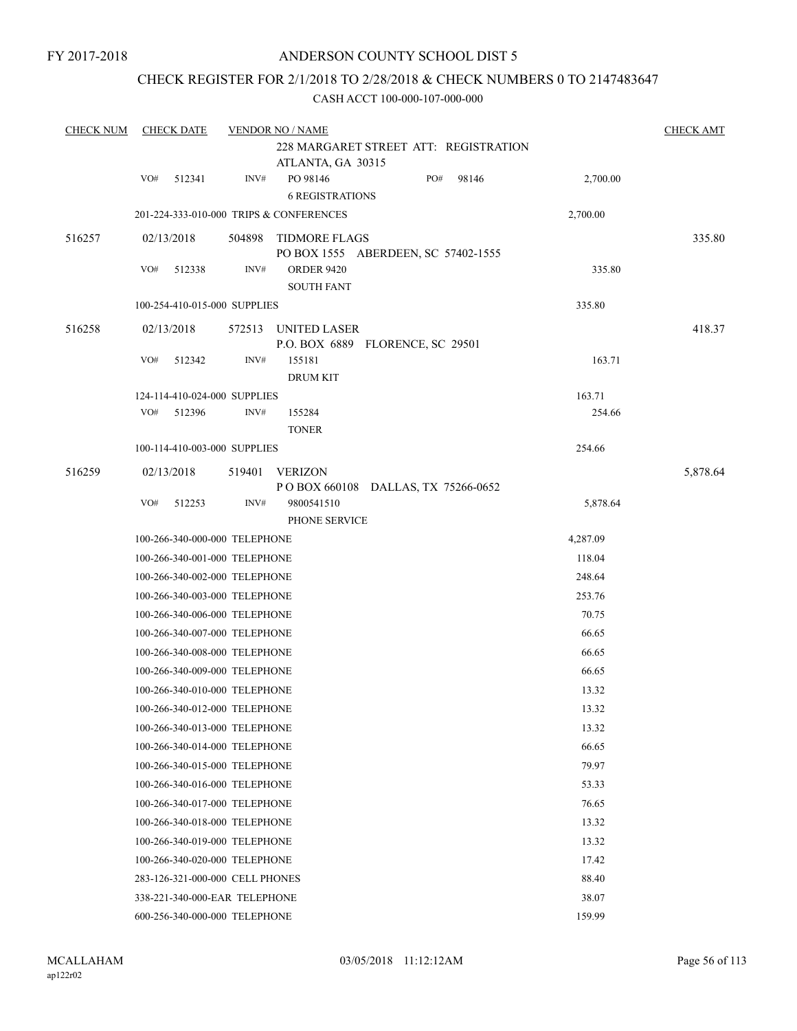FY 2017-2018

# ANDERSON COUNTY SCHOOL DIST 5

## CHECK REGISTER FOR 2/1/2018 TO 2/28/2018 & CHECK NUMBERS 0 TO 2147483647

CASH ACCT 100-000-107-000-000

| CHECK NUM | CHECK DATE | VENDOR NO / NAME | | CHECK AMT |
|---|---|---|---|---|
| | | 228 MARGARET STREET ATT: REGISTRATION<br>ATLANTA, GA 30315 | | |
| | VO# 512341 | INV# PO 98146 PO# 98146<br>6 REGISTRATIONS | 2,700.00 | |
| | 201-224-333-010-000 TRIPS & CONFERENCES | | 2,700.00 | |
| 516257 | 02/13/2018 | 504898 TIDMORE FLAGS<br>PO BOX 1555 ABERDEEN, SC 57402-1555 | | 335.80 |
| | VO# 512338 | INV# ORDER 9420<br>SOUTH FANT | 335.80 | |
| | 100-254-410-015-000 SUPPLIES | | 335.80 | |
| 516258 | 02/13/2018 | 572513 UNITED LASER<br>P.O. BOX 6889 FLORENCE, SC 29501 | | 418.37 |
| | VO# 512342 | INV# 155181<br>DRUM KIT | 163.71 | |
| | 124-114-410-024-000 SUPPLIES | | 163.71 | |
| | VO# 512396 | INV# 155284<br>TONER | 254.66 | |
| | 100-114-410-003-000 SUPPLIES | | 254.66 | |
| 516259 | 02/13/2018 | 519401 VERIZON<br>P O BOX 660108 DALLAS, TX 75266-0652 | | 5,878.64 |
| | VO# 512253 | INV# 9800541510<br>PHONE SERVICE | 5,878.64 | |
| | 100-266-340-000-000 TELEPHONE | | 4,287.09 | |
| | 100-266-340-001-000 TELEPHONE | | 118.04 | |
| | 100-266-340-002-000 TELEPHONE | | 248.64 | |
| | 100-266-340-003-000 TELEPHONE | | 253.76 | |
| | 100-266-340-006-000 TELEPHONE | | 70.75 | |
| | 100-266-340-007-000 TELEPHONE | | 66.65 | |
| | 100-266-340-008-000 TELEPHONE | | 66.65 | |
| | 100-266-340-009-000 TELEPHONE | | 66.65 | |
| | 100-266-340-010-000 TELEPHONE | | 13.32 | |
| | 100-266-340-012-000 TELEPHONE | | 13.32 | |
| | 100-266-340-013-000 TELEPHONE | | 13.32 | |
| | 100-266-340-014-000 TELEPHONE | | 66.65 | |
| | 100-266-340-015-000 TELEPHONE | | 79.97 | |
| | 100-266-340-016-000 TELEPHONE | | 53.33 | |
| | 100-266-340-017-000 TELEPHONE | | 76.65 | |
| | 100-266-340-018-000 TELEPHONE | | 13.32 | |
| | 100-266-340-019-000 TELEPHONE | | 13.32 | |
| | 100-266-340-020-000 TELEPHONE | | 17.42 | |
| | 283-126-321-000-000 CELL PHONES | | 88.40 | |
| | 338-221-340-000-EAR TELEPHONE | | 38.07 | |
| | 600-256-340-000-000 TELEPHONE | | 159.99 | |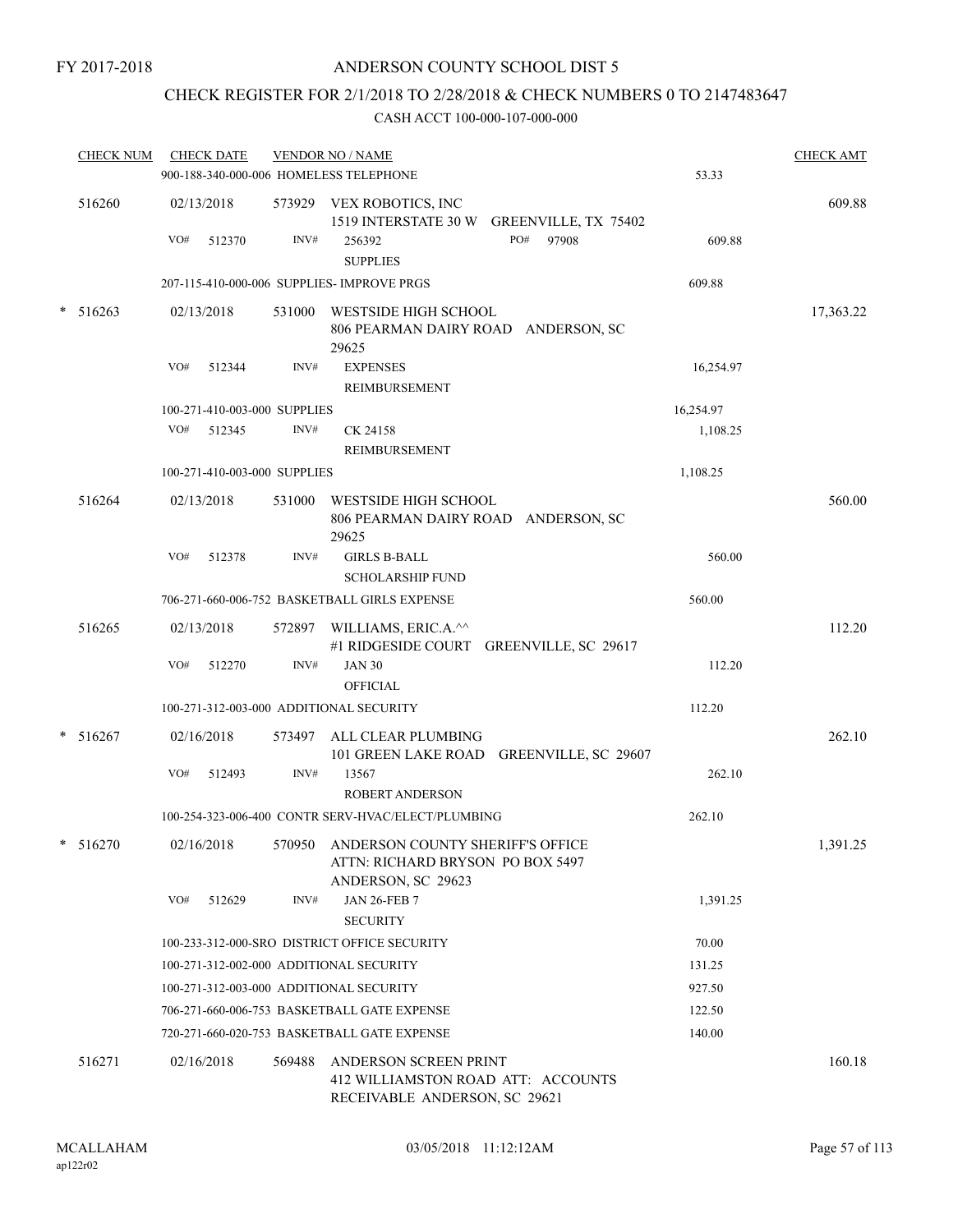FY 2017-2018

# ANDERSON COUNTY SCHOOL DIST 5

## CHECK REGISTER FOR 2/1/2018 TO 2/28/2018 & CHECK NUMBERS 0 TO 2147483647

### CASH ACCT 100-000-107-000-000

| CHECK NUM | CHECK DATE | VENDOR NO / NAME | | CHECK AMT |
|---|---|---|---|---|
| | 900-188-340-000-006 HOMELESS TELEPHONE | | 53.33 | |
| 516260 | 02/13/2018 | 573929 VEX ROBOTICS, INC<br>1519 INTERSTATE 30 W GREENVILLE, TX 75402 | | 609.88 |
| | VO# 512370 | INV# 256392 PO# 97908<br>SUPPLIES | 609.88 | |
| | 207-115-410-000-006 SUPPLIES- IMPROVE PRGS | | 609.88 | |
| * 516263 | 02/13/2018 | 531000 WESTSIDE HIGH SCHOOL<br>806 PEARMAN DAIRY ROAD ANDERSON, SC 29625 | | 17,363.22 |
| | VO# 512344 | INV# EXPENSES<br>REIMBURSEMENT | 16,254.97 | |
| | 100-271-410-003-000 SUPPLIES | | 16,254.97 | |
| | VO# 512345 | INV# CK 24158<br>REIMBURSEMENT | 1,108.25 | |
| | 100-271-410-003-000 SUPPLIES | | 1,108.25 | |
| 516264 | 02/13/2018 | 531000 WESTSIDE HIGH SCHOOL<br>806 PEARMAN DAIRY ROAD ANDERSON, SC 29625 | | 560.00 |
| | VO# 512378 | INV# GIRLS B-BALL<br>SCHOLARSHIP FUND | 560.00 | |
| | 706-271-660-006-752 BASKETBALL GIRLS EXPENSE | | 560.00 | |
| 516265 | 02/13/2018 | 572897 WILLIAMS, ERIC.A.^^<br>#1 RIDGESIDE COURT GREENVILLE, SC 29617 | | 112.20 |
| | VO# 512270 | INV# JAN 30<br>OFFICIAL | 112.20 | |
| | 100-271-312-003-000 ADDITIONAL SECURITY | | 112.20 | |
| * 516267 | 02/16/2018 | 573497 ALL CLEAR PLUMBING<br>101 GREEN LAKE ROAD GREENVILLE, SC 29607 | | 262.10 |
| | VO# 512493 | INV# 13567<br>ROBERT ANDERSON | 262.10 | |
| | 100-254-323-006-400 CONTR SERV-HVAC/ELECT/PLUMBING | | 262.10 | |
| * 516270 | 02/16/2018 | 570950 ANDERSON COUNTY SHERIFF'S OFFICE<br>ATTN: RICHARD BRYSON PO BOX 5497<br>ANDERSON, SC 29623 | | 1,391.25 |
| | VO# 512629 | INV# JAN 26-FEB 7<br>SECURITY | 1,391.25 | |
| | 100-233-312-000-SRO DISTRICT OFFICE SECURITY | | 70.00 | |
| | 100-271-312-002-000 ADDITIONAL SECURITY | | 131.25 | |
| | 100-271-312-003-000 ADDITIONAL SECURITY | | 927.50 | |
| | 706-271-660-006-753 BASKETBALL GATE EXPENSE | | 122.50 | |
| | 720-271-660-020-753 BASKETBALL GATE EXPENSE | | 140.00 | |
| 516271 | 02/16/2018 | 569488 ANDERSON SCREEN PRINT<br>412 WILLIAMSTON ROAD ATT: ACCOUNTS<br>RECEIVABLE ANDERSON, SC 29621 | | 160.18 |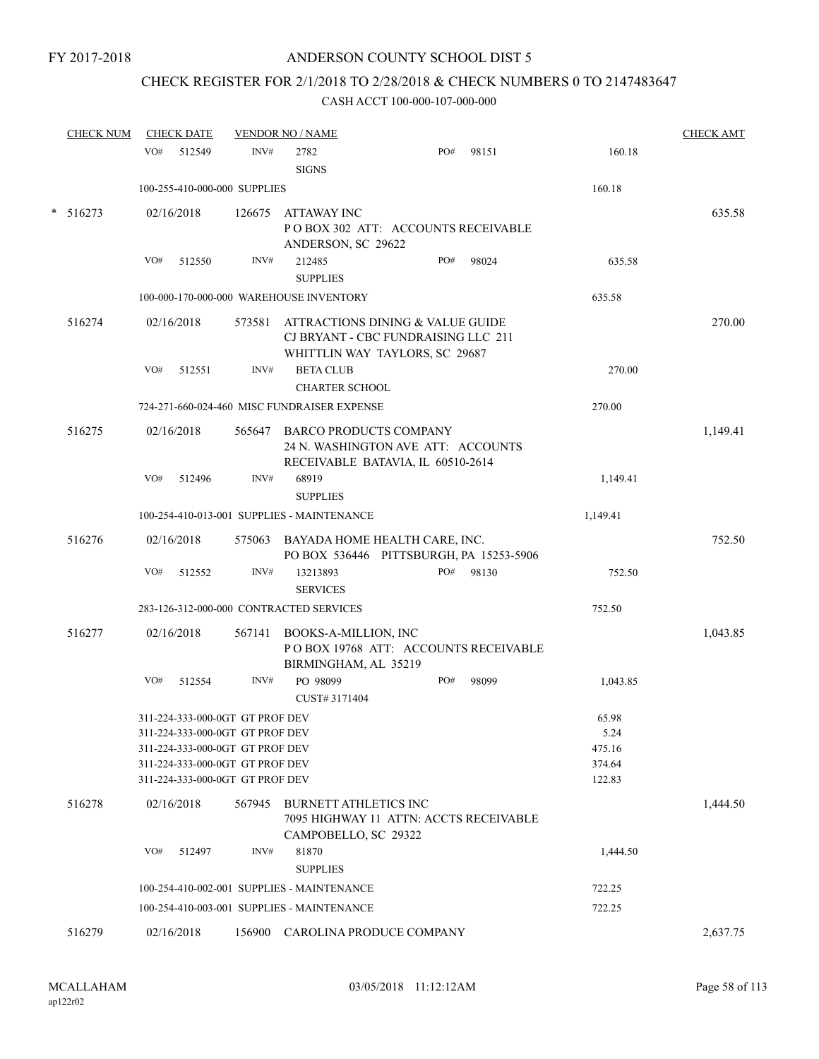FY 2017-2018

# ANDERSON COUNTY SCHOOL DIST 5

## CHECK REGISTER FOR 2/1/2018 TO 2/28/2018 & CHECK NUMBERS 0 TO 2147483647

CASH ACCT 100-000-107-000-000

| CHECK NUM | CHECK DATE | VENDOR NO / NAME | | | CHECK AMT |
|---|---|---|---|---|---|
| | VO# 512549 | INV# 2782 SIGNS | PO# 98151 | 160.18 | |
| | 100-255-410-000-000 SUPPLIES | | | 160.18 | |
| * 516273 | 02/16/2018 | 126675 ATTAWAY INC<br>P O BOX 302 ATT: ACCOUNTS RECEIVABLE<br>ANDERSON, SC 29622 | | | 635.58 |
| | VO# 512550 | INV# 212485 SUPPLIES | PO# 98024 | 635.58 | |
| | 100-000-170-000-000 WAREHOUSE INVENTORY | | | 635.58 | |
| 516274 | 02/16/2018 | 573581 ATTRACTIONS DINING & VALUE GUIDE<br>CJ BRYANT - CBC FUNDRAISING LLC 211<br>WHITTLIN WAY TAYLORS, SC 29687 | | | 270.00 |
| | VO# 512551 | INV# BETA CLUB CHARTER SCHOOL | | 270.00 | |
| | 724-271-660-024-460 MISC FUNDRAISER EXPENSE | | | 270.00 | |
| 516275 | 02/16/2018 | 565647 BARCO PRODUCTS COMPANY<br>24 N. WASHINGTON AVE ATT: ACCOUNTS<br>RECEIVABLE BATAVIA, IL 60510-2614 | | | 1,149.41 |
| | VO# 512496 | INV# 68919 SUPPLIES | | 1,149.41 | |
| | 100-254-410-013-001 SUPPLIES - MAINTENANCE | | | 1,149.41 | |
| 516276 | 02/16/2018 | 575063 BAYADA HOME HEALTH CARE, INC.<br>PO BOX 536446 PITTSBURGH, PA 15253-5906 | | | 752.50 |
| | VO# 512552 | INV# 13213893 SERVICES | PO# 98130 | 752.50 | |
| | 283-126-312-000-000 CONTRACTED SERVICES | | | 752.50 | |
| 516277 | 02/16/2018 | 567141 BOOKS-A-MILLION, INC<br>P O BOX 19768 ATT: ACCOUNTS RECEIVABLE<br>BIRMINGHAM, AL 35219 | | | 1,043.85 |
| | VO# 512554 | INV# PO 98099 CUST# 3171404 | PO# 98099 | 1,043.85 | |
| | 311-224-333-000-0GT GT PROF DEV | | | 65.98 | |
| | 311-224-333-000-0GT GT PROF DEV | | | 5.24 | |
| | 311-224-333-000-0GT GT PROF DEV | | | 475.16 | |
| | 311-224-333-000-0GT GT PROF DEV | | | 374.64 | |
| | 311-224-333-000-0GT GT PROF DEV | | | 122.83 | |
| 516278 | 02/16/2018 | 567945 BURNETT ATHLETICS INC<br>7095 HIGHWAY 11 ATTN: ACCTS RECEIVABLE<br>CAMPOBELLO, SC 29322 | | | 1,444.50 |
| | VO# 512497 | INV# 81870 SUPPLIES | | 1,444.50 | |
| | 100-254-410-002-001 SUPPLIES - MAINTENANCE | | | 722.25 | |
| | 100-254-410-003-001 SUPPLIES - MAINTENANCE | | | 722.25 | |
| 516279 | 02/16/2018 | 156900 CAROLINA PRODUCE COMPANY | | | 2,637.75 |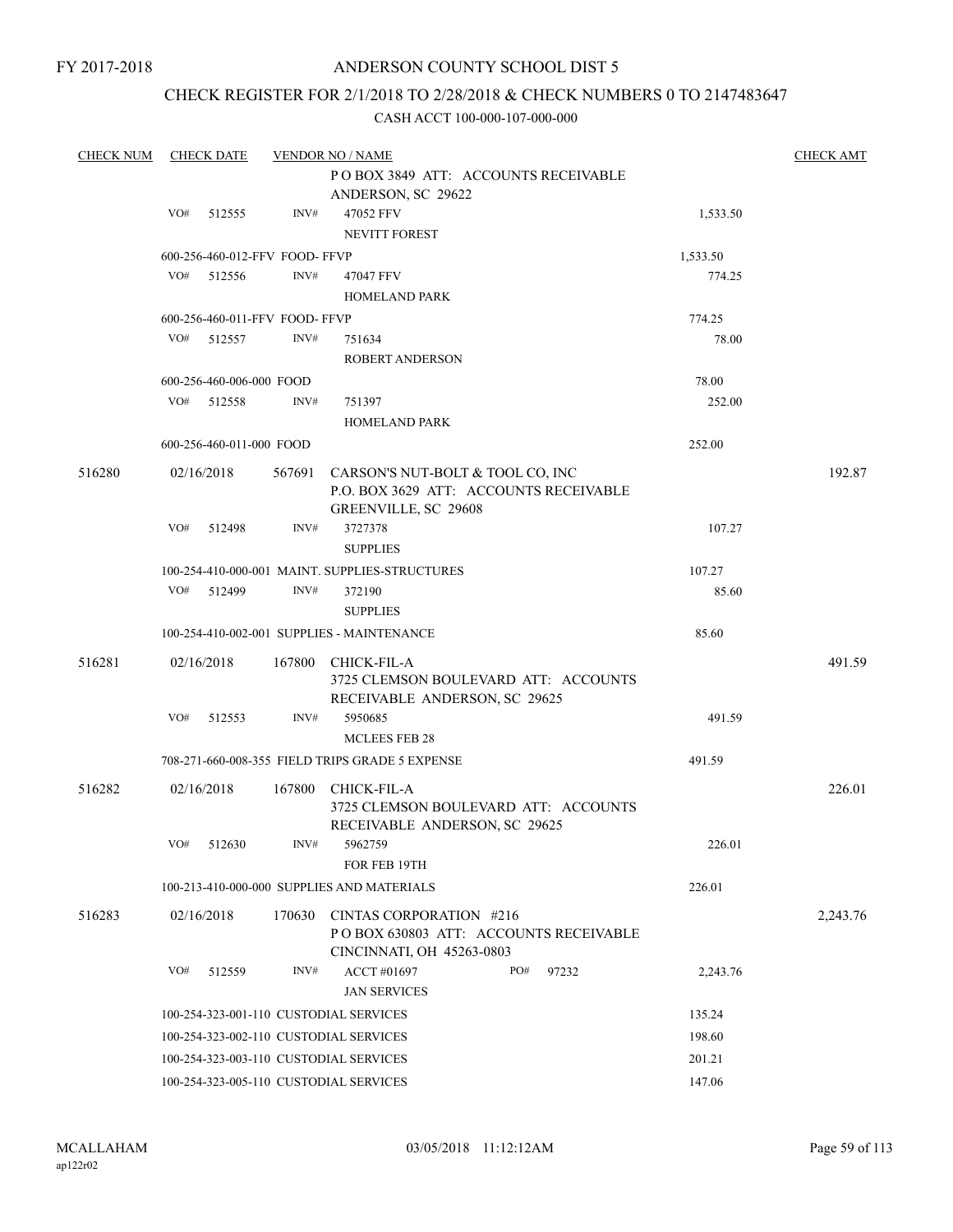FY 2017-2018

ANDERSON COUNTY SCHOOL DIST 5

CHECK REGISTER FOR 2/1/2018 TO 2/28/2018 & CHECK NUMBERS 0 TO 2147483647

CASH ACCT 100-000-107-000-000

| CHECK NUM | CHECK DATE | VENDOR NO / NAME | | CHECK AMT |
|---|---|---|---|---|
| | | P O BOX 3849 ATT: ACCOUNTS RECEIVABLE ANDERSON, SC 29622 | | |
| | VO# 512555 | INV# 47052 FFV NEVITT FOREST | 1,533.50 | |
| | 600-256-460-012-FFV FOOD- FFVP | | 1,533.50 | |
| | VO# 512556 | INV# 47047 FFV HOMELAND PARK | 774.25 | |
| | 600-256-460-011-FFV FOOD- FFVP | | 774.25 | |
| | VO# 512557 | INV# 751634 ROBERT ANDERSON | 78.00 | |
| | 600-256-460-006-000 FOOD | | 78.00 | |
| | VO# 512558 | INV# 751397 HOMELAND PARK | 252.00 | |
| | 600-256-460-011-000 FOOD | | 252.00 | |
| 516280 | 02/16/2018 | 567691 CARSON'S NUT-BOLT & TOOL CO, INC P.O. BOX 3629 ATT: ACCOUNTS RECEIVABLE GREENVILLE, SC 29608 | | 192.87 |
| | VO# 512498 | INV# 3727378 SUPPLIES | 107.27 | |
| | 100-254-410-000-001 MAINT. SUPPLIES-STRUCTURES | | 107.27 | |
| | VO# 512499 | INV# 372190 SUPPLIES | 85.60 | |
| | 100-254-410-002-001 SUPPLIES - MAINTENANCE | | 85.60 | |
| 516281 | 02/16/2018 | 167800 CHICK-FIL-A 3725 CLEMSON BOULEVARD ATT: ACCOUNTS RECEIVABLE ANDERSON, SC 29625 | | 491.59 |
| | VO# 512553 | INV# 5950685 MCLEES FEB 28 | 491.59 | |
| | 708-271-660-008-355 FIELD TRIPS GRADE 5 EXPENSE | | 491.59 | |
| 516282 | 02/16/2018 | 167800 CHICK-FIL-A 3725 CLEMSON BOULEVARD ATT: ACCOUNTS RECEIVABLE ANDERSON, SC 29625 | | 226.01 |
| | VO# 512630 | INV# 5962759 FOR FEB 19TH | 226.01 | |
| | 100-213-410-000-000 SUPPLIES AND MATERIALS | | 226.01 | |
| 516283 | 02/16/2018 | 170630 CINTAS CORPORATION #216 P O BOX 630803 ATT: ACCOUNTS RECEIVABLE CINCINNATI, OH 45263-0803 | | 2,243.76 |
| | VO# 512559 | INV# ACCT #01697 PO# 97232 JAN SERVICES | 2,243.76 | |
| | 100-254-323-001-110 CUSTODIAL SERVICES | | 135.24 | |
| | 100-254-323-002-110 CUSTODIAL SERVICES | | 198.60 | |
| | 100-254-323-003-110 CUSTODIAL SERVICES | | 201.21 | |
| | 100-254-323-005-110 CUSTODIAL SERVICES | | 147.06 | |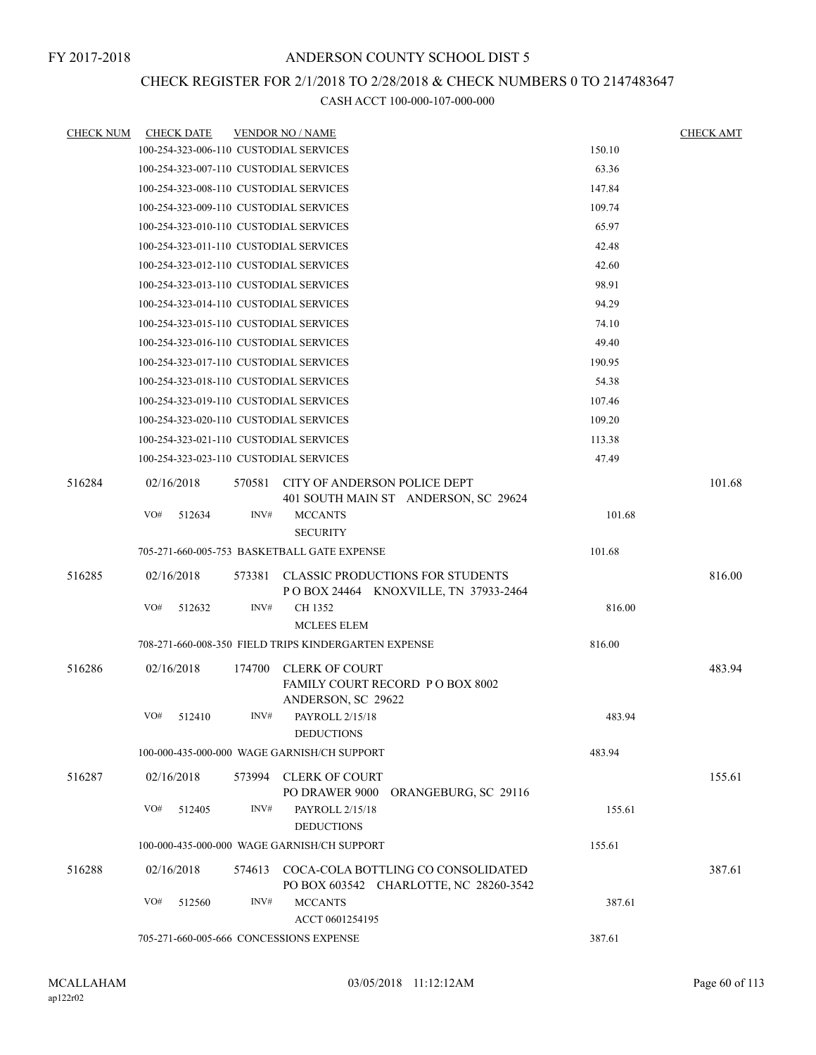FY 2017-2018

# ANDERSON COUNTY SCHOOL DIST 5

## CHECK REGISTER FOR 2/1/2018 TO 2/28/2018 & CHECK NUMBERS 0 TO 2147483647

### CASH ACCT 100-000-107-000-000

| CHECK NUM | CHECK DATE | VENDOR NO / NAME | | CHECK AMT |
|---|---|---|---|---|
| | 100-254-323-006-110 CUSTODIAL SERVICES | | 150.10 | |
| | 100-254-323-007-110 CUSTODIAL SERVICES | | 63.36 | |
| | 100-254-323-008-110 CUSTODIAL SERVICES | | 147.84 | |
| | 100-254-323-009-110 CUSTODIAL SERVICES | | 109.74 | |
| | 100-254-323-010-110 CUSTODIAL SERVICES | | 65.97 | |
| | 100-254-323-011-110 CUSTODIAL SERVICES | | 42.48 | |
| | 100-254-323-012-110 CUSTODIAL SERVICES | | 42.60 | |
| | 100-254-323-013-110 CUSTODIAL SERVICES | | 98.91 | |
| | 100-254-323-014-110 CUSTODIAL SERVICES | | 94.29 | |
| | 100-254-323-015-110 CUSTODIAL SERVICES | | 74.10 | |
| | 100-254-323-016-110 CUSTODIAL SERVICES | | 49.40 | |
| | 100-254-323-017-110 CUSTODIAL SERVICES | | 190.95 | |
| | 100-254-323-018-110 CUSTODIAL SERVICES | | 54.38 | |
| | 100-254-323-019-110 CUSTODIAL SERVICES | | 107.46 | |
| | 100-254-323-020-110 CUSTODIAL SERVICES | | 109.20 | |
| | 100-254-323-021-110 CUSTODIAL SERVICES | | 113.38 | |
| | 100-254-323-023-110 CUSTODIAL SERVICES | | 47.49 | |
| 516284 | 02/16/2018 | 570581 CITY OF ANDERSON POLICE DEPT<br>401 SOUTH MAIN ST ANDERSON, SC 29624 | | 101.68 |
| | VO# 512634 | INV# MCCANTS<br>SECURITY | 101.68 | |
| | 705-271-660-005-753 BASKETBALL GATE EXPENSE | | 101.68 | |
| 516285 | 02/16/2018 | 573381 CLASSIC PRODUCTIONS FOR STUDENTS<br>P O BOX 24464 KNOXVILLE, TN 37933-2464 | | 816.00 |
| | VO# 512632 | INV# CH 1352<br>MCLEES ELEM | 816.00 | |
| | 708-271-660-008-350 FIELD TRIPS KINDERGARTEN EXPENSE | | 816.00 | |
| 516286 | 02/16/2018 | 174700 CLERK OF COURT<br>FAMILY COURT RECORD P O BOX 8002<br>ANDERSON, SC 29622 | | 483.94 |
| | VO# 512410 | INV# PAYROLL 2/15/18<br>DEDUCTIONS | 483.94 | |
| | 100-000-435-000-000 WAGE GARNISH/CH SUPPORT | | 483.94 | |
| 516287 | 02/16/2018 | 573994 CLERK OF COURT<br>PO DRAWER 9000 ORANGEBURG, SC 29116 | | 155.61 |
| | VO# 512405 | INV# PAYROLL 2/15/18<br>DEDUCTIONS | 155.61 | |
| | 100-000-435-000-000 WAGE GARNISH/CH SUPPORT | | 155.61 | |
| 516288 | 02/16/2018 | 574613 COCA-COLA BOTTLING CO CONSOLIDATED<br>PO BOX 603542 CHARLOTTE, NC 28260-3542 | | 387.61 |
| | VO# 512560 | INV# MCCANTS<br>ACCT 0601254195 | 387.61 | |
| | 705-271-660-005-666 CONCESSIONS EXPENSE | | 387.61 | |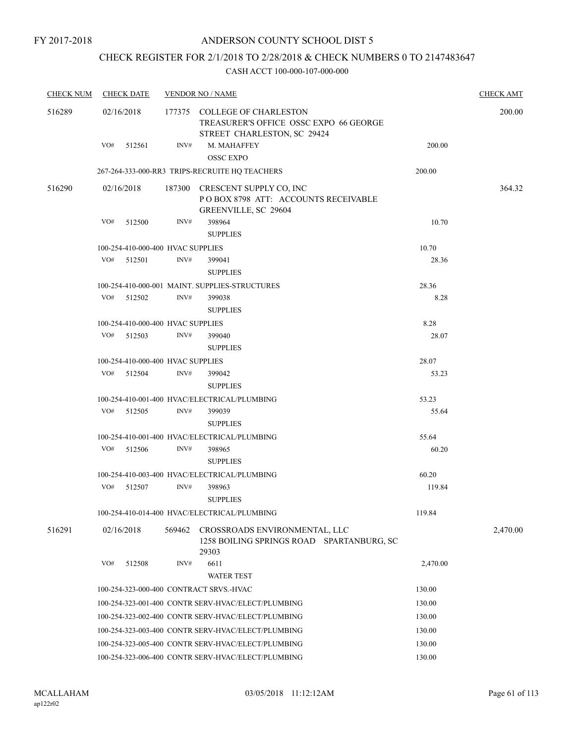FY 2017-2018

# ANDERSON COUNTY SCHOOL DIST 5

## CHECK REGISTER FOR 2/1/2018 TO 2/28/2018 & CHECK NUMBERS 0 TO 2147483647

CASH ACCT 100-000-107-000-000

| CHECK NUM | CHECK DATE | VENDOR NO / NAME | | CHECK AMT |
|---|---|---|---|---|
| 516289 | 02/16/2018 | 177375 COLLEGE OF CHARLESTON<br>TREASURER'S OFFICE OSSC EXPO 66 GEORGE STREET CHARLESTON, SC 29424 | | 200.00 |
| | VO# 512561 | INV# M. MAHAFFEY<br>OSSC EXPO | 200.00 | |
| | 267-264-333-000-RR3 TRIPS-RECRUITE HQ TEACHERS | | 200.00 | |
| 516290 | 02/16/2018 | 187300 CRESCENT SUPPLY CO, INC<br>P O BOX 8798 ATT: ACCOUNTS RECEIVABLE GREENVILLE, SC 29604 | | 364.32 |
| | VO# 512500 | INV# 398964<br>SUPPLIES | 10.70 | |
| | 100-254-410-000-400 HVAC SUPPLIES | | 10.70 | |
| | VO# 512501 | INV# 399041<br>SUPPLIES | 28.36 | |
| | 100-254-410-000-001 MAINT. SUPPLIES-STRUCTURES | | 28.36 | |
| | VO# 512502 | INV# 399038<br>SUPPLIES | 8.28 | |
| | 100-254-410-000-400 HVAC SUPPLIES | | 8.28 | |
| | VO# 512503 | INV# 399040<br>SUPPLIES | 28.07 | |
| | 100-254-410-000-400 HVAC SUPPLIES | | 28.07 | |
| | VO# 512504 | INV# 399042<br>SUPPLIES | 53.23 | |
| | 100-254-410-001-400 HVAC/ELECTRICAL/PLUMBING | | 53.23 | |
| | VO# 512505 | INV# 399039<br>SUPPLIES | 55.64 | |
| | 100-254-410-001-400 HVAC/ELECTRICAL/PLUMBING | | 55.64 | |
| | VO# 512506 | INV# 398965<br>SUPPLIES | 60.20 | |
| | 100-254-410-003-400 HVAC/ELECTRICAL/PLUMBING | | 60.20 | |
| | VO# 512507 | INV# 398963<br>SUPPLIES | 119.84 | |
| | 100-254-410-014-400 HVAC/ELECTRICAL/PLUMBING | | 119.84 | |
| 516291 | 02/16/2018 | 569462 CROSSROADS ENVIRONMENTAL, LLC<br>1258 BOILING SPRINGS ROAD SPARTANBURG, SC 29303 | | 2,470.00 |
| | VO# 512508 | INV# 6611<br>WATER TEST | 2,470.00 | |
| | 100-254-323-000-400 CONTRACT SRVS.-HVAC | | 130.00 | |
| | 100-254-323-001-400 CONTR SERV-HVAC/ELECT/PLUMBING | | 130.00 | |
| | 100-254-323-002-400 CONTR SERV-HVAC/ELECT/PLUMBING | | 130.00 | |
| | 100-254-323-003-400 CONTR SERV-HVAC/ELECT/PLUMBING | | 130.00 | |
| | 100-254-323-005-400 CONTR SERV-HVAC/ELECT/PLUMBING | | 130.00 | |
| | 100-254-323-006-400 CONTR SERV-HVAC/ELECT/PLUMBING | | 130.00 | |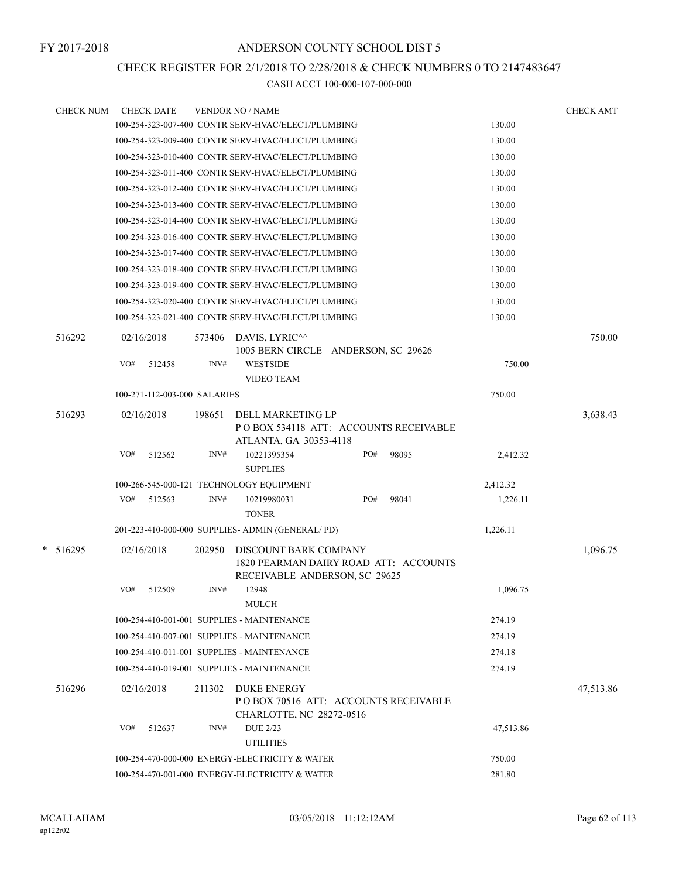FY 2017-2018

# ANDERSON COUNTY SCHOOL DIST 5

## CHECK REGISTER FOR 2/1/2018 TO 2/28/2018 & CHECK NUMBERS 0 TO 2147483647

CASH ACCT 100-000-107-000-000

| CHECK NUM | CHECK DATE | VENDOR NO / NAME | | CHECK AMT |
|---|---|---|---|---|
| | | 100-254-323-007-400 CONTR SERV-HVAC/ELECT/PLUMBING | 130.00 | |
| | | 100-254-323-009-400 CONTR SERV-HVAC/ELECT/PLUMBING | 130.00 | |
| | | 100-254-323-010-400 CONTR SERV-HVAC/ELECT/PLUMBING | 130.00 | |
| | | 100-254-323-011-400 CONTR SERV-HVAC/ELECT/PLUMBING | 130.00 | |
| | | 100-254-323-012-400 CONTR SERV-HVAC/ELECT/PLUMBING | 130.00 | |
| | | 100-254-323-013-400 CONTR SERV-HVAC/ELECT/PLUMBING | 130.00 | |
| | | 100-254-323-014-400 CONTR SERV-HVAC/ELECT/PLUMBING | 130.00 | |
| | | 100-254-323-016-400 CONTR SERV-HVAC/ELECT/PLUMBING | 130.00 | |
| | | 100-254-323-017-400 CONTR SERV-HVAC/ELECT/PLUMBING | 130.00 | |
| | | 100-254-323-018-400 CONTR SERV-HVAC/ELECT/PLUMBING | 130.00 | |
| | | 100-254-323-019-400 CONTR SERV-HVAC/ELECT/PLUMBING | 130.00 | |
| | | 100-254-323-020-400 CONTR SERV-HVAC/ELECT/PLUMBING | 130.00 | |
| | | 100-254-323-021-400 CONTR SERV-HVAC/ELECT/PLUMBING | 130.00 | |
| 516292 | 02/16/2018 | 573406 DAVIS, LYRIC^^ 1005 BERN CIRCLE ANDERSON, SC 29626 | | 750.00 |
| | VO# 512458 | INV# WESTSIDE VIDEO TEAM | 750.00 | |
| | | 100-271-112-003-000 SALARIES | 750.00 | |
| 516293 | 02/16/2018 | 198651 DELL MARKETING LP P O BOX 534118 ATT: ACCOUNTS RECEIVABLE ATLANTA, GA 30353-4118 | | 3,638.43 |
| | VO# 512562 | INV# 10221395354 PO# 98095 SUPPLIES | 2,412.32 | |
| | | 100-266-545-000-121 TECHNOLOGY EQUIPMENT | 2,412.32 | |
| | VO# 512563 | INV# 10219980031 PO# 98041 TONER | 1,226.11 | |
| | | 201-223-410-000-000 SUPPLIES- ADMIN (GENERAL/ PD) | 1,226.11 | |
| * 516295 | 02/16/2018 | 202950 DISCOUNT BARK COMPANY 1820 PEARMAN DAIRY ROAD ATT: ACCOUNTS RECEIVABLE ANDERSON, SC 29625 | | 1,096.75 |
| | VO# 512509 | INV# 12948 MULCH | 1,096.75 | |
| | | 100-254-410-001-001 SUPPLIES - MAINTENANCE | 274.19 | |
| | | 100-254-410-007-001 SUPPLIES - MAINTENANCE | 274.19 | |
| | | 100-254-410-011-001 SUPPLIES - MAINTENANCE | 274.18 | |
| | | 100-254-410-019-001 SUPPLIES - MAINTENANCE | 274.19 | |
| 516296 | 02/16/2018 | 211302 DUKE ENERGY P O BOX 70516 ATT: ACCOUNTS RECEIVABLE CHARLOTTE, NC 28272-0516 | | 47,513.86 |
| | VO# 512637 | INV# DUE 2/23 UTILITIES | 47,513.86 | |
| | | 100-254-470-000-000 ENERGY-ELECTRICITY & WATER | 750.00 | |
| | | 100-254-470-001-000 ENERGY-ELECTRICITY & WATER | 281.80 | |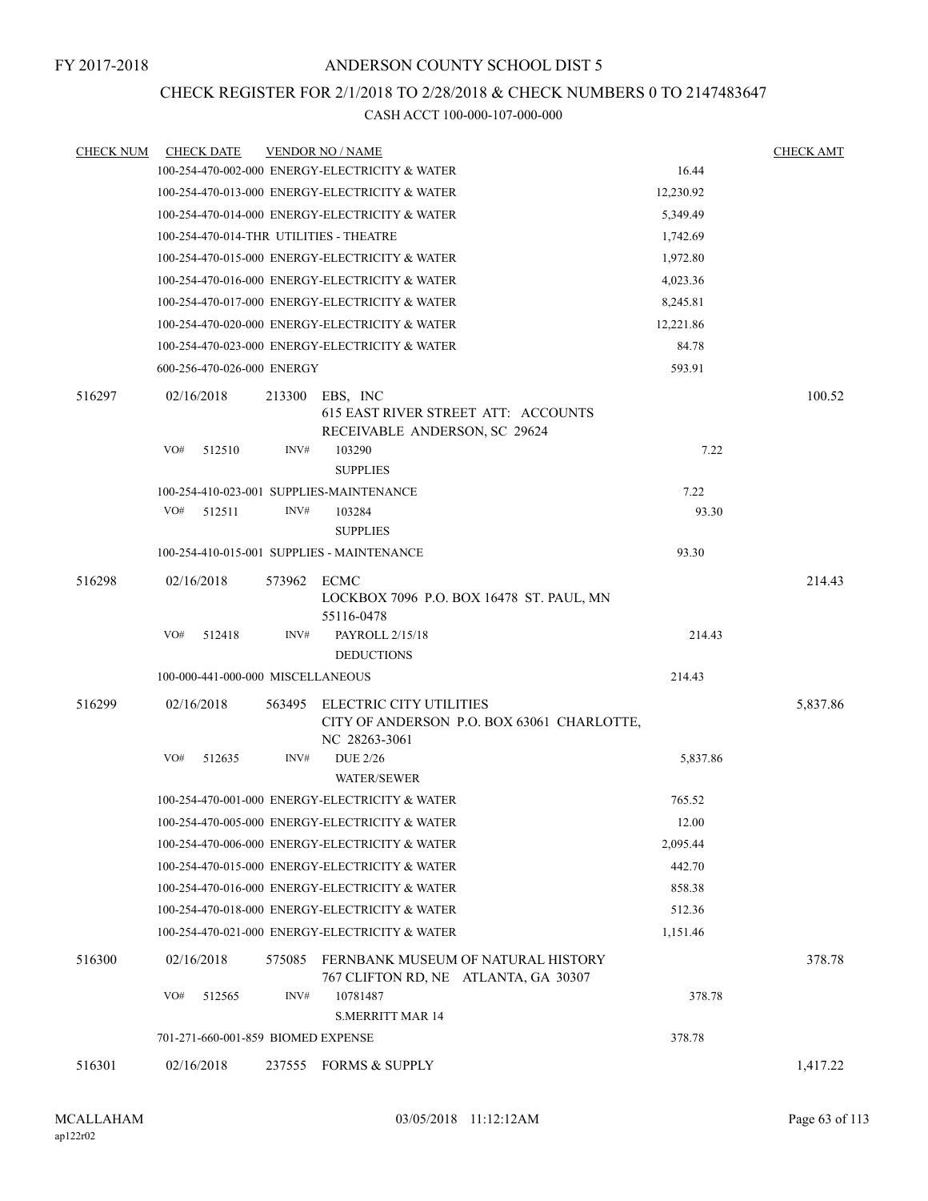FY 2017-2018

# ANDERSON COUNTY SCHOOL DIST 5

## CHECK REGISTER FOR 2/1/2018 TO 2/28/2018 & CHECK NUMBERS 0 TO 2147483647

### CASH ACCT 100-000-107-000-000

| CHECK NUM | CHECK DATE | VENDOR NO / NAME | | CHECK AMT |
|---|---|---|---|---|
| | 100-254-470-002-000 ENERGY-ELECTRICITY & WATER | | 16.44 | |
| | 100-254-470-013-000 ENERGY-ELECTRICITY & WATER | | 12,230.92 | |
| | 100-254-470-014-000 ENERGY-ELECTRICITY & WATER | | 5,349.49 | |
| | 100-254-470-014-THR UTILITIES - THEATRE | | 1,742.69 | |
| | 100-254-470-015-000 ENERGY-ELECTRICITY & WATER | | 1,972.80 | |
| | 100-254-470-016-000 ENERGY-ELECTRICITY & WATER | | 4,023.36 | |
| | 100-254-470-017-000 ENERGY-ELECTRICITY & WATER | | 8,245.81 | |
| | 100-254-470-020-000 ENERGY-ELECTRICITY & WATER | | 12,221.86 | |
| | 100-254-470-023-000 ENERGY-ELECTRICITY & WATER | | 84.78 | |
| | 600-256-470-026-000 ENERGY | | 593.91 | |
| 516297 | 02/16/2018 | 213300 EBS, INC<br>615 EAST RIVER STREET ATT: ACCOUNTS RECEIVABLE ANDERSON, SC 29624 | | 100.52 |
| | VO# 512510 | INV# 103290<br>SUPPLIES | 7.22 | |
| | 100-254-410-023-001 SUPPLIES-MAINTENANCE | | 7.22 | |
| | VO# 512511 | INV# 103284<br>SUPPLIES | 93.30 | |
| | 100-254-410-015-001 SUPPLIES - MAINTENANCE | | 93.30 | |
| 516298 | 02/16/2018 | 573962 ECMC<br>LOCKBOX 7096 P.O. BOX 16478 ST. PAUL, MN 55116-0478 | | 214.43 |
| | VO# 512418 | INV# PAYROLL 2/15/18<br>DEDUCTIONS | 214.43 | |
| | 100-000-441-000-000 MISCELLANEOUS | | 214.43 | |
| 516299 | 02/16/2018 | 563495 ELECTRIC CITY UTILITIES<br>CITY OF ANDERSON P.O. BOX 63061 CHARLOTTE, NC 28263-3061 | | 5,837.86 |
| | VO# 512635 | INV# DUE 2/26<br>WATER/SEWER | 5,837.86 | |
| | 100-254-470-001-000 ENERGY-ELECTRICITY & WATER | | 765.52 | |
| | 100-254-470-005-000 ENERGY-ELECTRICITY & WATER | | 12.00 | |
| | 100-254-470-006-000 ENERGY-ELECTRICITY & WATER | | 2,095.44 | |
| | 100-254-470-015-000 ENERGY-ELECTRICITY & WATER | | 442.70 | |
| | 100-254-470-016-000 ENERGY-ELECTRICITY & WATER | | 858.38 | |
| | 100-254-470-018-000 ENERGY-ELECTRICITY & WATER | | 512.36 | |
| | 100-254-470-021-000 ENERGY-ELECTRICITY & WATER | | 1,151.46 | |
| 516300 | 02/16/2018 | 575085 FERNBANK MUSEUM OF NATURAL HISTORY<br>767 CLIFTON RD, NE ATLANTA, GA 30307 | | 378.78 |
| | VO# 512565 | INV# 10781487<br>S.MERRITT MAR 14 | 378.78 | |
| | 701-271-660-001-859 BIOMED EXPENSE | | 378.78 | |
| 516301 | 02/16/2018 | 237555 FORMS & SUPPLY | | 1,417.22 |

MCALLAHAM
ap122r02

03/05/2018 11:12:12AM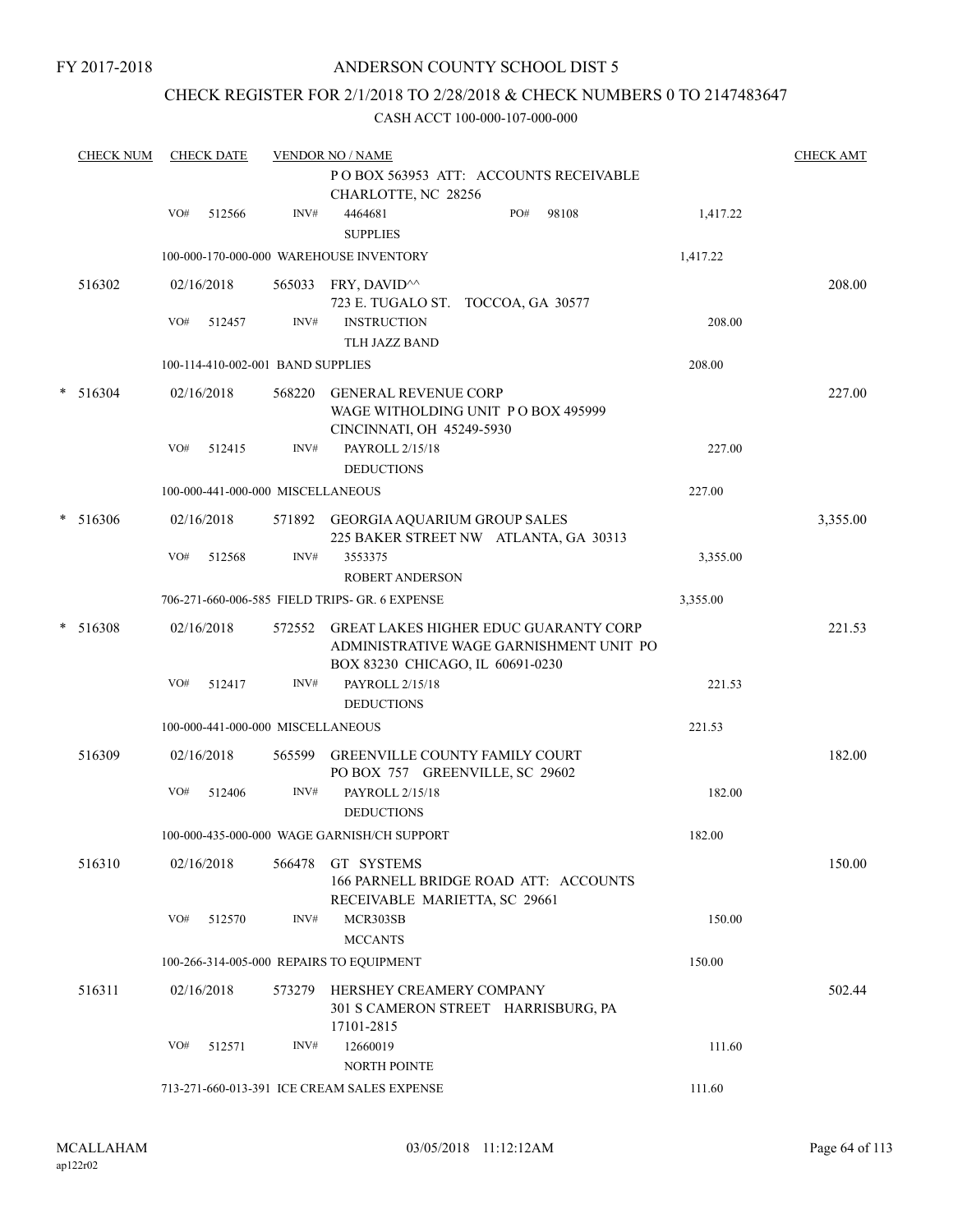FY 2017-2018

# ANDERSON COUNTY SCHOOL DIST 5

## CHECK REGISTER FOR 2/1/2018 TO 2/28/2018 & CHECK NUMBERS 0 TO 2147483647

CASH ACCT 100-000-107-000-000

| CHECK NUM | CHECK DATE | VENDOR NO / NAME | | CHECK AMT |
|---|---|---|---|---|
| | | P O BOX 563953 ATT: ACCOUNTS RECEIVABLE CHARLOTTE, NC 28256 | | |
| | VO# 512566 | INV# 4464681 PO# 98108 SUPPLIES | 1,417.22 | |
| | | 100-000-170-000-000 WAREHOUSE INVENTORY | 1,417.22 | |
| 516302 | 02/16/2018 | 565033 FRY, DAVID^^ 723 E. TUGALO ST. TOCCOA, GA 30577 | | 208.00 |
| | VO# 512457 | INV# INSTRUCTION TLH JAZZ BAND | 208.00 | |
| | | 100-114-410-002-001 BAND SUPPLIES | 208.00 | |
| * 516304 | 02/16/2018 | 568220 GENERAL REVENUE CORP WAGE WITHOLDING UNIT P O BOX 495999 CINCINNATI, OH 45249-5930 | | 227.00 |
| | VO# 512415 | INV# PAYROLL 2/15/18 DEDUCTIONS | 227.00 | |
| | | 100-000-441-000-000 MISCELLANEOUS | 227.00 | |
| * 516306 | 02/16/2018 | 571892 GEORGIA AQUARIUM GROUP SALES 225 BAKER STREET NW ATLANTA, GA 30313 | | 3,355.00 |
| | VO# 512568 | INV# 3553375 ROBERT ANDERSON | 3,355.00 | |
| | | 706-271-660-006-585 FIELD TRIPS- GR. 6 EXPENSE | 3,355.00 | |
| * 516308 | 02/16/2018 | 572552 GREAT LAKES HIGHER EDUC GUARANTY CORP ADMINISTRATIVE WAGE GARNISHMENT UNIT PO BOX 83230 CHICAGO, IL 60691-0230 | | 221.53 |
| | VO# 512417 | INV# PAYROLL 2/15/18 DEDUCTIONS | 221.53 | |
| | | 100-000-441-000-000 MISCELLANEOUS | 221.53 | |
| 516309 | 02/16/2018 | 565599 GREENVILLE COUNTY FAMILY COURT PO BOX 757 GREENVILLE, SC 29602 | | 182.00 |
| | VO# 512406 | INV# PAYROLL 2/15/18 DEDUCTIONS | 182.00 | |
| | | 100-000-435-000-000 WAGE GARNISH/CH SUPPORT | 182.00 | |
| 516310 | 02/16/2018 | 566478 GT SYSTEMS 166 PARNELL BRIDGE ROAD ATT: ACCOUNTS RECEIVABLE MARIETTA, SC 29661 | | 150.00 |
| | VO# 512570 | INV# MCR303SB MCCANTS | 150.00 | |
| | | 100-266-314-005-000 REPAIRS TO EQUIPMENT | 150.00 | |
| 516311 | 02/16/2018 | 573279 HERSHEY CREAMERY COMPANY 301 S CAMERON STREET HARRISBURG, PA 17101-2815 | | 502.44 |
| | VO# 512571 | INV# 12660019 NORTH POINTE | 111.60 | |
| | | 713-271-660-013-391 ICE CREAM SALES EXPENSE | 111.60 | |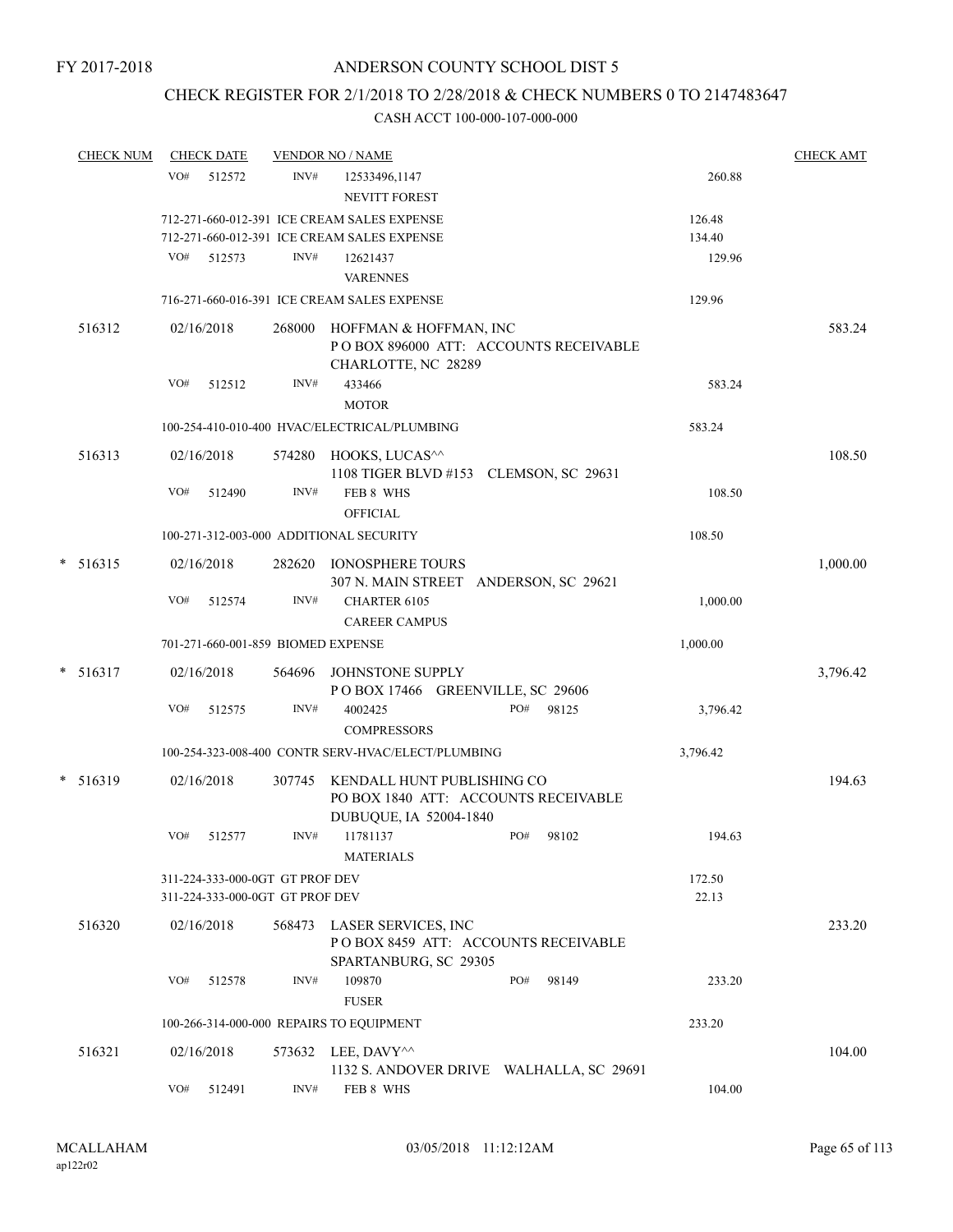FY 2017-2018

# ANDERSON COUNTY SCHOOL DIST 5

## CHECK REGISTER FOR 2/1/2018 TO 2/28/2018 & CHECK NUMBERS 0 TO 2147483647

CASH ACCT 100-000-107-000-000

| CHECK NUM | CHECK DATE | VENDOR NO / NAME | | CHECK AMT |
|---|---|---|---|---|
| | VO# 512572 | INV# 12533496,1147<br>NEVITT FOREST | 260.88 | |
| | 712-271-660-012-391 ICE CREAM SALES EXPENSE | | 126.48 | |
| | 712-271-660-012-391 ICE CREAM SALES EXPENSE | | 134.40 | |
| | VO# 512573 | INV# 12621437<br>VARENNES | 129.96 | |
| | 716-271-660-016-391 ICE CREAM SALES EXPENSE | | 129.96 | |
| 516312 | 02/16/2018 | 268000 HOFFMAN & HOFFMAN, INC<br>P O BOX 896000 ATT: ACCOUNTS RECEIVABLE<br>CHARLOTTE, NC 28289 | | 583.24 |
| | VO# 512512 | INV# 433466<br>MOTOR | 583.24 | |
| | 100-254-410-010-400 HVAC/ELECTRICAL/PLUMBING | | 583.24 | |
| 516313 | 02/16/2018 | 574280 HOOKS, LUCAS^^<br>1108 TIGER BLVD #153 CLEMSON, SC 29631 | | 108.50 |
| | VO# 512490 | INV# FEB 8 WHS<br>OFFICIAL | 108.50 | |
| | 100-271-312-003-000 ADDITIONAL SECURITY | | 108.50 | |
| * 516315 | 02/16/2018 | 282620 IONOSPHERE TOURS<br>307 N. MAIN STREET ANDERSON, SC 29621 | | 1,000.00 |
| | VO# 512574 | INV# CHARTER 6105<br>CAREER CAMPUS | 1,000.00 | |
| | 701-271-660-001-859 BIOMED EXPENSE | | 1,000.00 | |
| * 516317 | 02/16/2018 | 564696 JOHNSTONE SUPPLY<br>P O BOX 17466 GREENVILLE, SC 29606 | | 3,796.42 |
| | VO# 512575 | INV# 4002425 PO# 98125<br>COMPRESSORS | 3,796.42 | |
| | 100-254-323-008-400 CONTR SERV-HVAC/ELECT/PLUMBING | | 3,796.42 | |
| * 516319 | 02/16/2018 | 307745 KENDALL HUNT PUBLISHING CO<br>PO BOX 1840 ATT: ACCOUNTS RECEIVABLE<br>DUBUQUE, IA 52004-1840 | | 194.63 |
| | VO# 512577 | INV# 11781137 PO# 98102<br>MATERIALS | 194.63 | |
| | 311-224-333-000-0GT GT PROF DEV | | 172.50 | |
| | 311-224-333-000-0GT GT PROF DEV | | 22.13 | |
| 516320 | 02/16/2018 | 568473 LASER SERVICES, INC<br>P O BOX 8459 ATT: ACCOUNTS RECEIVABLE<br>SPARTANBURG, SC 29305 | | 233.20 |
| | VO# 512578 | INV# 109870 PO# 98149<br>FUSER | 233.20 | |
| | 100-266-314-000-000 REPAIRS TO EQUIPMENT | | 233.20 | |
| 516321 | 02/16/2018 | 573632 LEE, DAVY^^<br>1132 S. ANDOVER DRIVE WALHALLA, SC 29691 | | 104.00 |
| | VO# 512491 | INV# FEB 8 WHS | 104.00 | |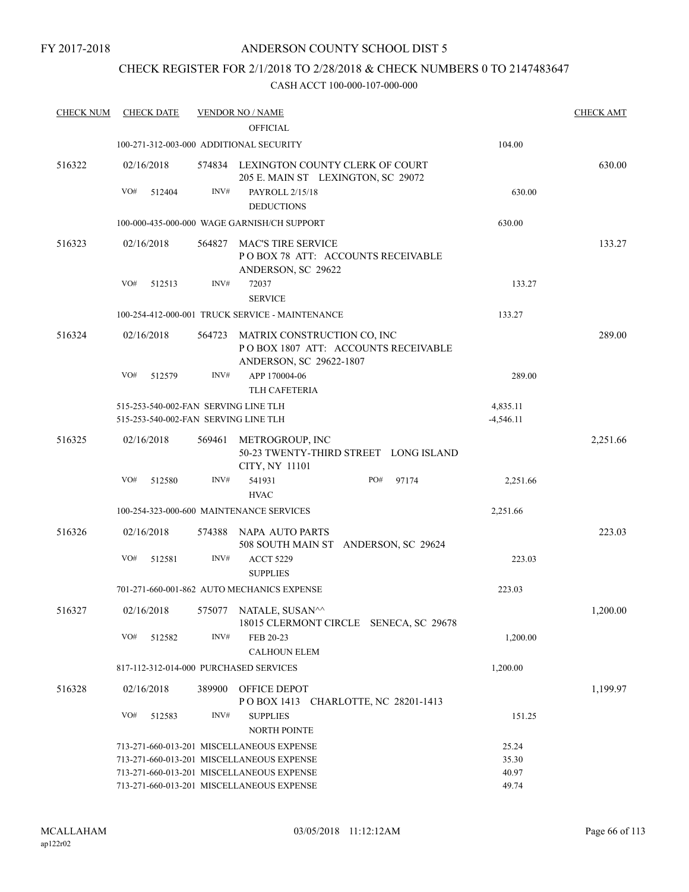FY 2017-2018

ANDERSON COUNTY SCHOOL DIST 5

CHECK REGISTER FOR 2/1/2018 TO 2/28/2018 & CHECK NUMBERS 0 TO 2147483647

CASH ACCT 100-000-107-000-000

| CHECK NUM | CHECK DATE | VENDOR NO / NAME | | CHECK AMT |
|---|---|---|---|---|
| | | OFFICIAL | | |
| | | 100-271-312-003-000 ADDITIONAL SECURITY | 104.00 | |
| 516322 | 02/16/2018 | 574834 LEXINGTON COUNTY CLERK OF COURT<br>205 E. MAIN ST LEXINGTON, SC 29072 | | 630.00 |
| | VO# 512404 | INV# PAYROLL 2/15/18<br>DEDUCTIONS | 630.00 | |
| | | 100-000-435-000-000 WAGE GARNISH/CH SUPPORT | 630.00 | |
| 516323 | 02/16/2018 | 564827 MAC'S TIRE SERVICE<br>P O BOX 78 ATT: ACCOUNTS RECEIVABLE<br>ANDERSON, SC 29622 | | 133.27 |
| | VO# 512513 | INV# 72037<br>SERVICE | 133.27 | |
| | | 100-254-412-000-001 TRUCK SERVICE - MAINTENANCE | 133.27 | |
| 516324 | 02/16/2018 | 564723 MATRIX CONSTRUCTION CO, INC<br>P O BOX 1807 ATT: ACCOUNTS RECEIVABLE<br>ANDERSON, SC 29622-1807 | | 289.00 |
| | VO# 512579 | INV# APP 170004-06<br>TLH CAFETERIA | 289.00 | |
| | | 515-253-540-002-FAN SERVING LINE TLH | 4,835.11 | |
| | | 515-253-540-002-FAN SERVING LINE TLH | -4,546.11 | |
| 516325 | 02/16/2018 | 569461 METROGROUP, INC<br>50-23 TWENTY-THIRD STREET LONG ISLAND<br>CITY, NY 11101 | | 2,251.66 |
| | VO# 512580 | INV# 541931 PO# 97174<br>HVAC | 2,251.66 | |
| | | 100-254-323-000-600 MAINTENANCE SERVICES | 2,251.66 | |
| 516326 | 02/16/2018 | 574388 NAPA AUTO PARTS<br>508 SOUTH MAIN ST ANDERSON, SC 29624 | | 223.03 |
| | VO# 512581 | INV# ACCT 5229<br>SUPPLIES | 223.03 | |
| | | 701-271-660-001-862 AUTO MECHANICS EXPENSE | 223.03 | |
| 516327 | 02/16/2018 | 575077 NATALE, SUSAN^^<br>18015 CLERMONT CIRCLE SENECA, SC 29678 | | 1,200.00 |
| | VO# 512582 | INV# FEB 20-23<br>CALHOUN ELEM | 1,200.00 | |
| | | 817-112-312-014-000 PURCHASED SERVICES | 1,200.00 | |
| 516328 | 02/16/2018 | 389900 OFFICE DEPOT<br>P O BOX 1413 CHARLOTTE, NC 28201-1413 | | 1,199.97 |
| | VO# 512583 | INV# SUPPLIES<br>NORTH POINTE | 151.25 | |
| | | 713-271-660-013-201 MISCELLANEOUS EXPENSE | 25.24 | |
| | | 713-271-660-013-201 MISCELLANEOUS EXPENSE | 35.30 | |
| | | 713-271-660-013-201 MISCELLANEOUS EXPENSE | 40.97 | |
| | | 713-271-660-013-201 MISCELLANEOUS EXPENSE | 49.74 | |

MCALLAHAM
ap122r02

03/05/2018 11:12:12AM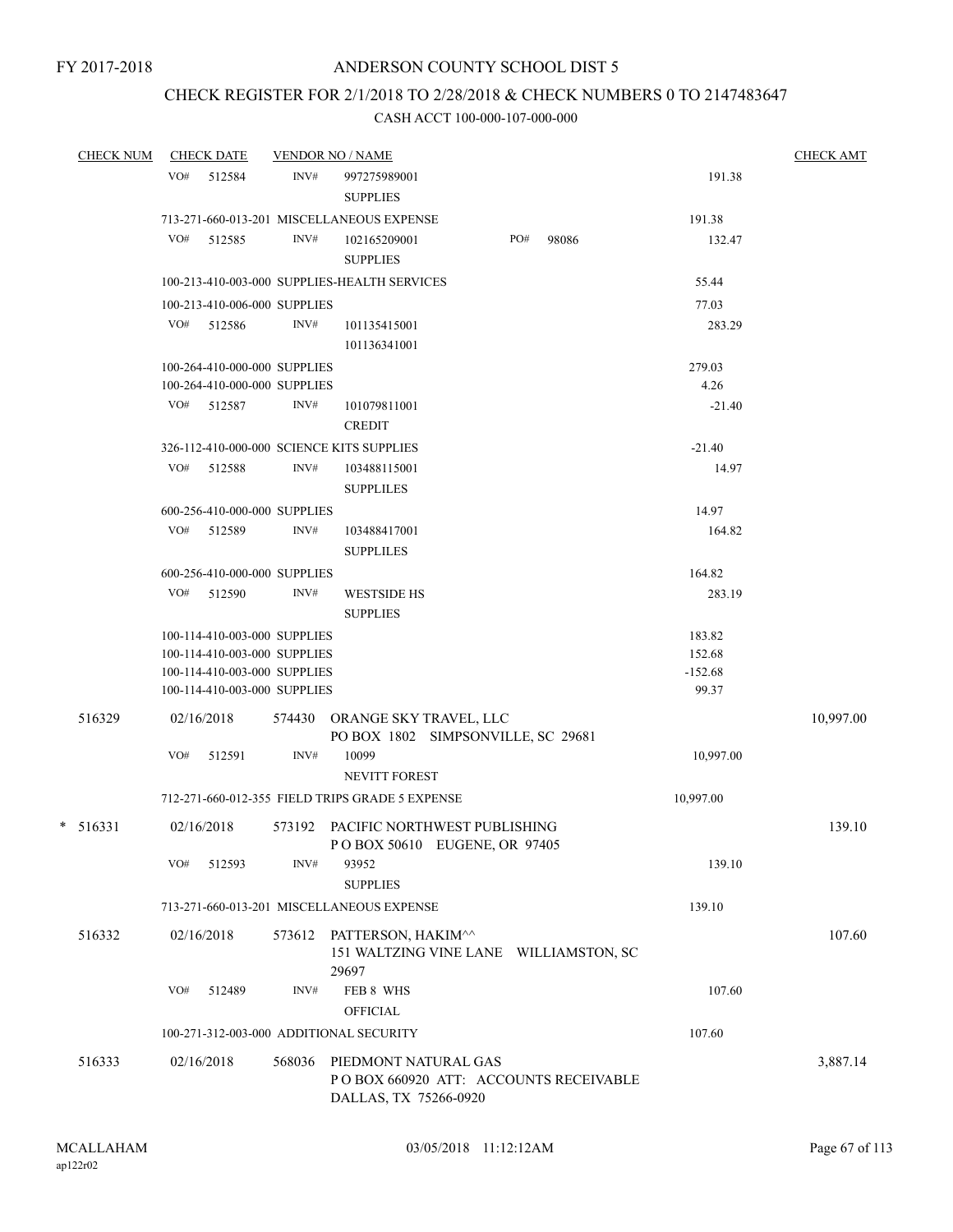FY 2017-2018

# ANDERSON COUNTY SCHOOL DIST 5

## CHECK REGISTER FOR 2/1/2018 TO 2/28/2018 & CHECK NUMBERS 0 TO 2147483647

### CASH ACCT 100-000-107-000-000

| CHECK NUM | CHECK DATE | VENDOR NO / NAME | | CHECK AMT |
|---|---|---|---|---|
| | VO# 512584 | INV# 997275989001 SUPPLIES | 191.38 | |
| | 713-271-660-013-201 MISCELLANEOUS EXPENSE | | 191.38 | |
| | VO# 512585 | INV# 102165209001 SUPPLIES PO# 98086 | 132.47 | |
| | 100-213-410-003-000 SUPPLIES-HEALTH SERVICES | | 55.44 | |
| | 100-213-410-006-000 SUPPLIES | | 77.03 | |
| | VO# 512586 | INV# 101135415001 101136341001 | 283.29 | |
| | 100-264-410-000-000 SUPPLIES | | 279.03 | |
| | 100-264-410-000-000 SUPPLIES | | 4.26 | |
| | VO# 512587 | INV# 101079811001 CREDIT | -21.40 | |
| | 326-112-410-000-000 SCIENCE KITS SUPPLIES | | -21.40 | |
| | VO# 512588 | INV# 103488115001 SUPPLILES | 14.97 | |
| | 600-256-410-000-000 SUPPLIES | | 14.97 | |
| | VO# 512589 | INV# 103488417001 SUPPLILES | 164.82 | |
| | 600-256-410-000-000 SUPPLIES | | 164.82 | |
| | VO# 512590 | INV# WESTSIDE HS SUPPLIES | 283.19 | |
| | 100-114-410-003-000 SUPPLIES | | 183.82 | |
| | 100-114-410-003-000 SUPPLIES | | 152.68 | |
| | 100-114-410-003-000 SUPPLIES | | -152.68 | |
| | 100-114-410-003-000 SUPPLIES | | 99.37 | |
| 516329 | 02/16/2018 | 574430 ORANGE SKY TRAVEL, LLC PO BOX 1802 SIMPSONVILLE, SC 29681 | | 10,997.00 |
| | VO# 512591 | INV# 10099 NEVITT FOREST | 10,997.00 | |
| | 712-271-660-012-355 FIELD TRIPS GRADE 5 EXPENSE | | 10,997.00 | |
| * 516331 | 02/16/2018 | 573192 PACIFIC NORTHWEST PUBLISHING P O BOX 50610 EUGENE, OR 97405 | | 139.10 |
| | VO# 512593 | INV# 93952 SUPPLIES | 139.10 | |
| | 713-271-660-013-201 MISCELLANEOUS EXPENSE | | 139.10 | |
| 516332 | 02/16/2018 | 573612 PATTERSON, HAKIM^^ 151 WALTZING VINE LANE WILLIAMSTON, SC 29697 | | 107.60 |
| | VO# 512489 | INV# FEB 8 WHS OFFICIAL | 107.60 | |
| | 100-271-312-003-000 ADDITIONAL SECURITY | | 107.60 | |
| 516333 | 02/16/2018 | 568036 PIEDMONT NATURAL GAS P O BOX 660920 ATT: ACCOUNTS RECEIVABLE DALLAS, TX 75266-0920 | | 3,887.14 |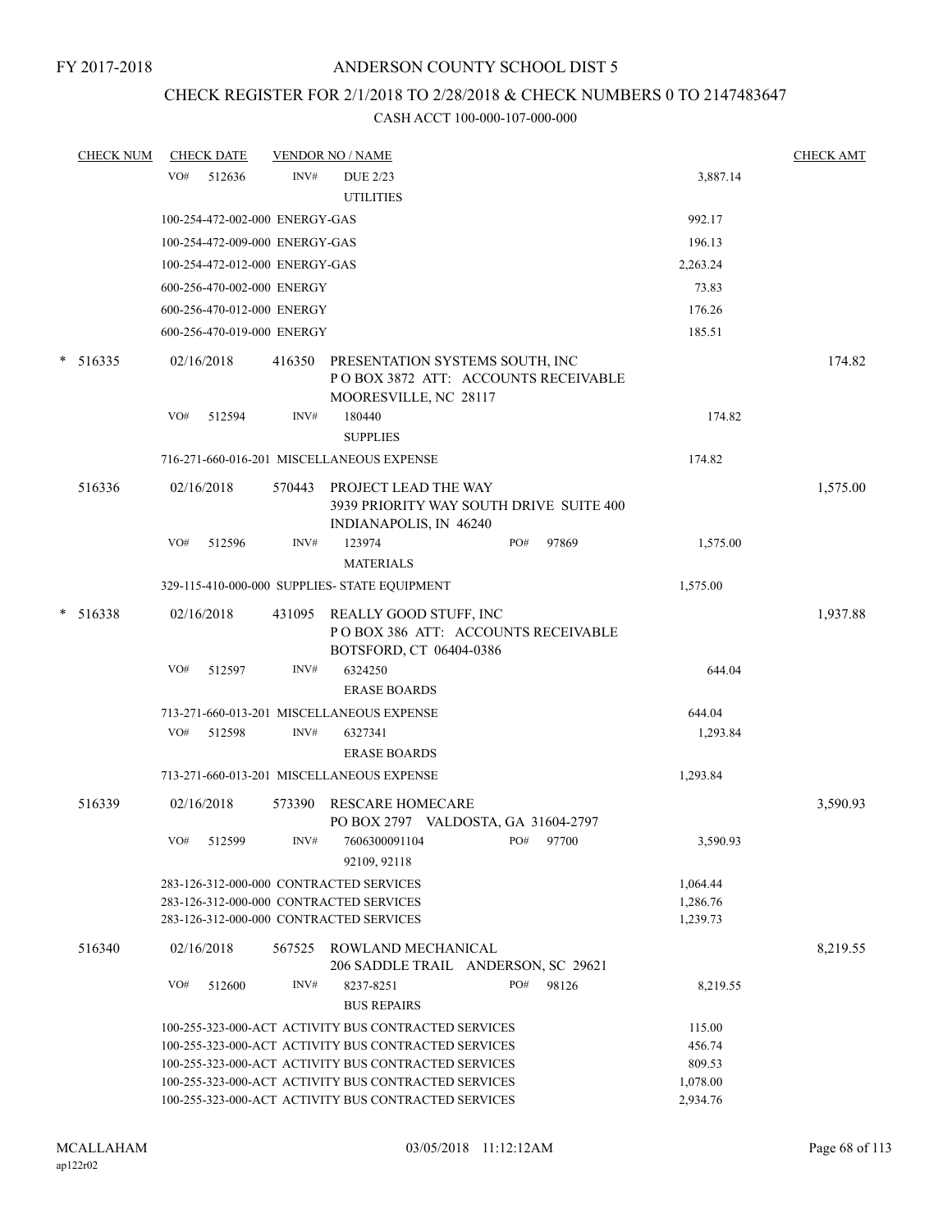FY 2017-2018

# ANDERSON COUNTY SCHOOL DIST 5

## CHECK REGISTER FOR 2/1/2018 TO 2/28/2018 & CHECK NUMBERS 0 TO 2147483647

### CASH ACCT 100-000-107-000-000

| CHECK NUM | CHECK DATE | VENDOR NO / NAME | | CHECK AMT |
|---|---|---|---|---|
| | VO# 512636 | INV# DUE 2/23 UTILITIES | 3,887.14 | |
| | 100-254-472-002-000 ENERGY-GAS | | 992.17 | |
| | 100-254-472-009-000 ENERGY-GAS | | 196.13 | |
| | 100-254-472-012-000 ENERGY-GAS | | 2,263.24 | |
| | 600-256-470-002-000 ENERGY | | 73.83 | |
| | 600-256-470-012-000 ENERGY | | 176.26 | |
| | 600-256-470-019-000 ENERGY | | 185.51 | |
| * 516335 | 02/16/2018 | 416350 PRESENTATION SYSTEMS SOUTH, INC P O BOX 3872 ATT: ACCOUNTS RECEIVABLE MOORESVILLE, NC 28117 | | 174.82 |
| | VO# 512594 | INV# 180440 SUPPLIES | 174.82 | |
| | 716-271-660-016-201 MISCELLANEOUS EXPENSE | | 174.82 | |
| 516336 | 02/16/2018 | 570443 PROJECT LEAD THE WAY 3939 PRIORITY WAY SOUTH DRIVE SUITE 400 INDIANAPOLIS, IN 46240 | | 1,575.00 |
| | VO# 512596 | INV# 123974 PO# 97869 MATERIALS | 1,575.00 | |
| | 329-115-410-000-000 SUPPLIES- STATE EQUIPMENT | | 1,575.00 | |
| * 516338 | 02/16/2018 | 431095 REALLY GOOD STUFF, INC P O BOX 386 ATT: ACCOUNTS RECEIVABLE BOTSFORD, CT 06404-0386 | | 1,937.88 |
| | VO# 512597 | INV# 6324250 ERASE BOARDS | 644.04 | |
| | 713-271-660-013-201 MISCELLANEOUS EXPENSE | | 644.04 | |
| | VO# 512598 | INV# 6327341 ERASE BOARDS | 1,293.84 | |
| | 713-271-660-013-201 MISCELLANEOUS EXPENSE | | 1,293.84 | |
| 516339 | 02/16/2018 | 573390 RESCARE HOMECARE PO BOX 2797 VALDOSTA, GA 31604-2797 | | 3,590.93 |
| | VO# 512599 | INV# 7606300091104 PO# 97700 92109, 92118 | 3,590.93 | |
| | 283-126-312-000-000 CONTRACTED SERVICES | | 1,064.44 | |
| | 283-126-312-000-000 CONTRACTED SERVICES | | 1,286.76 | |
| | 283-126-312-000-000 CONTRACTED SERVICES | | 1,239.73 | |
| 516340 | 02/16/2018 | 567525 ROWLAND MECHANICAL 206 SADDLE TRAIL ANDERSON, SC 29621 | | 8,219.55 |
| | VO# 512600 | INV# 8237-8251 PO# 98126 BUS REPAIRS | 8,219.55 | |
| | 100-255-323-000-ACT ACTIVITY BUS CONTRACTED SERVICES | | 115.00 | |
| | 100-255-323-000-ACT ACTIVITY BUS CONTRACTED SERVICES | | 456.74 | |
| | 100-255-323-000-ACT ACTIVITY BUS CONTRACTED SERVICES | | 809.53 | |
| | 100-255-323-000-ACT ACTIVITY BUS CONTRACTED SERVICES | | 1,078.00 | |
| | 100-255-323-000-ACT ACTIVITY BUS CONTRACTED SERVICES | | 2,934.76 | |

MCALLAHAM ap122r02 03/05/2018 11:12:12AM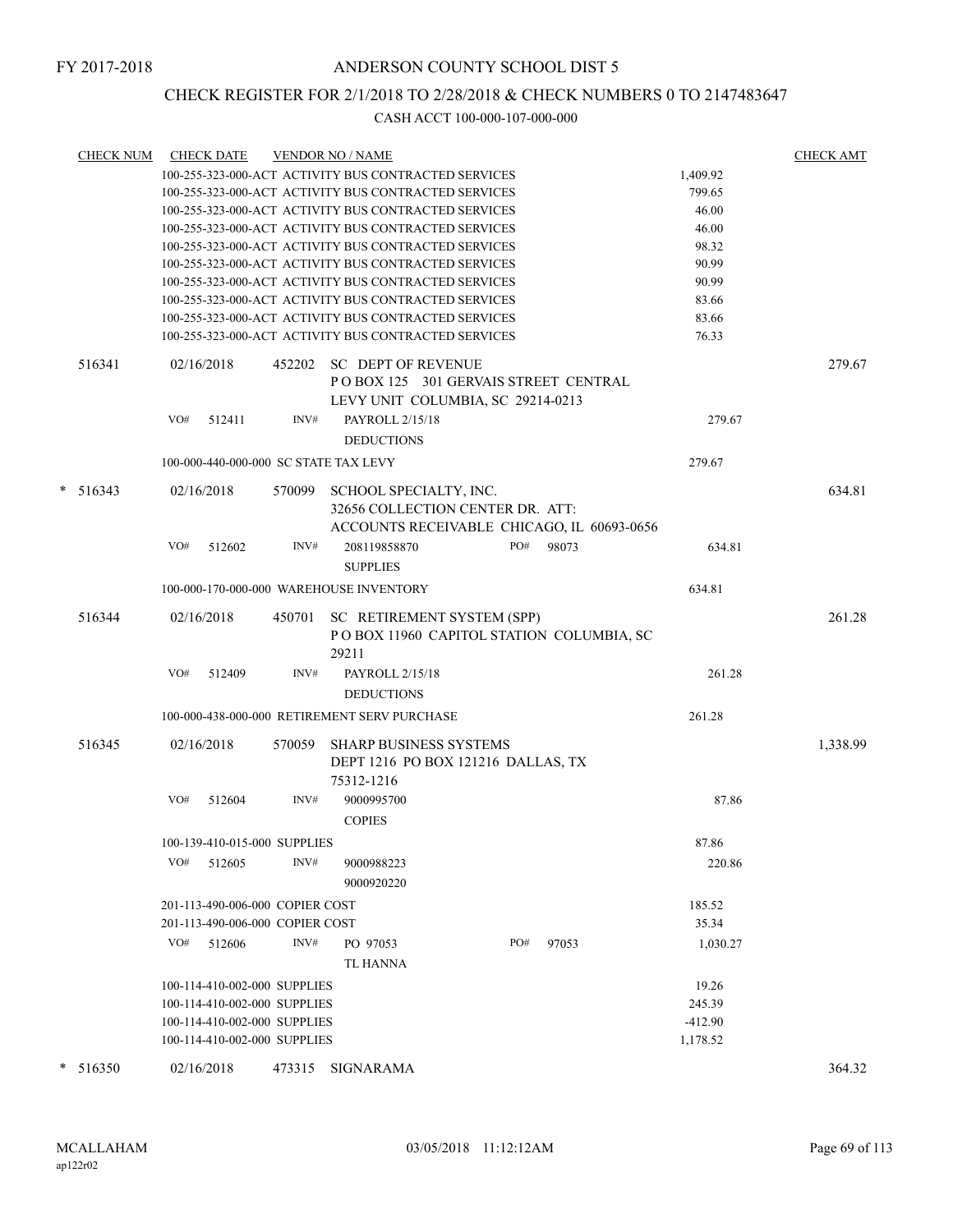FY 2017-2018

# ANDERSON COUNTY SCHOOL DIST 5

## CHECK REGISTER FOR 2/1/2018 TO 2/28/2018 & CHECK NUMBERS 0 TO 2147483647

CASH ACCT 100-000-107-000-000

| CHECK NUM | CHECK DATE | VENDOR NO / NAME | | CHECK AMT |
|---|---|---|---|---|
| | | 100-255-323-000-ACT ACTIVITY BUS CONTRACTED SERVICES | 1,409.92 | |
| | | 100-255-323-000-ACT ACTIVITY BUS CONTRACTED SERVICES | 799.65 | |
| | | 100-255-323-000-ACT ACTIVITY BUS CONTRACTED SERVICES | 46.00 | |
| | | 100-255-323-000-ACT ACTIVITY BUS CONTRACTED SERVICES | 46.00 | |
| | | 100-255-323-000-ACT ACTIVITY BUS CONTRACTED SERVICES | 98.32 | |
| | | 100-255-323-000-ACT ACTIVITY BUS CONTRACTED SERVICES | 90.99 | |
| | | 100-255-323-000-ACT ACTIVITY BUS CONTRACTED SERVICES | 90.99 | |
| | | 100-255-323-000-ACT ACTIVITY BUS CONTRACTED SERVICES | 83.66 | |
| | | 100-255-323-000-ACT ACTIVITY BUS CONTRACTED SERVICES | 83.66 | |
| | | 100-255-323-000-ACT ACTIVITY BUS CONTRACTED SERVICES | 76.33 | |
| 516341 | 02/16/2018 | 452202 SC DEPT OF REVENUE<br>P O BOX 125 301 GERVAIS STREET CENTRAL LEVY UNIT COLUMBIA, SC 29214-0213 | | 279.67 |
| | VO# 512411 | INV# PAYROLL 2/15/18<br>DEDUCTIONS | 279.67 | |
| | | 100-000-440-000-000 SC STATE TAX LEVY | 279.67 | |
| * 516343 | 02/16/2018 | 570099 SCHOOL SPECIALTY, INC.<br>32656 COLLECTION CENTER DR. ATT: ACCOUNTS RECEIVABLE CHICAGO, IL 60693-0656 | | 634.81 |
| | VO# 512602 | INV# 208119858870 PO# 98073<br>SUPPLIES | 634.81 | |
| | | 100-000-170-000-000 WAREHOUSE INVENTORY | 634.81 | |
| 516344 | 02/16/2018 | 450701 SC RETIREMENT SYSTEM (SPP)<br>P O BOX 11960 CAPITOL STATION COLUMBIA, SC 29211 | | 261.28 |
| | VO# 512409 | INV# PAYROLL 2/15/18<br>DEDUCTIONS | 261.28 | |
| | | 100-000-438-000-000 RETIREMENT SERV PURCHASE | 261.28 | |
| 516345 | 02/16/2018 | 570059 SHARP BUSINESS SYSTEMS<br>DEPT 1216 PO BOX 121216 DALLAS, TX 75312-1216 | | 1,338.99 |
| | VO# 512604 | INV# 9000995700<br>COPIES | 87.86 | |
| | | 100-139-410-015-000 SUPPLIES | 87.86 | |
| | VO# 512605 | INV# 9000988223<br>9000920220 | 220.86 | |
| | | 201-113-490-006-000 COPIER COST | 185.52 | |
| | | 201-113-490-006-000 COPIER COST | 35.34 | |
| | VO# 512606 | INV# PO 97053 PO# 97053<br>TL HANNA | 1,030.27 | |
| | | 100-114-410-002-000 SUPPLIES | 19.26 | |
| | | 100-114-410-002-000 SUPPLIES | 245.39 | |
| | | 100-114-410-002-000 SUPPLIES | -412.90 | |
| | | 100-114-410-002-000 SUPPLIES | 1,178.52 | |
| * 516350 | 02/16/2018 | 473315 SIGNARAMA | | 364.32 |

MCALLAHAM
ap122r02

03/05/2018 11:12:12AM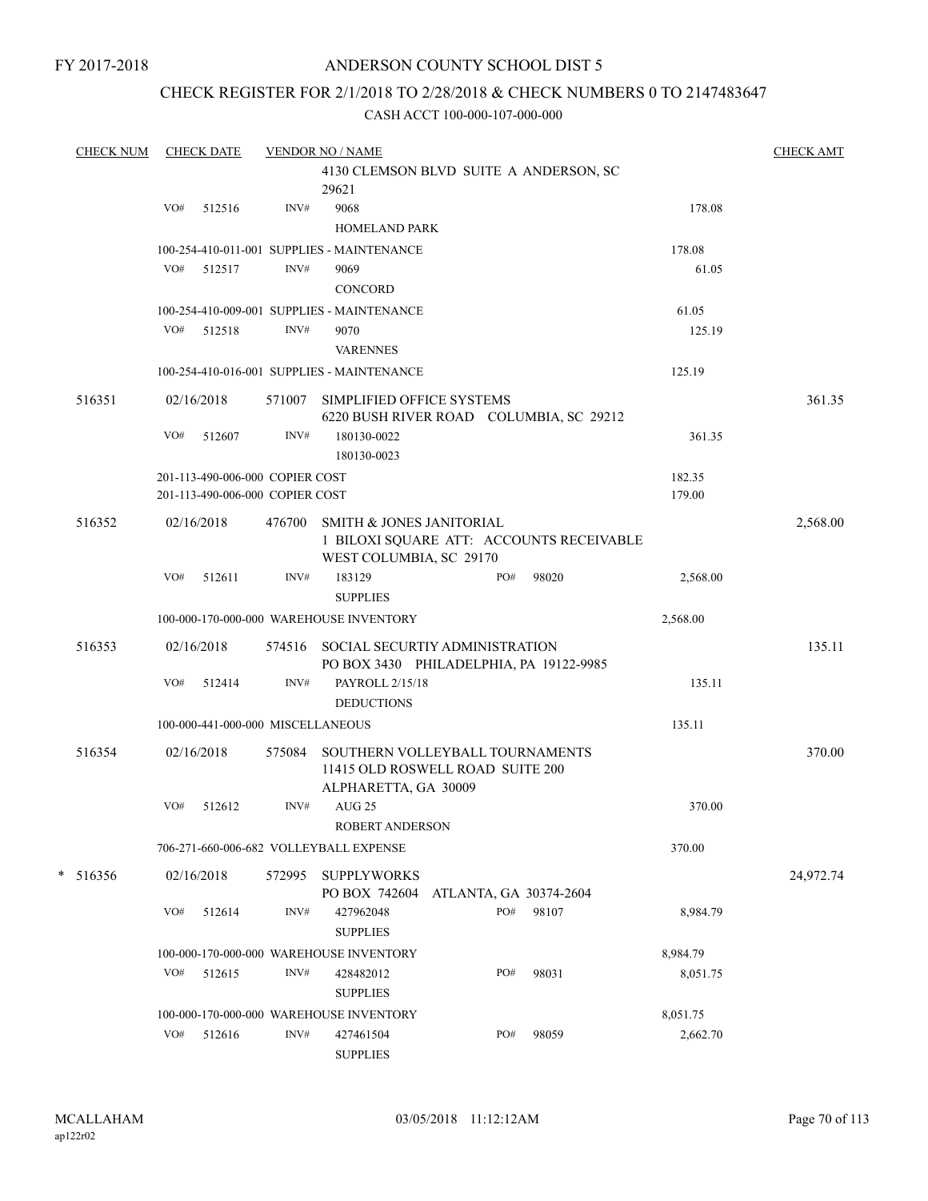FY 2017-2018

# ANDERSON COUNTY SCHOOL DIST 5

## CHECK REGISTER FOR 2/1/2018 TO 2/28/2018 & CHECK NUMBERS 0 TO 2147483647

CASH ACCT 100-000-107-000-000

| CHECK NUM | CHECK DATE | VENDOR NO / NAME | | | CHECK AMT |
|---|---|---|---|---|---|
| | | | 4130 CLEMSON BLVD SUITE A ANDERSON, SC 29621 | | |
| | VO# 512516 | INV# | 9068 HOMELAND PARK | 178.08 | |
| | 100-254-410-011-001 SUPPLIES - MAINTENANCE | | | 178.08 | |
| | VO# 512517 | INV# | 9069 CONCORD | 61.05 | |
| | 100-254-410-009-001 SUPPLIES - MAINTENANCE | | | 61.05 | |
| | VO# 512518 | INV# | 9070 VARENNES | 125.19 | |
| | 100-254-410-016-001 SUPPLIES - MAINTENANCE | | | 125.19 | |
| 516351 | 02/16/2018 | 571007 | SIMPLIFIED OFFICE SYSTEMS 6220 BUSH RIVER ROAD COLUMBIA, SC 29212 | | 361.35 |
| | VO# 512607 | INV# | 180130-0022 180130-0023 | 361.35 | |
| | 201-113-490-006-000 COPIER COST | | | 182.35 | |
| | 201-113-490-006-000 COPIER COST | | | 179.00 | |
| 516352 | 02/16/2018 | 476700 | SMITH & JONES JANITORIAL 1 BILOXI SQUARE ATT: ACCOUNTS RECEIVABLE WEST COLUMBIA, SC 29170 | | 2,568.00 |
| | VO# 512611 | INV# | 183129 SUPPLIES PO# 98020 | 2,568.00 | |
| | 100-000-170-000-000 WAREHOUSE INVENTORY | | | 2,568.00 | |
| 516353 | 02/16/2018 | 574516 | SOCIAL SECURTIY ADMINISTRATION PO BOX 3430 PHILADELPHIA, PA 19122-9985 | | 135.11 |
| | VO# 512414 | INV# | PAYROLL 2/15/18 DEDUCTIONS | 135.11 | |
| | 100-000-441-000-000 MISCELLANEOUS | | | 135.11 | |
| 516354 | 02/16/2018 | 575084 | SOUTHERN VOLLEYBALL TOURNAMENTS 11415 OLD ROSWELL ROAD SUITE 200 ALPHARETTA, GA 30009 | | 370.00 |
| | VO# 512612 | INV# | AUG 25 ROBERT ANDERSON | 370.00 | |
| | 706-271-660-006-682 VOLLEYBALL EXPENSE | | | 370.00 | |
| * 516356 | 02/16/2018 | 572995 | SUPPLYWORKS PO BOX 742604 ATLANTA, GA 30374-2604 | | 24,972.74 |
| | VO# 512614 | INV# | 427962048 SUPPLIES PO# 98107 | 8,984.79 | |
| | 100-000-170-000-000 WAREHOUSE INVENTORY | | | 8,984.79 | |
| | VO# 512615 | INV# | 428482012 SUPPLIES PO# 98031 | 8,051.75 | |
| | 100-000-170-000-000 WAREHOUSE INVENTORY | | | 8,051.75 | |
| | VO# 512616 | INV# | 427461504 SUPPLIES PO# 98059 | 2,662.70 | |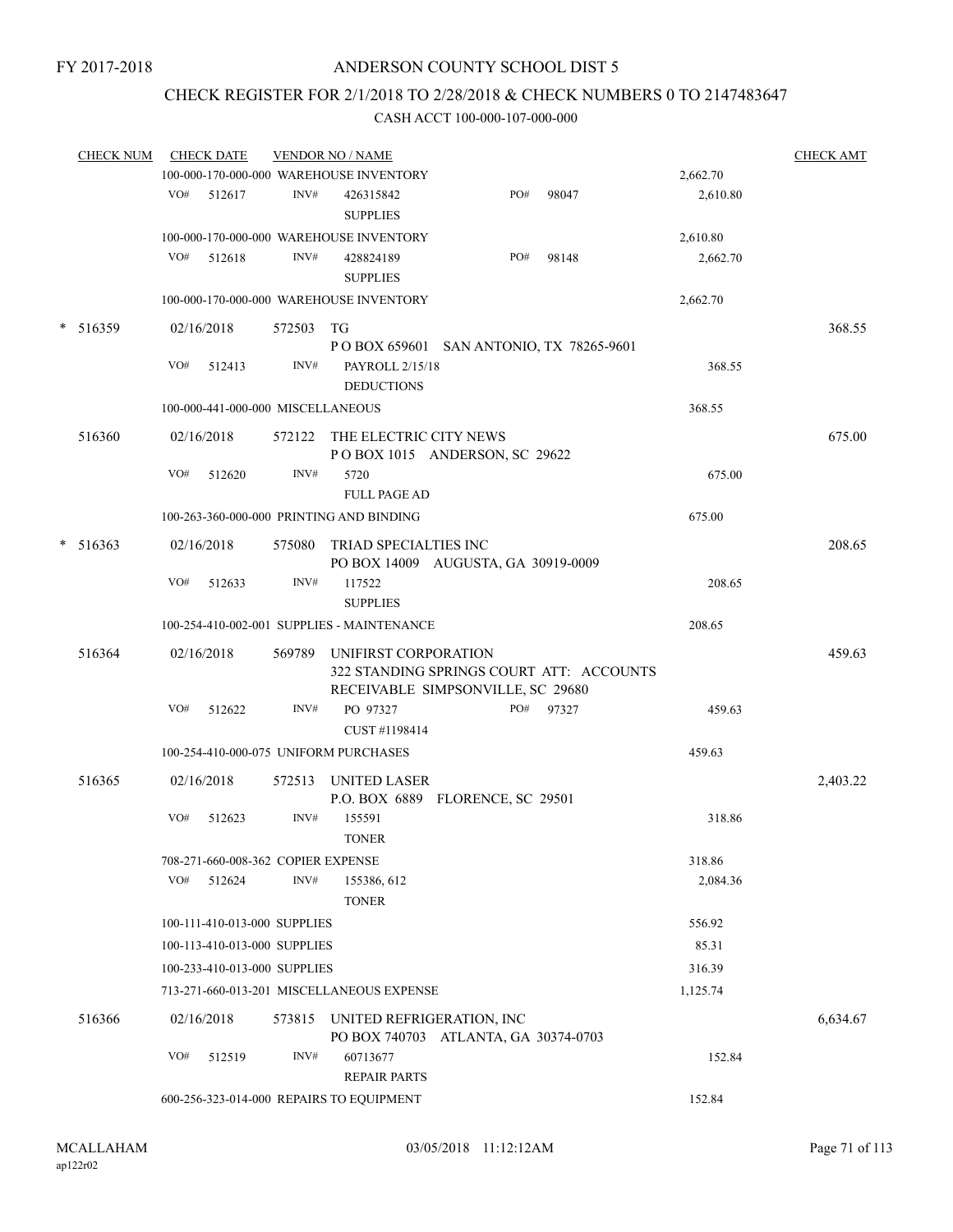FY 2017-2018

# ANDERSON COUNTY SCHOOL DIST 5

## CHECK REGISTER FOR 2/1/2018 TO 2/28/2018 & CHECK NUMBERS 0 TO 2147483647

CASH ACCT 100-000-107-000-000

| CHECK NUM | CHECK DATE | VENDOR NO / NAME | | | CHECK AMT |
|---|---|---|---|---|---|
| | 100-000-170-000-000 WAREHOUSE INVENTORY | | | 2,662.70 | |
| | VO# 512617 | INV# 426315842 SUPPLIES | PO# 98047 | 2,610.80 | |
| | 100-000-170-000-000 WAREHOUSE INVENTORY | | | 2,610.80 | |
| | VO# 512618 | INV# 428824189 SUPPLIES | PO# 98148 | 2,662.70 | |
| | 100-000-170-000-000 WAREHOUSE INVENTORY | | | 2,662.70 | |
| * 516359 | 02/16/2018 | 572503 TG<br>P O BOX 659601 SAN ANTONIO, TX 78265-9601 | | | 368.55 |
| | VO# 512413 | INV# PAYROLL 2/15/18 DEDUCTIONS | | 368.55 | |
| | 100-000-441-000-000 MISCELLANEOUS | | | 368.55 | |
| 516360 | 02/16/2018 | 572122 THE ELECTRIC CITY NEWS<br>P O BOX 1015 ANDERSON, SC 29622 | | | 675.00 |
| | VO# 512620 | INV# 5720 FULL PAGE AD | | 675.00 | |
| | 100-263-360-000-000 PRINTING AND BINDING | | | 675.00 | |
| * 516363 | 02/16/2018 | 575080 TRIAD SPECIALTIES INC<br>PO BOX 14009 AUGUSTA, GA 30919-0009 | | | 208.65 |
| | VO# 512633 | INV# 117522 SUPPLIES | | 208.65 | |
| | 100-254-410-002-001 SUPPLIES - MAINTENANCE | | | 208.65 | |
| 516364 | 02/16/2018 | 569789 UNIFIRST CORPORATION<br>322 STANDING SPRINGS COURT ATT: ACCOUNTS RECEIVABLE SIMPSONVILLE, SC 29680 | | | 459.63 |
| | VO# 512622 | INV# PO 97327 CUST #1198414 | PO# 97327 | 459.63 | |
| | 100-254-410-000-075 UNIFORM PURCHASES | | | 459.63 | |
| 516365 | 02/16/2018 | 572513 UNITED LASER<br>P.O. BOX 6889 FLORENCE, SC 29501 | | | 2,403.22 |
| | VO# 512623 | INV# 155591 TONER | | 318.86 | |
| | 708-271-660-008-362 COPIER EXPENSE | | | 318.86 | |
| | VO# 512624 | INV# 155386, 612 TONER | | 2,084.36 | |
| | 100-111-410-013-000 SUPPLIES | | | 556.92 | |
| | 100-113-410-013-000 SUPPLIES | | | 85.31 | |
| | 100-233-410-013-000 SUPPLIES | | | 316.39 | |
| | 713-271-660-013-201 MISCELLANEOUS EXPENSE | | | 1,125.74 | |
| 516366 | 02/16/2018 | 573815 UNITED REFRIGERATION, INC<br>PO BOX 740703 ATLANTA, GA 30374-0703 | | | 6,634.67 |
| | VO# 512519 | INV# 60713677 REPAIR PARTS | | 152.84 | |
| | 600-256-323-014-000 REPAIRS TO EQUIPMENT | | | 152.84 | |

MCALLAHAM ap122r02 — 03/05/2018 11:12:12AM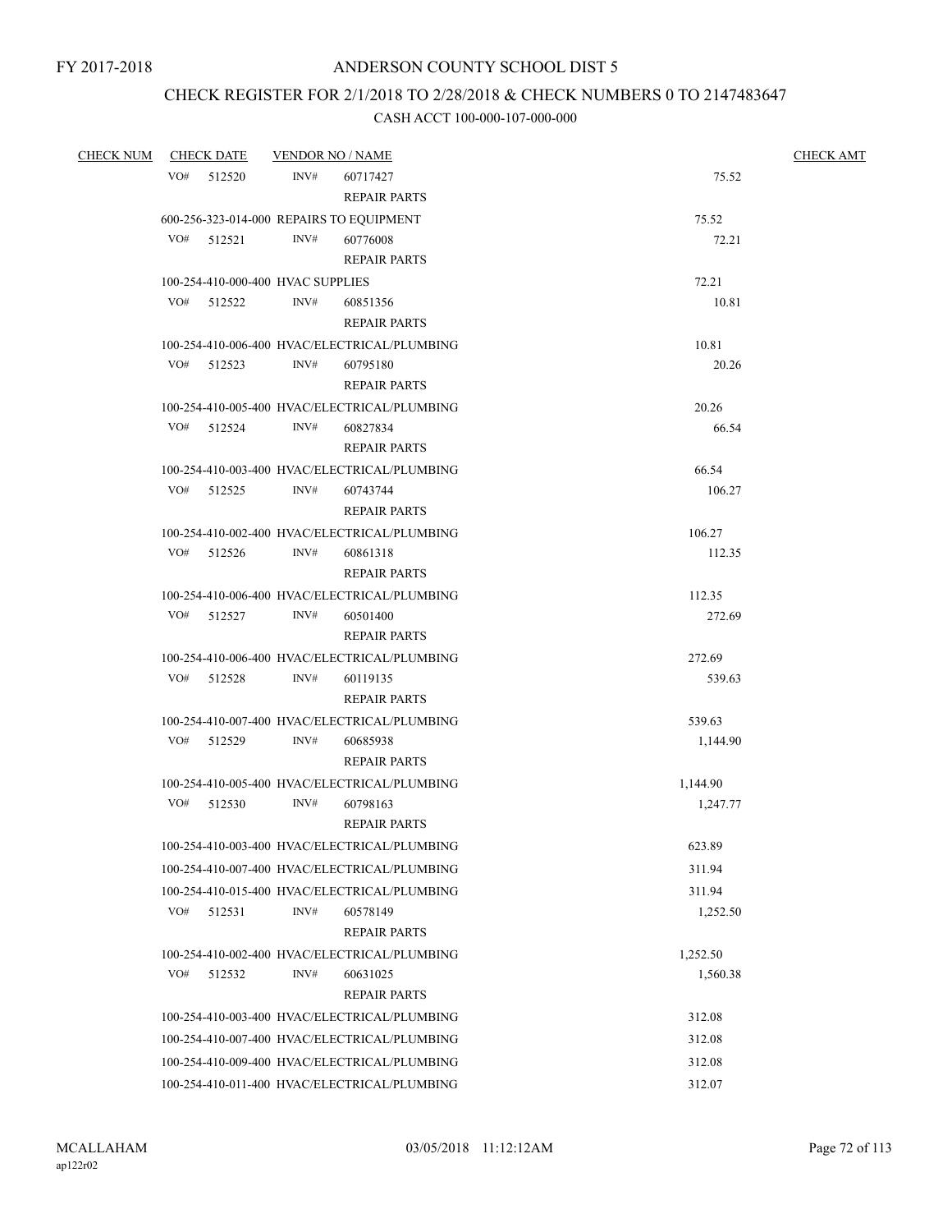FY 2017-2018

# ANDERSON COUNTY SCHOOL DIST 5

## CHECK REGISTER FOR 2/1/2018 TO 2/28/2018 & CHECK NUMBERS 0 TO 2147483647

### CASH ACCT 100-000-107-000-000

| CHECK NUM | CHECK DATE | VENDOR NO / NAME | | CHECK AMT |
|---|---|---|---|---|
| | VO# 512520 | INV# 60717427 REPAIR PARTS | 75.52 | |
| | 600-256-323-014-000 REPAIRS TO EQUIPMENT | | 75.52 | |
| | VO# 512521 | INV# 60776008 REPAIR PARTS | 72.21 | |
| | 100-254-410-000-400 HVAC SUPPLIES | | 72.21 | |
| | VO# 512522 | INV# 60851356 REPAIR PARTS | 10.81 | |
| | 100-254-410-006-400 HVAC/ELECTRICAL/PLUMBING | | 10.81 | |
| | VO# 512523 | INV# 60795180 REPAIR PARTS | 20.26 | |
| | 100-254-410-005-400 HVAC/ELECTRICAL/PLUMBING | | 20.26 | |
| | VO# 512524 | INV# 60827834 REPAIR PARTS | 66.54 | |
| | 100-254-410-003-400 HVAC/ELECTRICAL/PLUMBING | | 66.54 | |
| | VO# 512525 | INV# 60743744 REPAIR PARTS | 106.27 | |
| | 100-254-410-002-400 HVAC/ELECTRICAL/PLUMBING | | 106.27 | |
| | VO# 512526 | INV# 60861318 REPAIR PARTS | 112.35 | |
| | 100-254-410-006-400 HVAC/ELECTRICAL/PLUMBING | | 112.35 | |
| | VO# 512527 | INV# 60501400 REPAIR PARTS | 272.69 | |
| | 100-254-410-006-400 HVAC/ELECTRICAL/PLUMBING | | 272.69 | |
| | VO# 512528 | INV# 60119135 REPAIR PARTS | 539.63 | |
| | 100-254-410-007-400 HVAC/ELECTRICAL/PLUMBING | | 539.63 | |
| | VO# 512529 | INV# 60685938 REPAIR PARTS | 1,144.90 | |
| | 100-254-410-005-400 HVAC/ELECTRICAL/PLUMBING | | 1,144.90 | |
| | VO# 512530 | INV# 60798163 REPAIR PARTS | 1,247.77 | |
| | 100-254-410-003-400 HVAC/ELECTRICAL/PLUMBING | | 623.89 | |
| | 100-254-410-007-400 HVAC/ELECTRICAL/PLUMBING | | 311.94 | |
| | 100-254-410-015-400 HVAC/ELECTRICAL/PLUMBING | | 311.94 | |
| | VO# 512531 | INV# 60578149 REPAIR PARTS | 1,252.50 | |
| | 100-254-410-002-400 HVAC/ELECTRICAL/PLUMBING | | 1,252.50 | |
| | VO# 512532 | INV# 60631025 REPAIR PARTS | 1,560.38 | |
| | 100-254-410-003-400 HVAC/ELECTRICAL/PLUMBING | | 312.08 | |
| | 100-254-410-007-400 HVAC/ELECTRICAL/PLUMBING | | 312.08 | |
| | 100-254-410-009-400 HVAC/ELECTRICAL/PLUMBING | | 312.08 | |
| | 100-254-410-011-400 HVAC/ELECTRICAL/PLUMBING | | 312.07 | |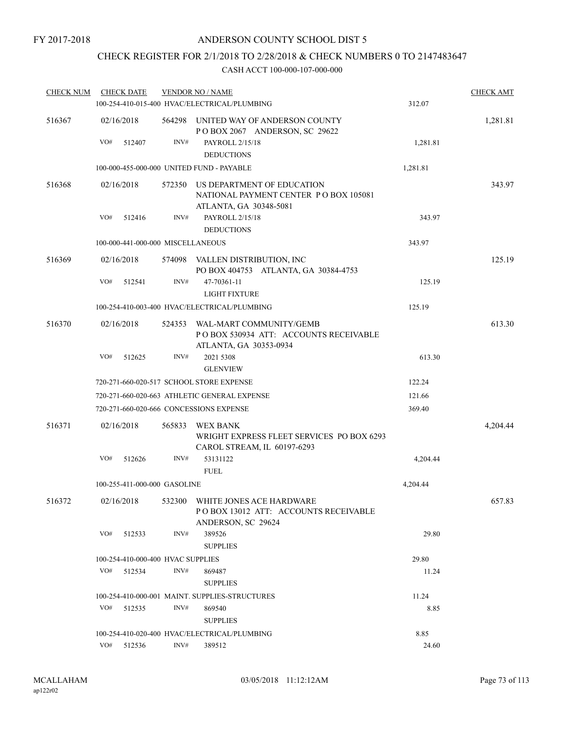FY 2017-2018

ANDERSON COUNTY SCHOOL DIST 5

CHECK REGISTER FOR 2/1/2018 TO 2/28/2018 & CHECK NUMBERS 0 TO 2147483647

CASH ACCT 100-000-107-000-000

| CHECK NUM | CHECK DATE | VENDOR NO / NAME | | CHECK AMT |
|---|---|---|---|---|
| | 100-254-410-015-400 HVAC/ELECTRICAL/PLUMBING | | 312.07 | |
| 516367 | 02/16/2018 | 564298 UNITED WAY OF ANDERSON COUNTY<br>P O BOX 2067 ANDERSON, SC 29622 | | 1,281.81 |
| | VO# 512407 | INV# PAYROLL 2/15/18<br>DEDUCTIONS | 1,281.81 | |
| | 100-000-455-000-000 UNITED FUND - PAYABLE | | 1,281.81 | |
| 516368 | 02/16/2018 | 572350 US DEPARTMENT OF EDUCATION<br>NATIONAL PAYMENT CENTER P O BOX 105081<br>ATLANTA, GA 30348-5081 | | 343.97 |
| | VO# 512416 | INV# PAYROLL 2/15/18<br>DEDUCTIONS | 343.97 | |
| | 100-000-441-000-000 MISCELLANEOUS | | 343.97 | |
| 516369 | 02/16/2018 | 574098 VALLEN DISTRIBUTION, INC<br>PO BOX 404753 ATLANTA, GA 30384-4753 | | 125.19 |
| | VO# 512541 | INV# 47-70361-11<br>LIGHT FIXTURE | 125.19 | |
| | 100-254-410-003-400 HVAC/ELECTRICAL/PLUMBING | | 125.19 | |
| 516370 | 02/16/2018 | 524353 WAL-MART COMMUNITY/GEMB<br>P O BOX 530934 ATT: ACCOUNTS RECEIVABLE<br>ATLANTA, GA 30353-0934 | | 613.30 |
| | VO# 512625 | INV# 2021 5308<br>GLENVIEW | 613.30 | |
| | 720-271-660-020-517 SCHOOL STORE EXPENSE | | 122.24 | |
| | 720-271-660-020-663 ATHLETIC GENERAL EXPENSE | | 121.66 | |
| | 720-271-660-020-666 CONCESSIONS EXPENSE | | 369.40 | |
| 516371 | 02/16/2018 | 565833 WEX BANK<br>WRIGHT EXPRESS FLEET SERVICES PO BOX 6293<br>CAROL STREAM, IL 60197-6293 | | 4,204.44 |
| | VO# 512626 | INV# 53131122<br>FUEL | 4,204.44 | |
| | 100-255-411-000-000 GASOLINE | | 4,204.44 | |
| 516372 | 02/16/2018 | 532300 WHITE JONES ACE HARDWARE<br>P O BOX 13012 ATT: ACCOUNTS RECEIVABLE<br>ANDERSON, SC 29624 | | 657.83 |
| | VO# 512533 | INV# 389526<br>SUPPLIES | 29.80 | |
| | 100-254-410-000-400 HVAC SUPPLIES | | 29.80 | |
| | VO# 512534 | INV# 869487<br>SUPPLIES | 11.24 | |
| | 100-254-410-000-001 MAINT. SUPPLIES-STRUCTURES | | 11.24 | |
| | VO# 512535 | INV# 869540<br>SUPPLIES | 8.85 | |
| | 100-254-410-020-400 HVAC/ELECTRICAL/PLUMBING | | 8.85 | |
| | VO# 512536 | INV# 389512 | 24.60 | |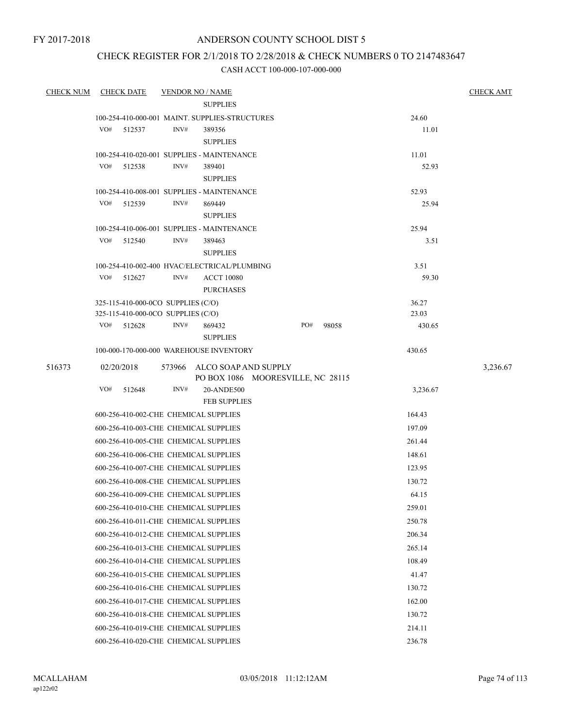FY 2017-2018

# ANDERSON COUNTY SCHOOL DIST 5

## CHECK REGISTER FOR 2/1/2018 TO 2/28/2018 & CHECK NUMBERS 0 TO 2147483647

### CASH ACCT 100-000-107-000-000

| CHECK NUM | CHECK DATE | VENDOR NO / NAME | | CHECK AMT |
|---|---|---|---|---|
| | | SUPPLIES | | |
| | | 100-254-410-000-001 MAINT. SUPPLIES-STRUCTURES | 24.60 | |
| | VO# 512537 | INV# 389356 | 11.01 | |
| | | SUPPLIES | | |
| | | 100-254-410-020-001 SUPPLIES - MAINTENANCE | 11.01 | |
| | VO# 512538 | INV# 389401 | 52.93 | |
| | | SUPPLIES | | |
| | | 100-254-410-008-001 SUPPLIES - MAINTENANCE | 52.93 | |
| | VO# 512539 | INV# 869449 | 25.94 | |
| | | SUPPLIES | | |
| | | 100-254-410-006-001 SUPPLIES - MAINTENANCE | 25.94 | |
| | VO# 512540 | INV# 389463 | 3.51 | |
| | | SUPPLIES | | |
| | | 100-254-410-002-400 HVAC/ELECTRICAL/PLUMBING | 3.51 | |
| | VO# 512627 | INV# ACCT 10080 | 59.30 | |
| | | PURCHASES | | |
| | | 325-115-410-000-0CO SUPPLIES (C/O) | 36.27 | |
| | | 325-115-410-000-0CO SUPPLIES (C/O) | 23.03 | |
| | VO# 512628 | INV# 869432 PO# 98058 | 430.65 | |
| | | SUPPLIES | | |
| | | 100-000-170-000-000 WAREHOUSE INVENTORY | 430.65 | |
| 516373 | 02/20/2018 | 573966 ALCO SOAP AND SUPPLY<br>PO BOX 1086 MOORESVILLE, NC 28115 | | 3,236.67 |
| | VO# 512648 | INV# 20-ANDE500 | 3,236.67 | |
| | | FEB SUPPLIES | | |
| | | 600-256-410-002-CHE CHEMICAL SUPPLIES | 164.43 | |
| | | 600-256-410-003-CHE CHEMICAL SUPPLIES | 197.09 | |
| | | 600-256-410-005-CHE CHEMICAL SUPPLIES | 261.44 | |
| | | 600-256-410-006-CHE CHEMICAL SUPPLIES | 148.61 | |
| | | 600-256-410-007-CHE CHEMICAL SUPPLIES | 123.95 | |
| | | 600-256-410-008-CHE CHEMICAL SUPPLIES | 130.72 | |
| | | 600-256-410-009-CHE CHEMICAL SUPPLIES | 64.15 | |
| | | 600-256-410-010-CHE CHEMICAL SUPPLIES | 259.01 | |
| | | 600-256-410-011-CHE CHEMICAL SUPPLIES | 250.78 | |
| | | 600-256-410-012-CHE CHEMICAL SUPPLIES | 206.34 | |
| | | 600-256-410-013-CHE CHEMICAL SUPPLIES | 265.14 | |
| | | 600-256-410-014-CHE CHEMICAL SUPPLIES | 108.49 | |
| | | 600-256-410-015-CHE CHEMICAL SUPPLIES | 41.47 | |
| | | 600-256-410-016-CHE CHEMICAL SUPPLIES | 130.72 | |
| | | 600-256-410-017-CHE CHEMICAL SUPPLIES | 162.00 | |
| | | 600-256-410-018-CHE CHEMICAL SUPPLIES | 130.72 | |
| | | 600-256-410-019-CHE CHEMICAL SUPPLIES | 214.11 | |
| | | 600-256-410-020-CHE CHEMICAL SUPPLIES | 236.78 | |

MCALLAHAM
ap122r02

03/05/2018 11:12:12AM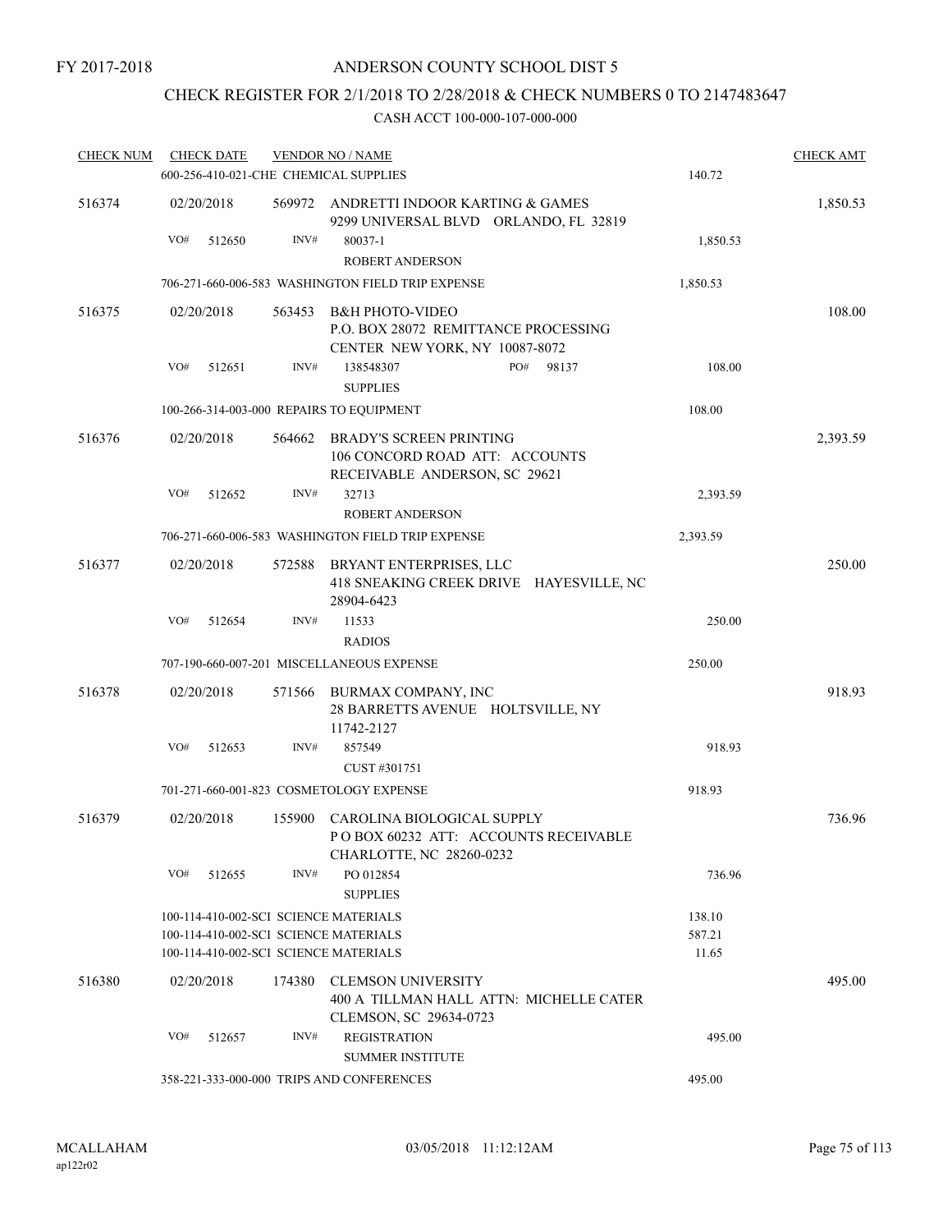FY 2017-2018

# ANDERSON COUNTY SCHOOL DIST 5

## CHECK REGISTER FOR 2/1/2018 TO 2/28/2018 & CHECK NUMBERS 0 TO 2147483647

CASH ACCT 100-000-107-000-000

| CHECK NUM | CHECK DATE | VENDOR NO / NAME | | CHECK AMT |
|---|---|---|---|---|
| | 600-256-410-021-CHE CHEMICAL SUPPLIES | | 140.72 | |
| 516374 | 02/20/2018 | 569972 ANDRETTI INDOOR KARTING & GAMES 9299 UNIVERSAL BLVD ORLANDO, FL 32819 | | 1,850.53 |
| | VO# 512650 | INV# 80037-1 ROBERT ANDERSON | 1,850.53 | |
| | 706-271-660-006-583 WASHINGTON FIELD TRIP EXPENSE | | 1,850.53 | |
| 516375 | 02/20/2018 | 563453 B&H PHOTO-VIDEO P.O. BOX 28072 REMITTANCE PROCESSING CENTER NEW YORK, NY 10087-8072 | | 108.00 |
| | VO# 512651 | INV# 138548307 PO# 98137 SUPPLIES | 108.00 | |
| | 100-266-314-003-000 REPAIRS TO EQUIPMENT | | 108.00 | |
| 516376 | 02/20/2018 | 564662 BRADY'S SCREEN PRINTING 106 CONCORD ROAD ATT: ACCOUNTS RECEIVABLE ANDERSON, SC 29621 | | 2,393.59 |
| | VO# 512652 | INV# 32713 ROBERT ANDERSON | 2,393.59 | |
| | 706-271-660-006-583 WASHINGTON FIELD TRIP EXPENSE | | 2,393.59 | |
| 516377 | 02/20/2018 | 572588 BRYANT ENTERPRISES, LLC 418 SNEAKING CREEK DRIVE HAYESVILLE, NC 28904-6423 | | 250.00 |
| | VO# 512654 | INV# 11533 RADIOS | 250.00 | |
| | 707-190-660-007-201 MISCELLANEOUS EXPENSE | | 250.00 | |
| 516378 | 02/20/2018 | 571566 BURMAX COMPANY, INC 28 BARRETTS AVENUE HOLTSVILLE, NY 11742-2127 | | 918.93 |
| | VO# 512653 | INV# 857549 CUST #301751 | 918.93 | |
| | 701-271-660-001-823 COSMETOLOGY EXPENSE | | 918.93 | |
| 516379 | 02/20/2018 | 155900 CAROLINA BIOLOGICAL SUPPLY P O BOX 60232 ATT: ACCOUNTS RECEIVABLE CHARLOTTE, NC 28260-0232 | | 736.96 |
| | VO# 512655 | INV# PO 012854 SUPPLIES | 736.96 | |
| | 100-114-410-002-SCI SCIENCE MATERIALS | | 138.10 | |
| | 100-114-410-002-SCI SCIENCE MATERIALS | | 587.21 | |
| | 100-114-410-002-SCI SCIENCE MATERIALS | | 11.65 | |
| 516380 | 02/20/2018 | 174380 CLEMSON UNIVERSITY 400 A TILLMAN HALL ATTN: MICHELLE CATER CLEMSON, SC 29634-0723 | | 495.00 |
| | VO# 512657 | INV# REGISTRATION SUMMER INSTITUTE | 495.00 | |
| | 358-221-333-000-000 TRIPS AND CONFERENCES | | 495.00 | |

MCALLAHAM ap122r02 03/05/2018 11:12:12AM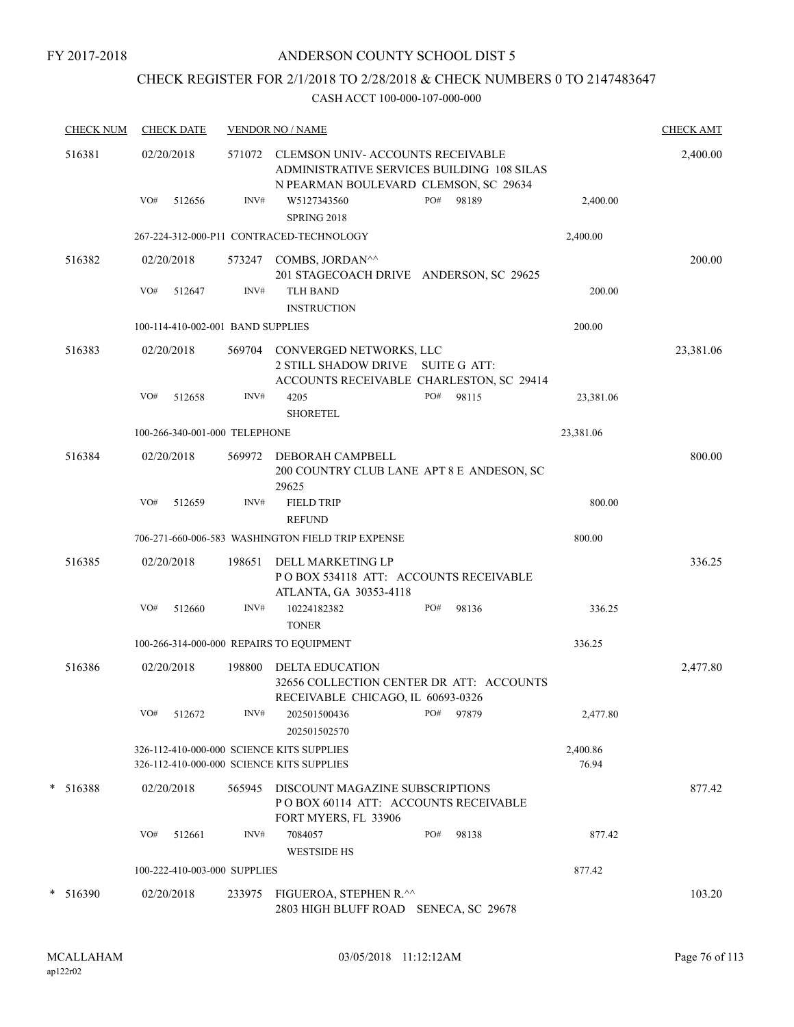FY 2017-2018

# ANDERSON COUNTY SCHOOL DIST 5

## CHECK REGISTER FOR 2/1/2018 TO 2/28/2018 & CHECK NUMBERS 0 TO 2147483647

### CASH ACCT 100-000-107-000-000

| CHECK NUM | CHECK DATE | VENDOR NO / NAME | | | | CHECK AMT |
|---|---|---|---|---|---|---|
| 516381 | 02/20/2018 | 571072 CLEMSON UNIV- ACCOUNTS RECEIVABLE ADMINISTRATIVE SERVICES BUILDING 108 SILAS N PEARMAN BOULEVARD CLEMSON, SC 29634 | | | | 2,400.00 |
| | VO# 512656 | INV# W5127343560 SPRING 2018 | PO# 98189 | | 2,400.00 | |
| | 267-224-312-000-P11 CONTRACED-TECHNOLOGY | | | | 2,400.00 | |
| 516382 | 02/20/2018 | 573247 COMBS, JORDAN^^ 201 STAGECOACH DRIVE ANDERSON, SC 29625 | | | | 200.00 |
| | VO# 512647 | INV# TLH BAND INSTRUCTION | | | 200.00 | |
| | 100-114-410-002-001 BAND SUPPLIES | | | | 200.00 | |
| 516383 | 02/20/2018 | 569704 CONVERGED NETWORKS, LLC 2 STILL SHADOW DRIVE SUITE G ATT: ACCOUNTS RECEIVABLE CHARLESTON, SC 29414 | | | | 23,381.06 |
| | VO# 512658 | INV# 4205 SHORETEL | PO# 98115 | | 23,381.06 | |
| | 100-266-340-001-000 TELEPHONE | | | | 23,381.06 | |
| 516384 | 02/20/2018 | 569972 DEBORAH CAMPBELL 200 COUNTRY CLUB LANE APT 8 E ANDESON, SC 29625 | | | | 800.00 |
| | VO# 512659 | INV# FIELD TRIP REFUND | | | 800.00 | |
| | 706-271-660-006-583 WASHINGTON FIELD TRIP EXPENSE | | | | 800.00 | |
| 516385 | 02/20/2018 | 198651 DELL MARKETING LP P O BOX 534118 ATT: ACCOUNTS RECEIVABLE ATLANTA, GA 30353-4118 | | | | 336.25 |
| | VO# 512660 | INV# 10224182382 TONER | PO# 98136 | | 336.25 | |
| | 100-266-314-000-000 REPAIRS TO EQUIPMENT | | | | 336.25 | |
| 516386 | 02/20/2018 | 198800 DELTA EDUCATION 32656 COLLECTION CENTER DR ATT: ACCOUNTS RECEIVABLE CHICAGO, IL 60693-0326 | | | | 2,477.80 |
| | VO# 512672 | INV# 202501500436 202501502570 | PO# 97879 | | 2,477.80 | |
| | 326-112-410-000-000 SCIENCE KITS SUPPLIES | | | | 2,400.86 | |
| | 326-112-410-000-000 SCIENCE KITS SUPPLIES | | | | 76.94 | |
| * 516388 | 02/20/2018 | 565945 DISCOUNT MAGAZINE SUBSCRIPTIONS P O BOX 60114 ATT: ACCOUNTS RECEIVABLE FORT MYERS, FL 33906 | | | | 877.42 |
| | VO# 512661 | INV# 7084057 WESTSIDE HS | PO# 98138 | | 877.42 | |
| | 100-222-410-003-000 SUPPLIES | | | | 877.42 | |
| * 516390 | 02/20/2018 | 233975 FIGUEROA, STEPHEN R.^^ 2803 HIGH BLUFF ROAD SENECA, SC 29678 | | | | 103.20 |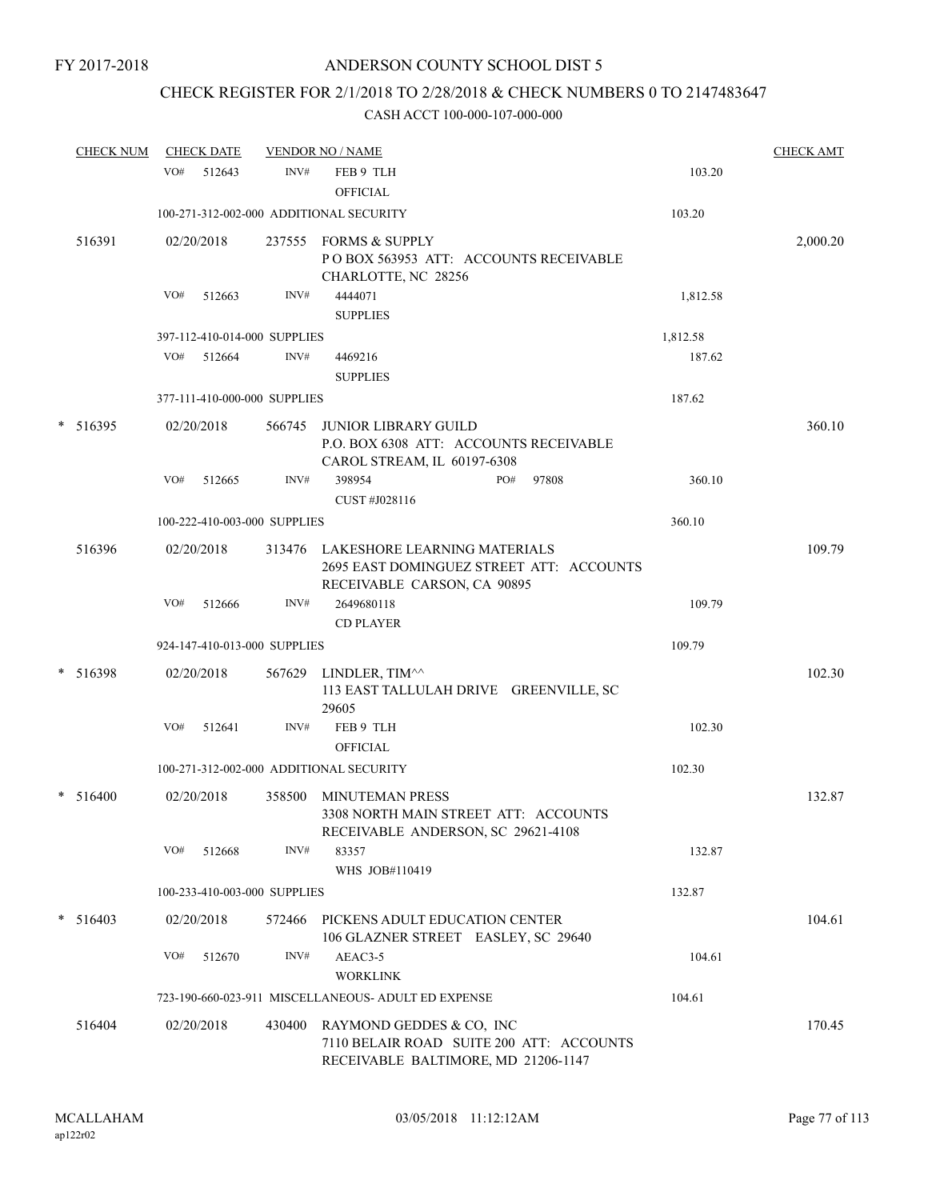FY 2017-2018

# ANDERSON COUNTY SCHOOL DIST 5

## CHECK REGISTER FOR 2/1/2018 TO 2/28/2018 & CHECK NUMBERS 0 TO 2147483647

CASH ACCT 100-000-107-000-000

| CHECK NUM | CHECK DATE | VENDOR NO / NAME | | CHECK AMT |
|---|---|---|---|---|
| | VO# 512643 | INV# FEB 9 TLH OFFICIAL | 103.20 | |
| | 100-271-312-002-000 ADDITIONAL SECURITY | | 103.20 | |
| 516391 | 02/20/2018 | 237555 FORMS & SUPPLY P O BOX 563953 ATT: ACCOUNTS RECEIVABLE CHARLOTTE, NC 28256 | | 2,000.20 |
| | VO# 512663 | INV# 4444071 SUPPLIES | 1,812.58 | |
| | 397-112-410-014-000 SUPPLIES | | 1,812.58 | |
| | VO# 512664 | INV# 4469216 SUPPLIES | 187.62 | |
| | 377-111-410-000-000 SUPPLIES | | 187.62 | |
| * 516395 | 02/20/2018 | 566745 JUNIOR LIBRARY GUILD P.O. BOX 6308 ATT: ACCOUNTS RECEIVABLE CAROL STREAM, IL 60197-6308 | | 360.10 |
| | VO# 512665 | INV# 398954 PO# 97808 CUST #J028116 | 360.10 | |
| | 100-222-410-003-000 SUPPLIES | | 360.10 | |
| 516396 | 02/20/2018 | 313476 LAKESHORE LEARNING MATERIALS 2695 EAST DOMINGUEZ STREET ATT: ACCOUNTS RECEIVABLE CARSON, CA 90895 | | 109.79 |
| | VO# 512666 | INV# 2649680118 CD PLAYER | 109.79 | |
| | 924-147-410-013-000 SUPPLIES | | 109.79 | |
| * 516398 | 02/20/2018 | 567629 LINDLER, TIM^^ 113 EAST TALLULAH DRIVE GREENVILLE, SC 29605 | | 102.30 |
| | VO# 512641 | INV# FEB 9 TLH OFFICIAL | 102.30 | |
| | 100-271-312-002-000 ADDITIONAL SECURITY | | 102.30 | |
| * 516400 | 02/20/2018 | 358500 MINUTEMAN PRESS 3308 NORTH MAIN STREET ATT: ACCOUNTS RECEIVABLE ANDERSON, SC 29621-4108 | | 132.87 |
| | VO# 512668 | INV# 83357 WHS JOB#110419 | 132.87 | |
| | 100-233-410-003-000 SUPPLIES | | 132.87 | |
| * 516403 | 02/20/2018 | 572466 PICKENS ADULT EDUCATION CENTER 106 GLAZNER STREET EASLEY, SC 29640 | | 104.61 |
| | VO# 512670 | INV# AEAC3-5 WORKLINK | 104.61 | |
| | 723-190-660-023-911 MISCELLANEOUS- ADULT ED EXPENSE | | 104.61 | |
| 516404 | 02/20/2018 | 430400 RAYMOND GEDDES & CO, INC 7110 BELAIR ROAD SUITE 200 ATT: ACCOUNTS RECEIVABLE BALTIMORE, MD 21206-1147 | | 170.45 |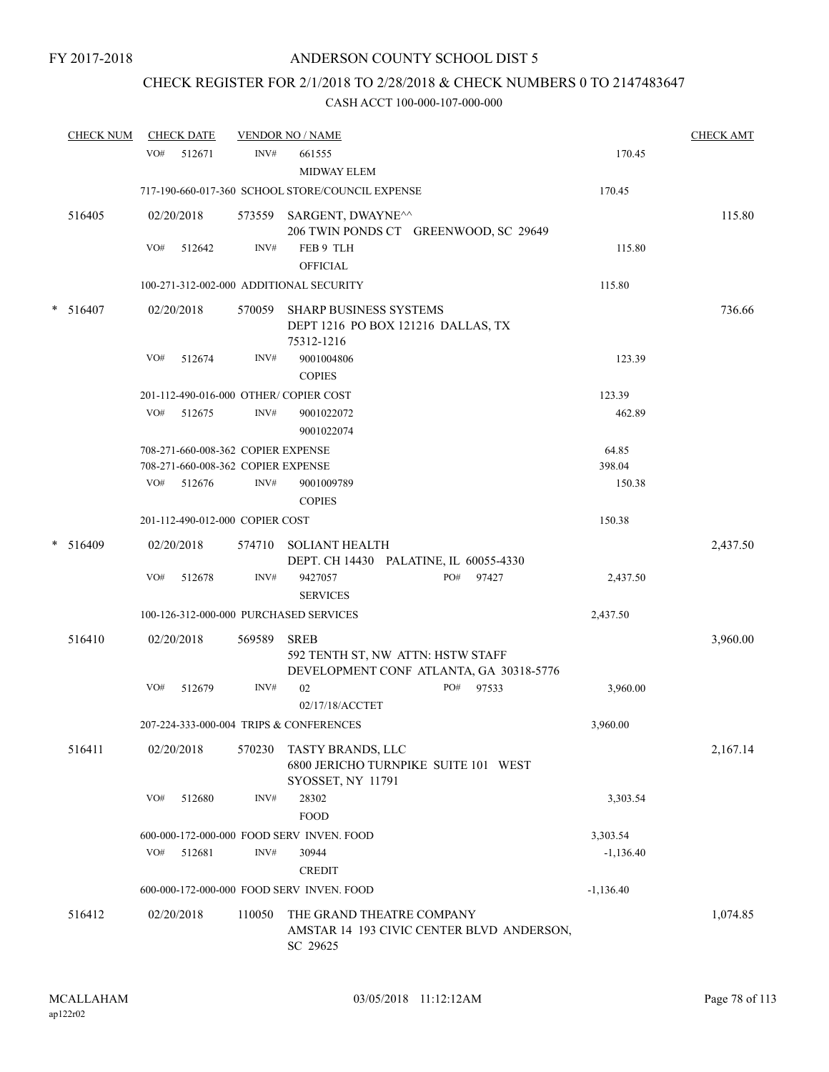FY 2017-2018

ANDERSON COUNTY SCHOOL DIST 5

CHECK REGISTER FOR 2/1/2018 TO 2/28/2018 & CHECK NUMBERS 0 TO 2147483647

CASH ACCT 100-000-107-000-000

| CHECK NUM | CHECK DATE | VENDOR NO / NAME | | CHECK AMT |
|---|---|---|---|---|
| | VO# 512671 | INV# 661555 MIDWAY ELEM | 170.45 | |
| | 717-190-660-017-360 SCHOOL STORE/COUNCIL EXPENSE | | 170.45 | |
| 516405 | 02/20/2018 | 573559 SARGENT, DWAYNE^^ 206 TWIN PONDS CT GREENWOOD, SC 29649 | | 115.80 |
| | VO# 512642 | INV# FEB 9 TLH OFFICIAL | 115.80 | |
| | 100-271-312-002-000 ADDITIONAL SECURITY | | 115.80 | |
| * 516407 | 02/20/2018 | 570059 SHARP BUSINESS SYSTEMS DEPT 1216 PO BOX 121216 DALLAS, TX 75312-1216 | | 736.66 |
| | VO# 512674 | INV# 9001004806 COPIES | 123.39 | |
| | 201-112-490-016-000 OTHER/ COPIER COST | | 123.39 | |
| | VO# 512675 | INV# 9001022072 9001022074 | 462.89 | |
| | 708-271-660-008-362 COPIER EXPENSE | | 64.85 | |
| | 708-271-660-008-362 COPIER EXPENSE | | 398.04 | |
| | VO# 512676 | INV# 9001009789 COPIES | 150.38 | |
| | 201-112-490-012-000 COPIER COST | | 150.38 | |
| * 516409 | 02/20/2018 | 574710 SOLIANT HEALTH DEPT. CH 14430 PALATINE, IL 60055-4330 | | 2,437.50 |
| | VO# 512678 | INV# 9427057 PO# 97427 SERVICES | 2,437.50 | |
| | 100-126-312-000-000 PURCHASED SERVICES | | 2,437.50 | |
| 516410 | 02/20/2018 | 569589 SREB 592 TENTH ST, NW ATTN: HSTW STAFF DEVELOPMENT CONF ATLANTA, GA 30318-5776 | | 3,960.00 |
| | VO# 512679 | INV# 02 PO# 97533 02/17/18/ACCTET | 3,960.00 | |
| | 207-224-333-000-004 TRIPS & CONFERENCES | | 3,960.00 | |
| 516411 | 02/20/2018 | 570230 TASTY BRANDS, LLC 6800 JERICHO TURNPIKE SUITE 101 WEST SYOSSET, NY 11791 | | 2,167.14 |
| | VO# 512680 | INV# 28302 FOOD | 3,303.54 | |
| | 600-000-172-000-000 FOOD SERV INVEN. FOOD | | 3,303.54 | |
| | VO# 512681 | INV# 30944 CREDIT | -1,136.40 | |
| | 600-000-172-000-000 FOOD SERV INVEN. FOOD | | -1,136.40 | |
| 516412 | 02/20/2018 | 110050 THE GRAND THEATRE COMPANY AMSTAR 14 193 CIVIC CENTER BLVD ANDERSON, SC 29625 | | 1,074.85 |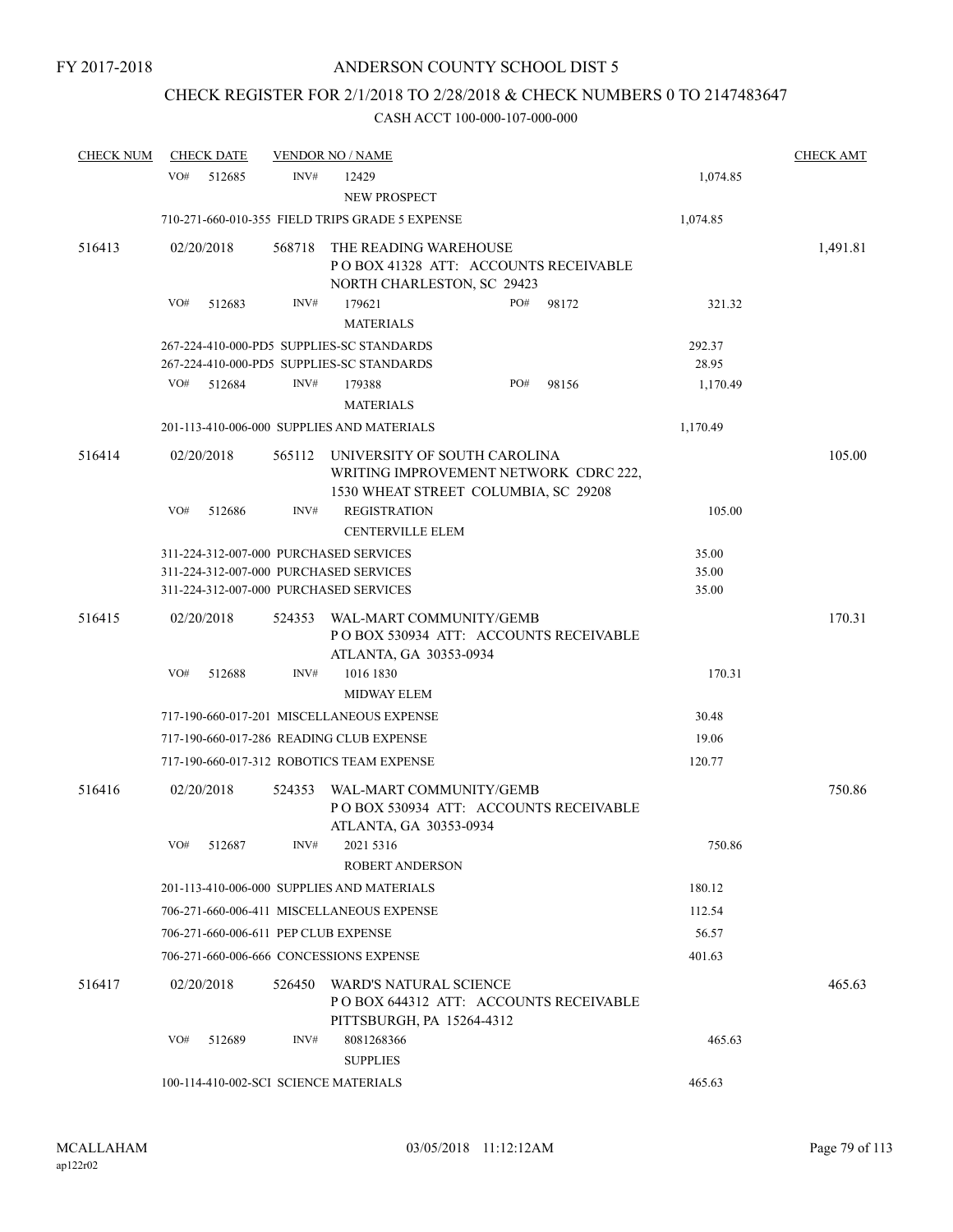FY 2017-2018

ANDERSON COUNTY SCHOOL DIST 5

CHECK REGISTER FOR 2/1/2018 TO 2/28/2018 & CHECK NUMBERS 0 TO 2147483647

CASH ACCT 100-000-107-000-000

| CHECK NUM | CHECK DATE | VENDOR NO / NAME | | CHECK AMT |
|---|---|---|---|---|
| | VO# 512685 | INV# 12429 NEW PROSPECT | 1,074.85 | |
| | | 710-271-660-010-355 FIELD TRIPS GRADE 5 EXPENSE | 1,074.85 | |
| 516413 | 02/20/2018 | 568718 THE READING WAREHOUSE P O BOX 41328 ATT: ACCOUNTS RECEIVABLE NORTH CHARLESTON, SC 29423 | | 1,491.81 |
| | VO# 512683 | INV# 179621 PO# 98172 MATERIALS | 321.32 | |
| | | 267-224-410-000-PD5 SUPPLIES-SC STANDARDS | 292.37 | |
| | | 267-224-410-000-PD5 SUPPLIES-SC STANDARDS | 28.95 | |
| | VO# 512684 | INV# 179388 PO# 98156 MATERIALS | 1,170.49 | |
| | | 201-113-410-006-000 SUPPLIES AND MATERIALS | 1,170.49 | |
| 516414 | 02/20/2018 | 565112 UNIVERSITY OF SOUTH CAROLINA WRITING IMPROVEMENT NETWORK CDRC 222, 1530 WHEAT STREET COLUMBIA, SC 29208 | | 105.00 |
| | VO# 512686 | INV# REGISTRATION CENTERVILLE ELEM | 105.00 | |
| | | 311-224-312-007-000 PURCHASED SERVICES | 35.00 | |
| | | 311-224-312-007-000 PURCHASED SERVICES | 35.00 | |
| | | 311-224-312-007-000 PURCHASED SERVICES | 35.00 | |
| 516415 | 02/20/2018 | 524353 WAL-MART COMMUNITY/GEMB P O BOX 530934 ATT: ACCOUNTS RECEIVABLE ATLANTA, GA 30353-0934 | | 170.31 |
| | VO# 512688 | INV# 1016 1830 MIDWAY ELEM | 170.31 | |
| | | 717-190-660-017-201 MISCELLANEOUS EXPENSE | 30.48 | |
| | | 717-190-660-017-286 READING CLUB EXPENSE | 19.06 | |
| | | 717-190-660-017-312 ROBOTICS TEAM EXPENSE | 120.77 | |
| 516416 | 02/20/2018 | 524353 WAL-MART COMMUNITY/GEMB P O BOX 530934 ATT: ACCOUNTS RECEIVABLE ATLANTA, GA 30353-0934 | | 750.86 |
| | VO# 512687 | INV# 2021 5316 ROBERT ANDERSON | 750.86 | |
| | | 201-113-410-006-000 SUPPLIES AND MATERIALS | 180.12 | |
| | | 706-271-660-006-411 MISCELLANEOUS EXPENSE | 112.54 | |
| | | 706-271-660-006-611 PEP CLUB EXPENSE | 56.57 | |
| | | 706-271-660-006-666 CONCESSIONS EXPENSE | 401.63 | |
| 516417 | 02/20/2018 | 526450 WARD'S NATURAL SCIENCE P O BOX 644312 ATT: ACCOUNTS RECEIVABLE PITTSBURGH, PA 15264-4312 | | 465.63 |
| | VO# 512689 | INV# 8081268366 SUPPLIES | 465.63 | |
| | | 100-114-410-002-SCI SCIENCE MATERIALS | 465.63 | |

MCALLAHAM
ap122r02

03/05/2018 11:12:12AM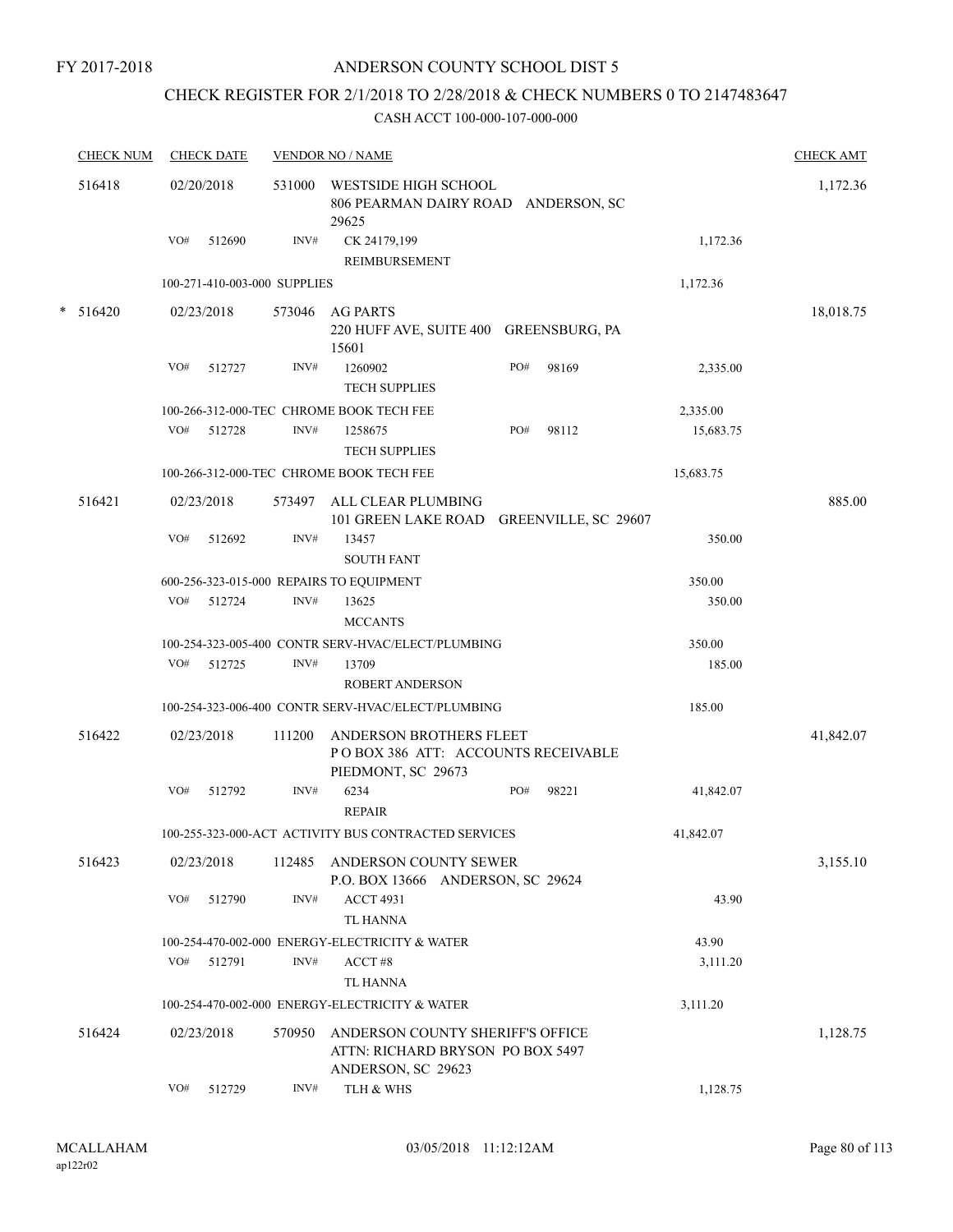FY 2017-2018

# ANDERSON COUNTY SCHOOL DIST 5

## CHECK REGISTER FOR 2/1/2018 TO 2/28/2018 & CHECK NUMBERS 0 TO 2147483647

### CASH ACCT 100-000-107-000-000

| CHECK NUM | CHECK DATE | VENDOR NO / NAME | | | CHECK AMT |
|---|---|---|---|---|---|
| 516418 | 02/20/2018 | 531000 | WESTSIDE HIGH SCHOOL<br>806 PEARMAN DAIRY ROAD ANDERSON, SC 29625 | | 1,172.36 |
| | VO# 512690 | INV# | CK 24179,199<br>REIMBURSEMENT | 1,172.36 | |
| | 100-271-410-003-000 SUPPLIES | | | 1,172.36 | |
| * 516420 | 02/23/2018 | 573046 | AG PARTS<br>220 HUFF AVE, SUITE 400 GREENSBURG, PA 15601 | | 18,018.75 |
| | VO# 512727 | INV# | 1260902 PO# 98169<br>TECH SUPPLIES | 2,335.00 | |
| | 100-266-312-000-TEC CHROME BOOK TECH FEE | | | 2,335.00 | |
| | VO# 512728 | INV# | 1258675 PO# 98112<br>TECH SUPPLIES | 15,683.75 | |
| | 100-266-312-000-TEC CHROME BOOK TECH FEE | | | 15,683.75 | |
| 516421 | 02/23/2018 | 573497 | ALL CLEAR PLUMBING<br>101 GREEN LAKE ROAD GREENVILLE, SC 29607 | | 885.00 |
| | VO# 512692 | INV# | 13457<br>SOUTH FANT | 350.00 | |
| | 600-256-323-015-000 REPAIRS TO EQUIPMENT | | | 350.00 | |
| | VO# 512724 | INV# | 13625<br>MCCANTS | 350.00 | |
| | 100-254-323-005-400 CONTR SERV-HVAC/ELECT/PLUMBING | | | 350.00 | |
| | VO# 512725 | INV# | 13709<br>ROBERT ANDERSON | 185.00 | |
| | 100-254-323-006-400 CONTR SERV-HVAC/ELECT/PLUMBING | | | 185.00 | |
| 516422 | 02/23/2018 | 111200 | ANDERSON BROTHERS FLEET<br>P O BOX 386 ATT: ACCOUNTS RECEIVABLE<br>PIEDMONT, SC 29673 | | 41,842.07 |
| | VO# 512792 | INV# | 6234 PO# 98221<br>REPAIR | 41,842.07 | |
| | 100-255-323-000-ACT ACTIVITY BUS CONTRACTED SERVICES | | | 41,842.07 | |
| 516423 | 02/23/2018 | 112485 | ANDERSON COUNTY SEWER<br>P.O. BOX 13666 ANDERSON, SC 29624 | | 3,155.10 |
| | VO# 512790 | INV# | ACCT 4931<br>TL HANNA | 43.90 | |
| | 100-254-470-002-000 ENERGY-ELECTRICITY & WATER | | | 43.90 | |
| | VO# 512791 | INV# | ACCT #8<br>TL HANNA | 3,111.20 | |
| | 100-254-470-002-000 ENERGY-ELECTRICITY & WATER | | | 3,111.20 | |
| 516424 | 02/23/2018 | 570950 | ANDERSON COUNTY SHERIFF'S OFFICE<br>ATTN: RICHARD BRYSON PO BOX 5497<br>ANDERSON, SC 29623 | | 1,128.75 |
| | VO# 512729 | INV# | TLH & WHS | 1,128.75 | |

MCALLAHAM
ap122r02

03/05/2018 11:12:12AM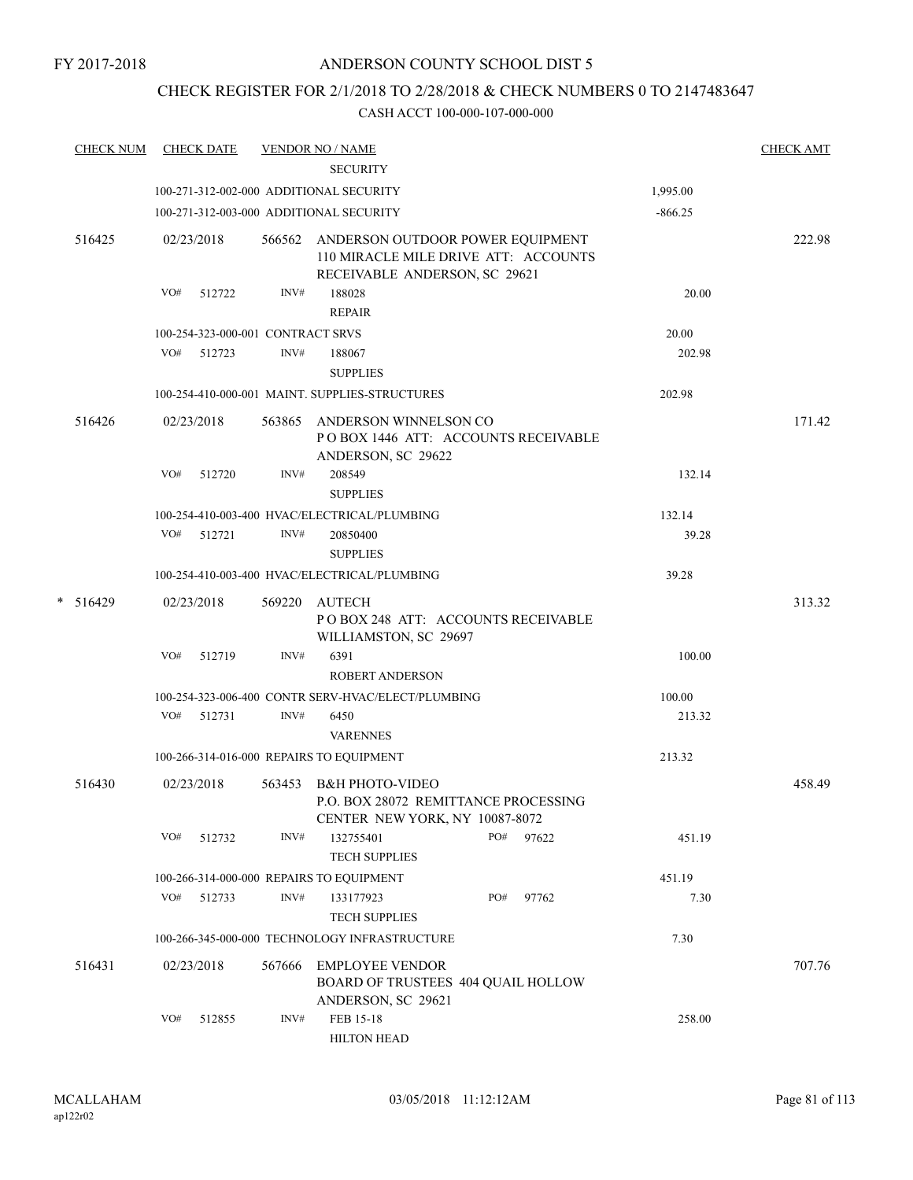FY 2017-2018

# ANDERSON COUNTY SCHOOL DIST 5

## CHECK REGISTER FOR 2/1/2018 TO 2/28/2018 & CHECK NUMBERS 0 TO 2147483647

CASH ACCT 100-000-107-000-000

| CHECK NUM | CHECK DATE | VENDOR NO / NAME | | CHECK AMT |
|---|---|---|---|---|
| | | SECURITY | | |
| | | 100-271-312-002-000 ADDITIONAL SECURITY | 1,995.00 | |
| | | 100-271-312-003-000 ADDITIONAL SECURITY | -866.25 | |
| 516425 | 02/23/2018 | 566562 ANDERSON OUTDOOR POWER EQUIPMENT 110 MIRACLE MILE DRIVE ATT: ACCOUNTS RECEIVABLE ANDERSON, SC 29621 | | 222.98 |
| | VO# 512722 | INV# 188028 REPAIR | 20.00 | |
| | | 100-254-323-000-001 CONTRACT SRVS | 20.00 | |
| | VO# 512723 | INV# 188067 SUPPLIES | 202.98 | |
| | | 100-254-410-000-001 MAINT. SUPPLIES-STRUCTURES | 202.98 | |
| 516426 | 02/23/2018 | 563865 ANDERSON WINNELSON CO P O BOX 1446 ATT: ACCOUNTS RECEIVABLE ANDERSON, SC 29622 | | 171.42 |
| | VO# 512720 | INV# 208549 SUPPLIES | 132.14 | |
| | | 100-254-410-003-400 HVAC/ELECTRICAL/PLUMBING | 132.14 | |
| | VO# 512721 | INV# 20850400 SUPPLIES | 39.28 | |
| | | 100-254-410-003-400 HVAC/ELECTRICAL/PLUMBING | 39.28 | |
| * 516429 | 02/23/2018 | 569220 AUTECH P O BOX 248 ATT: ACCOUNTS RECEIVABLE WILLIAMSTON, SC 29697 | | 313.32 |
| | VO# 512719 | INV# 6391 ROBERT ANDERSON | 100.00 | |
| | | 100-254-323-006-400 CONTR SERV-HVAC/ELECT/PLUMBING | 100.00 | |
| | VO# 512731 | INV# 6450 VARENNES | 213.32 | |
| | | 100-266-314-016-000 REPAIRS TO EQUIPMENT | 213.32 | |
| 516430 | 02/23/2018 | 563453 B&H PHOTO-VIDEO P.O. BOX 28072 REMITTANCE PROCESSING CENTER NEW YORK, NY 10087-8072 | | 458.49 |
| | VO# 512732 | INV# 132755401 PO# 97622 TECH SUPPLIES | 451.19 | |
| | | 100-266-314-000-000 REPAIRS TO EQUIPMENT | 451.19 | |
| | VO# 512733 | INV# 133177923 PO# 97762 TECH SUPPLIES | 7.30 | |
| | | 100-266-345-000-000 TECHNOLOGY INFRASTRUCTURE | 7.30 | |
| 516431 | 02/23/2018 | 567666 EMPLOYEE VENDOR BOARD OF TRUSTEES 404 QUAIL HOLLOW ANDERSON, SC 29621 | | 707.76 |
| | VO# 512855 | INV# FEB 15-18 HILTON HEAD | 258.00 | |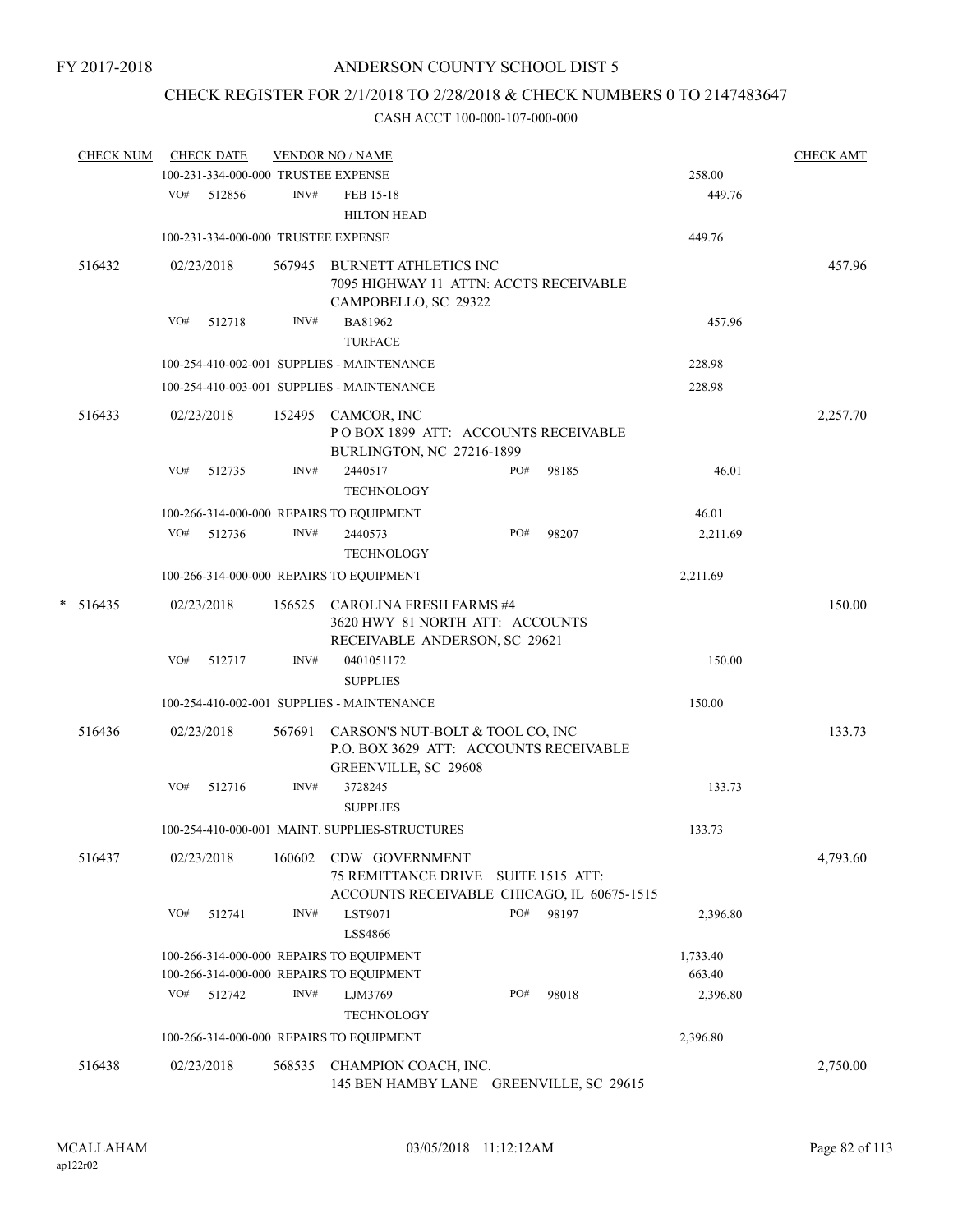FY 2017-2018

# ANDERSON COUNTY SCHOOL DIST 5

## CHECK REGISTER FOR 2/1/2018 TO 2/28/2018 & CHECK NUMBERS 0 TO 2147483647

### CASH ACCT 100-000-107-000-000

| CHECK NUM | CHECK DATE | VENDOR NO / NAME | | | CHECK AMT |
|---|---|---|---|---|---|
| | 100-231-334-000-000 TRUSTEE EXPENSE | | | 258.00 | |
| | VO# 512856 | INV# FEB 15-18<br>HILTON HEAD | | 449.76 | |
| | 100-231-334-000-000 TRUSTEE EXPENSE | | | 449.76 | |
| 516432 | 02/23/2018 | 567945 BURNETT ATHLETICS INC<br>7095 HIGHWAY 11 ATTN: ACCTS RECEIVABLE<br>CAMPOBELLO, SC 29322 | | | 457.96 |
| | VO# 512718 | INV# BA81962<br>TURFACE | | 457.96 | |
| | 100-254-410-002-001 SUPPLIES - MAINTENANCE | | | 228.98 | |
| | 100-254-410-003-001 SUPPLIES - MAINTENANCE | | | 228.98 | |
| 516433 | 02/23/2018 | 152495 CAMCOR, INC<br>P O BOX 1899 ATT: ACCOUNTS RECEIVABLE<br>BURLINGTON, NC 27216-1899 | | | 2,257.70 |
| | VO# 512735 | INV# 2440517<br>TECHNOLOGY | PO# 98185 | 46.01 | |
| | 100-266-314-000-000 REPAIRS TO EQUIPMENT | | | 46.01 | |
| | VO# 512736 | INV# 2440573<br>TECHNOLOGY | PO# 98207 | 2,211.69 | |
| | 100-266-314-000-000 REPAIRS TO EQUIPMENT | | | 2,211.69 | |
| * 516435 | 02/23/2018 | 156525 CAROLINA FRESH FARMS #4<br>3620 HWY 81 NORTH ATT: ACCOUNTS<br>RECEIVABLE ANDERSON, SC 29621 | | | 150.00 |
| | VO# 512717 | INV# 0401051172<br>SUPPLIES | | 150.00 | |
| | 100-254-410-002-001 SUPPLIES - MAINTENANCE | | | 150.00 | |
| 516436 | 02/23/2018 | 567691 CARSON'S NUT-BOLT & TOOL CO, INC<br>P.O. BOX 3629 ATT: ACCOUNTS RECEIVABLE<br>GREENVILLE, SC 29608 | | | 133.73 |
| | VO# 512716 | INV# 3728245<br>SUPPLIES | | 133.73 | |
| | 100-254-410-000-001 MAINT. SUPPLIES-STRUCTURES | | | 133.73 | |
| 516437 | 02/23/2018 | 160602 CDW GOVERNMENT<br>75 REMITTANCE DRIVE SUITE 1515 ATT:<br>ACCOUNTS RECEIVABLE CHICAGO, IL 60675-1515 | | | 4,793.60 |
| | VO# 512741 | INV# LST9071<br>LSS4866 | PO# 98197 | 2,396.80 | |
| | 100-266-314-000-000 REPAIRS TO EQUIPMENT | | | 1,733.40 | |
| | 100-266-314-000-000 REPAIRS TO EQUIPMENT | | | 663.40 | |
| | VO# 512742 | INV# LJM3769<br>TECHNOLOGY | PO# 98018 | 2,396.80 | |
| | 100-266-314-000-000 REPAIRS TO EQUIPMENT | | | 2,396.80 | |
| 516438 | 02/23/2018 | 568535 CHAMPION COACH, INC.<br>145 BEN HAMBY LANE GREENVILLE, SC 29615 | | | 2,750.00 |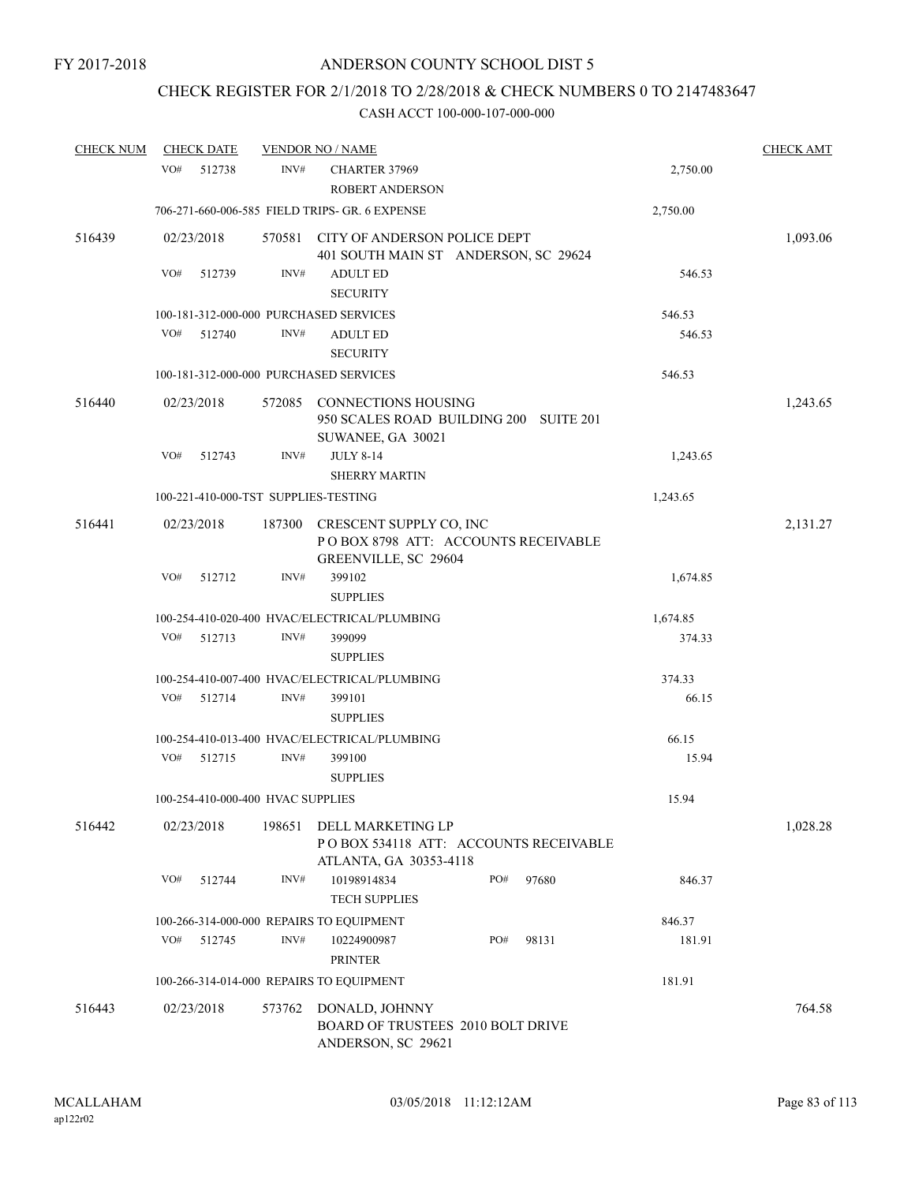FY 2017-2018

# ANDERSON COUNTY SCHOOL DIST 5

## CHECK REGISTER FOR 2/1/2018 TO 2/28/2018 & CHECK NUMBERS 0 TO 2147483647

### CASH ACCT 100-000-107-000-000

| CHECK NUM | CHECK DATE | VENDOR NO / NAME | | CHECK AMT |
|---|---|---|---|---|
| | VO# 512738 | INV# CHARTER 37969<br>ROBERT ANDERSON | 2,750.00 | |
| | 706-271-660-006-585 FIELD TRIPS- GR. 6 EXPENSE | | 2,750.00 | |
| 516439 | 02/23/2018 | 570581 CITY OF ANDERSON POLICE DEPT<br>401 SOUTH MAIN ST ANDERSON, SC 29624 | | 1,093.06 |
| | VO# 512739 | INV# ADULT ED<br>SECURITY | 546.53 | |
| | 100-181-312-000-000 PURCHASED SERVICES | | 546.53 | |
| | VO# 512740 | INV# ADULT ED<br>SECURITY | 546.53 | |
| | 100-181-312-000-000 PURCHASED SERVICES | | 546.53 | |
| 516440 | 02/23/2018 | 572085 CONNECTIONS HOUSING<br>950 SCALES ROAD BUILDING 200 SUITE 201<br>SUWANEE, GA 30021 | | 1,243.65 |
| | VO# 512743 | INV# JULY 8-14<br>SHERRY MARTIN | 1,243.65 | |
| | 100-221-410-000-TST SUPPLIES-TESTING | | 1,243.65 | |
| 516441 | 02/23/2018 | 187300 CRESCENT SUPPLY CO, INC<br>P O BOX 8798 ATT: ACCOUNTS RECEIVABLE<br>GREENVILLE, SC 29604 | | 2,131.27 |
| | VO# 512712 | INV# 399102<br>SUPPLIES | 1,674.85 | |
| | 100-254-410-020-400 HVAC/ELECTRICAL/PLUMBING | | 1,674.85 | |
| | VO# 512713 | INV# 399099<br>SUPPLIES | 374.33 | |
| | 100-254-410-007-400 HVAC/ELECTRICAL/PLUMBING | | 374.33 | |
| | VO# 512714 | INV# 399101<br>SUPPLIES | 66.15 | |
| | 100-254-410-013-400 HVAC/ELECTRICAL/PLUMBING | | 66.15 | |
| | VO# 512715 | INV# 399100<br>SUPPLIES | 15.94 | |
| | 100-254-410-000-400 HVAC SUPPLIES | | 15.94 | |
| 516442 | 02/23/2018 | 198651 DELL MARKETING LP<br>P O BOX 534118 ATT: ACCOUNTS RECEIVABLE<br>ATLANTA, GA 30353-4118 | | 1,028.28 |
| | VO# 512744 | INV# 10198914834 PO# 97680<br>TECH SUPPLIES | 846.37 | |
| | 100-266-314-000-000 REPAIRS TO EQUIPMENT | | 846.37 | |
| | VO# 512745 | INV# 10224900987 PO# 98131<br>PRINTER | 181.91 | |
| | 100-266-314-014-000 REPAIRS TO EQUIPMENT | | 181.91 | |
| 516443 | 02/23/2018 | 573762 DONALD, JOHNNY<br>BOARD OF TRUSTEES 2010 BOLT DRIVE<br>ANDERSON, SC 29621 | | 764.58 |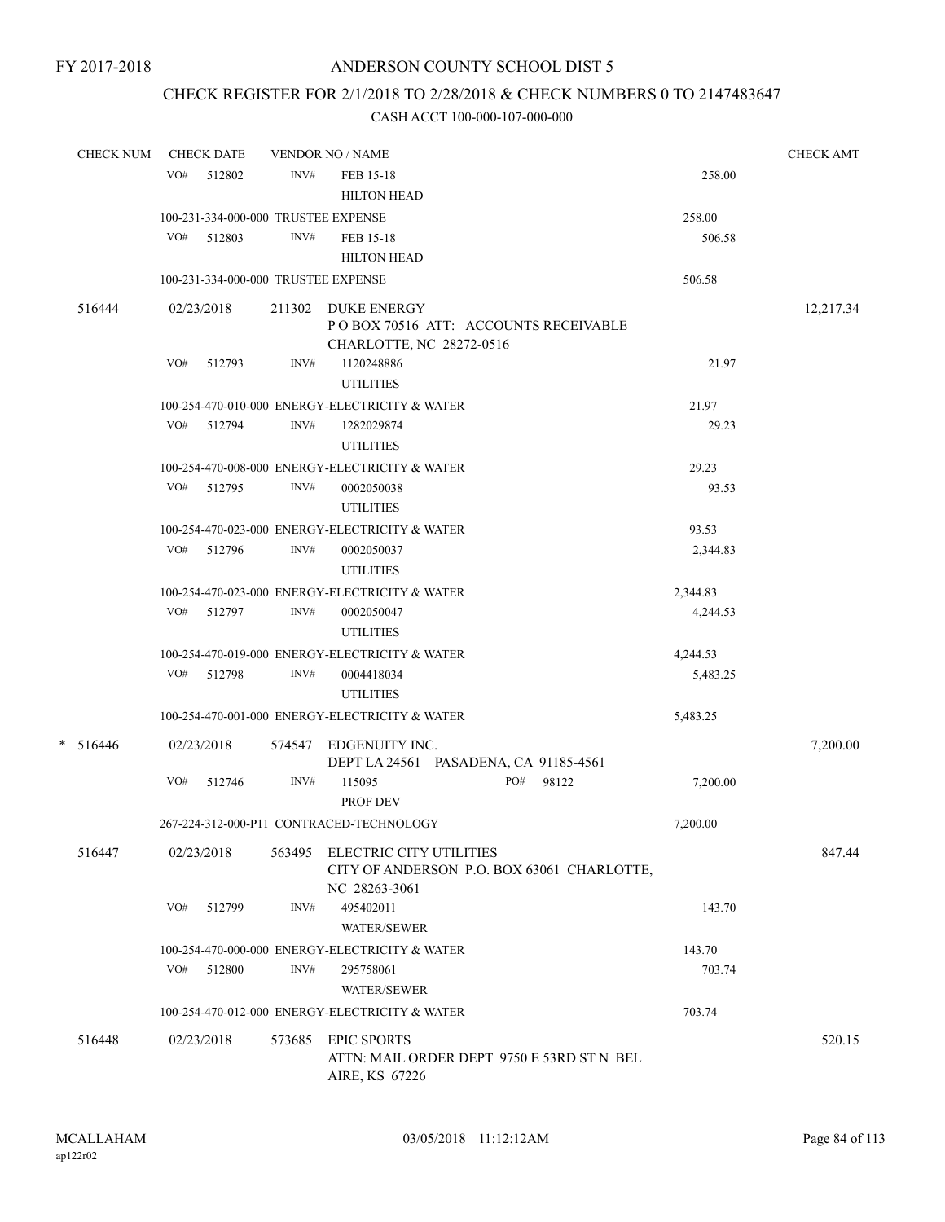FY 2017-2018

# ANDERSON COUNTY SCHOOL DIST 5

## CHECK REGISTER FOR 2/1/2018 TO 2/28/2018 & CHECK NUMBERS 0 TO 2147483647

### CASH ACCT 100-000-107-000-000

| CHECK NUM | CHECK DATE | VENDOR NO / NAME | | CHECK AMT |
|---|---|---|---|---|
| | VO# 512802 | INV# FEB 15-18<br>HILTON HEAD | 258.00 | |
| | 100-231-334-000-000 TRUSTEE EXPENSE | | 258.00 | |
| | VO# 512803 | INV# FEB 15-18<br>HILTON HEAD | 506.58 | |
| | 100-231-334-000-000 TRUSTEE EXPENSE | | 506.58 | |
| 516444 | 02/23/2018 | 211302 DUKE ENERGY<br>P O BOX 70516 ATT: ACCOUNTS RECEIVABLE<br>CHARLOTTE, NC 28272-0516 | | 12,217.34 |
| | VO# 512793 | INV# 1120248886<br>UTILITIES | 21.97 | |
| | 100-254-470-010-000 ENERGY-ELECTRICITY & WATER | | 21.97 | |
| | VO# 512794 | INV# 1282029874<br>UTILITIES | 29.23 | |
| | 100-254-470-008-000 ENERGY-ELECTRICITY & WATER | | 29.23 | |
| | VO# 512795 | INV# 0002050038<br>UTILITIES | 93.53 | |
| | 100-254-470-023-000 ENERGY-ELECTRICITY & WATER | | 93.53 | |
| | VO# 512796 | INV# 0002050037<br>UTILITIES | 2,344.83 | |
| | 100-254-470-023-000 ENERGY-ELECTRICITY & WATER | | 2,344.83 | |
| | VO# 512797 | INV# 0002050047<br>UTILITIES | 4,244.53 | |
| | 100-254-470-019-000 ENERGY-ELECTRICITY & WATER | | 4,244.53 | |
| | VO# 512798 | INV# 0004418034<br>UTILITIES | 5,483.25 | |
| | 100-254-470-001-000 ENERGY-ELECTRICITY & WATER | | 5,483.25 | |
| * 516446 | 02/23/2018 | 574547 EDGENUITY INC.<br>DEPT LA 24561 PASADENA, CA 91185-4561 | | 7,200.00 |
| | VO# 512746 | INV# 115095 PO# 98122<br>PROF DEV | 7,200.00 | |
| | 267-224-312-000-P11 CONTRACED-TECHNOLOGY | | 7,200.00 | |
| 516447 | 02/23/2018 | 563495 ELECTRIC CITY UTILITIES<br>CITY OF ANDERSON P.O. BOX 63061 CHARLOTTE, NC 28263-3061 | | 847.44 |
| | VO# 512799 | INV# 495402011<br>WATER/SEWER | 143.70 | |
| | 100-254-470-000-000 ENERGY-ELECTRICITY & WATER | | 143.70 | |
| | VO# 512800 | INV# 295758061<br>WATER/SEWER | 703.74 | |
| | 100-254-470-012-000 ENERGY-ELECTRICITY & WATER | | 703.74 | |
| 516448 | 02/23/2018 | 573685 EPIC SPORTS<br>ATTN: MAIL ORDER DEPT 9750 E 53RD ST N BEL AIRE, KS 67226 | | 520.15 |

MCALLAHAM
ap122r02

03/05/2018 11:12:12AM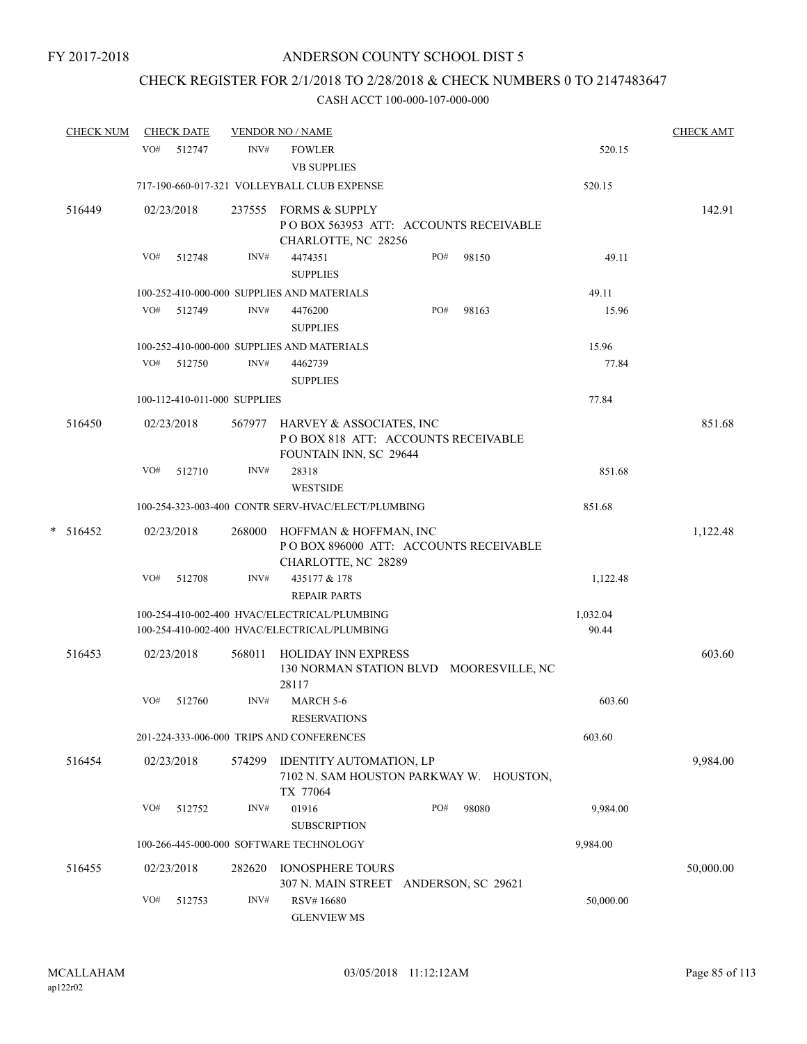FY 2017-2018

# ANDERSON COUNTY SCHOOL DIST 5

## CHECK REGISTER FOR 2/1/2018 TO 2/28/2018 & CHECK NUMBERS 0 TO 2147483647

CASH ACCT 100-000-107-000-000

| CHECK NUM | CHECK DATE | VENDOR NO / NAME | | | CHECK AMT |
|---|---|---|---|---|---|
| | VO# 512747 | INV# | FOWLER<br>VB SUPPLIES | 520.15 | |
| | 717-190-660-017-321 VOLLEYBALL CLUB EXPENSE | | | 520.15 | |
| 516449 | 02/23/2018 | 237555 | FORMS & SUPPLY<br>P O BOX 563953 ATT: ACCOUNTS RECEIVABLE<br>CHARLOTTE, NC 28256 | | 142.91 |
| | VO# 512748 | INV# | 4474351 PO# 98150<br>SUPPLIES | 49.11 | |
| | 100-252-410-000-000 SUPPLIES AND MATERIALS | | | 49.11 | |
| | VO# 512749 | INV# | 4476200 PO# 98163<br>SUPPLIES | 15.96 | |
| | 100-252-410-000-000 SUPPLIES AND MATERIALS | | | 15.96 | |
| | VO# 512750 | INV# | 4462739<br>SUPPLIES | 77.84 | |
| | 100-112-410-011-000 SUPPLIES | | | 77.84 | |
| 516450 | 02/23/2018 | 567977 | HARVEY & ASSOCIATES, INC<br>P O BOX 818 ATT: ACCOUNTS RECEIVABLE<br>FOUNTAIN INN, SC 29644 | | 851.68 |
| | VO# 512710 | INV# | 28318<br>WESTSIDE | 851.68 | |
| | 100-254-323-003-400 CONTR SERV-HVAC/ELECT/PLUMBING | | | 851.68 | |
| * 516452 | 02/23/2018 | 268000 | HOFFMAN & HOFFMAN, INC<br>P O BOX 896000 ATT: ACCOUNTS RECEIVABLE<br>CHARLOTTE, NC 28289 | | 1,122.48 |
| | VO# 512708 | INV# | 435177 & 178<br>REPAIR PARTS | 1,122.48 | |
| | 100-254-410-002-400 HVAC/ELECTRICAL/PLUMBING | | | 1,032.04 | |
| | 100-254-410-002-400 HVAC/ELECTRICAL/PLUMBING | | | 90.44 | |
| 516453 | 02/23/2018 | 568011 | HOLIDAY INN EXPRESS<br>130 NORMAN STATION BLVD MOORESVILLE, NC 28117 | | 603.60 |
| | VO# 512760 | INV# | MARCH 5-6<br>RESERVATIONS | 603.60 | |
| | 201-224-333-006-000 TRIPS AND CONFERENCES | | | 603.60 | |
| 516454 | 02/23/2018 | 574299 | IDENTITY AUTOMATION, LP<br>7102 N. SAM HOUSTON PARKWAY W. HOUSTON, TX 77064 | | 9,984.00 |
| | VO# 512752 | INV# | 01916 PO# 98080<br>SUBSCRIPTION | 9,984.00 | |
| | 100-266-445-000-000 SOFTWARE TECHNOLOGY | | | 9,984.00 | |
| 516455 | 02/23/2018 | 282620 | IONOSPHERE TOURS<br>307 N. MAIN STREET ANDERSON, SC 29621 | | 50,000.00 |
| | VO# 512753 | INV# | RSV# 16680<br>GLENVIEW MS | 50,000.00 | |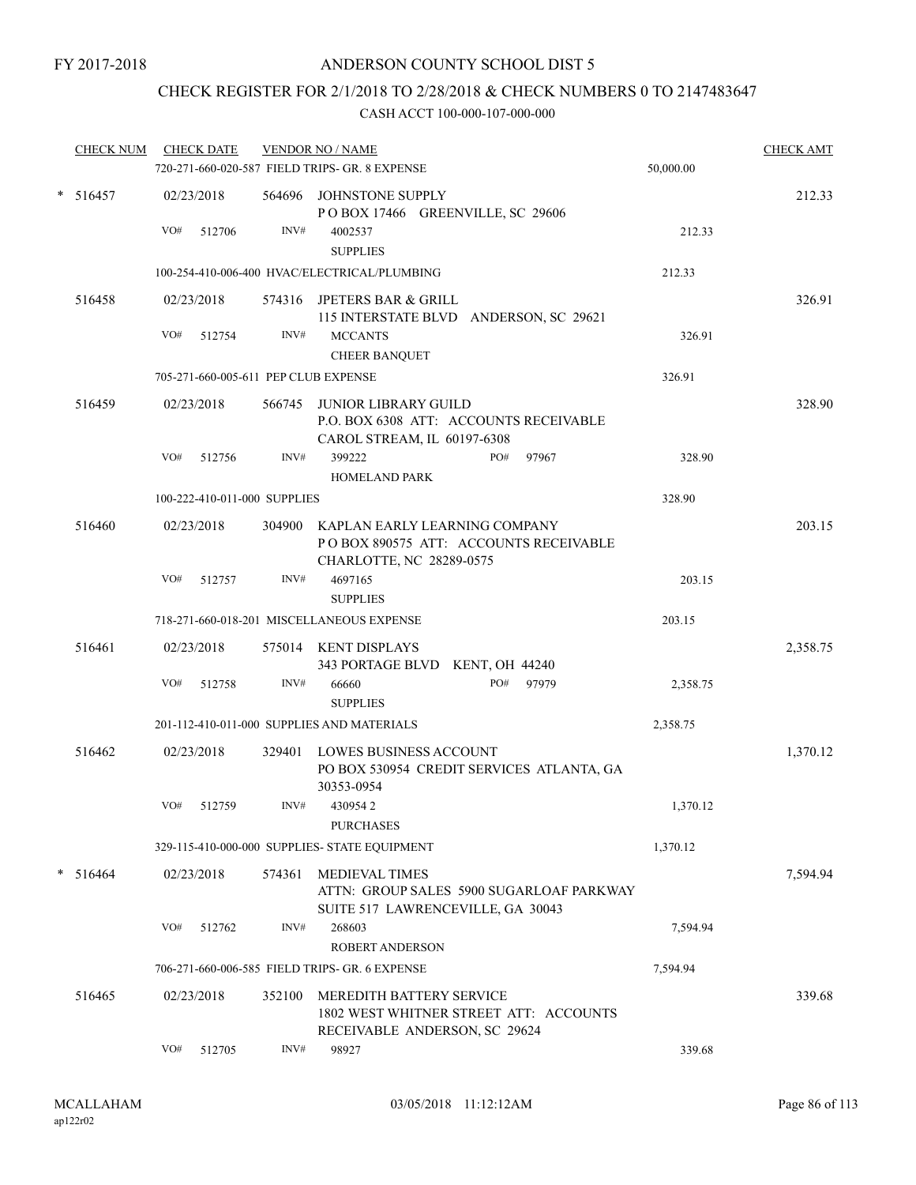FY 2017-2018

# ANDERSON COUNTY SCHOOL DIST 5

## CHECK REGISTER FOR 2/1/2018 TO 2/28/2018 & CHECK NUMBERS 0 TO 2147483647

CASH ACCT 100-000-107-000-000

| CHECK NUM | CHECK DATE | VENDOR NO / NAME | | CHECK AMT |
|---|---|---|---|---|
| | 720-271-660-020-587 FIELD TRIPS- GR. 8 EXPENSE | | 50,000.00 | |
| * 516457 | 02/23/2018 | 564696 JOHNSTONE SUPPLY<br>P O BOX 17466 GREENVILLE, SC 29606 | | 212.33 |
| | VO# 512706 | INV# 4002537<br>SUPPLIES | 212.33 | |
| | 100-254-410-006-400 HVAC/ELECTRICAL/PLUMBING | | 212.33 | |
| 516458 | 02/23/2018 | 574316 JPETERS BAR & GRILL<br>115 INTERSTATE BLVD ANDERSON, SC 29621 | | 326.91 |
| | VO# 512754 | INV# MCCANTS<br>CHEER BANQUET | 326.91 | |
| | 705-271-660-005-611 PEP CLUB EXPENSE | | 326.91 | |
| 516459 | 02/23/2018 | 566745 JUNIOR LIBRARY GUILD<br>P.O. BOX 6308 ATT: ACCOUNTS RECEIVABLE<br>CAROL STREAM, IL 60197-6308 | | 328.90 |
| | VO# 512756 | INV# 399222 PO# 97967<br>HOMELAND PARK | 328.90 | |
| | 100-222-410-011-000 SUPPLIES | | 328.90 | |
| 516460 | 02/23/2018 | 304900 KAPLAN EARLY LEARNING COMPANY<br>P O BOX 890575 ATT: ACCOUNTS RECEIVABLE<br>CHARLOTTE, NC 28289-0575 | | 203.15 |
| | VO# 512757 | INV# 4697165<br>SUPPLIES | 203.15 | |
| | 718-271-660-018-201 MISCELLANEOUS EXPENSE | | 203.15 | |
| 516461 | 02/23/2018 | 575014 KENT DISPLAYS<br>343 PORTAGE BLVD KENT, OH 44240 | | 2,358.75 |
| | VO# 512758 | INV# 66660 PO# 97979<br>SUPPLIES | 2,358.75 | |
| | 201-112-410-011-000 SUPPLIES AND MATERIALS | | 2,358.75 | |
| 516462 | 02/23/2018 | 329401 LOWES BUSINESS ACCOUNT<br>PO BOX 530954 CREDIT SERVICES ATLANTA, GA<br>30353-0954 | | 1,370.12 |
| | VO# 512759 | INV# 430954 2<br>PURCHASES | 1,370.12 | |
| | 329-115-410-000-000 SUPPLIES- STATE EQUIPMENT | | 1,370.12 | |
| * 516464 | 02/23/2018 | 574361 MEDIEVAL TIMES<br>ATTN: GROUP SALES 5900 SUGARLOAF PARKWAY<br>SUITE 517 LAWRENCEVILLE, GA 30043 | | 7,594.94 |
| | VO# 512762 | INV# 268603<br>ROBERT ANDERSON | 7,594.94 | |
| | 706-271-660-006-585 FIELD TRIPS- GR. 6 EXPENSE | | 7,594.94 | |
| 516465 | 02/23/2018 | 352100 MEREDITH BATTERY SERVICE<br>1802 WEST WHITNER STREET ATT: ACCOUNTS<br>RECEIVABLE ANDERSON, SC 29624 | | 339.68 |
| | VO# 512705 | INV# 98927 | 339.68 | |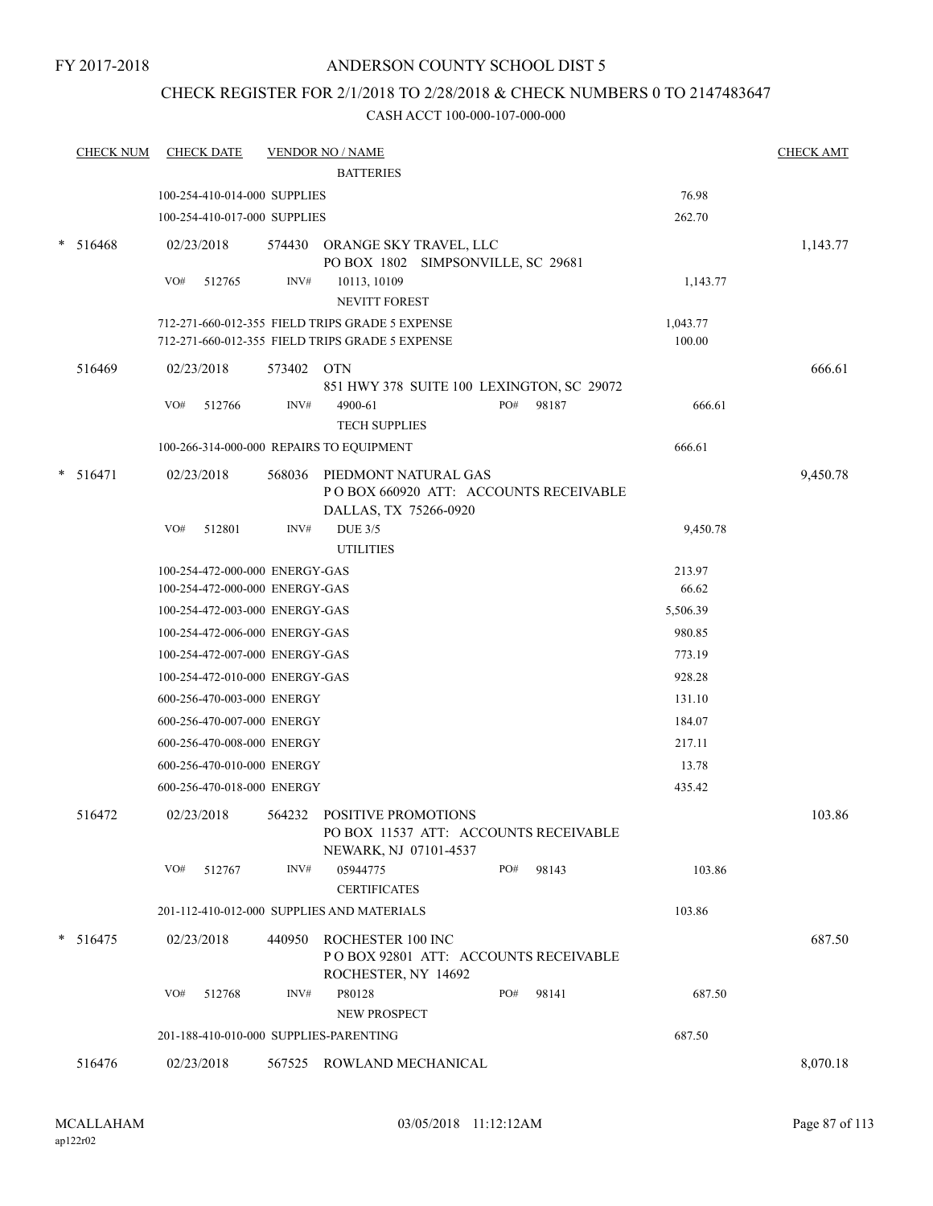FY 2017-2018

# ANDERSON COUNTY SCHOOL DIST 5

## CHECK REGISTER FOR 2/1/2018 TO 2/28/2018 & CHECK NUMBERS 0 TO 2147483647

### CASH ACCT 100-000-107-000-000

| CHECK NUM | CHECK DATE | VENDOR NO / NAME | | CHECK AMT |
|---|---|---|---|---|
| | | BATTERIES | | |
| | 100-254-410-014-000 SUPPLIES | | 76.98 | |
| | 100-254-410-017-000 SUPPLIES | | 262.70 | |
| * 516468 | 02/23/2018 | 574430 ORANGE SKY TRAVEL, LLC<br>PO BOX 1802 SIMPSONVILLE, SC 29681 | | 1,143.77 |
| | VO# 512765 | INV# 10113, 10109<br>NEVITT FOREST | 1,143.77 | |
| | 712-271-660-012-355 FIELD TRIPS GRADE 5 EXPENSE | | 1,043.77 | |
| | 712-271-660-012-355 FIELD TRIPS GRADE 5 EXPENSE | | 100.00 | |
| 516469 | 02/23/2018 | 573402 OTN<br>851 HWY 378 SUITE 100 LEXINGTON, SC 29072 | | 666.61 |
| | VO# 512766 | INV# 4900-61 PO# 98187<br>TECH SUPPLIES | 666.61 | |
| | 100-266-314-000-000 REPAIRS TO EQUIPMENT | | 666.61 | |
| * 516471 | 02/23/2018 | 568036 PIEDMONT NATURAL GAS<br>P O BOX 660920 ATT: ACCOUNTS RECEIVABLE<br>DALLAS, TX 75266-0920 | | 9,450.78 |
| | VO# 512801 | INV# DUE 3/5<br>UTILITIES | 9,450.78 | |
| | 100-254-472-000-000 ENERGY-GAS | | 213.97 | |
| | 100-254-472-000-000 ENERGY-GAS | | 66.62 | |
| | 100-254-472-003-000 ENERGY-GAS | | 5,506.39 | |
| | 100-254-472-006-000 ENERGY-GAS | | 980.85 | |
| | 100-254-472-007-000 ENERGY-GAS | | 773.19 | |
| | 100-254-472-010-000 ENERGY-GAS | | 928.28 | |
| | 600-256-470-003-000 ENERGY | | 131.10 | |
| | 600-256-470-007-000 ENERGY | | 184.07 | |
| | 600-256-470-008-000 ENERGY | | 217.11 | |
| | 600-256-470-010-000 ENERGY | | 13.78 | |
| | 600-256-470-018-000 ENERGY | | 435.42 | |
| 516472 | 02/23/2018 | 564232 POSITIVE PROMOTIONS<br>PO BOX 11537 ATT: ACCOUNTS RECEIVABLE<br>NEWARK, NJ 07101-4537 | | 103.86 |
| | VO# 512767 | INV# 05944775 PO# 98143<br>CERTIFICATES | 103.86 | |
| | 201-112-410-012-000 SUPPLIES AND MATERIALS | | 103.86 | |
| * 516475 | 02/23/2018 | 440950 ROCHESTER 100 INC<br>P O BOX 92801 ATT: ACCOUNTS RECEIVABLE<br>ROCHESTER, NY 14692 | | 687.50 |
| | VO# 512768 | INV# P80128 PO# 98141<br>NEW PROSPECT | 687.50 | |
| | 201-188-410-010-000 SUPPLIES-PARENTING | | 687.50 | |
| 516476 | 02/23/2018 | 567525 ROWLAND MECHANICAL | | 8,070.18 |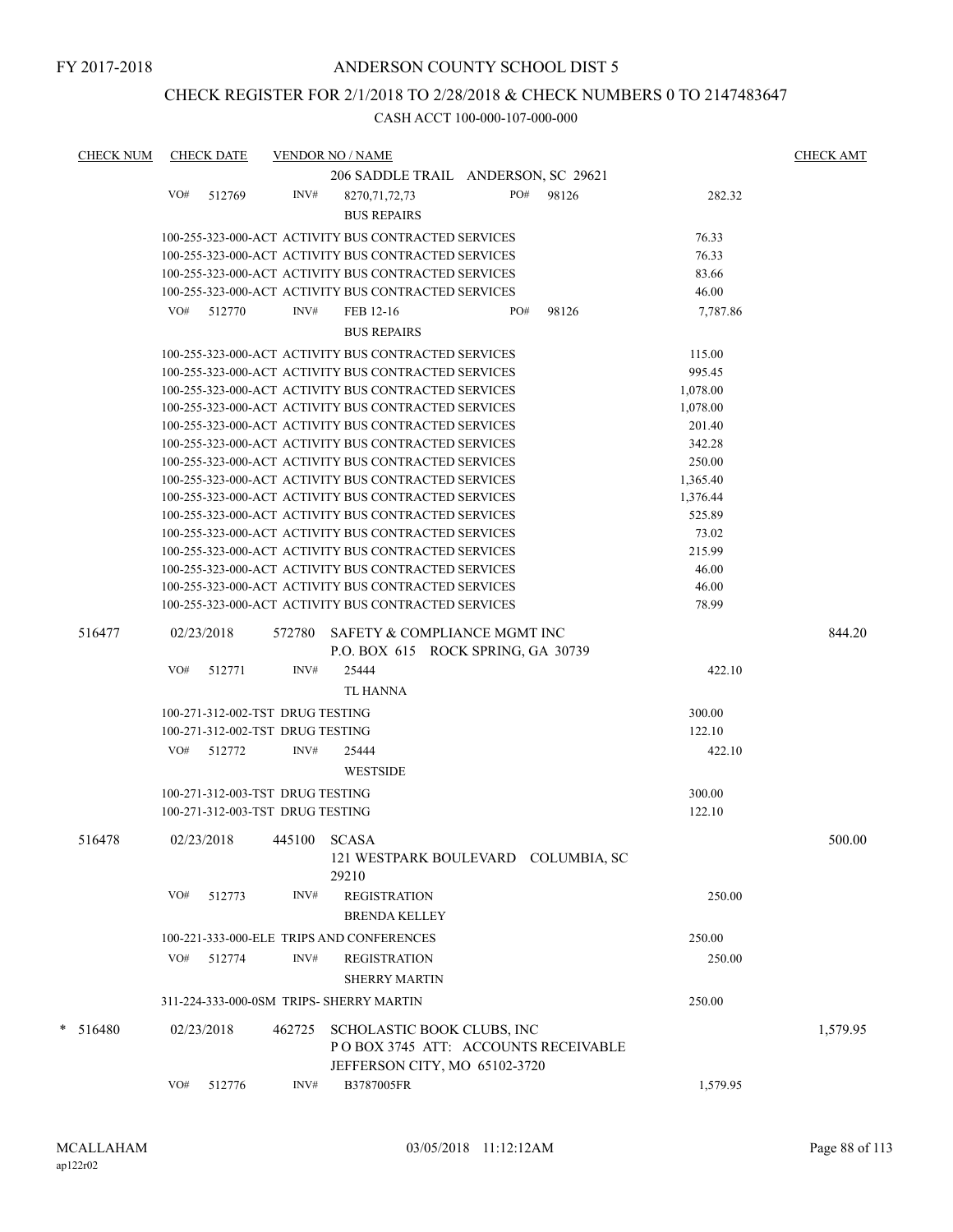FY 2017-2018

# ANDERSON COUNTY SCHOOL DIST 5

## CHECK REGISTER FOR 2/1/2018 TO 2/28/2018 & CHECK NUMBERS 0 TO 2147483647

### CASH ACCT 100-000-107-000-000

| CHECK NUM | CHECK DATE | VENDOR NO / NAME | | CHECK AMT |
|---|---|---|---|---|
| | | 206 SADDLE TRAIL ANDERSON, SC 29621 | | |
| | VO# 512769 | INV# 8270,71,72,73 PO# 98126 BUS REPAIRS | 282.32 | |
| | | 100-255-323-000-ACT ACTIVITY BUS CONTRACTED SERVICES | 76.33 | |
| | | 100-255-323-000-ACT ACTIVITY BUS CONTRACTED SERVICES | 76.33 | |
| | | 100-255-323-000-ACT ACTIVITY BUS CONTRACTED SERVICES | 83.66 | |
| | | 100-255-323-000-ACT ACTIVITY BUS CONTRACTED SERVICES | 46.00 | |
| | VO# 512770 | INV# FEB 12-16 PO# 98126 BUS REPAIRS | 7,787.86 | |
| | | 100-255-323-000-ACT ACTIVITY BUS CONTRACTED SERVICES | 115.00 | |
| | | 100-255-323-000-ACT ACTIVITY BUS CONTRACTED SERVICES | 995.45 | |
| | | 100-255-323-000-ACT ACTIVITY BUS CONTRACTED SERVICES | 1,078.00 | |
| | | 100-255-323-000-ACT ACTIVITY BUS CONTRACTED SERVICES | 1,078.00 | |
| | | 100-255-323-000-ACT ACTIVITY BUS CONTRACTED SERVICES | 201.40 | |
| | | 100-255-323-000-ACT ACTIVITY BUS CONTRACTED SERVICES | 342.28 | |
| | | 100-255-323-000-ACT ACTIVITY BUS CONTRACTED SERVICES | 250.00 | |
| | | 100-255-323-000-ACT ACTIVITY BUS CONTRACTED SERVICES | 1,365.40 | |
| | | 100-255-323-000-ACT ACTIVITY BUS CONTRACTED SERVICES | 1,376.44 | |
| | | 100-255-323-000-ACT ACTIVITY BUS CONTRACTED SERVICES | 525.89 | |
| | | 100-255-323-000-ACT ACTIVITY BUS CONTRACTED SERVICES | 73.02 | |
| | | 100-255-323-000-ACT ACTIVITY BUS CONTRACTED SERVICES | 215.99 | |
| | | 100-255-323-000-ACT ACTIVITY BUS CONTRACTED SERVICES | 46.00 | |
| | | 100-255-323-000-ACT ACTIVITY BUS CONTRACTED SERVICES | 46.00 | |
| | | 100-255-323-000-ACT ACTIVITY BUS CONTRACTED SERVICES | 78.99 | |
| 516477 | 02/23/2018 | 572780 SAFETY & COMPLIANCE MGMT INC P.O. BOX 615 ROCK SPRING, GA 30739 | | 844.20 |
| | VO# 512771 | INV# 25444 TL HANNA | 422.10 | |
| | | 100-271-312-002-TST DRUG TESTING | 300.00 | |
| | | 100-271-312-002-TST DRUG TESTING | 122.10 | |
| | VO# 512772 | INV# 25444 WESTSIDE | 422.10 | |
| | | 100-271-312-003-TST DRUG TESTING | 300.00 | |
| | | 100-271-312-003-TST DRUG TESTING | 122.10 | |
| 516478 | 02/23/2018 | 445100 SCASA 121 WESTPARK BOULEVARD COLUMBIA, SC 29210 | | 500.00 |
| | VO# 512773 | INV# REGISTRATION BRENDA KELLEY | 250.00 | |
| | | 100-221-333-000-ELE TRIPS AND CONFERENCES | 250.00 | |
| | VO# 512774 | INV# REGISTRATION SHERRY MARTIN | 250.00 | |
| | | 311-224-333-000-0SM TRIPS- SHERRY MARTIN | 250.00 | |
| * 516480 | 02/23/2018 | 462725 SCHOLASTIC BOOK CLUBS, INC P O BOX 3745 ATT: ACCOUNTS RECEIVABLE JEFFERSON CITY, MO 65102-3720 | | 1,579.95 |
| | VO# 512776 | INV# B3787005FR | 1,579.95 | |

MCALLAHAM ap122r02 03/05/2018 11:12:12AM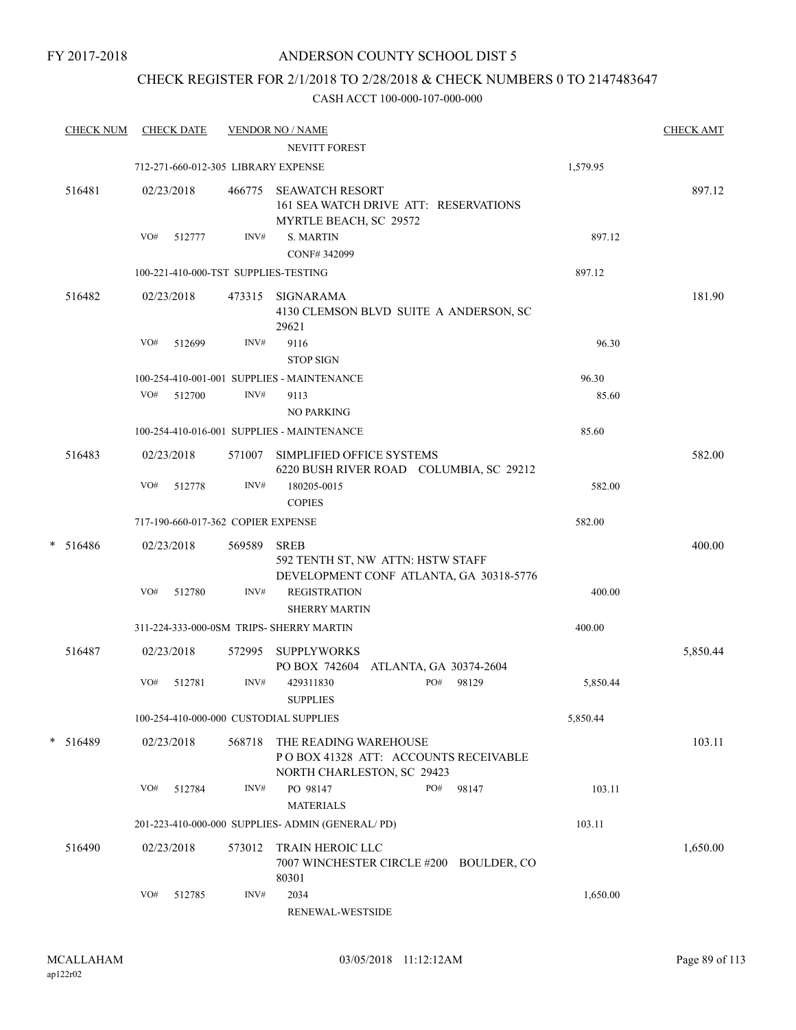FY 2017-2018

# ANDERSON COUNTY SCHOOL DIST 5

## CHECK REGISTER FOR 2/1/2018 TO 2/28/2018 & CHECK NUMBERS 0 TO 2147483647

CASH ACCT 100-000-107-000-000

| CHECK NUM | CHECK DATE | VENDOR NO / NAME | | CHECK AMT |
|---|---|---|---|---|
| | | NEVITT FOREST | | |
| | 712-271-660-012-305 LIBRARY EXPENSE | | 1,579.95 | |
| 516481 | 02/23/2018 | 466775 SEAWATCH RESORT<br>161 SEA WATCH DRIVE ATT: RESERVATIONS<br>MYRTLE BEACH, SC 29572 | | 897.12 |
| | VO# 512777 | INV# S. MARTIN<br>CONF# 342099 | 897.12 | |
| | 100-221-410-000-TST SUPPLIES-TESTING | | 897.12 | |
| 516482 | 02/23/2018 | 473315 SIGNARAMA<br>4130 CLEMSON BLVD SUITE A ANDERSON, SC 29621 | | 181.90 |
| | VO# 512699 | INV# 9116<br>STOP SIGN | 96.30 | |
| | 100-254-410-001-001 SUPPLIES - MAINTENANCE | | 96.30 | |
| | VO# 512700 | INV# 9113<br>NO PARKING | 85.60 | |
| | 100-254-410-016-001 SUPPLIES - MAINTENANCE | | 85.60 | |
| 516483 | 02/23/2018 | 571007 SIMPLIFIED OFFICE SYSTEMS<br>6220 BUSH RIVER ROAD COLUMBIA, SC 29212 | | 582.00 |
| | VO# 512778 | INV# 180205-0015<br>COPIES | 582.00 | |
| | 717-190-660-017-362 COPIER EXPENSE | | 582.00 | |
| * 516486 | 02/23/2018 | 569589 SREB<br>592 TENTH ST, NW ATTN: HSTW STAFF<br>DEVELOPMENT CONF ATLANTA, GA 30318-5776 | | 400.00 |
| | VO# 512780 | INV# REGISTRATION<br>SHERRY MARTIN | 400.00 | |
| | 311-224-333-000-0SM TRIPS- SHERRY MARTIN | | 400.00 | |
| 516487 | 02/23/2018 | 572995 SUPPLYWORKS<br>PO BOX 742604 ATLANTA, GA 30374-2604 | | 5,850.44 |
| | VO# 512781 | INV# 429311830 PO# 98129<br>SUPPLIES | 5,850.44 | |
| | 100-254-410-000-000 CUSTODIAL SUPPLIES | | 5,850.44 | |
| * 516489 | 02/23/2018 | 568718 THE READING WAREHOUSE<br>P O BOX 41328 ATT: ACCOUNTS RECEIVABLE<br>NORTH CHARLESTON, SC 29423 | | 103.11 |
| | VO# 512784 | INV# PO 98147 PO# 98147<br>MATERIALS | 103.11 | |
| | 201-223-410-000-000 SUPPLIES- ADMIN (GENERAL/ PD) | | 103.11 | |
| 516490 | 02/23/2018 | 573012 TRAIN HEROIC LLC<br>7007 WINCHESTER CIRCLE #200 BOULDER, CO 80301 | | 1,650.00 |
| | VO# 512785 | INV# 2034<br>RENEWAL-WESTSIDE | 1,650.00 | |

MCALLAHAM
ap122r02

03/05/2018 11:12:12AM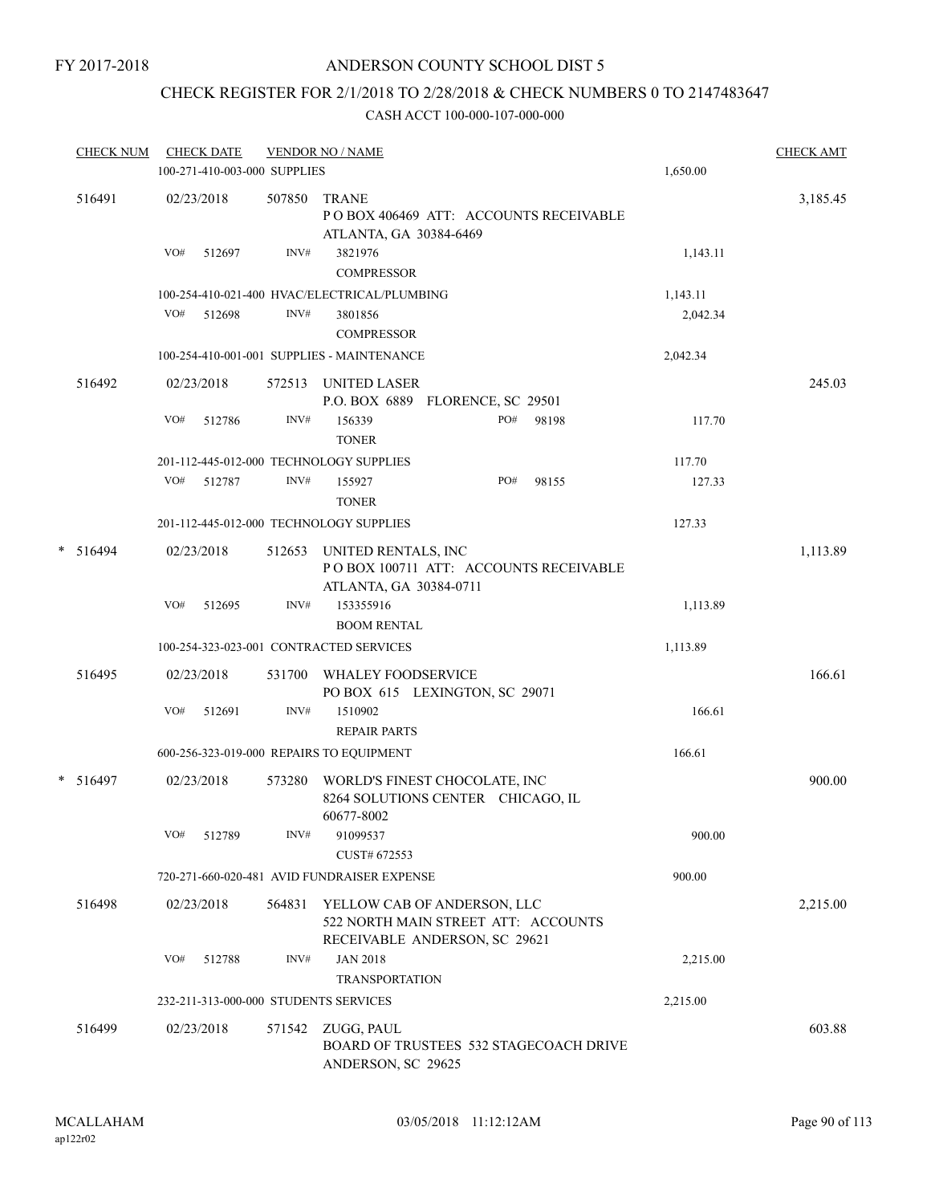FY 2017-2018

# ANDERSON COUNTY SCHOOL DIST 5

## CHECK REGISTER FOR 2/1/2018 TO 2/28/2018 & CHECK NUMBERS 0 TO 2147483647

CASH ACCT 100-000-107-000-000

| CHECK NUM | CHECK DATE | VENDOR NO / NAME | | | CHECK AMT |
|---|---|---|---|---|---|
| | 100-271-410-003-000 SUPPLIES | | | 1,650.00 | |
| 516491 | 02/23/2018 | 507850 | TRANE<br>P O BOX 406469 ATT: ACCOUNTS RECEIVABLE<br>ATLANTA, GA 30384-6469 | | 3,185.45 |
| | VO# 512697 | INV# | 3821976<br>COMPRESSOR | 1,143.11 | |
| | 100-254-410-021-400 HVAC/ELECTRICAL/PLUMBING | | | 1,143.11 | |
| | VO# 512698 | INV# | 3801856<br>COMPRESSOR | 2,042.34 | |
| | 100-254-410-001-001 SUPPLIES - MAINTENANCE | | | 2,042.34 | |
| 516492 | 02/23/2018 | 572513 | UNITED LASER<br>P.O. BOX 6889 FLORENCE, SC 29501 | | 245.03 |
| | VO# 512786 | INV# | 156339 PO# 98198<br>TONER | 117.70 | |
| | 201-112-445-012-000 TECHNOLOGY SUPPLIES | | | 117.70 | |
| | VO# 512787 | INV# | 155927 PO# 98155<br>TONER | 127.33 | |
| | 201-112-445-012-000 TECHNOLOGY SUPPLIES | | | 127.33 | |
| * 516494 | 02/23/2018 | 512653 | UNITED RENTALS, INC<br>P O BOX 100711 ATT: ACCOUNTS RECEIVABLE<br>ATLANTA, GA 30384-0711 | | 1,113.89 |
| | VO# 512695 | INV# | 153355916<br>BOOM RENTAL | 1,113.89 | |
| | 100-254-323-023-001 CONTRACTED SERVICES | | | 1,113.89 | |
| 516495 | 02/23/2018 | 531700 | WHALEY FOODSERVICE<br>PO BOX 615 LEXINGTON, SC 29071 | | 166.61 |
| | VO# 512691 | INV# | 1510902<br>REPAIR PARTS | 166.61 | |
| | 600-256-323-019-000 REPAIRS TO EQUIPMENT | | | 166.61 | |
| * 516497 | 02/23/2018 | 573280 | WORLD'S FINEST CHOCOLATE, INC<br>8264 SOLUTIONS CENTER CHICAGO, IL<br>60677-8002 | | 900.00 |
| | VO# 512789 | INV# | 91099537<br>CUST# 672553 | 900.00 | |
| | 720-271-660-020-481 AVID FUNDRAISER EXPENSE | | | 900.00 | |
| 516498 | 02/23/2018 | 564831 | YELLOW CAB OF ANDERSON, LLC<br>522 NORTH MAIN STREET ATT: ACCOUNTS<br>RECEIVABLE ANDERSON, SC 29621 | | 2,215.00 |
| | VO# 512788 | INV# | JAN 2018<br>TRANSPORTATION | 2,215.00 | |
| | 232-211-313-000-000 STUDENTS SERVICES | | | 2,215.00 | |
| 516499 | 02/23/2018 | 571542 | ZUGG, PAUL<br>BOARD OF TRUSTEES 532 STAGECOACH DRIVE<br>ANDERSON, SC 29625 | | 603.88 |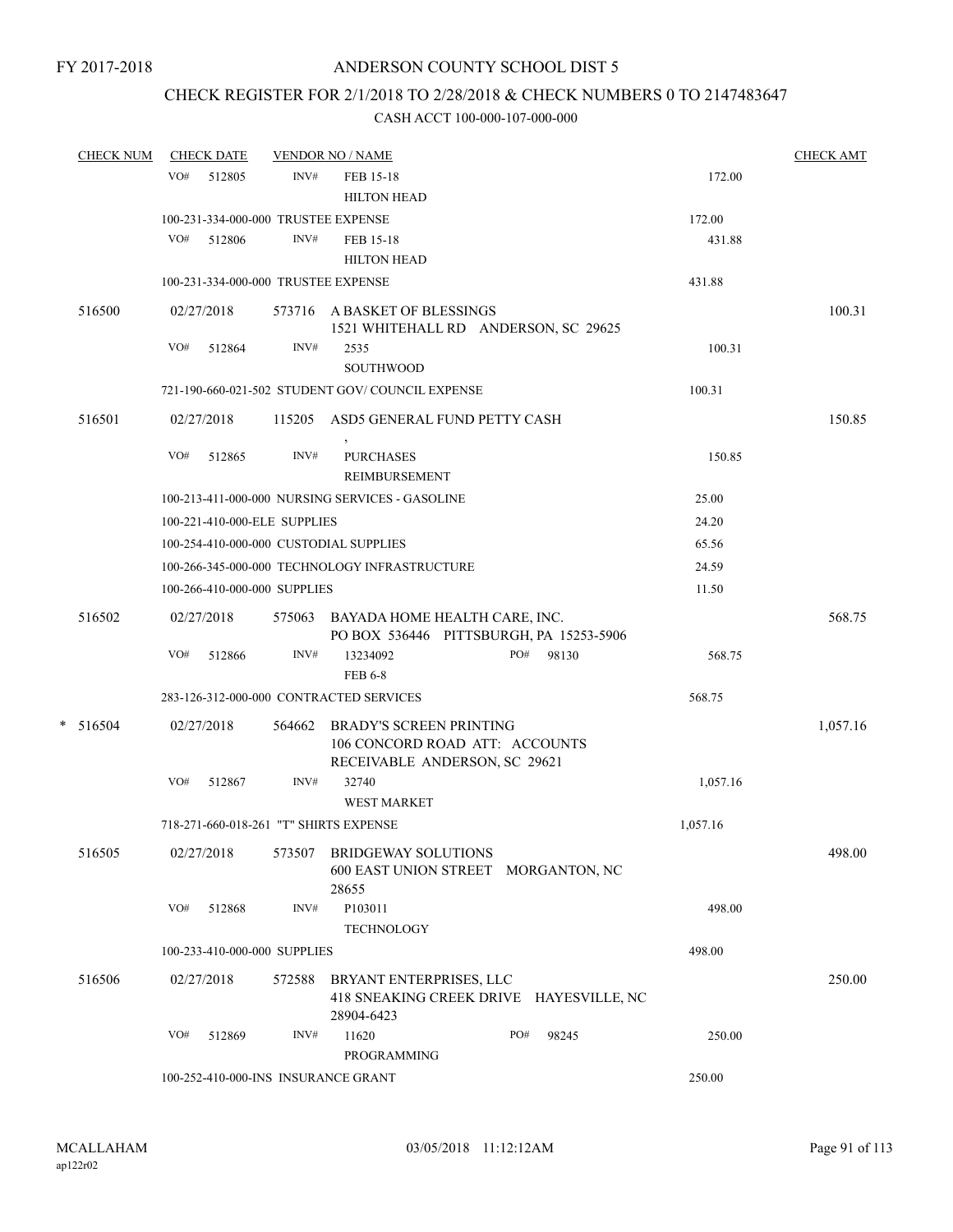FY 2017-2018

ANDERSON COUNTY SCHOOL DIST 5

CHECK REGISTER FOR 2/1/2018 TO 2/28/2018 & CHECK NUMBERS 0 TO 2147483647

CASH ACCT 100-000-107-000-000

| CHECK NUM | CHECK DATE | VENDOR NO / NAME | | CHECK AMT |
|---|---|---|---|---|
| | VO# 512805 | INV# FEB 15-18 HILTON HEAD | 172.00 | |
| | 100-231-334-000-000 TRUSTEE EXPENSE | | 172.00 | |
| | VO# 512806 | INV# FEB 15-18 HILTON HEAD | 431.88 | |
| | 100-231-334-000-000 TRUSTEE EXPENSE | | 431.88 | |
| 516500 | 02/27/2018 | 573716 A BASKET OF BLESSINGS 1521 WHITEHALL RD ANDERSON, SC 29625 | | 100.31 |
| | VO# 512864 | INV# 2535 SOUTHWOOD | 100.31 | |
| | 721-190-660-021-502 STUDENT GOV/ COUNCIL EXPENSE | | 100.31 | |
| 516501 | 02/27/2018 | 115205 ASD5 GENERAL FUND PETTY CASH , | | 150.85 |
| | VO# 512865 | INV# PURCHASES REIMBURSEMENT | 150.85 | |
| | 100-213-411-000-000 NURSING SERVICES - GASOLINE | | 25.00 | |
| | 100-221-410-000-ELE SUPPLIES | | 24.20 | |
| | 100-254-410-000-000 CUSTODIAL SUPPLIES | | 65.56 | |
| | 100-266-345-000-000 TECHNOLOGY INFRASTRUCTURE | | 24.59 | |
| | 100-266-410-000-000 SUPPLIES | | 11.50 | |
| 516502 | 02/27/2018 | 575063 BAYADA HOME HEALTH CARE, INC. PO BOX 536446 PITTSBURGH, PA 15253-5906 | | 568.75 |
| | VO# 512866 | INV# 13234092 PO# 98130 FEB 6-8 | 568.75 | |
| | 283-126-312-000-000 CONTRACTED SERVICES | | 568.75 | |
| * 516504 | 02/27/2018 | 564662 BRADY'S SCREEN PRINTING 106 CONCORD ROAD ATT: ACCOUNTS RECEIVABLE ANDERSON, SC 29621 | | 1,057.16 |
| | VO# 512867 | INV# 32740 WEST MARKET | 1,057.16 | |
| | 718-271-660-018-261 "T" SHIRTS EXPENSE | | 1,057.16 | |
| 516505 | 02/27/2018 | 573507 BRIDGEWAY SOLUTIONS 600 EAST UNION STREET MORGANTON, NC 28655 | | 498.00 |
| | VO# 512868 | INV# P103011 TECHNOLOGY | 498.00 | |
| | 100-233-410-000-000 SUPPLIES | | 498.00 | |
| 516506 | 02/27/2018 | 572588 BRYANT ENTERPRISES, LLC 418 SNEAKING CREEK DRIVE HAYESVILLE, NC 28904-6423 | | 250.00 |
| | VO# 512869 | INV# 11620 PO# 98245 PROGRAMMING | 250.00 | |
| | 100-252-410-000-INS INSURANCE GRANT | | 250.00 | |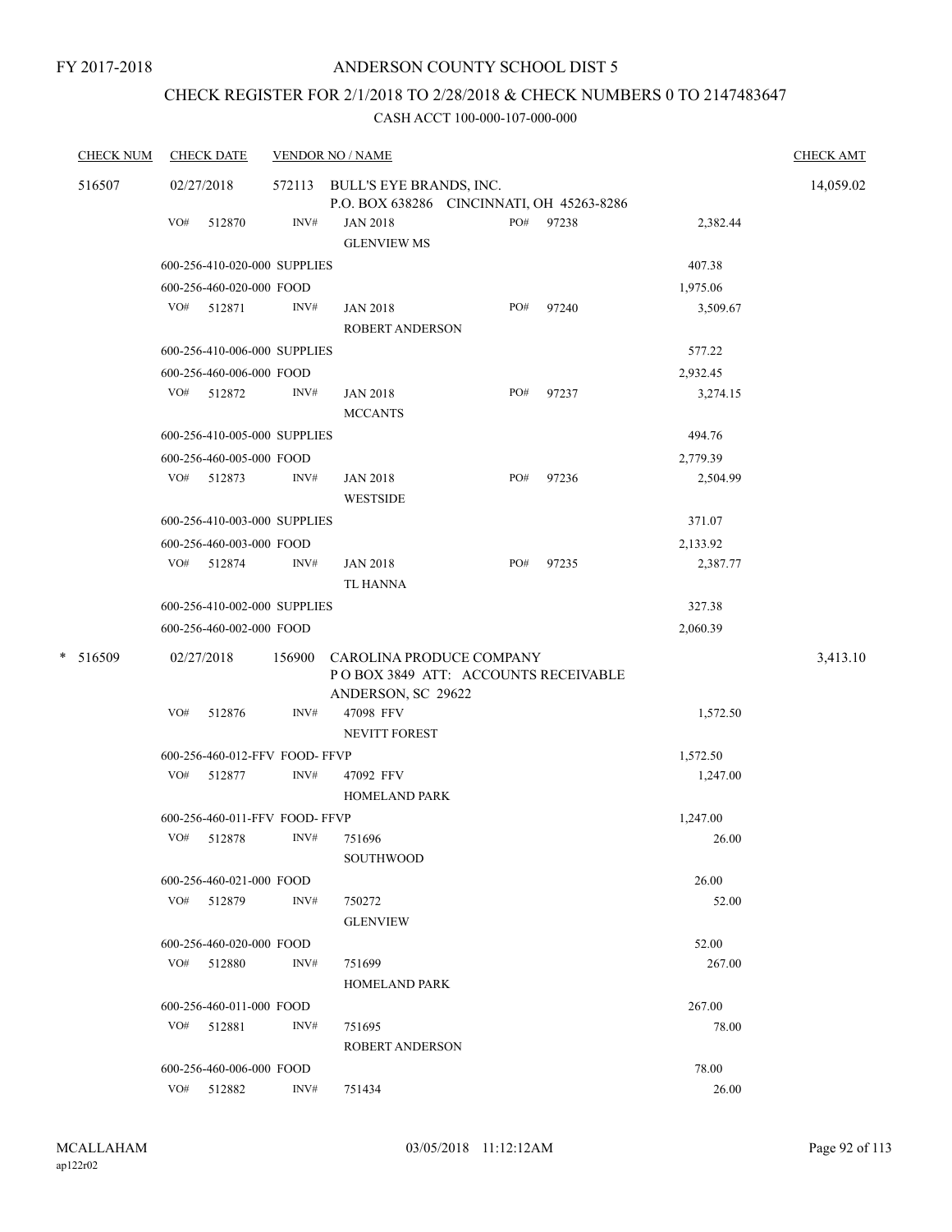FY 2017-2018

# ANDERSON COUNTY SCHOOL DIST 5

## CHECK REGISTER FOR 2/1/2018 TO 2/28/2018 & CHECK NUMBERS 0 TO 2147483647

CASH ACCT 100-000-107-000-000

| CHECK NUM | CHECK DATE | VENDOR NO / NAME | | | CHECK AMT |
|---|---|---|---|---|---|
| 516507 | 02/27/2018 | 572113 BULL'S EYE BRANDS, INC.<br>P.O. BOX 638286 CINCINNATI, OH 45263-8286 | | | 14,059.02 |
| | VO# 512870 | INV# JAN 2018<br>GLENVIEW MS | PO# 97238 | 2,382.44 | |
| | 600-256-410-020-000 SUPPLIES | | | 407.38 | |
| | 600-256-460-020-000 FOOD | | | 1,975.06 | |
| | VO# 512871 | INV# JAN 2018<br>ROBERT ANDERSON | PO# 97240 | 3,509.67 | |
| | 600-256-410-006-000 SUPPLIES | | | 577.22 | |
| | 600-256-460-006-000 FOOD | | | 2,932.45 | |
| | VO# 512872 | INV# JAN 2018<br>MCCANTS | PO# 97237 | 3,274.15 | |
| | 600-256-410-005-000 SUPPLIES | | | 494.76 | |
| | 600-256-460-005-000 FOOD | | | 2,779.39 | |
| | VO# 512873 | INV# JAN 2018<br>WESTSIDE | PO# 97236 | 2,504.99 | |
| | 600-256-410-003-000 SUPPLIES | | | 371.07 | |
| | 600-256-460-003-000 FOOD | | | 2,133.92 | |
| | VO# 512874 | INV# JAN 2018<br>TL HANNA | PO# 97235 | 2,387.77 | |
| | 600-256-410-002-000 SUPPLIES | | | 327.38 | |
| | 600-256-460-002-000 FOOD | | | 2,060.39 | |
| * 516509 | 02/27/2018 | 156900 CAROLINA PRODUCE COMPANY<br>P O BOX 3849 ATT: ACCOUNTS RECEIVABLE<br>ANDERSON, SC 29622 | | | 3,413.10 |
| | VO# 512876 | INV# 47098 FFV<br>NEVITT FOREST | | 1,572.50 | |
| | 600-256-460-012-FFV FOOD- FFVP | | | 1,572.50 | |
| | VO# 512877 | INV# 47092 FFV<br>HOMELAND PARK | | 1,247.00 | |
| | 600-256-460-011-FFV FOOD- FFVP | | | 1,247.00 | |
| | VO# 512878 | INV# 751696<br>SOUTHWOOD | | 26.00 | |
| | 600-256-460-021-000 FOOD | | | 26.00 | |
| | VO# 512879 | INV# 750272<br>GLENVIEW | | 52.00 | |
| | 600-256-460-020-000 FOOD | | | 52.00 | |
| | VO# 512880 | INV# 751699<br>HOMELAND PARK | | 267.00 | |
| | 600-256-460-011-000 FOOD | | | 267.00 | |
| | VO# 512881 | INV# 751695<br>ROBERT ANDERSON | | 78.00 | |
| | 600-256-460-006-000 FOOD | | | 78.00 | |
| | VO# 512882 | INV# 751434 | | 26.00 | |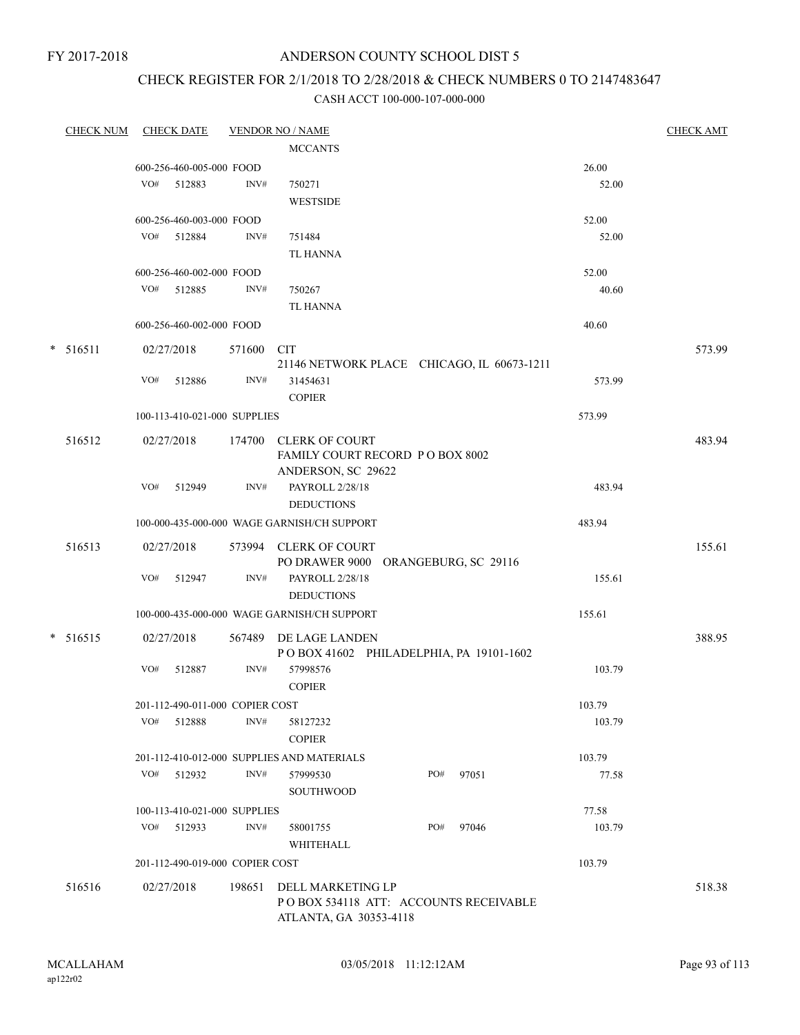FY 2017-2018

ANDERSON COUNTY SCHOOL DIST 5

CHECK REGISTER FOR 2/1/2018 TO 2/28/2018 & CHECK NUMBERS 0 TO 2147483647

CASH ACCT 100-000-107-000-000

| CHECK NUM | CHECK DATE | VENDOR NO / NAME | | CHECK AMT |
|---|---|---|---|---|
| | | MCCANTS | | |
| | 600-256-460-005-000 FOOD | | 26.00 | |
| | VO# 512883 INV# | 750271 WESTSIDE | 52.00 | |
| | 600-256-460-003-000 FOOD | | 52.00 | |
| | VO# 512884 INV# | 751484 TL HANNA | 52.00 | |
| | 600-256-460-002-000 FOOD | | 52.00 | |
| | VO# 512885 INV# | 750267 TL HANNA | 40.60 | |
| | 600-256-460-002-000 FOOD | | 40.60 | |
| * 516511 | 02/27/2018 | 571600 CIT 21146 NETWORK PLACE CHICAGO, IL 60673-1211 | | 573.99 |
| | VO# 512886 INV# | 31454631 COPIER | 573.99 | |
| | 100-113-410-021-000 SUPPLIES | | 573.99 | |
| 516512 | 02/27/2018 | 174700 CLERK OF COURT FAMILY COURT RECORD P O BOX 8002 ANDERSON, SC 29622 | | 483.94 |
| | VO# 512949 INV# | PAYROLL 2/28/18 DEDUCTIONS | 483.94 | |
| | 100-000-435-000-000 WAGE GARNISH/CH SUPPORT | | 483.94 | |
| 516513 | 02/27/2018 | 573994 CLERK OF COURT PO DRAWER 9000 ORANGEBURG, SC 29116 | | 155.61 |
| | VO# 512947 INV# | PAYROLL 2/28/18 DEDUCTIONS | 155.61 | |
| | 100-000-435-000-000 WAGE GARNISH/CH SUPPORT | | 155.61 | |
| * 516515 | 02/27/2018 | 567489 DE LAGE LANDEN P O BOX 41602 PHILADELPHIA, PA 19101-1602 | | 388.95 |
| | VO# 512887 INV# | 57998576 COPIER | 103.79 | |
| | 201-112-490-011-000 COPIER COST | | 103.79 | |
| | VO# 512888 INV# | 58127232 COPIER | 103.79 | |
| | 201-112-410-012-000 SUPPLIES AND MATERIALS | | 103.79 | |
| | VO# 512932 INV# | 57999530 PO# 97051 SOUTHWOOD | 77.58 | |
| | 100-113-410-021-000 SUPPLIES | | 77.58 | |
| | VO# 512933 INV# | 58001755 PO# 97046 WHITEHALL | 103.79 | |
| | 201-112-490-019-000 COPIER COST | | 103.79 | |
| 516516 | 02/27/2018 | 198651 DELL MARKETING LP P O BOX 534118 ATT: ACCOUNTS RECEIVABLE ATLANTA, GA 30353-4118 | | 518.38 |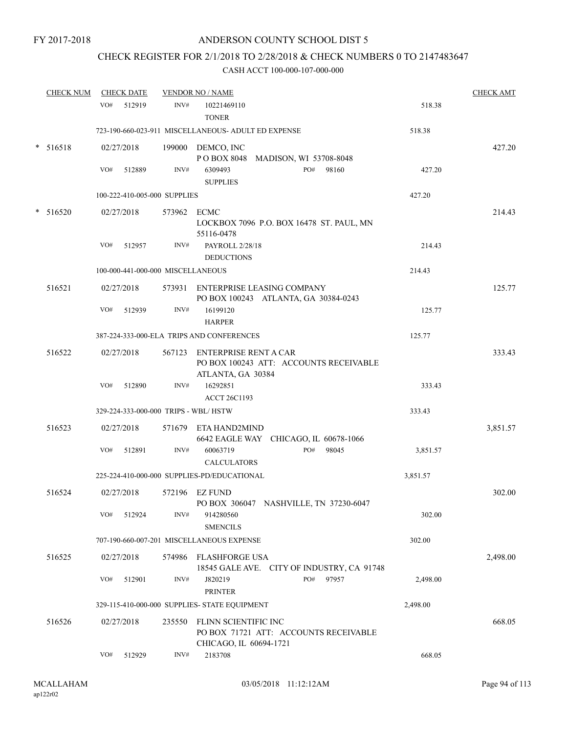FY 2017-2018

ANDERSON COUNTY SCHOOL DIST 5

CHECK REGISTER FOR 2/1/2018 TO 2/28/2018 & CHECK NUMBERS 0 TO 2147483647

CASH ACCT 100-000-107-000-000

| CHECK NUM | CHECK DATE | VENDOR NO / NAME | | CHECK AMT |
|---|---|---|---|---|
| | VO# 512919 | INV# 10221469110 TONER | 518.38 | |
| | 723-190-660-023-911 MISCELLANEOUS- ADULT ED EXPENSE | | 518.38 | |
| * 516518 | 02/27/2018 | 199000 DEMCO, INC P O BOX 8048 MADISON, WI 53708-8048 | | 427.20 |
| | VO# 512889 | INV# 6309493 PO# 98160 SUPPLIES | 427.20 | |
| | 100-222-410-005-000 SUPPLIES | | 427.20 | |
| * 516520 | 02/27/2018 | 573962 ECMC LOCKBOX 7096 P.O. BOX 16478 ST. PAUL, MN 55116-0478 | | 214.43 |
| | VO# 512957 | INV# PAYROLL 2/28/18 DEDUCTIONS | 214.43 | |
| | 100-000-441-000-000 MISCELLANEOUS | | 214.43 | |
| 516521 | 02/27/2018 | 573931 ENTERPRISE LEASING COMPANY PO BOX 100243 ATLANTA, GA 30384-0243 | | 125.77 |
| | VO# 512939 | INV# 16199120 HARPER | 125.77 | |
| | 387-224-333-000-ELA TRIPS AND CONFERENCES | | 125.77 | |
| 516522 | 02/27/2018 | 567123 ENTERPRISE RENT A CAR PO BOX 100243 ATT: ACCOUNTS RECEIVABLE ATLANTA, GA 30384 | | 333.43 |
| | VO# 512890 | INV# 16292851 ACCT 26C1193 | 333.43 | |
| | 329-224-333-000-000 TRIPS - WBL/ HSTW | | 333.43 | |
| 516523 | 02/27/2018 | 571679 ETA HAND2MIND 6642 EAGLE WAY CHICAGO, IL 60678-1066 | | 3,851.57 |
| | VO# 512891 | INV# 60063719 PO# 98045 CALCULATORS | 3,851.57 | |
| | 225-224-410-000-000 SUPPLIES-PD/EDUCATIONAL | | 3,851.57 | |
| 516524 | 02/27/2018 | 572196 EZ FUND PO BOX 306047 NASHVILLE, TN 37230-6047 | | 302.00 |
| | VO# 512924 | INV# 914280560 SMENCILS | 302.00 | |
| | 707-190-660-007-201 MISCELLANEOUS EXPENSE | | 302.00 | |
| 516525 | 02/27/2018 | 574986 FLASHFORGE USA 18545 GALE AVE. CITY OF INDUSTRY, CA 91748 | | 2,498.00 |
| | VO# 512901 | INV# J820219 PO# 97957 PRINTER | 2,498.00 | |
| | 329-115-410-000-000 SUPPLIES- STATE EQUIPMENT | | 2,498.00 | |
| 516526 | 02/27/2018 | 235550 FLINN SCIENTIFIC INC PO BOX 71721 ATT: ACCOUNTS RECEIVABLE CHICAGO, IL 60694-1721 | | 668.05 |
| | VO# 512929 | INV# 2183708 | 668.05 | |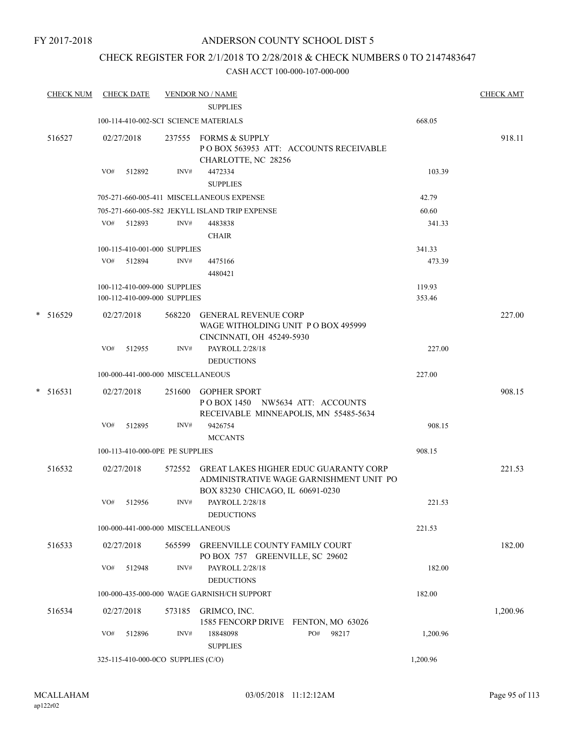FY 2017-2018

# ANDERSON COUNTY SCHOOL DIST 5

## CHECK REGISTER FOR 2/1/2018 TO 2/28/2018 & CHECK NUMBERS 0 TO 2147483647

### CASH ACCT 100-000-107-000-000

| CHECK NUM | CHECK DATE | VENDOR NO / NAME | | CHECK AMT |
|---|---|---|---|---|
| | | SUPPLIES | | |
| | 100-114-410-002-SCI SCIENCE MATERIALS | | 668.05 | |
| 516527 | 02/27/2018 | 237555 FORMS & SUPPLY<br>P O BOX 563953 ATT: ACCOUNTS RECEIVABLE<br>CHARLOTTE, NC 28256 | | 918.11 |
| | VO# 512892 | INV# 4472334<br>SUPPLIES | 103.39 | |
| | 705-271-660-005-411 MISCELLANEOUS EXPENSE | | 42.79 | |
| | 705-271-660-005-582 JEKYLL ISLAND TRIP EXPENSE | | 60.60 | |
| | VO# 512893 | INV# 4483838<br>CHAIR | 341.33 | |
| | 100-115-410-001-000 SUPPLIES | | 341.33 | |
| | VO# 512894 | INV# 4475166<br>4480421 | 473.39 | |
| | 100-112-410-009-000 SUPPLIES | | 119.93 | |
| | 100-112-410-009-000 SUPPLIES | | 353.46 | |
| * 516529 | 02/27/2018 | 568220 GENERAL REVENUE CORP<br>WAGE WITHOLDING UNIT P O BOX 495999<br>CINCINNATI, OH 45249-5930 | | 227.00 |
| | VO# 512955 | INV# PAYROLL 2/28/18<br>DEDUCTIONS | 227.00 | |
| | 100-000-441-000-000 MISCELLANEOUS | | 227.00 | |
| * 516531 | 02/27/2018 | 251600 GOPHER SPORT<br>P O BOX 1450 NW5634 ATT: ACCOUNTS<br>RECEIVABLE MINNEAPOLIS, MN 55485-5634 | | 908.15 |
| | VO# 512895 | INV# 9426754<br>MCCANTS | 908.15 | |
| | 100-113-410-000-0PE PE SUPPLIES | | 908.15 | |
| 516532 | 02/27/2018 | 572552 GREAT LAKES HIGHER EDUC GUARANTY CORP<br>ADMINISTRATIVE WAGE GARNISHMENT UNIT PO<br>BOX 83230 CHICAGO, IL 60691-0230 | | 221.53 |
| | VO# 512956 | INV# PAYROLL 2/28/18<br>DEDUCTIONS | 221.53 | |
| | 100-000-441-000-000 MISCELLANEOUS | | 221.53 | |
| 516533 | 02/27/2018 | 565599 GREENVILLE COUNTY FAMILY COURT<br>PO BOX 757 GREENVILLE, SC 29602 | | 182.00 |
| | VO# 512948 | INV# PAYROLL 2/28/18<br>DEDUCTIONS | 182.00 | |
| | 100-000-435-000-000 WAGE GARNISH/CH SUPPORT | | 182.00 | |
| 516534 | 02/27/2018 | 573185 GRIMCO, INC.<br>1585 FENCORP DRIVE FENTON, MO 63026 | | 1,200.96 |
| | VO# 512896 | INV# 18848098 PO# 98217<br>SUPPLIES | 1,200.96 | |
| | 325-115-410-000-0CO SUPPLIES (C/O) | | 1,200.96 | |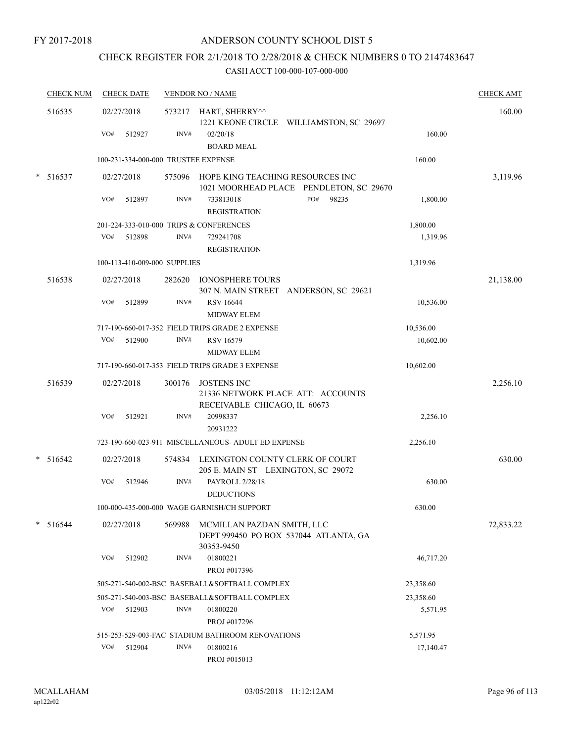FY 2017-2018

# ANDERSON COUNTY SCHOOL DIST 5

## CHECK REGISTER FOR 2/1/2018 TO 2/28/2018 & CHECK NUMBERS 0 TO 2147483647

### CASH ACCT 100-000-107-000-000

| CHECK NUM | CHECK DATE | VENDOR NO / NAME | | CHECK AMT |
|---|---|---|---|---|
| 516535 | 02/27/2018 | 573217 HART, SHERRY^^ 1221 KEONE CIRCLE WILLIAMSTON, SC 29697 | | 160.00 |
| | VO# 512927 | INV# 02/20/18 BOARD MEAL | 160.00 | |
| | 100-231-334-000-000 TRUSTEE EXPENSE | | 160.00 | |
| * 516537 | 02/27/2018 | 575096 HOPE KING TEACHING RESOURCES INC 1021 MOORHEAD PLACE PENDLETON, SC 29670 | | 3,119.96 |
| | VO# 512897 | INV# 733813018 PO# 98235 REGISTRATION | 1,800.00 | |
| | 201-224-333-010-000 TRIPS & CONFERENCES | | 1,800.00 | |
| | VO# 512898 | INV# 729241708 REGISTRATION | 1,319.96 | |
| | 100-113-410-009-000 SUPPLIES | | 1,319.96 | |
| 516538 | 02/27/2018 | 282620 IONOSPHERE TOURS 307 N. MAIN STREET ANDERSON, SC 29621 | | 21,138.00 |
| | VO# 512899 | INV# RSV 16644 MIDWAY ELEM | 10,536.00 | |
| | 717-190-660-017-352 FIELD TRIPS GRADE 2 EXPENSE | | 10,536.00 | |
| | VO# 512900 | INV# RSV 16579 MIDWAY ELEM | 10,602.00 | |
| | 717-190-660-017-353 FIELD TRIPS GRADE 3 EXPENSE | | 10,602.00 | |
| 516539 | 02/27/2018 | 300176 JOSTENS INC 21336 NETWORK PLACE ATT: ACCOUNTS RECEIVABLE CHICAGO, IL 60673 | | 2,256.10 |
| | VO# 512921 | INV# 20998337 20931222 | 2,256.10 | |
| | 723-190-660-023-911 MISCELLANEOUS- ADULT ED EXPENSE | | 2,256.10 | |
| * 516542 | 02/27/2018 | 574834 LEXINGTON COUNTY CLERK OF COURT 205 E. MAIN ST LEXINGTON, SC 29072 | | 630.00 |
| | VO# 512946 | INV# PAYROLL 2/28/18 DEDUCTIONS | 630.00 | |
| | 100-000-435-000-000 WAGE GARNISH/CH SUPPORT | | 630.00 | |
| * 516544 | 02/27/2018 | 569988 MCMILLAN PAZDAN SMITH, LLC DEPT 999450 PO BOX 537044 ATLANTA, GA 30353-9450 | | 72,833.22 |
| | VO# 512902 | INV# 01800221 PROJ #017396 | 46,717.20 | |
| | 505-271-540-002-BSC BASEBALL&SOFTBALL COMPLEX | | 23,358.60 | |
| | 505-271-540-003-BSC BASEBALL&SOFTBALL COMPLEX | | 23,358.60 | |
| | VO# 512903 | INV# 01800220 PROJ #017296 | 5,571.95 | |
| | 515-253-529-003-FAC STADIUM BATHROOM RENOVATIONS | | 5,571.95 | |
| | VO# 512904 | INV# 01800216 PROJ #015013 | 17,140.47 | |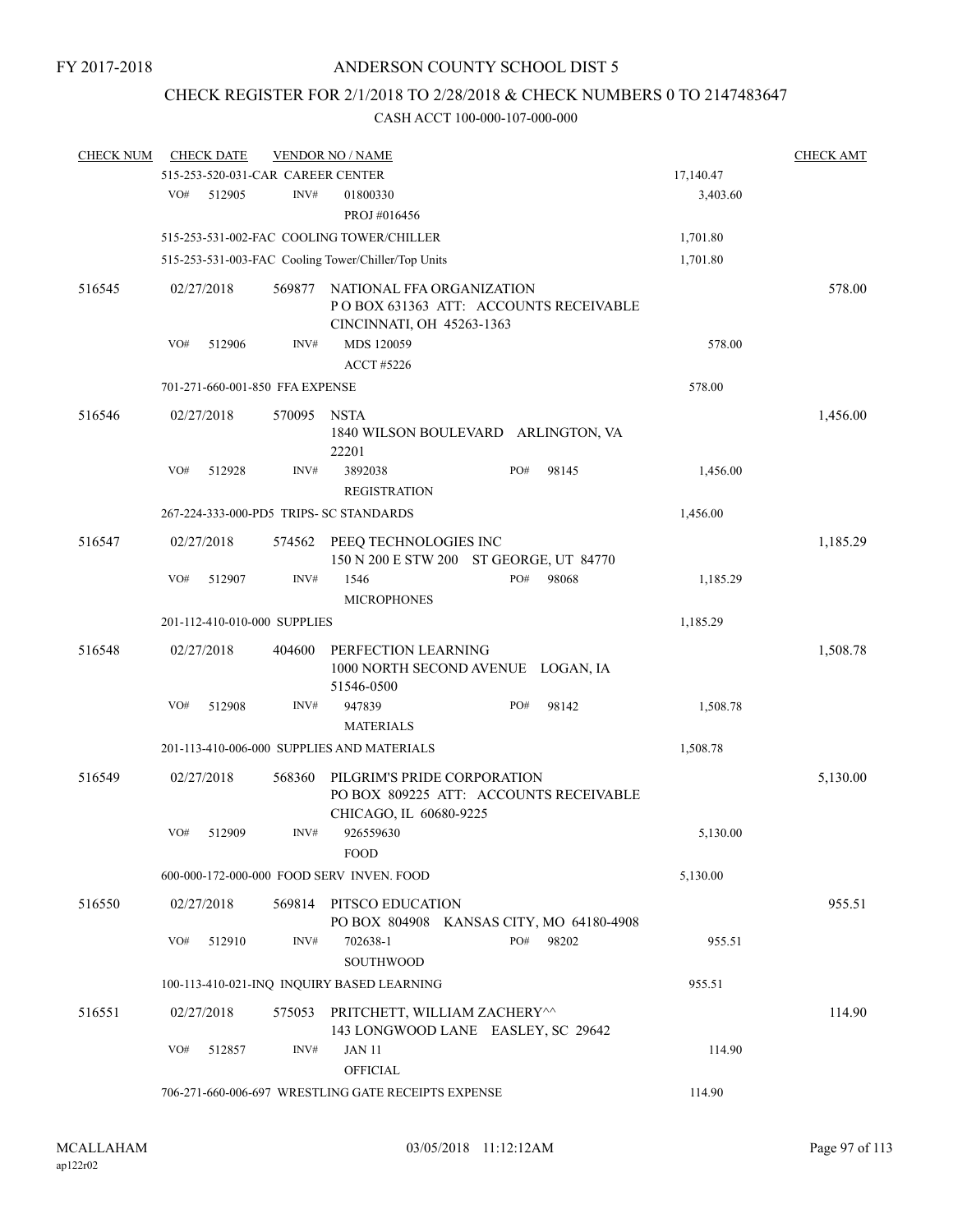FY 2017-2018

# ANDERSON COUNTY SCHOOL DIST 5

## CHECK REGISTER FOR 2/1/2018 TO 2/28/2018 & CHECK NUMBERS 0 TO 2147483647

### CASH ACCT 100-000-107-000-000

| CHECK NUM | CHECK DATE | VENDOR NO / NAME | | CHECK AMT |
|---|---|---|---|---|
| | 515-253-520-031-CAR CAREER CENTER | | 17,140.47 | |
| | VO# 512905 INV# 01800330 PROJ #016456 | | 3,403.60 | |
| | 515-253-531-002-FAC COOLING TOWER/CHILLER | | 1,701.80 | |
| | 515-253-531-003-FAC Cooling Tower/Chiller/Top Units | | 1,701.80 | |
| 516545 | 02/27/2018 | 569877 NATIONAL FFA ORGANIZATION P O BOX 631363 ATT: ACCOUNTS RECEIVABLE CINCINNATI, OH 45263-1363 | | 578.00 |
| | VO# 512906 INV# MDS 120059 ACCT #5226 | | 578.00 | |
| | 701-271-660-001-850 FFA EXPENSE | | 578.00 | |
| 516546 | 02/27/2018 | 570095 NSTA 1840 WILSON BOULEVARD ARLINGTON, VA 22201 | | 1,456.00 |
| | VO# 512928 INV# 3892038 PO# 98145 REGISTRATION | | 1,456.00 | |
| | 267-224-333-000-PD5 TRIPS- SC STANDARDS | | 1,456.00 | |
| 516547 | 02/27/2018 | 574562 PEEQ TECHNOLOGIES INC 150 N 200 E STW 200 ST GEORGE, UT 84770 | | 1,185.29 |
| | VO# 512907 INV# 1546 PO# 98068 MICROPHONES | | 1,185.29 | |
| | 201-112-410-010-000 SUPPLIES | | 1,185.29 | |
| 516548 | 02/27/2018 | 404600 PERFECTION LEARNING 1000 NORTH SECOND AVENUE LOGAN, IA 51546-0500 | | 1,508.78 |
| | VO# 512908 INV# 947839 PO# 98142 MATERIALS | | 1,508.78 | |
| | 201-113-410-006-000 SUPPLIES AND MATERIALS | | 1,508.78 | |
| 516549 | 02/27/2018 | 568360 PILGRIM'S PRIDE CORPORATION PO BOX 809225 ATT: ACCOUNTS RECEIVABLE CHICAGO, IL 60680-9225 | | 5,130.00 |
| | VO# 512909 INV# 926559630 FOOD | | 5,130.00 | |
| | 600-000-172-000-000 FOOD SERV INVEN. FOOD | | 5,130.00 | |
| 516550 | 02/27/2018 | 569814 PITSCO EDUCATION PO BOX 804908 KANSAS CITY, MO 64180-4908 | | 955.51 |
| | VO# 512910 INV# 702638-1 PO# 98202 SOUTHWOOD | | 955.51 | |
| | 100-113-410-021-INQ INQUIRY BASED LEARNING | | 955.51 | |
| 516551 | 02/27/2018 | 575053 PRITCHETT, WILLIAM ZACHERY^^ 143 LONGWOOD LANE EASLEY, SC 29642 | | 114.90 |
| | VO# 512857 INV# JAN 11 OFFICIAL | | 114.90 | |
| | 706-271-660-006-697 WRESTLING GATE RECEIPTS EXPENSE | | 114.90 | |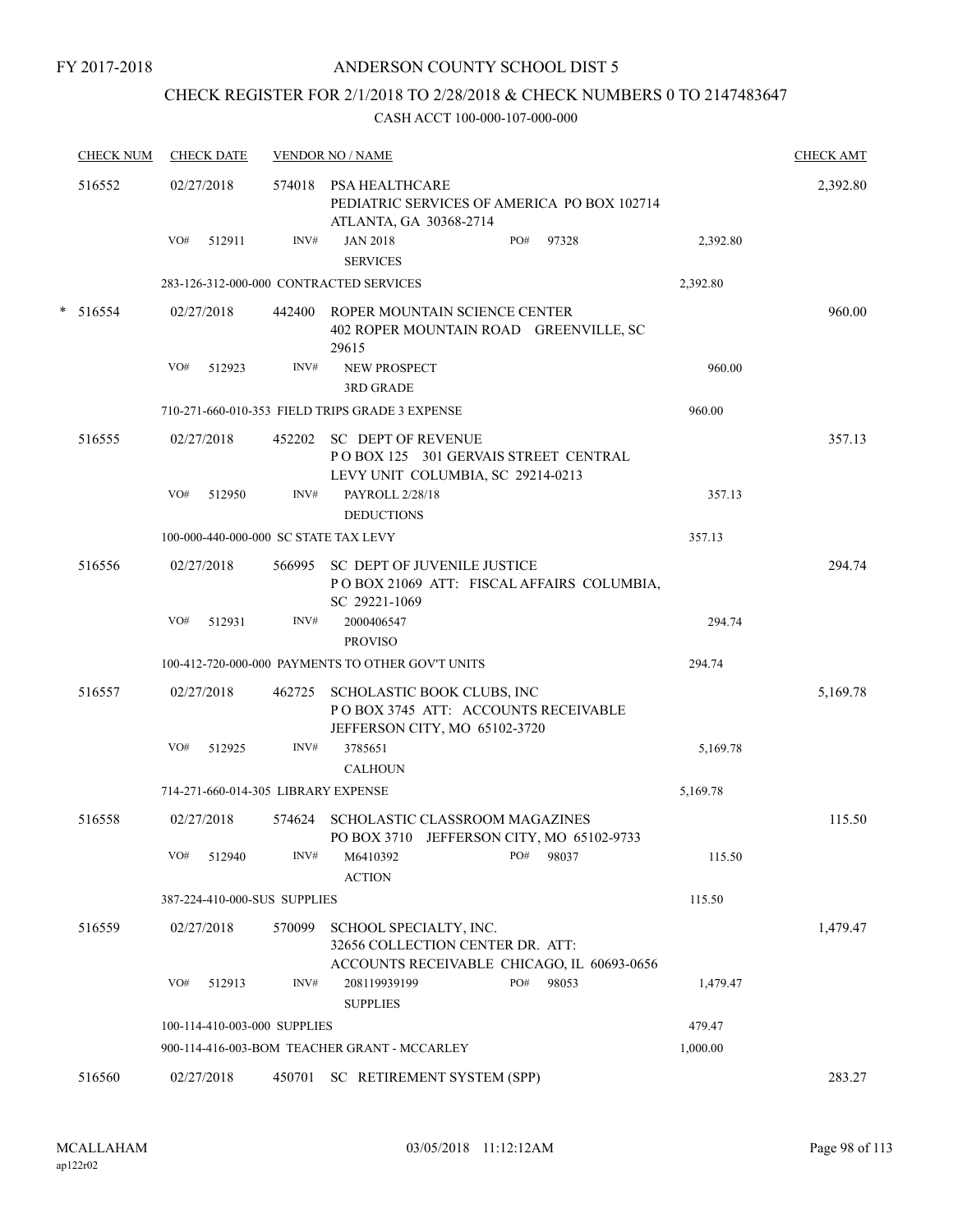FY 2017-2018

# ANDERSON COUNTY SCHOOL DIST 5

## CHECK REGISTER FOR 2/1/2018 TO 2/28/2018 & CHECK NUMBERS 0 TO 2147483647

CASH ACCT 100-000-107-000-000

| CHECK NUM | CHECK DATE | VENDOR NO / NAME | | CHECK AMT |
|---|---|---|---|---|
| 516552 | 02/27/2018 | 574018 PSA HEALTHCARE<br>PEDIATRIC SERVICES OF AMERICA PO BOX 102714<br>ATLANTA, GA 30368-2714 | | 2,392.80 |
| | VO# 512911 | INV# JAN 2018 SERVICES PO# 97328 | 2,392.80 | |
| | | 283-126-312-000-000 CONTRACTED SERVICES | 2,392.80 | |
| * 516554 | 02/27/2018 | 442400 ROPER MOUNTAIN SCIENCE CENTER<br>402 ROPER MOUNTAIN ROAD GREENVILLE, SC 29615 | | 960.00 |
| | VO# 512923 | INV# NEW PROSPECT 3RD GRADE | 960.00 | |
| | | 710-271-660-010-353 FIELD TRIPS GRADE 3 EXPENSE | 960.00 | |
| 516555 | 02/27/2018 | 452202 SC DEPT OF REVENUE<br>P O BOX 125 301 GERVAIS STREET CENTRAL LEVY UNIT COLUMBIA, SC 29214-0213 | | 357.13 |
| | VO# 512950 | INV# PAYROLL 2/28/18 DEDUCTIONS | 357.13 | |
| | | 100-000-440-000-000 SC STATE TAX LEVY | 357.13 | |
| 516556 | 02/27/2018 | 566995 SC DEPT OF JUVENILE JUSTICE<br>P O BOX 21069 ATT: FISCAL AFFAIRS COLUMBIA, SC 29221-1069 | | 294.74 |
| | VO# 512931 | INV# 2000406547 PROVISO | 294.74 | |
| | | 100-412-720-000-000 PAYMENTS TO OTHER GOV'T UNITS | 294.74 | |
| 516557 | 02/27/2018 | 462725 SCHOLASTIC BOOK CLUBS, INC<br>P O BOX 3745 ATT: ACCOUNTS RECEIVABLE<br>JEFFERSON CITY, MO 65102-3720 | | 5,169.78 |
| | VO# 512925 | INV# 3785651 CALHOUN | 5,169.78 | |
| | | 714-271-660-014-305 LIBRARY EXPENSE | 5,169.78 | |
| 516558 | 02/27/2018 | 574624 SCHOLASTIC CLASSROOM MAGAZINES<br>PO BOX 3710 JEFFERSON CITY, MO 65102-9733 | | 115.50 |
| | VO# 512940 | INV# M6410392 ACTION PO# 98037 | 115.50 | |
| | | 387-224-410-000-SUS SUPPLIES | 115.50 | |
| 516559 | 02/27/2018 | 570099 SCHOOL SPECIALTY, INC.<br>32656 COLLECTION CENTER DR. ATT:<br>ACCOUNTS RECEIVABLE CHICAGO, IL 60693-0656 | | 1,479.47 |
| | VO# 512913 | INV# 208119939199 SUPPLIES PO# 98053 | 1,479.47 | |
| | | 100-114-410-003-000 SUPPLIES | 479.47 | |
| | | 900-114-416-003-BOM TEACHER GRANT - MCCARLEY | 1,000.00 | |
| 516560 | 02/27/2018 | 450701 SC RETIREMENT SYSTEM (SPP) | | 283.27 |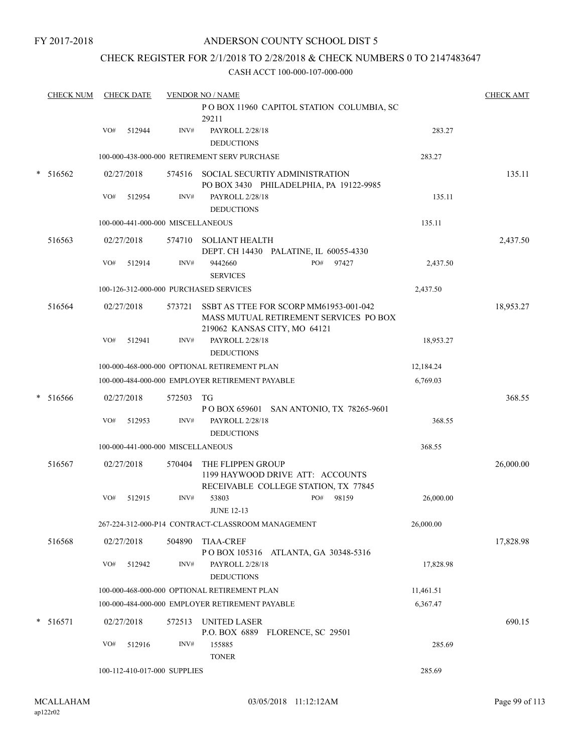FY 2017-2018

# ANDERSON COUNTY SCHOOL DIST 5

## CHECK REGISTER FOR 2/1/2018 TO 2/28/2018 & CHECK NUMBERS 0 TO 2147483647

CASH ACCT 100-000-107-000-000

| CHECK NUM | CHECK DATE | VENDOR NO / NAME | | CHECK AMT |
|---|---|---|---|---|
| | | P O BOX 11960 CAPITOL STATION COLUMBIA, SC 29211 | | |
| | VO# 512944 | INV# PAYROLL 2/28/18 DEDUCTIONS | 283.27 | |
| | | 100-000-438-000-000 RETIREMENT SERV PURCHASE | 283.27 | |
| * 516562 | 02/27/2018 | 574516 SOCIAL SECURTIY ADMINISTRATION PO BOX 3430 PHILADELPHIA, PA 19122-9985 | | 135.11 |
| | VO# 512954 | INV# PAYROLL 2/28/18 DEDUCTIONS | 135.11 | |
| | | 100-000-441-000-000 MISCELLANEOUS | 135.11 | |
| 516563 | 02/27/2018 | 574710 SOLIANT HEALTH DEPT. CH 14430 PALATINE, IL 60055-4330 | | 2,437.50 |
| | VO# 512914 | INV# 9442660 PO# 97427 SERVICES | 2,437.50 | |
| | | 100-126-312-000-000 PURCHASED SERVICES | 2,437.50 | |
| 516564 | 02/27/2018 | 573721 SSBT AS TTEE FOR SCORP MM61953-001-042 MASS MUTUAL RETIREMENT SERVICES PO BOX 219062 KANSAS CITY, MO 64121 | | 18,953.27 |
| | VO# 512941 | INV# PAYROLL 2/28/18 DEDUCTIONS | 18,953.27 | |
| | | 100-000-468-000-000 OPTIONAL RETIREMENT PLAN | 12,184.24 | |
| | | 100-000-484-000-000 EMPLOYER RETIREMENT PAYABLE | 6,769.03 | |
| * 516566 | 02/27/2018 | 572503 TG P O BOX 659601 SAN ANTONIO, TX 78265-9601 | | 368.55 |
| | VO# 512953 | INV# PAYROLL 2/28/18 DEDUCTIONS | 368.55 | |
| | | 100-000-441-000-000 MISCELLANEOUS | 368.55 | |
| 516567 | 02/27/2018 | 570404 THE FLIPPEN GROUP 1199 HAYWOOD DRIVE ATT: ACCOUNTS RECEIVABLE COLLEGE STATION, TX 77845 | | 26,000.00 |
| | VO# 512915 | INV# 53803 PO# 98159 JUNE 12-13 | 26,000.00 | |
| | | 267-224-312-000-P14 CONTRACT-CLASSROOM MANAGEMENT | 26,000.00 | |
| 516568 | 02/27/2018 | 504890 TIAA-CREF P O BOX 105316 ATLANTA, GA 30348-5316 | | 17,828.98 |
| | VO# 512942 | INV# PAYROLL 2/28/18 DEDUCTIONS | 17,828.98 | |
| | | 100-000-468-000-000 OPTIONAL RETIREMENT PLAN | 11,461.51 | |
| | | 100-000-484-000-000 EMPLOYER RETIREMENT PAYABLE | 6,367.47 | |
| * 516571 | 02/27/2018 | 572513 UNITED LASER P.O. BOX 6889 FLORENCE, SC 29501 | | 690.15 |
| | VO# 512916 | INV# 155885 TONER | 285.69 | |
| | | 100-112-410-017-000 SUPPLIES | 285.69 | |

MCALLAHAM
ap122r02

03/05/2018 11:12:12AM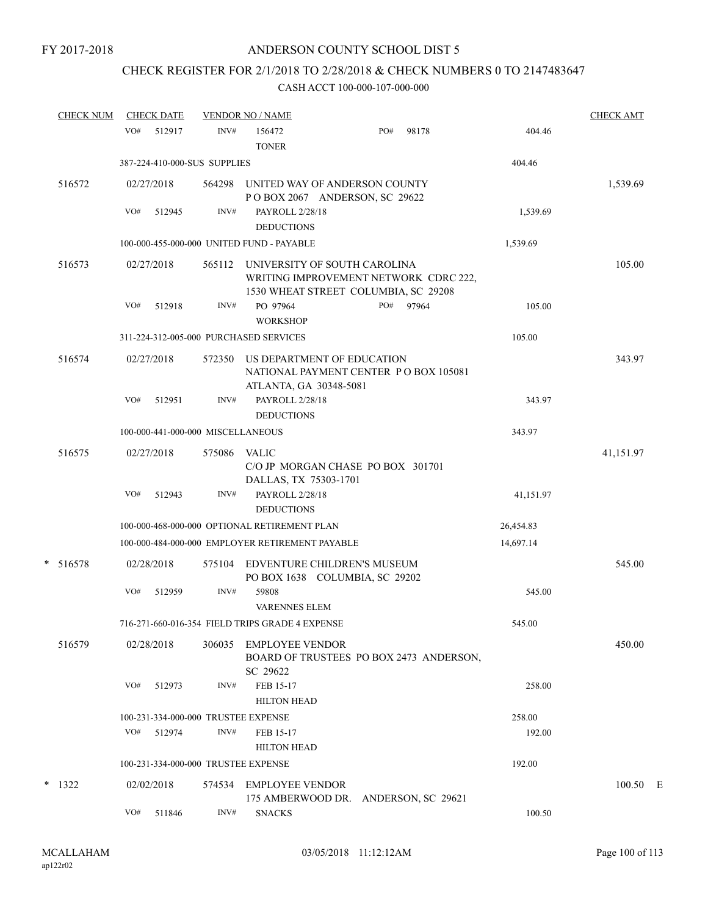FY 2017-2018

# ANDERSON COUNTY SCHOOL DIST 5

## CHECK REGISTER FOR 2/1/2018 TO 2/28/2018 & CHECK NUMBERS 0 TO 2147483647

CASH ACCT 100-000-107-000-000

| CHECK NUM | CHECK DATE | VENDOR NO / NAME | | | CHECK AMT |
|---|---|---|---|---|---|
| | VO# 512917 | INV# 156472 TONER | PO# 98178 | 404.46 | |
| | 387-224-410-000-SUS SUPPLIES | | | 404.46 | |
| 516572 | 02/27/2018 | 564298 UNITED WAY OF ANDERSON COUNTY P O BOX 2067 ANDERSON, SC 29622 | | | 1,539.69 |
| | VO# 512945 | INV# PAYROLL 2/28/18 DEDUCTIONS | | 1,539.69 | |
| | 100-000-455-000-000 UNITED FUND - PAYABLE | | | 1,539.69 | |
| 516573 | 02/27/2018 | 565112 UNIVERSITY OF SOUTH CAROLINA WRITING IMPROVEMENT NETWORK CDRC 222, 1530 WHEAT STREET COLUMBIA, SC 29208 | | | 105.00 |
| | VO# 512918 | INV# PO 97964 WORKSHOP | PO# 97964 | 105.00 | |
| | 311-224-312-005-000 PURCHASED SERVICES | | | 105.00 | |
| 516574 | 02/27/2018 | 572350 US DEPARTMENT OF EDUCATION NATIONAL PAYMENT CENTER P O BOX 105081 ATLANTA, GA 30348-5081 | | | 343.97 |
| | VO# 512951 | INV# PAYROLL 2/28/18 DEDUCTIONS | | 343.97 | |
| | 100-000-441-000-000 MISCELLANEOUS | | | 343.97 | |
| 516575 | 02/27/2018 | 575086 VALIC C/O JP MORGAN CHASE PO BOX 301701 DALLAS, TX 75303-1701 | | | 41,151.97 |
| | VO# 512943 | INV# PAYROLL 2/28/18 DEDUCTIONS | | 41,151.97 | |
| | 100-000-468-000-000 OPTIONAL RETIREMENT PLAN | | | 26,454.83 | |
| | 100-000-484-000-000 EMPLOYER RETIREMENT PAYABLE | | | 14,697.14 | |
| * 516578 | 02/28/2018 | 575104 EDVENTURE CHILDREN'S MUSEUM PO BOX 1638 COLUMBIA, SC 29202 | | | 545.00 |
| | VO# 512959 | INV# 59808 VARENNES ELEM | | 545.00 | |
| | 716-271-660-016-354 FIELD TRIPS GRADE 4 EXPENSE | | | 545.00 | |
| 516579 | 02/28/2018 | 306035 EMPLOYEE VENDOR BOARD OF TRUSTEES PO BOX 2473 ANDERSON, SC 29622 | | | 450.00 |
| | VO# 512973 | INV# FEB 15-17 HILTON HEAD | | 258.00 | |
| | 100-231-334-000-000 TRUSTEE EXPENSE | | | 258.00 | |
| | VO# 512974 | INV# FEB 15-17 HILTON HEAD | | 192.00 | |
| | 100-231-334-000-000 TRUSTEE EXPENSE | | | 192.00 | |
| * 1322 | 02/02/2018 | 574534 EMPLOYEE VENDOR 175 AMBERWOOD DR. ANDERSON, SC 29621 | | | 100.50 E |
| | VO# 511846 | INV# SNACKS | | 100.50 | |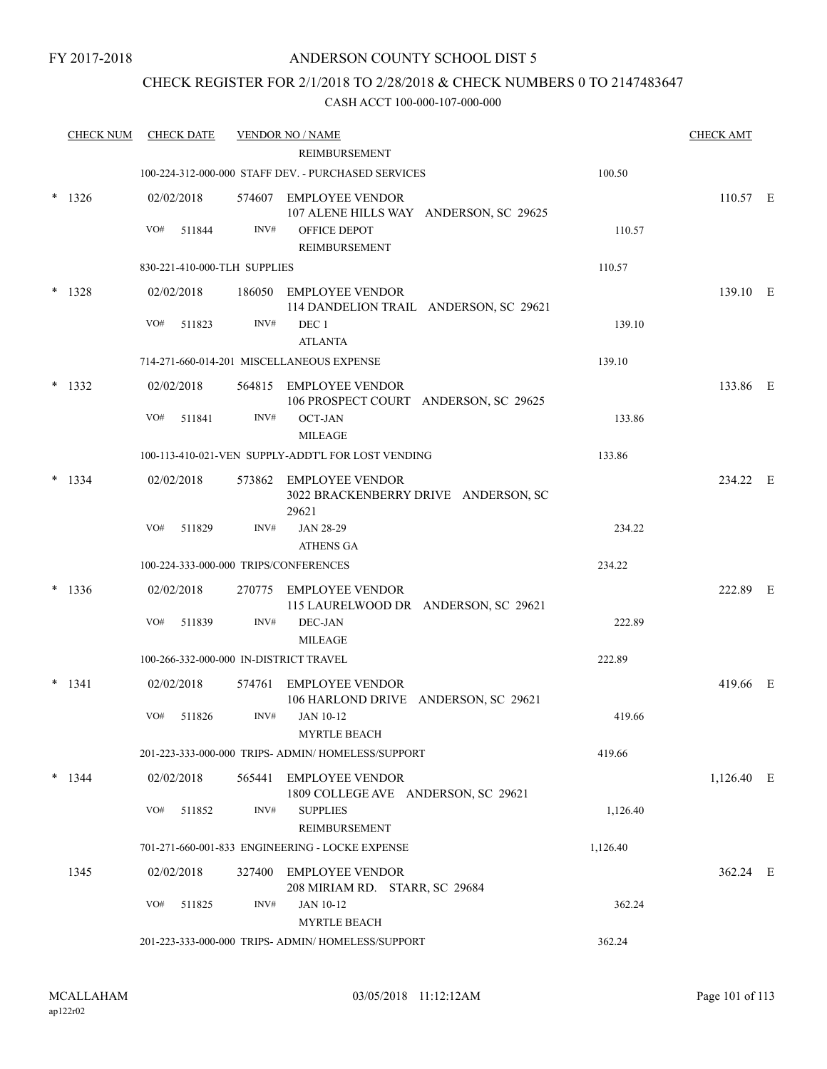FY 2017-2018

# ANDERSON COUNTY SCHOOL DIST 5

## CHECK REGISTER FOR 2/1/2018 TO 2/28/2018 & CHECK NUMBERS 0 TO 2147483647

### CASH ACCT 100-000-107-000-000

| CHECK NUM | CHECK DATE | VENDOR NO / NAME | | CHECK AMT | |
|---|---|---|---|---|---|
| | | REIMBURSEMENT | | | |
| | | 100-224-312-000-000 STAFF DEV. - PURCHASED SERVICES | 100.50 | | |
| * 1326 | 02/02/2018 | 574607 EMPLOYEE VENDOR<br>107 ALENE HILLS WAY ANDERSON, SC 29625 | | 110.57 | E |
| | VO# 511844 | INV# OFFICE DEPOT<br>REIMBURSEMENT | 110.57 | | |
| | | 830-221-410-000-TLH SUPPLIES | 110.57 | | |
| * 1328 | 02/02/2018 | 186050 EMPLOYEE VENDOR<br>114 DANDELION TRAIL ANDERSON, SC 29621 | | 139.10 | E |
| | VO# 511823 | INV# DEC 1<br>ATLANTA | 139.10 | | |
| | | 714-271-660-014-201 MISCELLANEOUS EXPENSE | 139.10 | | |
| * 1332 | 02/02/2018 | 564815 EMPLOYEE VENDOR<br>106 PROSPECT COURT ANDERSON, SC 29625 | | 133.86 | E |
| | VO# 511841 | INV# OCT-JAN<br>MILEAGE | 133.86 | | |
| | | 100-113-410-021-VEN SUPPLY-ADDT'L FOR LOST VENDING | 133.86 | | |
| * 1334 | 02/02/2018 | 573862 EMPLOYEE VENDOR<br>3022 BRACKENBERRY DRIVE ANDERSON, SC 29621 | | 234.22 | E |
| | VO# 511829 | INV# JAN 28-29<br>ATHENS GA | 234.22 | | |
| | | 100-224-333-000-000 TRIPS/CONFERENCES | 234.22 | | |
| * 1336 | 02/02/2018 | 270775 EMPLOYEE VENDOR<br>115 LAURELWOOD DR ANDERSON, SC 29621 | | 222.89 | E |
| | VO# 511839 | INV# DEC-JAN<br>MILEAGE | 222.89 | | |
| | | 100-266-332-000-000 IN-DISTRICT TRAVEL | 222.89 | | |
| * 1341 | 02/02/2018 | 574761 EMPLOYEE VENDOR<br>106 HARLOND DRIVE ANDERSON, SC 29621 | | 419.66 | E |
| | VO# 511826 | INV# JAN 10-12<br>MYRTLE BEACH | 419.66 | | |
| | | 201-223-333-000-000 TRIPS- ADMIN/ HOMELESS/SUPPORT | 419.66 | | |
| * 1344 | 02/02/2018 | 565441 EMPLOYEE VENDOR<br>1809 COLLEGE AVE ANDERSON, SC 29621 | | 1,126.40 | E |
| | VO# 511852 | INV# SUPPLIES<br>REIMBURSEMENT | 1,126.40 | | |
| | | 701-271-660-001-833 ENGINEERING - LOCKE EXPENSE | 1,126.40 | | |
| 1345 | 02/02/2018 | 327400 EMPLOYEE VENDOR<br>208 MIRIAM RD. STARR, SC 29684 | | 362.24 | E |
| | VO# 511825 | INV# JAN 10-12<br>MYRTLE BEACH | 362.24 | | |
| | | 201-223-333-000-000 TRIPS- ADMIN/ HOMELESS/SUPPORT | 362.24 | | |

MCALLAHAM
ap122r02

03/05/2018 11:12:12AM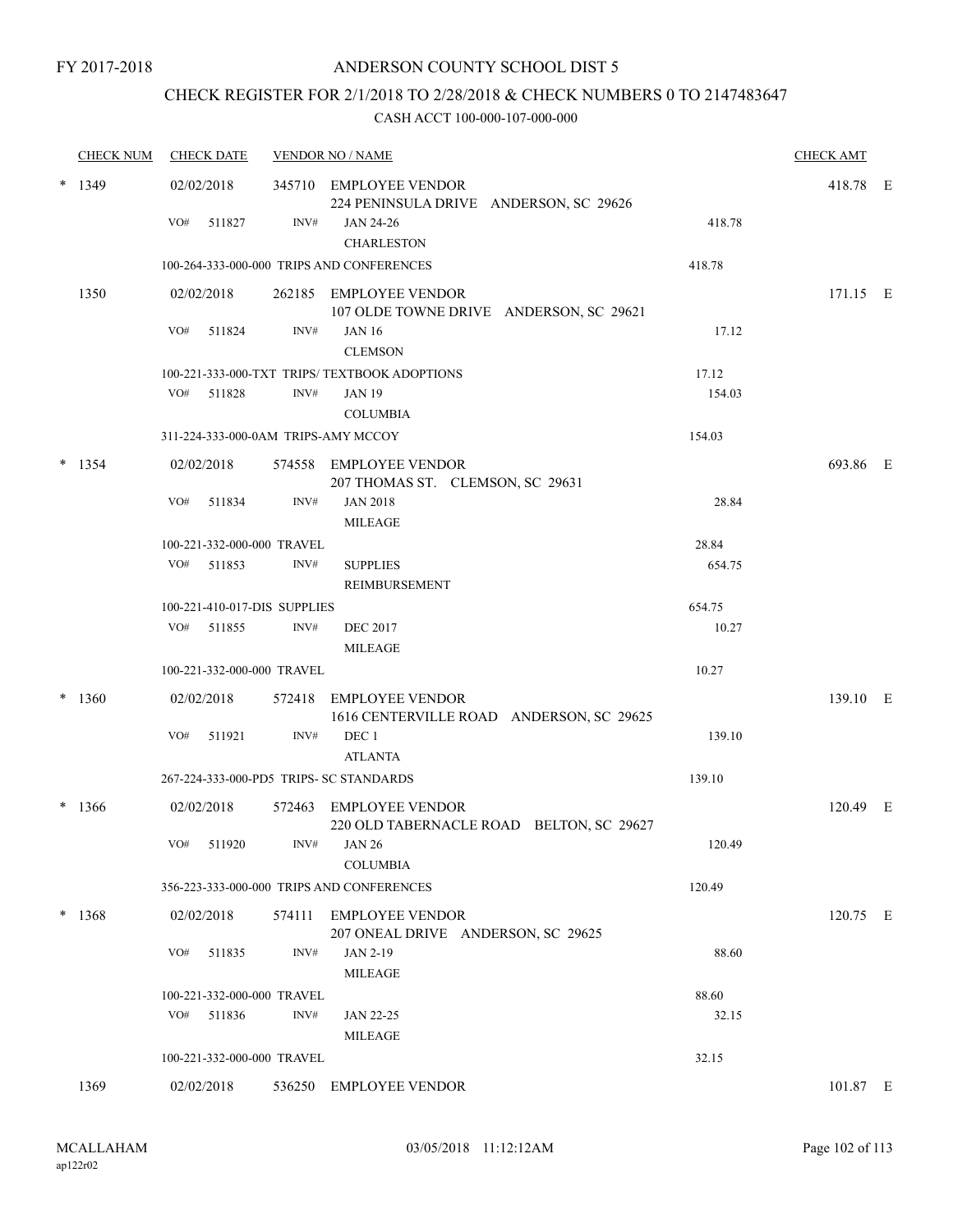FY 2017-2018

# ANDERSON COUNTY SCHOOL DIST 5

## CHECK REGISTER FOR 2/1/2018 TO 2/28/2018 & CHECK NUMBERS 0 TO 2147483647

### CASH ACCT 100-000-107-000-000

| CHECK NUM | CHECK DATE | VENDOR NO / NAME | | CHECK AMT | |
|---|---|---|---|---|---|
| * 1349 | 02/02/2018 | 345710 EMPLOYEE VENDOR<br>224 PENINSULA DRIVE ANDERSON, SC 29626 | | 418.78 | E |
| | VO# 511827 | INV# JAN 24-26<br>CHARLESTON | 418.78 | | |
| | 100-264-333-000-000 TRIPS AND CONFERENCES | | 418.78 | | |
| 1350 | 02/02/2018 | 262185 EMPLOYEE VENDOR<br>107 OLDE TOWNE DRIVE ANDERSON, SC 29621 | | 171.15 | E |
| | VO# 511824 | INV# JAN 16<br>CLEMSON | 17.12 | | |
| | 100-221-333-000-TXT TRIPS/ TEXTBOOK ADOPTIONS | | 17.12 | | |
| | VO# 511828 | INV# JAN 19<br>COLUMBIA | 154.03 | | |
| | 311-224-333-000-0AM TRIPS-AMY MCCOY | | 154.03 | | |
| * 1354 | 02/02/2018 | 574558 EMPLOYEE VENDOR<br>207 THOMAS ST. CLEMSON, SC 29631 | | 693.86 | E |
| | VO# 511834 | INV# JAN 2018<br>MILEAGE | 28.84 | | |
| | 100-221-332-000-000 TRAVEL | | 28.84 | | |
| | VO# 511853 | INV# SUPPLIES<br>REIMBURSEMENT | 654.75 | | |
| | 100-221-410-017-DIS SUPPLIES | | 654.75 | | |
| | VO# 511855 | INV# DEC 2017<br>MILEAGE | 10.27 | | |
| | 100-221-332-000-000 TRAVEL | | 10.27 | | |
| * 1360 | 02/02/2018 | 572418 EMPLOYEE VENDOR<br>1616 CENTERVILLE ROAD ANDERSON, SC 29625 | | 139.10 | E |
| | VO# 511921 | INV# DEC 1<br>ATLANTA | 139.10 | | |
| | 267-224-333-000-PD5 TRIPS- SC STANDARDS | | 139.10 | | |
| * 1366 | 02/02/2018 | 572463 EMPLOYEE VENDOR<br>220 OLD TABERNACLE ROAD BELTON, SC 29627 | | 120.49 | E |
| | VO# 511920 | INV# JAN 26<br>COLUMBIA | 120.49 | | |
| | 356-223-333-000-000 TRIPS AND CONFERENCES | | 120.49 | | |
| * 1368 | 02/02/2018 | 574111 EMPLOYEE VENDOR<br>207 ONEAL DRIVE ANDERSON, SC 29625 | | 120.75 | E |
| | VO# 511835 | INV# JAN 2-19<br>MILEAGE | 88.60 | | |
| | 100-221-332-000-000 TRAVEL | | 88.60 | | |
| | VO# 511836 | INV# JAN 22-25<br>MILEAGE | 32.15 | | |
| | 100-221-332-000-000 TRAVEL | | 32.15 | | |
| 1369 | 02/02/2018 | 536250 EMPLOYEE VENDOR | | 101.87 | E |

MCALLAHAM
ap122r02

03/05/2018 11:12:12AM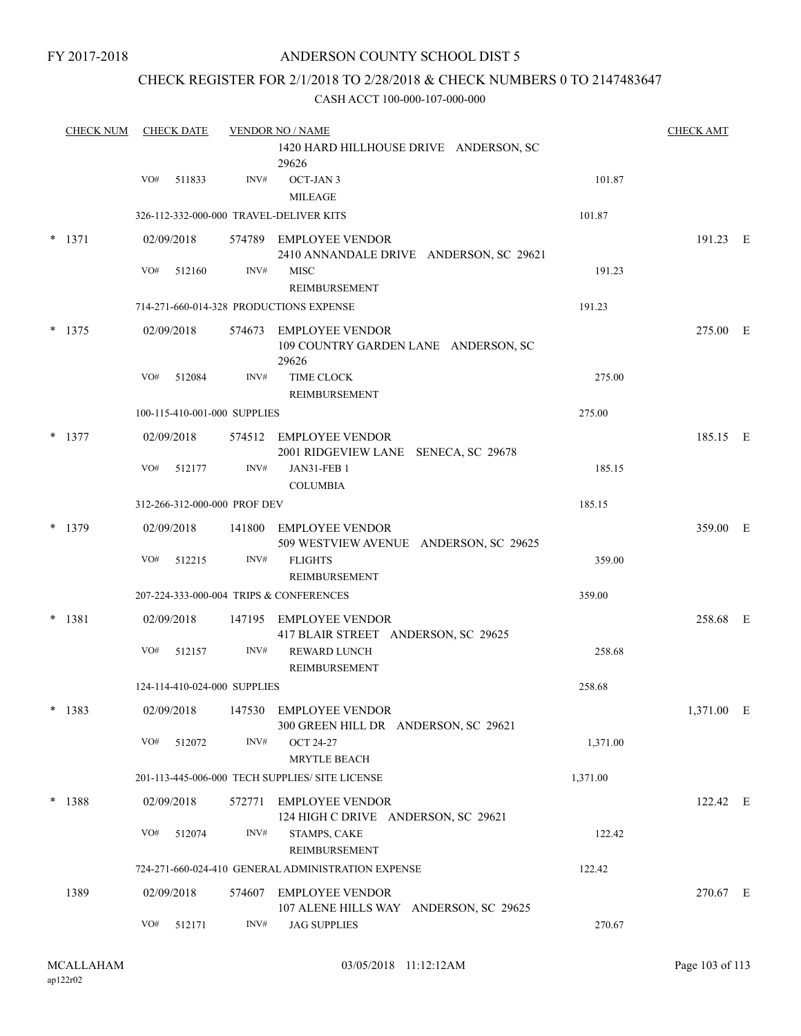FY 2017-2018

# ANDERSON COUNTY SCHOOL DIST 5

## CHECK REGISTER FOR 2/1/2018 TO 2/28/2018 & CHECK NUMBERS 0 TO 2147483647

CASH ACCT 100-000-107-000-000

| CHECK NUM | CHECK DATE | VENDOR NO / NAME | | CHECK AMT |
|---|---|---|---|---|
| | | 1420 HARD HILLHOUSE DRIVE ANDERSON, SC 29626 | | |
| | VO# 511833 | INV# OCT-JAN 3 MILEAGE | 101.87 | |
| | 326-112-332-000-000 TRAVEL-DELIVER KITS | | 101.87 | |
| * 1371 | 02/09/2018 | 574789 EMPLOYEE VENDOR 2410 ANNANDALE DRIVE ANDERSON, SC 29621 | | 191.23 E |
| | VO# 512160 | INV# MISC REIMBURSEMENT | 191.23 | |
| | 714-271-660-014-328 PRODUCTIONS EXPENSE | | 191.23 | |
| * 1375 | 02/09/2018 | 574673 EMPLOYEE VENDOR 109 COUNTRY GARDEN LANE ANDERSON, SC 29626 | | 275.00 E |
| | VO# 512084 | INV# TIME CLOCK REIMBURSEMENT | 275.00 | |
| | 100-115-410-001-000 SUPPLIES | | 275.00 | |
| * 1377 | 02/09/2018 | 574512 EMPLOYEE VENDOR 2001 RIDGEVIEW LANE SENECA, SC 29678 | | 185.15 E |
| | VO# 512177 | INV# JAN31-FEB 1 COLUMBIA | 185.15 | |
| | 312-266-312-000-000 PROF DEV | | 185.15 | |
| * 1379 | 02/09/2018 | 141800 EMPLOYEE VENDOR 509 WESTVIEW AVENUE ANDERSON, SC 29625 | | 359.00 E |
| | VO# 512215 | INV# FLIGHTS REIMBURSEMENT | 359.00 | |
| | 207-224-333-000-004 TRIPS & CONFERENCES | | 359.00 | |
| * 1381 | 02/09/2018 | 147195 EMPLOYEE VENDOR 417 BLAIR STREET ANDERSON, SC 29625 | | 258.68 E |
| | VO# 512157 | INV# REWARD LUNCH REIMBURSEMENT | 258.68 | |
| | 124-114-410-024-000 SUPPLIES | | 258.68 | |
| * 1383 | 02/09/2018 | 147530 EMPLOYEE VENDOR 300 GREEN HILL DR ANDERSON, SC 29621 | | 1,371.00 E |
| | VO# 512072 | INV# OCT 24-27 MRYTLE BEACH | 1,371.00 | |
| | 201-113-445-006-000 TECH SUPPLIES/ SITE LICENSE | | 1,371.00 | |
| * 1388 | 02/09/2018 | 572771 EMPLOYEE VENDOR 124 HIGH C DRIVE ANDERSON, SC 29621 | | 122.42 E |
| | VO# 512074 | INV# STAMPS, CAKE REIMBURSEMENT | 122.42 | |
| | 724-271-660-024-410 GENERAL ADMINISTRATION EXPENSE | | 122.42 | |
| 1389 | 02/09/2018 | 574607 EMPLOYEE VENDOR 107 ALENE HILLS WAY ANDERSON, SC 29625 | | 270.67 E |
| | VO# 512171 | INV# JAG SUPPLIES | 270.67 | |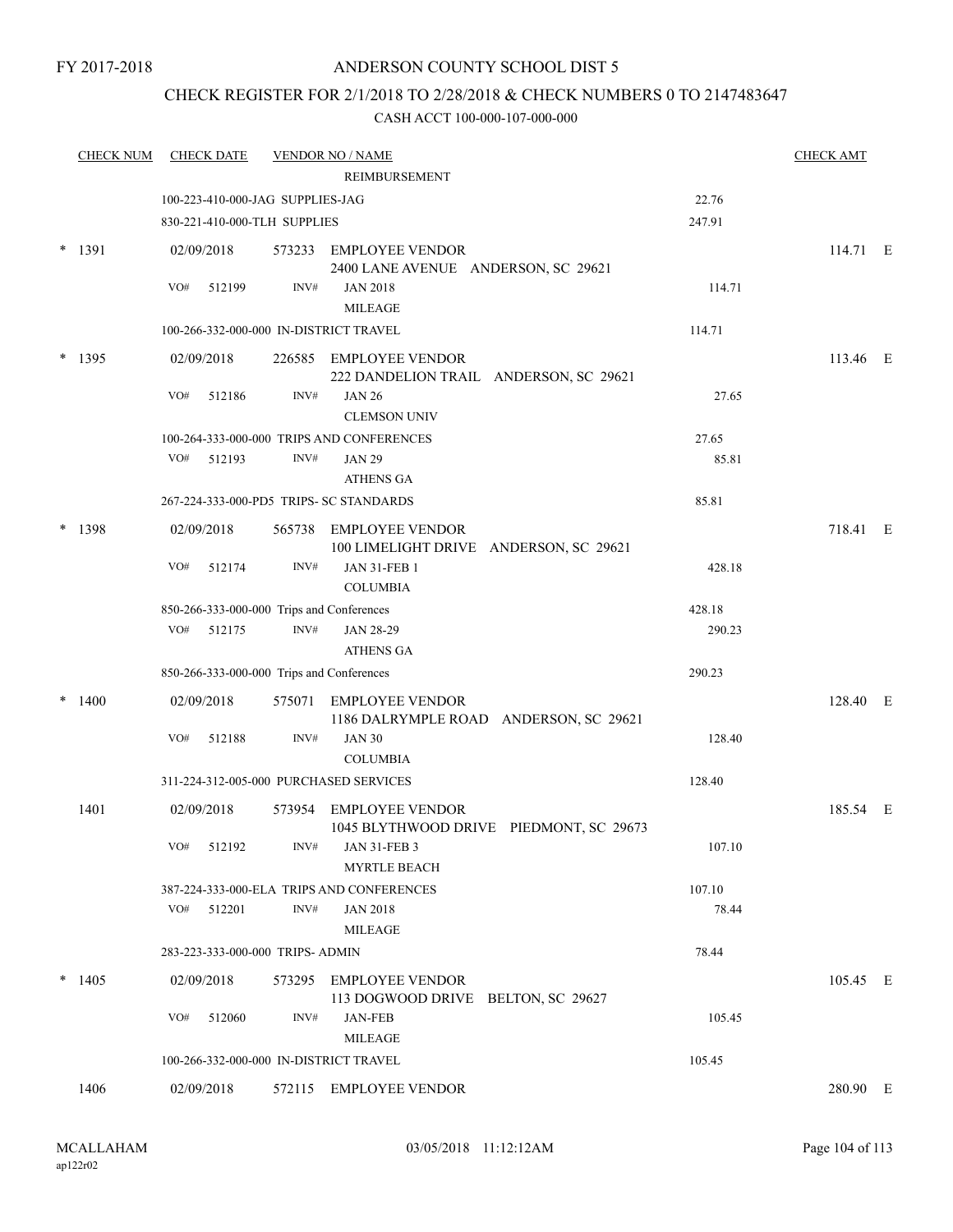FY 2017-2018

ANDERSON COUNTY SCHOOL DIST 5

CHECK REGISTER FOR 2/1/2018 TO 2/28/2018 & CHECK NUMBERS 0 TO 2147483647

CASH ACCT 100-000-107-000-000

| CHECK NUM | CHECK DATE | VENDOR NO / NAME | | CHECK AMT | |
|---|---|---|---|---|---|
| | | REIMBURSEMENT | | | |
| | 100-223-410-000-JAG SUPPLIES-JAG | | 22.76 | | |
| | 830-221-410-000-TLH SUPPLIES | | 247.91 | | |
| * 1391 | 02/09/2018 | 573233 EMPLOYEE VENDOR 2400 LANE AVENUE ANDERSON, SC 29621 | | 114.71 | E |
| | VO# 512199 | INV# JAN 2018 MILEAGE | 114.71 | | |
| | 100-266-332-000-000 IN-DISTRICT TRAVEL | | 114.71 | | |
| * 1395 | 02/09/2018 | 226585 EMPLOYEE VENDOR 222 DANDELION TRAIL ANDERSON, SC 29621 | | 113.46 | E |
| | VO# 512186 | INV# JAN 26 CLEMSON UNIV | 27.65 | | |
| | 100-264-333-000-000 TRIPS AND CONFERENCES | | 27.65 | | |
| | VO# 512193 | INV# JAN 29 ATHENS GA | 85.81 | | |
| | 267-224-333-000-PD5 TRIPS- SC STANDARDS | | 85.81 | | |
| * 1398 | 02/09/2018 | 565738 EMPLOYEE VENDOR 100 LIMELIGHT DRIVE ANDERSON, SC 29621 | | 718.41 | E |
| | VO# 512174 | INV# JAN 31-FEB 1 COLUMBIA | 428.18 | | |
| | 850-266-333-000-000 Trips and Conferences | | 428.18 | | |
| | VO# 512175 | INV# JAN 28-29 ATHENS GA | 290.23 | | |
| | 850-266-333-000-000 Trips and Conferences | | 290.23 | | |
| * 1400 | 02/09/2018 | 575071 EMPLOYEE VENDOR 1186 DALRYMPLE ROAD ANDERSON, SC 29621 | | 128.40 | E |
| | VO# 512188 | INV# JAN 30 COLUMBIA | 128.40 | | |
| | 311-224-312-005-000 PURCHASED SERVICES | | 128.40 | | |
| 1401 | 02/09/2018 | 573954 EMPLOYEE VENDOR 1045 BLYTHWOOD DRIVE PIEDMONT, SC 29673 | | 185.54 | E |
| | VO# 512192 | INV# JAN 31-FEB 3 MYRTLE BEACH | 107.10 | | |
| | 387-224-333-000-ELA TRIPS AND CONFERENCES | | 107.10 | | |
| | VO# 512201 | INV# JAN 2018 MILEAGE | 78.44 | | |
| | 283-223-333-000-000 TRIPS- ADMIN | | 78.44 | | |
| * 1405 | 02/09/2018 | 573295 EMPLOYEE VENDOR 113 DOGWOOD DRIVE BELTON, SC 29627 | | 105.45 | E |
| | VO# 512060 | INV# JAN-FEB MILEAGE | 105.45 | | |
| | 100-266-332-000-000 IN-DISTRICT TRAVEL | | 105.45 | | |
| 1406 | 02/09/2018 | 572115 EMPLOYEE VENDOR | | 280.90 | E |

MCALLAHAM ap122r02 03/05/2018 11:12:12AM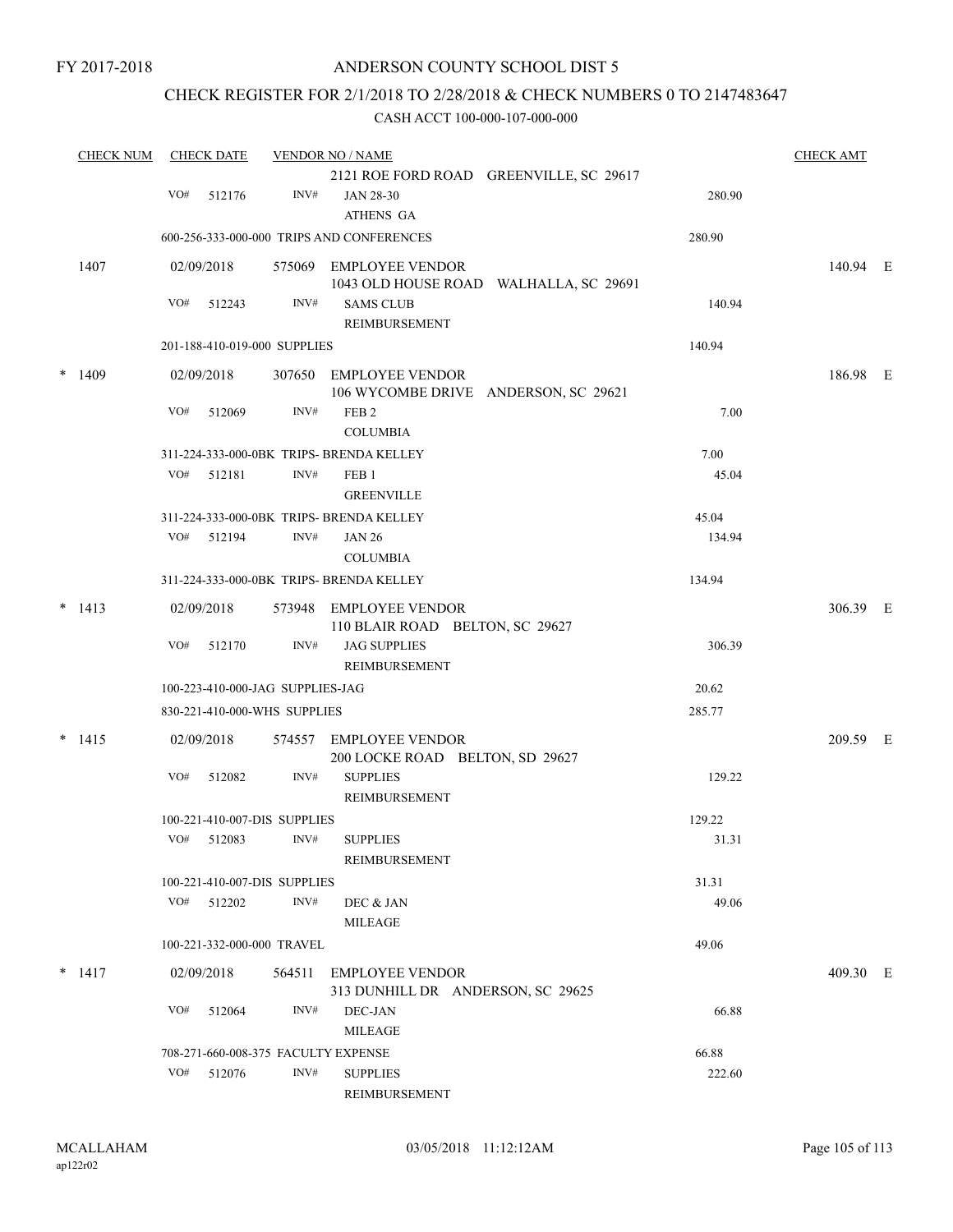FY 2017-2018

# ANDERSON COUNTY SCHOOL DIST 5

## CHECK REGISTER FOR 2/1/2018 TO 2/28/2018 & CHECK NUMBERS 0 TO 2147483647

### CASH ACCT 100-000-107-000-000

| CHECK NUM | CHECK DATE | VENDOR NO / NAME | | CHECK AMT |
|---|---|---|---|---|
| | | 2121 ROE FORD ROAD GREENVILLE, SC 29617 | | |
| | VO# 512176 | INV# JAN 28-30 ATHENS GA | 280.90 | |
| | 600-256-333-000-000 TRIPS AND CONFERENCES | | 280.90 | |
| 1407 | 02/09/2018 | 575069 EMPLOYEE VENDOR 1043 OLD HOUSE ROAD WALHALLA, SC 29691 | | 140.94 E |
| | VO# 512243 | INV# SAMS CLUB REIMBURSEMENT | 140.94 | |
| | 201-188-410-019-000 SUPPLIES | | 140.94 | |
| * 1409 | 02/09/2018 | 307650 EMPLOYEE VENDOR 106 WYCOMBE DRIVE ANDERSON, SC 29621 | | 186.98 E |
| | VO# 512069 | INV# FEB 2 COLUMBIA | 7.00 | |
| | 311-224-333-000-0BK TRIPS- BRENDA KELLEY | | 7.00 | |
| | VO# 512181 | INV# FEB 1 GREENVILLE | 45.04 | |
| | 311-224-333-000-0BK TRIPS- BRENDA KELLEY | | 45.04 | |
| | VO# 512194 | INV# JAN 26 COLUMBIA | 134.94 | |
| | 311-224-333-000-0BK TRIPS- BRENDA KELLEY | | 134.94 | |
| * 1413 | 02/09/2018 | 573948 EMPLOYEE VENDOR 110 BLAIR ROAD BELTON, SC 29627 | | 306.39 E |
| | VO# 512170 | INV# JAG SUPPLIES REIMBURSEMENT | 306.39 | |
| | 100-223-410-000-JAG SUPPLIES-JAG | | 20.62 | |
| | 830-221-410-000-WHS SUPPLIES | | 285.77 | |
| * 1415 | 02/09/2018 | 574557 EMPLOYEE VENDOR 200 LOCKE ROAD BELTON, SD 29627 | | 209.59 E |
| | VO# 512082 | INV# SUPPLIES REIMBURSEMENT | 129.22 | |
| | 100-221-410-007-DIS SUPPLIES | | 129.22 | |
| | VO# 512083 | INV# SUPPLIES REIMBURSEMENT | 31.31 | |
| | 100-221-410-007-DIS SUPPLIES | | 31.31 | |
| | VO# 512202 | INV# DEC & JAN MILEAGE | 49.06 | |
| | 100-221-332-000-000 TRAVEL | | 49.06 | |
| * 1417 | 02/09/2018 | 564511 EMPLOYEE VENDOR 313 DUNHILL DR ANDERSON, SC 29625 | | 409.30 E |
| | VO# 512064 | INV# DEC-JAN MILEAGE | 66.88 | |
| | 708-271-660-008-375 FACULTY EXPENSE | | 66.88 | |
| | VO# 512076 | INV# SUPPLIES REIMBURSEMENT | 222.60 | |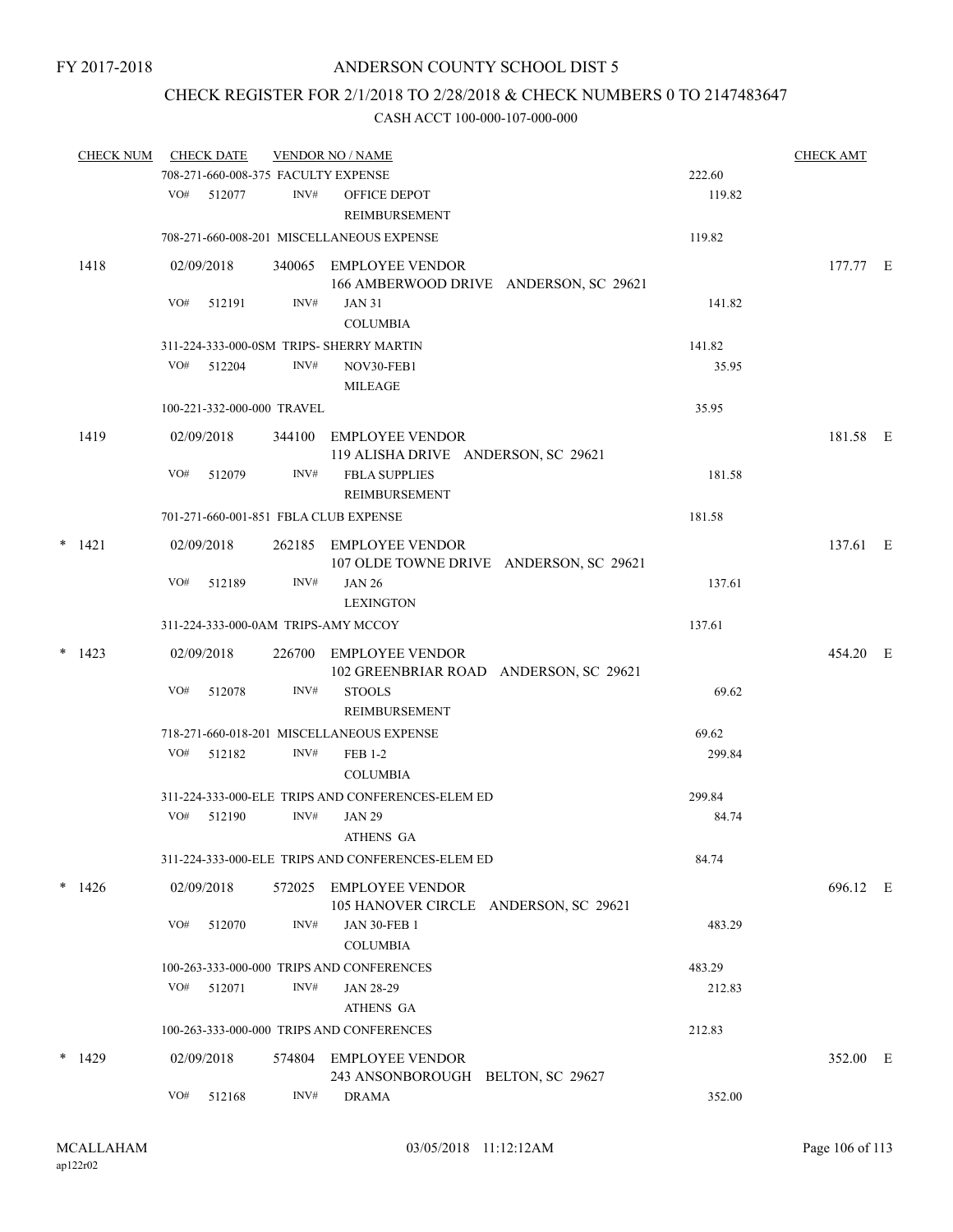FY 2017-2018

# ANDERSON COUNTY SCHOOL DIST 5

## CHECK REGISTER FOR 2/1/2018 TO 2/28/2018 & CHECK NUMBERS 0 TO 2147483647

### CASH ACCT 100-000-107-000-000

| CHECK NUM | CHECK DATE | VENDOR NO / NAME | | CHECK AMT |
|---|---|---|---|---|
| | 708-271-660-008-375 FACULTY EXPENSE | | 222.60 | |
| | VO# 512077 | INV# OFFICE DEPOT REIMBURSEMENT | 119.82 | |
| | 708-271-660-008-201 MISCELLANEOUS EXPENSE | | 119.82 | |
| 1418 | 02/09/2018 | 340065 EMPLOYEE VENDOR 166 AMBERWOOD DRIVE ANDERSON, SC 29621 | | 177.77 E |
| | VO# 512191 | INV# JAN 31 COLUMBIA | 141.82 | |
| | 311-224-333-000-0SM TRIPS- SHERRY MARTIN | | 141.82 | |
| | VO# 512204 | INV# NOV30-FEB1 MILEAGE | 35.95 | |
| | 100-221-332-000-000 TRAVEL | | 35.95 | |
| 1419 | 02/09/2018 | 344100 EMPLOYEE VENDOR 119 ALISHA DRIVE ANDERSON, SC 29621 | | 181.58 E |
| | VO# 512079 | INV# FBLA SUPPLIES REIMBURSEMENT | 181.58 | |
| | 701-271-660-001-851 FBLA CLUB EXPENSE | | 181.58 | |
| * 1421 | 02/09/2018 | 262185 EMPLOYEE VENDOR 107 OLDE TOWNE DRIVE ANDERSON, SC 29621 | | 137.61 E |
| | VO# 512189 | INV# JAN 26 LEXINGTON | 137.61 | |
| | 311-224-333-000-0AM TRIPS-AMY MCCOY | | 137.61 | |
| * 1423 | 02/09/2018 | 226700 EMPLOYEE VENDOR 102 GREENBRIAR ROAD ANDERSON, SC 29621 | | 454.20 E |
| | VO# 512078 | INV# STOOLS REIMBURSEMENT | 69.62 | |
| | 718-271-660-018-201 MISCELLANEOUS EXPENSE | | 69.62 | |
| | VO# 512182 | INV# FEB 1-2 COLUMBIA | 299.84 | |
| | 311-224-333-000-ELE TRIPS AND CONFERENCES-ELEM ED | | 299.84 | |
| | VO# 512190 | INV# JAN 29 ATHENS GA | 84.74 | |
| | 311-224-333-000-ELE TRIPS AND CONFERENCES-ELEM ED | | 84.74 | |
| * 1426 | 02/09/2018 | 572025 EMPLOYEE VENDOR 105 HANOVER CIRCLE ANDERSON, SC 29621 | | 696.12 E |
| | VO# 512070 | INV# JAN 30-FEB 1 COLUMBIA | 483.29 | |
| | 100-263-333-000-000 TRIPS AND CONFERENCES | | 483.29 | |
| | VO# 512071 | INV# JAN 28-29 ATHENS GA | 212.83 | |
| | 100-263-333-000-000 TRIPS AND CONFERENCES | | 212.83 | |
| * 1429 | 02/09/2018 | 574804 EMPLOYEE VENDOR 243 ANSONBOROUGH BELTON, SC 29627 | | 352.00 E |
| | VO# 512168 | INV# DRAMA | 352.00 | |

MCALLAHAM
ap122r02

03/05/2018 11:12:12AM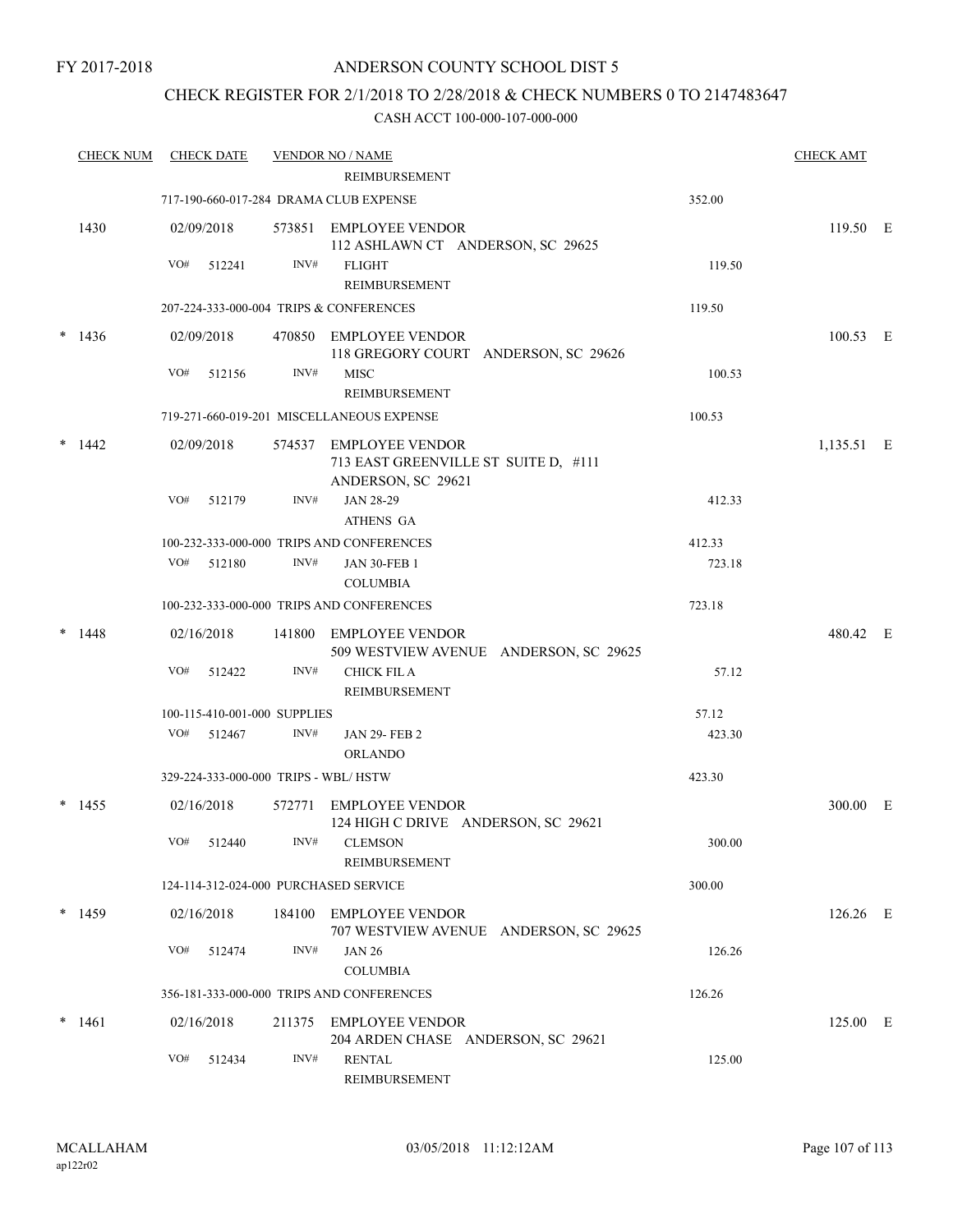FY 2017-2018

# ANDERSON COUNTY SCHOOL DIST 5

## CHECK REGISTER FOR 2/1/2018 TO 2/28/2018 & CHECK NUMBERS 0 TO 2147483647

CASH ACCT 100-000-107-000-000

| CHECK NUM | CHECK DATE | VENDOR NO / NAME | | CHECK AMT | |
|---|---|---|---|---|---|
| | | REIMBURSEMENT | | | |
| | 717-190-660-017-284 DRAMA CLUB EXPENSE | | 352.00 | | |
| 1430 | 02/09/2018 | 573851 EMPLOYEE VENDOR 112 ASHLAWN CT ANDERSON, SC 29625 | | 119.50 | E |
| | VO# 512241 | INV# FLIGHT REIMBURSEMENT | 119.50 | | |
| | 207-224-333-000-004 TRIPS & CONFERENCES | | 119.50 | | |
| * 1436 | 02/09/2018 | 470850 EMPLOYEE VENDOR 118 GREGORY COURT ANDERSON, SC 29626 | | 100.53 | E |
| | VO# 512156 | INV# MISC REIMBURSEMENT | 100.53 | | |
| | 719-271-660-019-201 MISCELLANEOUS EXPENSE | | 100.53 | | |
| * 1442 | 02/09/2018 | 574537 EMPLOYEE VENDOR 713 EAST GREENVILLE ST SUITE D, #111 ANDERSON, SC 29621 | | 1,135.51 | E |
| | VO# 512179 | INV# JAN 28-29 ATHENS GA | 412.33 | | |
| | 100-232-333-000-000 TRIPS AND CONFERENCES | | 412.33 | | |
| | VO# 512180 | INV# JAN 30-FEB 1 COLUMBIA | 723.18 | | |
| | 100-232-333-000-000 TRIPS AND CONFERENCES | | 723.18 | | |
| * 1448 | 02/16/2018 | 141800 EMPLOYEE VENDOR 509 WESTVIEW AVENUE ANDERSON, SC 29625 | | 480.42 | E |
| | VO# 512422 | INV# CHICK FIL A REIMBURSEMENT | 57.12 | | |
| | 100-115-410-001-000 SUPPLIES | | 57.12 | | |
| | VO# 512467 | INV# JAN 29- FEB 2 ORLANDO | 423.30 | | |
| | 329-224-333-000-000 TRIPS - WBL/ HSTW | | 423.30 | | |
| * 1455 | 02/16/2018 | 572771 EMPLOYEE VENDOR 124 HIGH C DRIVE ANDERSON, SC 29621 | | 300.00 | E |
| | VO# 512440 | INV# CLEMSON REIMBURSEMENT | 300.00 | | |
| | 124-114-312-024-000 PURCHASED SERVICE | | 300.00 | | |
| * 1459 | 02/16/2018 | 184100 EMPLOYEE VENDOR 707 WESTVIEW AVENUE ANDERSON, SC 29625 | | 126.26 | E |
| | VO# 512474 | INV# JAN 26 COLUMBIA | 126.26 | | |
| | 356-181-333-000-000 TRIPS AND CONFERENCES | | 126.26 | | |
| * 1461 | 02/16/2018 | 211375 EMPLOYEE VENDOR 204 ARDEN CHASE ANDERSON, SC 29621 | | 125.00 | E |
| | VO# 512434 | INV# RENTAL REIMBURSEMENT | 125.00 | | |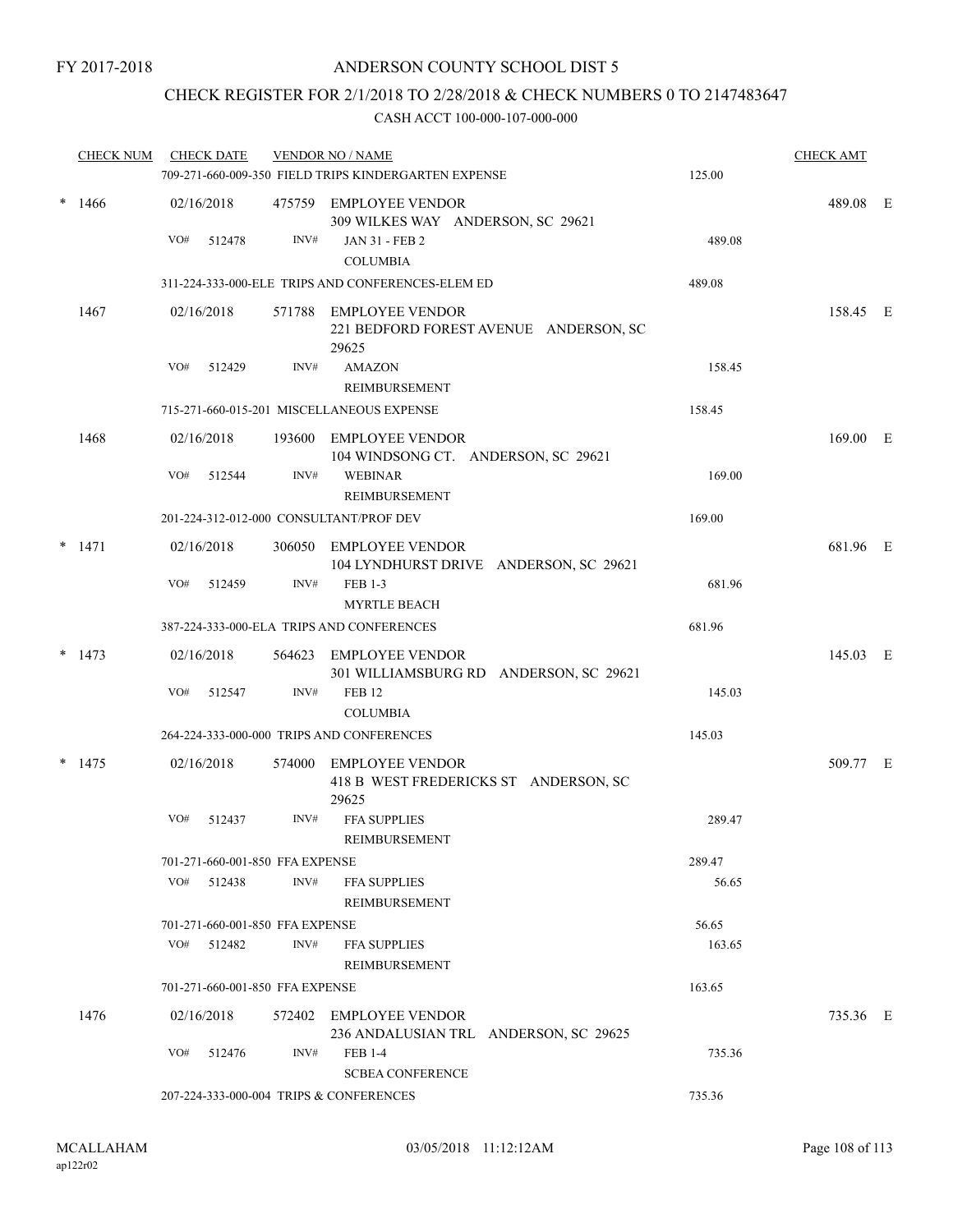FY 2017-2018

# ANDERSON COUNTY SCHOOL DIST 5

## CHECK REGISTER FOR 2/1/2018 TO 2/28/2018 & CHECK NUMBERS 0 TO 2147483647

CASH ACCT 100-000-107-000-000

| CHECK NUM | CHECK DATE | VENDOR NO / NAME | | CHECK AMT |
|---|---|---|---|---|
| | | 709-271-660-009-350 FIELD TRIPS KINDERGARTEN EXPENSE | 125.00 | |
| * 1466 | 02/16/2018 | 475759 EMPLOYEE VENDOR<br>309 WILKES WAY ANDERSON, SC 29621 | | 489.08 E |
| | VO# 512478 | INV# JAN 31 - FEB 2<br>COLUMBIA | 489.08 | |
| | | 311-224-333-000-ELE TRIPS AND CONFERENCES-ELEM ED | 489.08 | |
| 1467 | 02/16/2018 | 571788 EMPLOYEE VENDOR<br>221 BEDFORD FOREST AVENUE ANDERSON, SC 29625 | | 158.45 E |
| | VO# 512429 | INV# AMAZON<br>REIMBURSEMENT | 158.45 | |
| | | 715-271-660-015-201 MISCELLANEOUS EXPENSE | 158.45 | |
| 1468 | 02/16/2018 | 193600 EMPLOYEE VENDOR<br>104 WINDSONG CT. ANDERSON, SC 29621 | | 169.00 E |
| | VO# 512544 | INV# WEBINAR<br>REIMBURSEMENT | 169.00 | |
| | | 201-224-312-012-000 CONSULTANT/PROF DEV | 169.00 | |
| * 1471 | 02/16/2018 | 306050 EMPLOYEE VENDOR<br>104 LYNDHURST DRIVE ANDERSON, SC 29621 | | 681.96 E |
| | VO# 512459 | INV# FEB 1-3<br>MYRTLE BEACH | 681.96 | |
| | | 387-224-333-000-ELA TRIPS AND CONFERENCES | 681.96 | |
| * 1473 | 02/16/2018 | 564623 EMPLOYEE VENDOR<br>301 WILLIAMSBURG RD ANDERSON, SC 29621 | | 145.03 E |
| | VO# 512547 | INV# FEB 12<br>COLUMBIA | 145.03 | |
| | | 264-224-333-000-000 TRIPS AND CONFERENCES | 145.03 | |
| * 1475 | 02/16/2018 | 574000 EMPLOYEE VENDOR<br>418 B WEST FREDERICKS ST ANDERSON, SC 29625 | | 509.77 E |
| | VO# 512437 | INV# FFA SUPPLIES<br>REIMBURSEMENT | 289.47 | |
| | | 701-271-660-001-850 FFA EXPENSE | 289.47 | |
| | VO# 512438 | INV# FFA SUPPLIES<br>REIMBURSEMENT | 56.65 | |
| | | 701-271-660-001-850 FFA EXPENSE | 56.65 | |
| | VO# 512482 | INV# FFA SUPPLIES<br>REIMBURSEMENT | 163.65 | |
| | | 701-271-660-001-850 FFA EXPENSE | 163.65 | |
| 1476 | 02/16/2018 | 572402 EMPLOYEE VENDOR<br>236 ANDALUSIAN TRL ANDERSON, SC 29625 | | 735.36 E |
| | VO# 512476 | INV# FEB 1-4<br>SCBEA CONFERENCE | 735.36 | |
| | | 207-224-333-000-004 TRIPS & CONFERENCES | 735.36 | |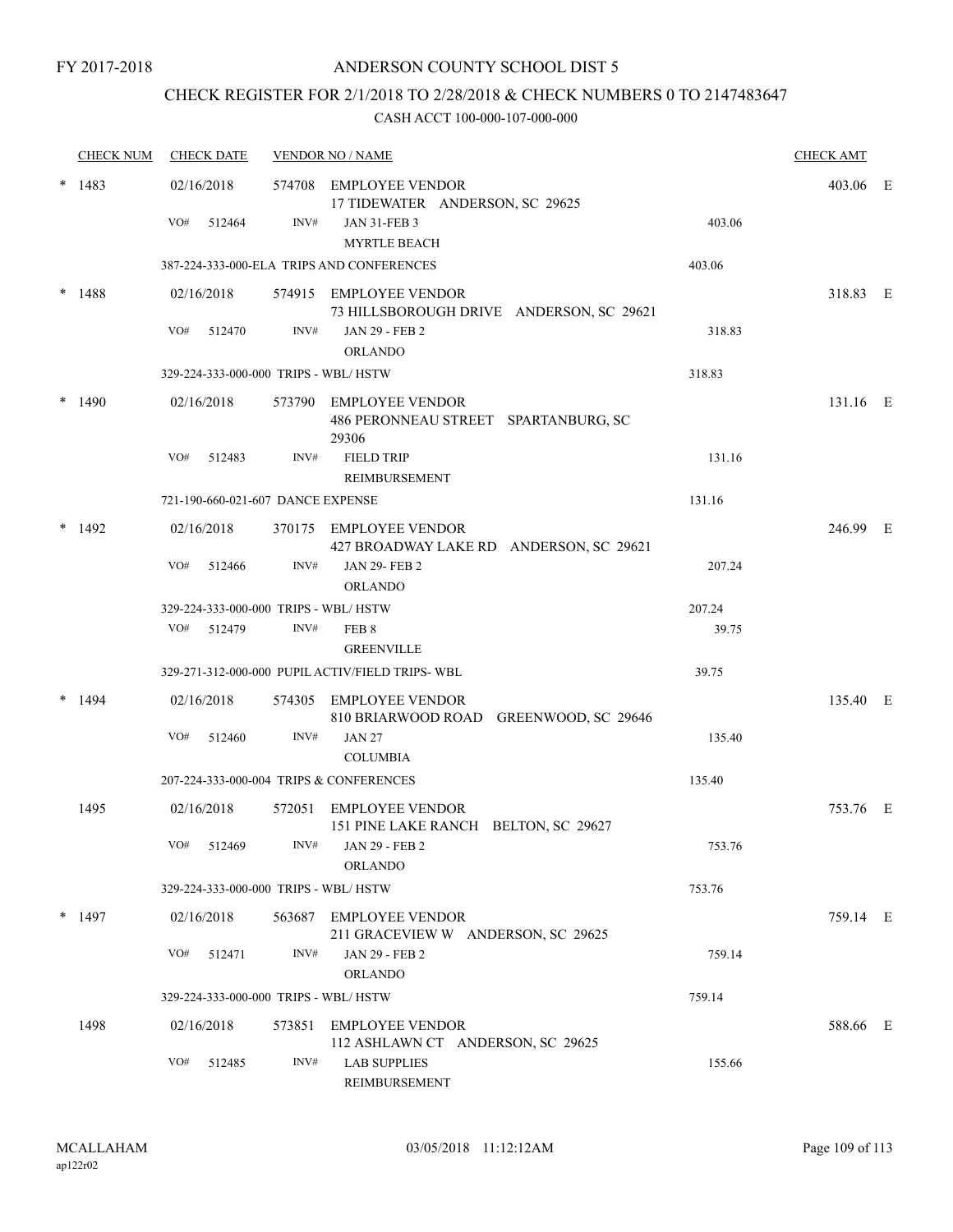FY 2017-2018

# ANDERSON COUNTY SCHOOL DIST 5

## CHECK REGISTER FOR 2/1/2018 TO 2/28/2018 & CHECK NUMBERS 0 TO 2147483647

CASH ACCT 100-000-107-000-000

| CHECK NUM | CHECK DATE | VENDOR NO / NAME | | CHECK AMT |
|---|---|---|---|---|
| * 1483 | 02/16/2018 | 574708 EMPLOYEE VENDOR<br>17 TIDEWATER ANDERSON, SC 29625 | | 403.06 E |
| | VO# 512464 | INV# JAN 31-FEB 3<br>MYRTLE BEACH | 403.06 | |
| | 387-224-333-000-ELA TRIPS AND CONFERENCES | | 403.06 | |
| * 1488 | 02/16/2018 | 574915 EMPLOYEE VENDOR<br>73 HILLSBOROUGH DRIVE ANDERSON, SC 29621 | | 318.83 E |
| | VO# 512470 | INV# JAN 29 - FEB 2<br>ORLANDO | 318.83 | |
| | 329-224-333-000-000 TRIPS - WBL/ HSTW | | 318.83 | |
| * 1490 | 02/16/2018 | 573790 EMPLOYEE VENDOR<br>486 PERONNEAU STREET SPARTANBURG, SC 29306 | | 131.16 E |
| | VO# 512483 | INV# FIELD TRIP<br>REIMBURSEMENT | 131.16 | |
| | 721-190-660-021-607 DANCE EXPENSE | | 131.16 | |
| * 1492 | 02/16/2018 | 370175 EMPLOYEE VENDOR<br>427 BROADWAY LAKE RD ANDERSON, SC 29621 | | 246.99 E |
| | VO# 512466 | INV# JAN 29- FEB 2<br>ORLANDO | 207.24 | |
| | 329-224-333-000-000 TRIPS - WBL/ HSTW | | 207.24 | |
| | VO# 512479 | INV# FEB 8<br>GREENVILLE | 39.75 | |
| | 329-271-312-000-000 PUPIL ACTIV/FIELD TRIPS- WBL | | 39.75 | |
| * 1494 | 02/16/2018 | 574305 EMPLOYEE VENDOR<br>810 BRIARWOOD ROAD GREENWOOD, SC 29646 | | 135.40 E |
| | VO# 512460 | INV# JAN 27<br>COLUMBIA | 135.40 | |
| | 207-224-333-000-004 TRIPS & CONFERENCES | | 135.40 | |
| 1495 | 02/16/2018 | 572051 EMPLOYEE VENDOR<br>151 PINE LAKE RANCH BELTON, SC 29627 | | 753.76 E |
| | VO# 512469 | INV# JAN 29 - FEB 2<br>ORLANDO | 753.76 | |
| | 329-224-333-000-000 TRIPS - WBL/ HSTW | | 753.76 | |
| * 1497 | 02/16/2018 | 563687 EMPLOYEE VENDOR<br>211 GRACEVIEW W ANDERSON, SC 29625 | | 759.14 E |
| | VO# 512471 | INV# JAN 29 - FEB 2<br>ORLANDO | 759.14 | |
| | 329-224-333-000-000 TRIPS - WBL/ HSTW | | 759.14 | |
| 1498 | 02/16/2018 | 573851 EMPLOYEE VENDOR<br>112 ASHLAWN CT ANDERSON, SC 29625 | | 588.66 E |
| | VO# 512485 | INV# LAB SUPPLIES<br>REIMBURSEMENT | 155.66 | |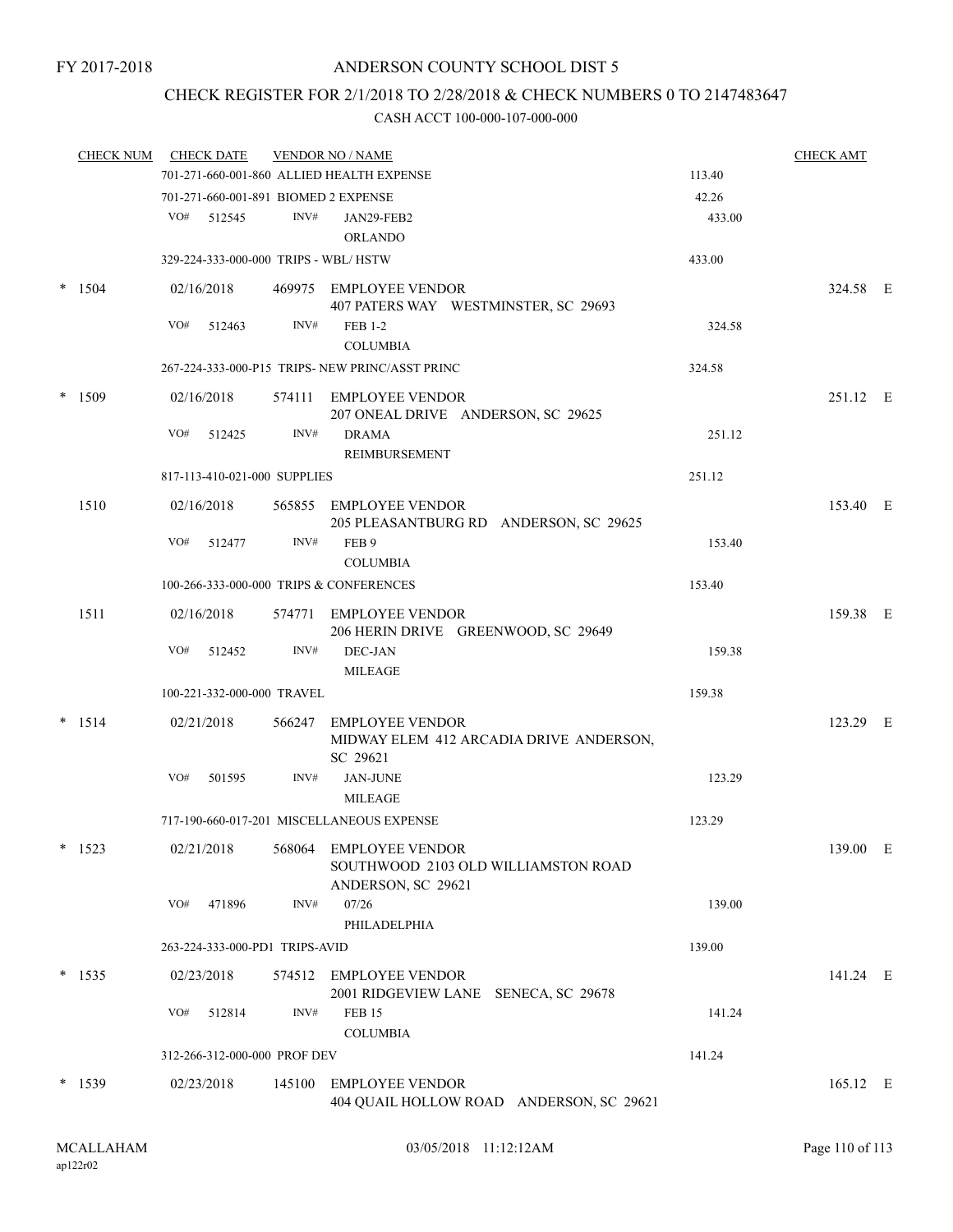FY 2017-2018

# ANDERSON COUNTY SCHOOL DIST 5

## CHECK REGISTER FOR 2/1/2018 TO 2/28/2018 & CHECK NUMBERS 0 TO 2147483647

### CASH ACCT 100-000-107-000-000

| CHECK NUM | CHECK DATE | VENDOR NO / NAME | | CHECK AMT |
|---|---|---|---|---|
| | 701-271-660-001-860 ALLIED HEALTH EXPENSE | | 113.40 | |
| | 701-271-660-001-891 BIOMED 2 EXPENSE | | 42.26 | |
| | VO# 512545 | INV# JAN29-FEB2 ORLANDO | 433.00 | |
| | 329-224-333-000-000 TRIPS - WBL/ HSTW | | 433.00 | |
| * 1504 | 02/16/2018 | 469975 EMPLOYEE VENDOR 407 PATERS WAY WESTMINSTER, SC 29693 | | 324.58 E |
| | VO# 512463 | INV# FEB 1-2 COLUMBIA | 324.58 | |
| | 267-224-333-000-P15 TRIPS- NEW PRINC/ASST PRINC | | 324.58 | |
| * 1509 | 02/16/2018 | 574111 EMPLOYEE VENDOR 207 ONEAL DRIVE ANDERSON, SC 29625 | | 251.12 E |
| | VO# 512425 | INV# DRAMA REIMBURSEMENT | 251.12 | |
| | 817-113-410-021-000 SUPPLIES | | 251.12 | |
| 1510 | 02/16/2018 | 565855 EMPLOYEE VENDOR 205 PLEASANTBURG RD ANDERSON, SC 29625 | | 153.40 E |
| | VO# 512477 | INV# FEB 9 COLUMBIA | 153.40 | |
| | 100-266-333-000-000 TRIPS & CONFERENCES | | 153.40 | |
| 1511 | 02/16/2018 | 574771 EMPLOYEE VENDOR 206 HERIN DRIVE GREENWOOD, SC 29649 | | 159.38 E |
| | VO# 512452 | INV# DEC-JAN MILEAGE | 159.38 | |
| | 100-221-332-000-000 TRAVEL | | 159.38 | |
| * 1514 | 02/21/2018 | 566247 EMPLOYEE VENDOR MIDWAY ELEM 412 ARCADIA DRIVE ANDERSON, SC 29621 | | 123.29 E |
| | VO# 501595 | INV# JAN-JUNE MILEAGE | 123.29 | |
| | 717-190-660-017-201 MISCELLANEOUS EXPENSE | | 123.29 | |
| * 1523 | 02/21/2018 | 568064 EMPLOYEE VENDOR SOUTHWOOD 2103 OLD WILLIAMSTON ROAD ANDERSON, SC 29621 | | 139.00 E |
| | VO# 471896 | INV# 07/26 PHILADELPHIA | 139.00 | |
| | 263-224-333-000-PD1 TRIPS-AVID | | 139.00 | |
| * 1535 | 02/23/2018 | 574512 EMPLOYEE VENDOR 2001 RIDGEVIEW LANE SENECA, SC 29678 | | 141.24 E |
| | VO# 512814 | INV# FEB 15 COLUMBIA | 141.24 | |
| | 312-266-312-000-000 PROF DEV | | 141.24 | |
| * 1539 | 02/23/2018 | 145100 EMPLOYEE VENDOR 404 QUAIL HOLLOW ROAD ANDERSON, SC 29621 | | 165.12 E |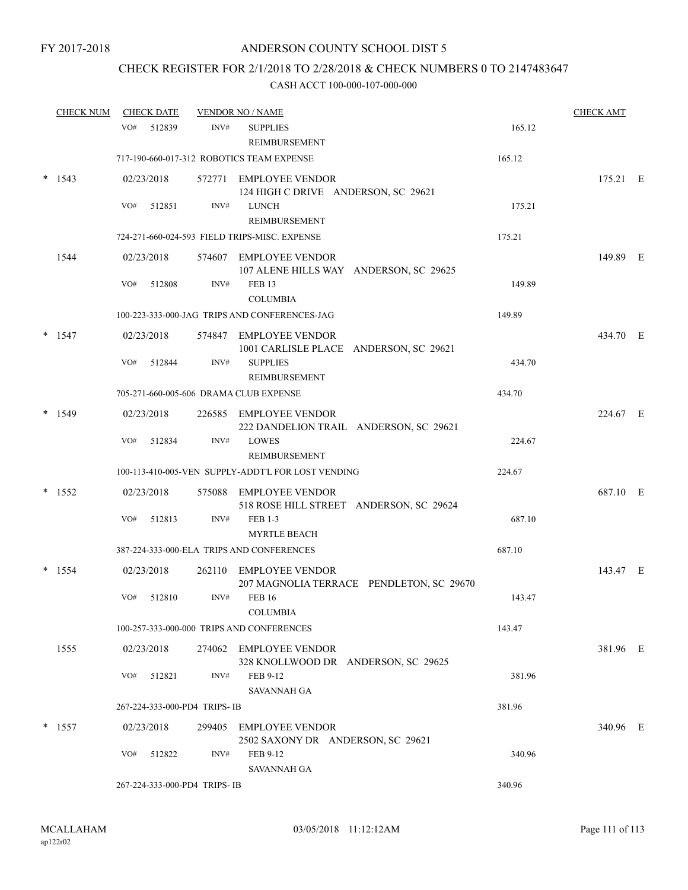FY 2017-2018

ANDERSON COUNTY SCHOOL DIST 5

CHECK REGISTER FOR 2/1/2018 TO 2/28/2018 & CHECK NUMBERS 0 TO 2147483647

CASH ACCT 100-000-107-000-000

| CHECK NUM | CHECK DATE | VENDOR NO / NAME | | CHECK AMT |
|---|---|---|---|---|
| | VO# 512839 | INV# SUPPLIES REIMBURSEMENT | 165.12 | |
| | 717-190-660-017-312 ROBOTICS TEAM EXPENSE | | 165.12 | |
| * 1543 | 02/23/2018 | 572771 EMPLOYEE VENDOR 124 HIGH C DRIVE ANDERSON, SC 29621 | | 175.21 E |
| | VO# 512851 | INV# LUNCH REIMBURSEMENT | 175.21 | |
| | 724-271-660-024-593 FIELD TRIPS-MISC. EXPENSE | | 175.21 | |
| 1544 | 02/23/2018 | 574607 EMPLOYEE VENDOR 107 ALENE HILLS WAY ANDERSON, SC 29625 | | 149.89 E |
| | VO# 512808 | INV# FEB 13 COLUMBIA | 149.89 | |
| | 100-223-333-000-JAG TRIPS AND CONFERENCES-JAG | | 149.89 | |
| * 1547 | 02/23/2018 | 574847 EMPLOYEE VENDOR 1001 CARLISLE PLACE ANDERSON, SC 29621 | | 434.70 E |
| | VO# 512844 | INV# SUPPLIES REIMBURSEMENT | 434.70 | |
| | 705-271-660-005-606 DRAMA CLUB EXPENSE | | 434.70 | |
| * 1549 | 02/23/2018 | 226585 EMPLOYEE VENDOR 222 DANDELION TRAIL ANDERSON, SC 29621 | | 224.67 E |
| | VO# 512834 | INV# LOWES REIMBURSEMENT | 224.67 | |
| | 100-113-410-005-VEN SUPPLY-ADDT'L FOR LOST VENDING | | 224.67 | |
| * 1552 | 02/23/2018 | 575088 EMPLOYEE VENDOR 518 ROSE HILL STREET ANDERSON, SC 29624 | | 687.10 E |
| | VO# 512813 | INV# FEB 1-3 MYRTLE BEACH | 687.10 | |
| | 387-224-333-000-ELA TRIPS AND CONFERENCES | | 687.10 | |
| * 1554 | 02/23/2018 | 262110 EMPLOYEE VENDOR 207 MAGNOLIA TERRACE PENDLETON, SC 29670 | | 143.47 E |
| | VO# 512810 | INV# FEB 16 COLUMBIA | 143.47 | |
| | 100-257-333-000-000 TRIPS AND CONFERENCES | | 143.47 | |
| 1555 | 02/23/2018 | 274062 EMPLOYEE VENDOR 328 KNOLLWOOD DR ANDERSON, SC 29625 | | 381.96 E |
| | VO# 512821 | INV# FEB 9-12 SAVANNAH GA | 381.96 | |
| | 267-224-333-000-PD4 TRIPS- IB | | 381.96 | |
| * 1557 | 02/23/2018 | 299405 EMPLOYEE VENDOR 2502 SAXONY DR ANDERSON, SC 29621 | | 340.96 E |
| | VO# 512822 | INV# FEB 9-12 SAVANNAH GA | 340.96 | |
| | 267-224-333-000-PD4 TRIPS- IB | | 340.96 | |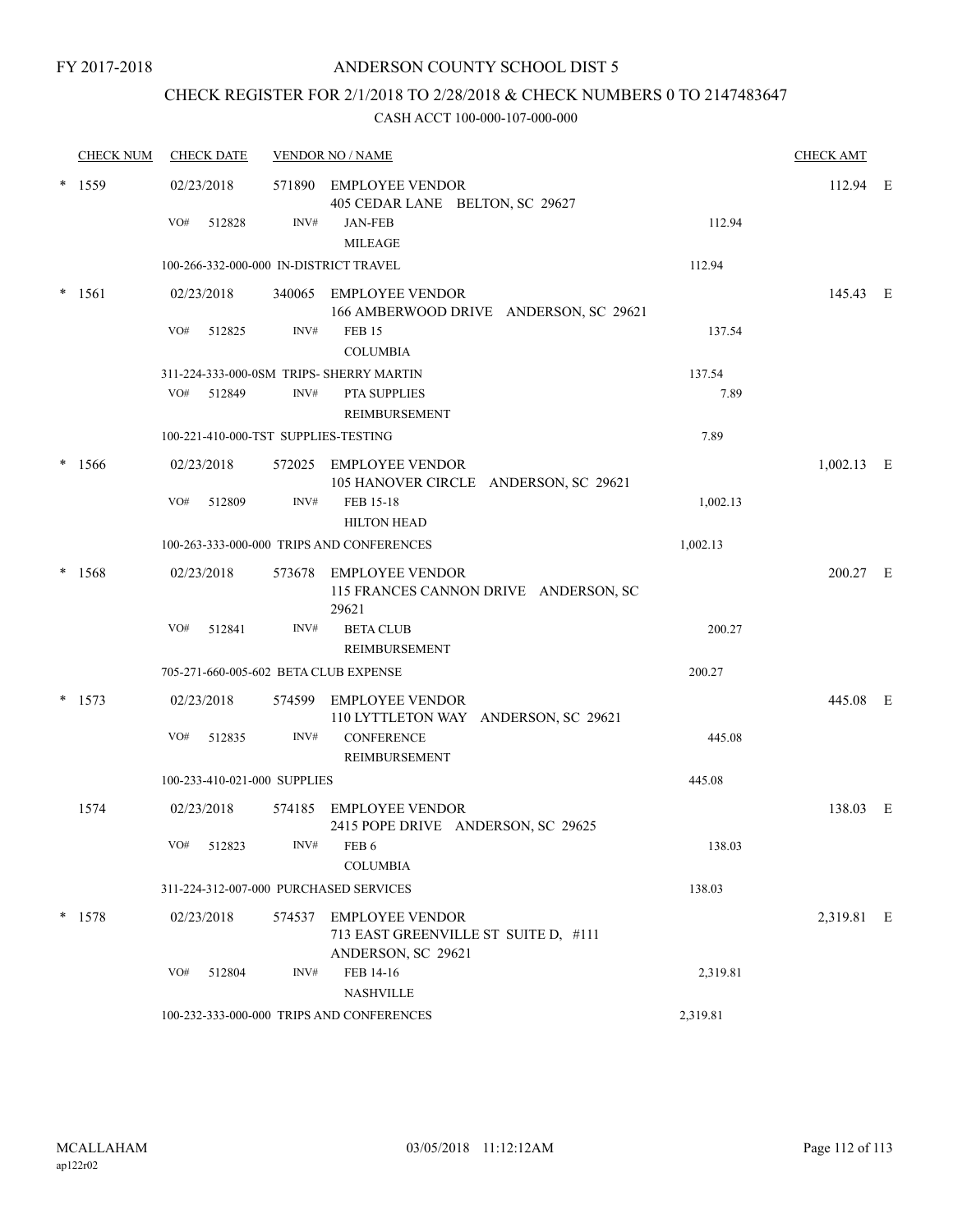FY 2017-2018

# ANDERSON COUNTY SCHOOL DIST 5

## CHECK REGISTER FOR 2/1/2018 TO 2/28/2018 & CHECK NUMBERS 0 TO 2147483647

### CASH ACCT 100-000-107-000-000

| CHECK NUM | CHECK DATE | VENDOR NO / NAME | | CHECK AMT | |
|---|---|---|---|---|---|
| * 1559 | 02/23/2018 | 571890 EMPLOYEE VENDOR<br>405 CEDAR LANE BELTON, SC 29627 | | 112.94 | E |
| | VO# 512828 | INV# JAN-FEB<br>MILEAGE | 112.94 | | |
| | 100-266-332-000-000 IN-DISTRICT TRAVEL | | 112.94 | | |
| * 1561 | 02/23/2018 | 340065 EMPLOYEE VENDOR<br>166 AMBERWOOD DRIVE ANDERSON, SC 29621 | | 145.43 | E |
| | VO# 512825 | INV# FEB 15<br>COLUMBIA | 137.54 | | |
| | 311-224-333-000-0SM TRIPS- SHERRY MARTIN | | 137.54 | | |
| | VO# 512849 | INV# PTA SUPPLIES<br>REIMBURSEMENT | 7.89 | | |
| | 100-221-410-000-TST SUPPLIES-TESTING | | 7.89 | | |
| * 1566 | 02/23/2018 | 572025 EMPLOYEE VENDOR<br>105 HANOVER CIRCLE ANDERSON, SC 29621 | | 1,002.13 | E |
| | VO# 512809 | INV# FEB 15-18<br>HILTON HEAD | 1,002.13 | | |
| | 100-263-333-000-000 TRIPS AND CONFERENCES | | 1,002.13 | | |
| * 1568 | 02/23/2018 | 573678 EMPLOYEE VENDOR<br>115 FRANCES CANNON DRIVE ANDERSON, SC 29621 | | 200.27 | E |
| | VO# 512841 | INV# BETA CLUB<br>REIMBURSEMENT | 200.27 | | |
| | 705-271-660-005-602 BETA CLUB EXPENSE | | 200.27 | | |
| * 1573 | 02/23/2018 | 574599 EMPLOYEE VENDOR<br>110 LYTTLETON WAY ANDERSON, SC 29621 | | 445.08 | E |
| | VO# 512835 | INV# CONFERENCE<br>REIMBURSEMENT | 445.08 | | |
| | 100-233-410-021-000 SUPPLIES | | 445.08 | | |
| 1574 | 02/23/2018 | 574185 EMPLOYEE VENDOR<br>2415 POPE DRIVE ANDERSON, SC 29625 | | 138.03 | E |
| | VO# 512823 | INV# FEB 6<br>COLUMBIA | 138.03 | | |
| | 311-224-312-007-000 PURCHASED SERVICES | | 138.03 | | |
| * 1578 | 02/23/2018 | 574537 EMPLOYEE VENDOR<br>713 EAST GREENVILLE ST SUITE D, #111<br>ANDERSON, SC 29621 | | 2,319.81 | E |
| | VO# 512804 | INV# FEB 14-16<br>NASHVILLE | 2,319.81 | | |
| | 100-232-333-000-000 TRIPS AND CONFERENCES | | 2,319.81 | | |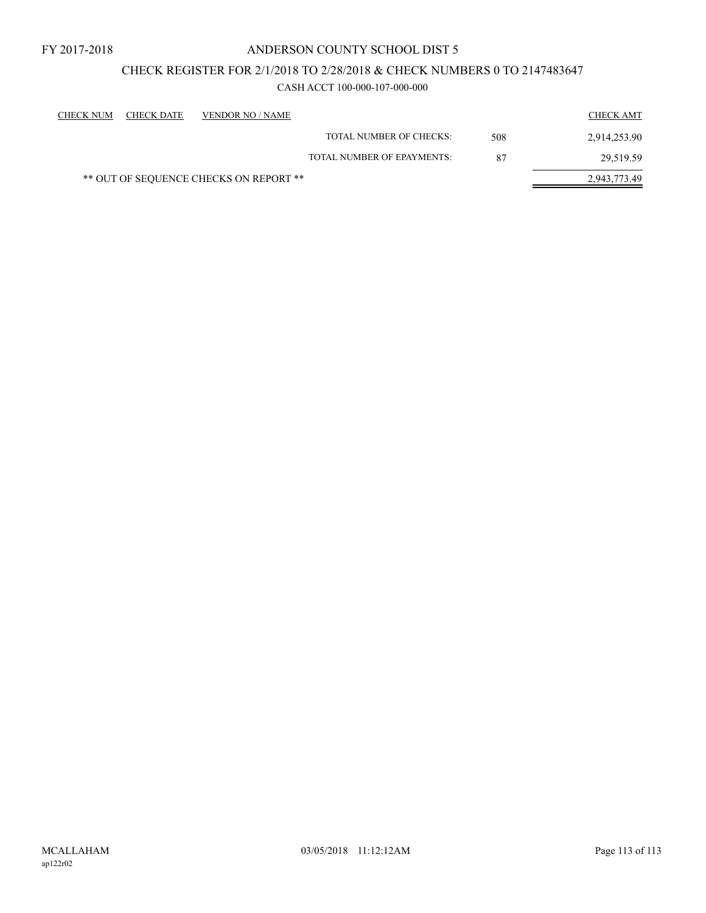FY 2017-2018

# ANDERSON COUNTY SCHOOL DIST 5

## CHECK REGISTER FOR 2/1/2018 TO 2/28/2018 & CHECK NUMBERS 0 TO 2147483647

CASH ACCT 100-000-107-000-000

| CHECK NUM | CHECK DATE | VENDOR NO / NAME | | | CHECK AMT |
|---|---|---|---|---|---|
| | | | TOTAL NUMBER OF CHECKS: | 508 | 2,914,253.90 |
| | | | TOTAL NUMBER OF EPAYMENTS: | 87 | 29,519.59 |
| ** OUT OF SEQUENCE CHECKS ON REPORT ** | | | | | 2,943,773.49 |

MCALLAHAM
ap122r02

03/05/2018 11:12:12AM